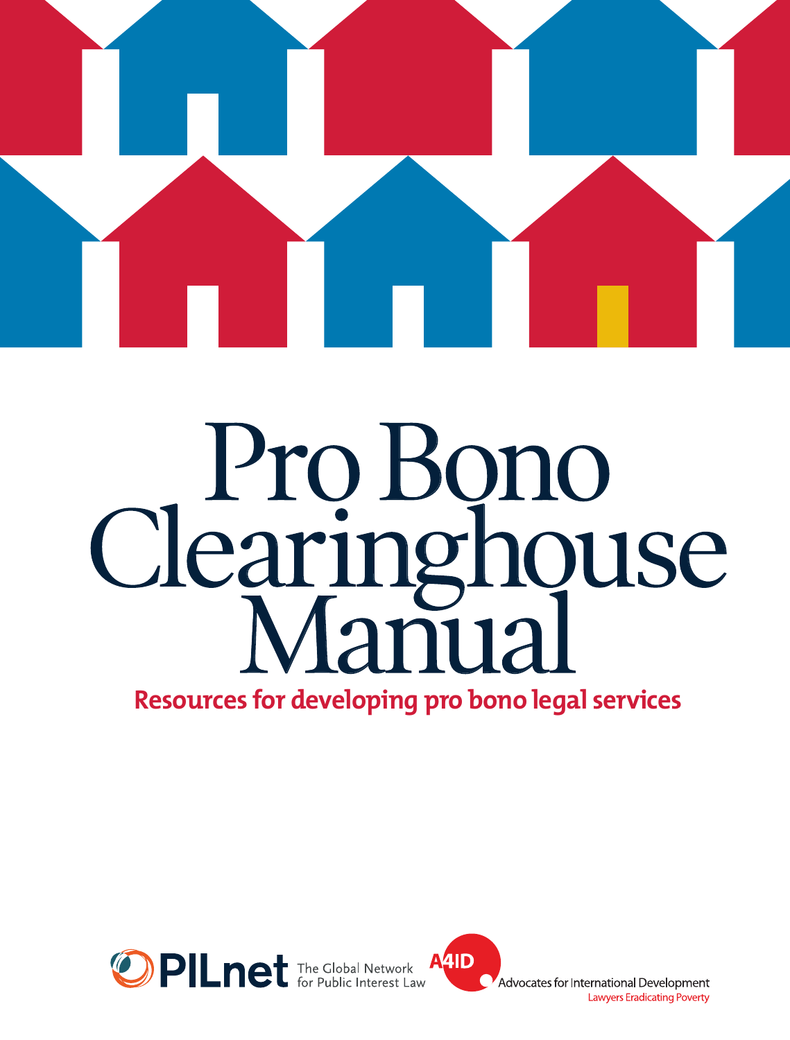# Pro Bono Clearinghouse Manual

## Resources for developing pro bono legal services

PILnet The Global Network for Public Interest Law

A4ID Advocates for International Development
Lawyers Eradicating Poverty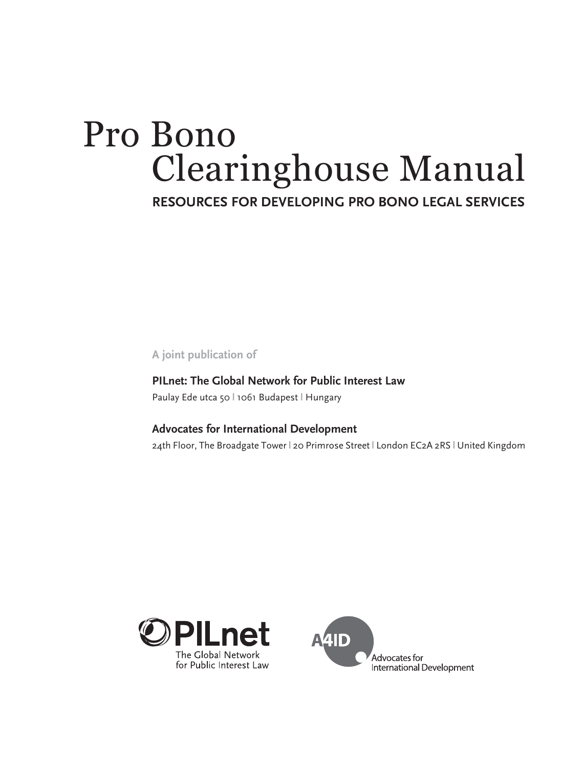# Pro Bono Clearinghouse Manual

## RESOURCES FOR DEVELOPING PRO BONO LEGAL SERVICES

A joint publication of

**PILnet: The Global Network for Public Interest Law**
Paulay Ede utca 50 | 1061 Budapest | Hungary

**Advocates for International Development**
24th Floor, The Broadgate Tower | 20 Primrose Street | London EC2A 2RS | United Kingdom

PILnet
The Global Network for Public Interest Law

A4ID
Advocates for International Development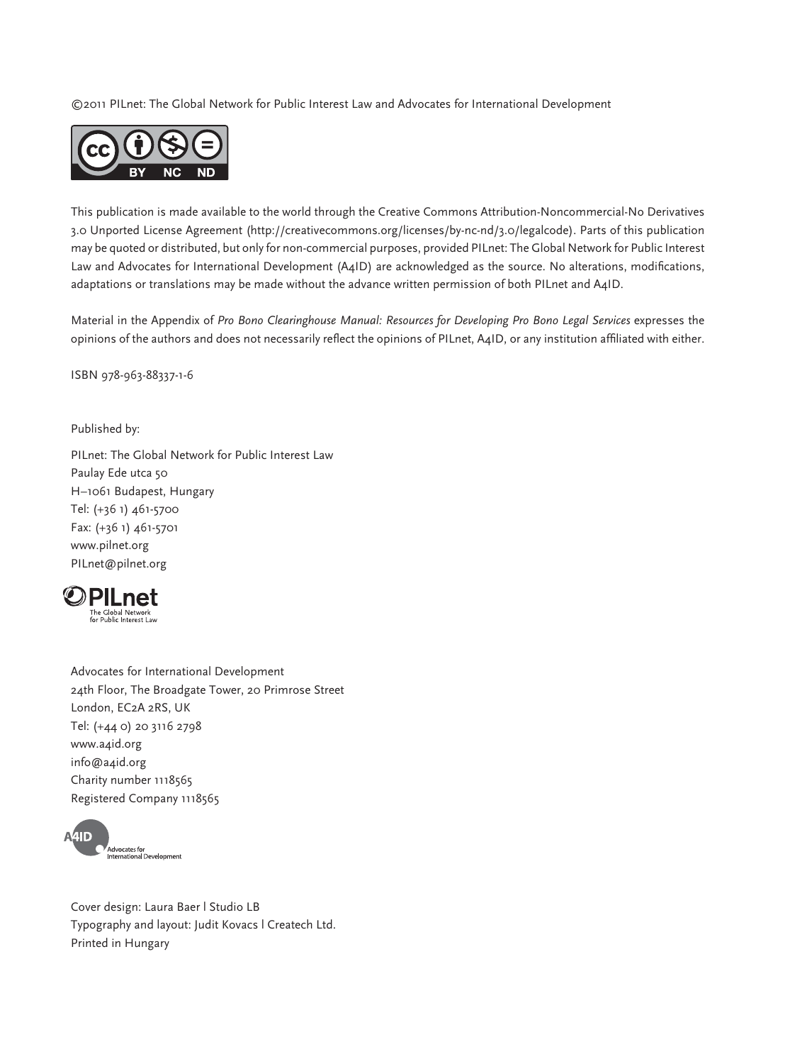©2011 PILnet: The Global Network for Public Interest Law and Advocates for International Development

This publication is made available to the world through the Creative Commons Attribution-Noncommercial-No Derivatives 3.0 Unported License Agreement (http://creativecommons.org/licenses/by-nc-nd/3.0/legalcode). Parts of this publication may be quoted or distributed, but only for non-commercial purposes, provided PILnet: The Global Network for Public Interest Law and Advocates for International Development (A4ID) are acknowledged as the source. No alterations, modifications, adaptations or translations may be made without the advance written permission of both PILnet and A4ID.

Material in the Appendix of *Pro Bono Clearinghouse Manual: Resources for Developing Pro Bono Legal Services* expresses the opinions of the authors and does not necessarily reflect the opinions of PILnet, A4ID, or any institution affiliated with either.

ISBN 978-963-88337-1-6

Published by:

PILnet: The Global Network for Public Interest Law
Paulay Ede utca 50
H–1061 Budapest, Hungary
Tel: (+36 1) 461-5700
Fax: (+36 1) 461-5701
www.pilnet.org
PILnet@pilnet.org

Advocates for International Development
24th Floor, The Broadgate Tower, 20 Primrose Street
London, EC2A 2RS, UK
Tel: (+44 0) 20 3116 2798
www.a4id.org
info@a4id.org
Charity number 1118565
Registered Company 1118565

Cover design: Laura Baer | Studio LB
Typography and layout: Judit Kovacs | Createch Ltd.
Printed in Hungary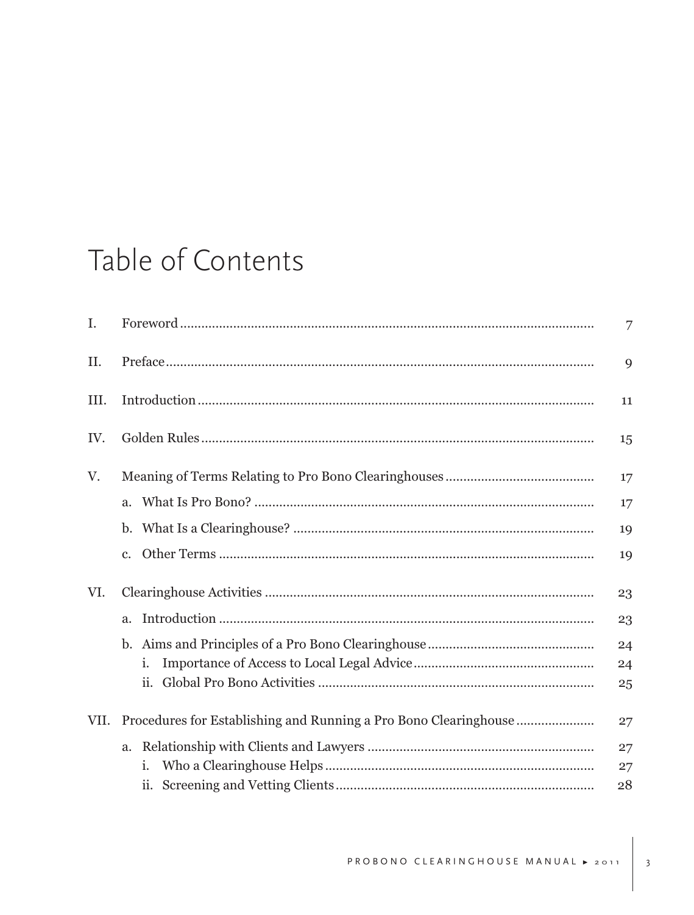# Table of Contents

| | | |
|---|---|---|
| I. | Foreword | 7 |
| II. | Preface | 9 |
| III. | Introduction | 11 |
| IV. | Golden Rules | 15 |
| V. | Meaning of Terms Relating to Pro Bono Clearinghouses | 17 |
| | a. What Is Pro Bono? | 17 |
| | b. What Is a Clearinghouse? | 19 |
| | c. Other Terms | 19 |
| VI. | Clearinghouse Activities | 23 |
| | a. Introduction | 23 |
| | b. Aims and Principles of a Pro Bono Clearinghouse | 24 |
| | i. Importance of Access to Local Legal Advice | 24 |
| | ii. Global Pro Bono Activities | 25 |
| VII. | Procedures for Establishing and Running a Pro Bono Clearinghouse | 27 |
| | a. Relationship with Clients and Lawyers | 27 |
| | i. Who a Clearinghouse Helps | 27 |
| | ii. Screening and Vetting Clients | 28 |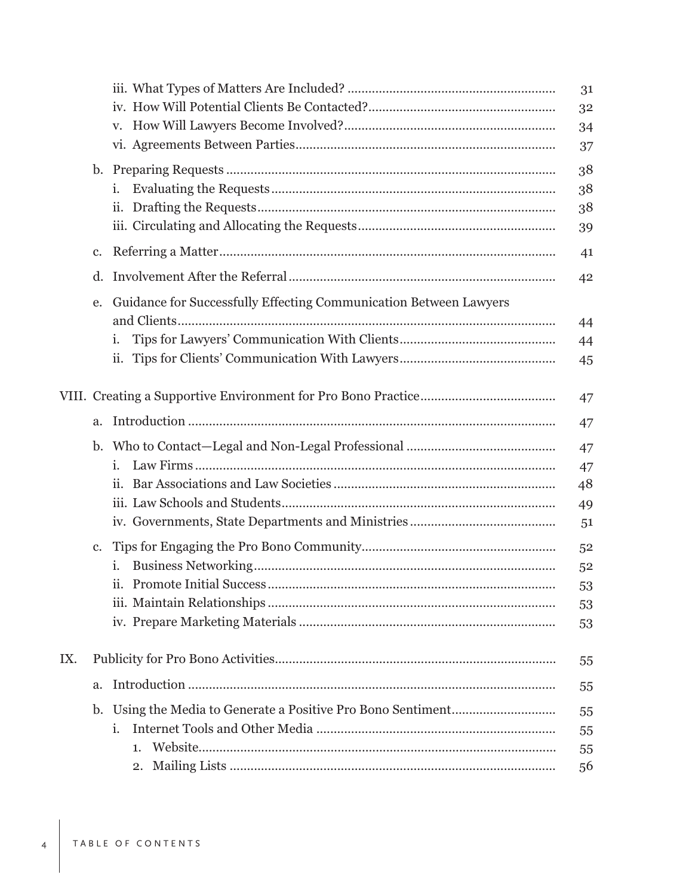iii. What Types of Matters Are Included? ........................................................... 31
iv. How Will Potential Clients Be Contacted?..................................................... 32
v. How Will Lawyers Become Involved?............................................................ 34
vi. Agreements Between Parties.......................................................................... 37

b. Preparing Requests ........................................................................................... 38
i. Evaluating the Requests................................................................................. 38
ii. Drafting the Requests..................................................................................... 38
iii. Circulating and Allocating the Requests........................................................ 39

c. Referring a Matter............................................................................................... 41

d. Involvement After the Referral........................................................................... 42

e. Guidance for Successfully Effecting Communication Between Lawyers and Clients............................................................................................................. 44
i. Tips for Lawyers' Communication With Clients............................................ 44
ii. Tips for Clients' Communication With Lawyers............................................ 45

VIII. Creating a Supportive Environment for Pro Bono Practice...................................... 47

a. Introduction ........................................................................................................ 47

b. Who to Contact—Legal and Non-Legal Professional .......................................... 47
i. Law Firms....................................................................................................... 47
ii. Bar Associations and Law Societies ............................................................... 48
iii. Law Schools and Students.............................................................................. 49
iv. Governments, State Departments and Ministries.......................................... 51

c. Tips for Engaging the Pro Bono Community...................................................... 52
i. Business Networking...................................................................................... 52
ii. Promote Initial Success.................................................................................. 53
iii. Maintain Relationships.................................................................................. 53
iv. Prepare Marketing Materials ......................................................................... 53

IX. Publicity for Pro Bono Activities................................................................................ 55

a. Introduction ........................................................................................................ 55

b. Using the Media to Generate a Positive Pro Bono Sentiment............................. 55
i. Internet Tools and Other Media .................................................................... 55
1. Website...................................................................................................... 55
2. Mailing Lists ............................................................................................. 56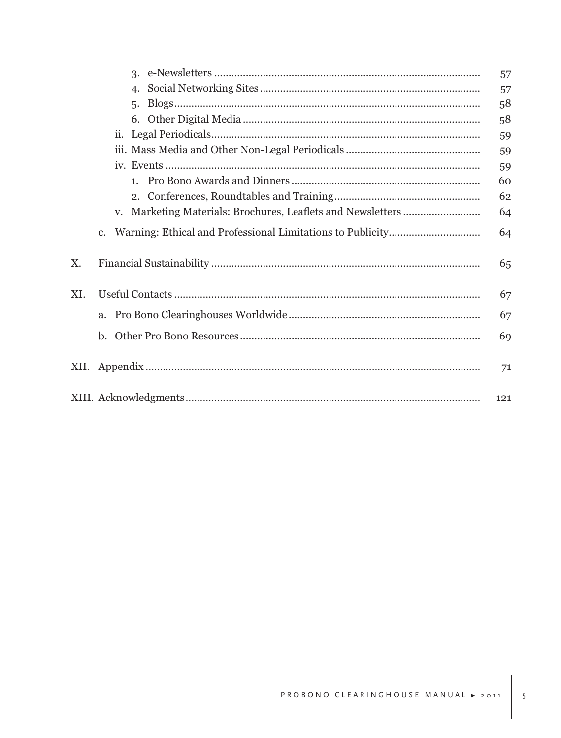3. e-Newsletters ............ 57
4. Social Networking Sites ............ 57
5. Blogs ............ 58
6. Other Digital Media ............ 58

ii. Legal Periodicals ............ 59

iii. Mass Media and Other Non-Legal Periodicals ............ 59

iv. Events ............ 59

1. Pro Bono Awards and Dinners ............ 60
2. Conferences, Roundtables and Training ............ 62

v. Marketing Materials: Brochures, Leaflets and Newsletters ............ 64

c. Warning: Ethical and Professional Limitations to Publicity ............ 64

X. Financial Sustainability ............ 65

XI. Useful Contacts ............ 67

a. Pro Bono Clearinghouses Worldwide ............ 67

b. Other Pro Bono Resources ............ 69

XII. Appendix ............ 71

XIII. Acknowledgments ............ 121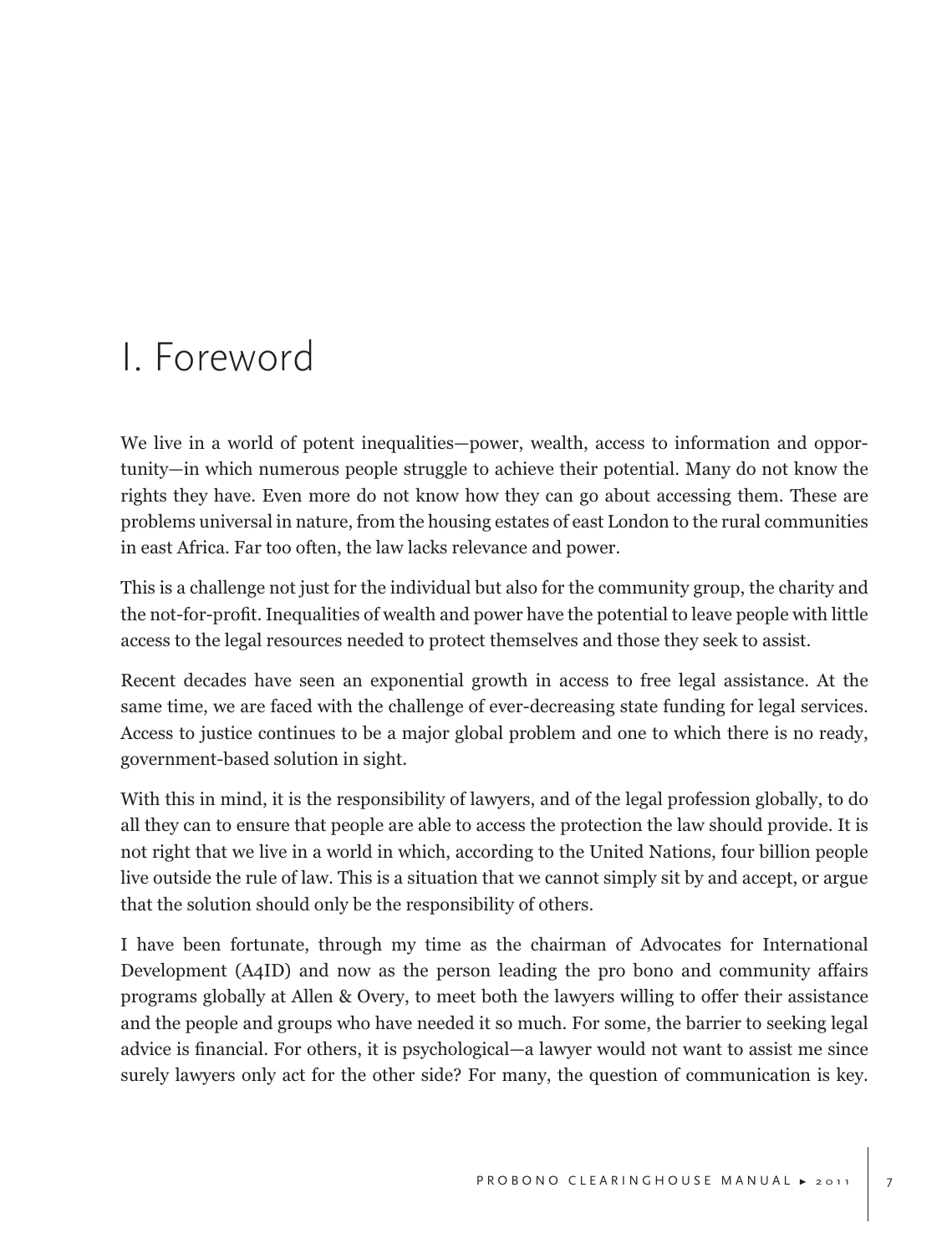# I. Foreword

We live in a world of potent inequalities—power, wealth, access to information and opportunity—in which numerous people struggle to achieve their potential. Many do not know the rights they have. Even more do not know how they can go about accessing them. These are problems universal in nature, from the housing estates of east London to the rural communities in east Africa. Far too often, the law lacks relevance and power.

This is a challenge not just for the individual but also for the community group, the charity and the not-for-profit. Inequalities of wealth and power have the potential to leave people with little access to the legal resources needed to protect themselves and those they seek to assist.

Recent decades have seen an exponential growth in access to free legal assistance. At the same time, we are faced with the challenge of ever-decreasing state funding for legal services. Access to justice continues to be a major global problem and one to which there is no ready, government-based solution in sight.

With this in mind, it is the responsibility of lawyers, and of the legal profession globally, to do all they can to ensure that people are able to access the protection the law should provide. It is not right that we live in a world in which, according to the United Nations, four billion people live outside the rule of law. This is a situation that we cannot simply sit by and accept, or argue that the solution should only be the responsibility of others.

I have been fortunate, through my time as the chairman of Advocates for International Development (A4ID) and now as the person leading the pro bono and community affairs programs globally at Allen & Overy, to meet both the lawyers willing to offer their assistance and the people and groups who have needed it so much. For some, the barrier to seeking legal advice is financial. For others, it is psychological—a lawyer would not want to assist me since surely lawyers only act for the other side? For many, the question of communication is key.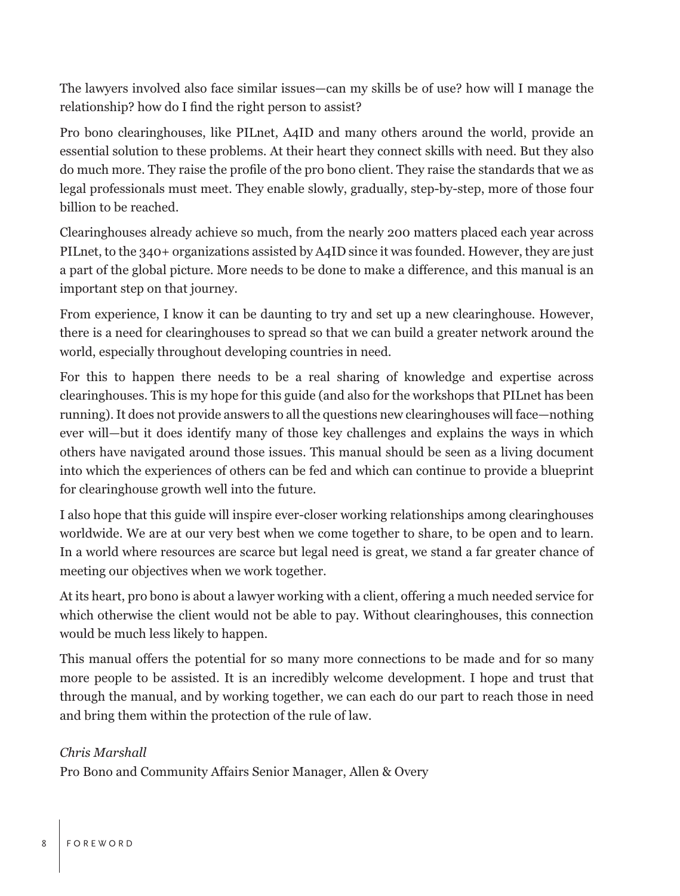The lawyers involved also face similar issues—can my skills be of use? how will I manage the relationship? how do I find the right person to assist?

Pro bono clearinghouses, like PILnet, A4ID and many others around the world, provide an essential solution to these problems. At their heart they connect skills with need. But they also do much more. They raise the profile of the pro bono client. They raise the standards that we as legal professionals must meet. They enable slowly, gradually, step-by-step, more of those four billion to be reached.

Clearinghouses already achieve so much, from the nearly 200 matters placed each year across PILnet, to the 340+ organizations assisted by A4ID since it was founded. However, they are just a part of the global picture. More needs to be done to make a difference, and this manual is an important step on that journey.

From experience, I know it can be daunting to try and set up a new clearinghouse. However, there is a need for clearinghouses to spread so that we can build a greater network around the world, especially throughout developing countries in need.

For this to happen there needs to be a real sharing of knowledge and expertise across clearinghouses. This is my hope for this guide (and also for the workshops that PILnet has been running). It does not provide answers to all the questions new clearinghouses will face—nothing ever will—but it does identify many of those key challenges and explains the ways in which others have navigated around those issues. This manual should be seen as a living document into which the experiences of others can be fed and which can continue to provide a blueprint for clearinghouse growth well into the future.

I also hope that this guide will inspire ever-closer working relationships among clearinghouses worldwide. We are at our very best when we come together to share, to be open and to learn. In a world where resources are scarce but legal need is great, we stand a far greater chance of meeting our objectives when we work together.

At its heart, pro bono is about a lawyer working with a client, offering a much needed service for which otherwise the client would not be able to pay. Without clearinghouses, this connection would be much less likely to happen.

This manual offers the potential for so many more connections to be made and for so many more people to be assisted. It is an incredibly welcome development. I hope and trust that through the manual, and by working together, we can each do our part to reach those in need and bring them within the protection of the rule of law.

*Chris Marshall*
Pro Bono and Community Affairs Senior Manager, Allen & Overy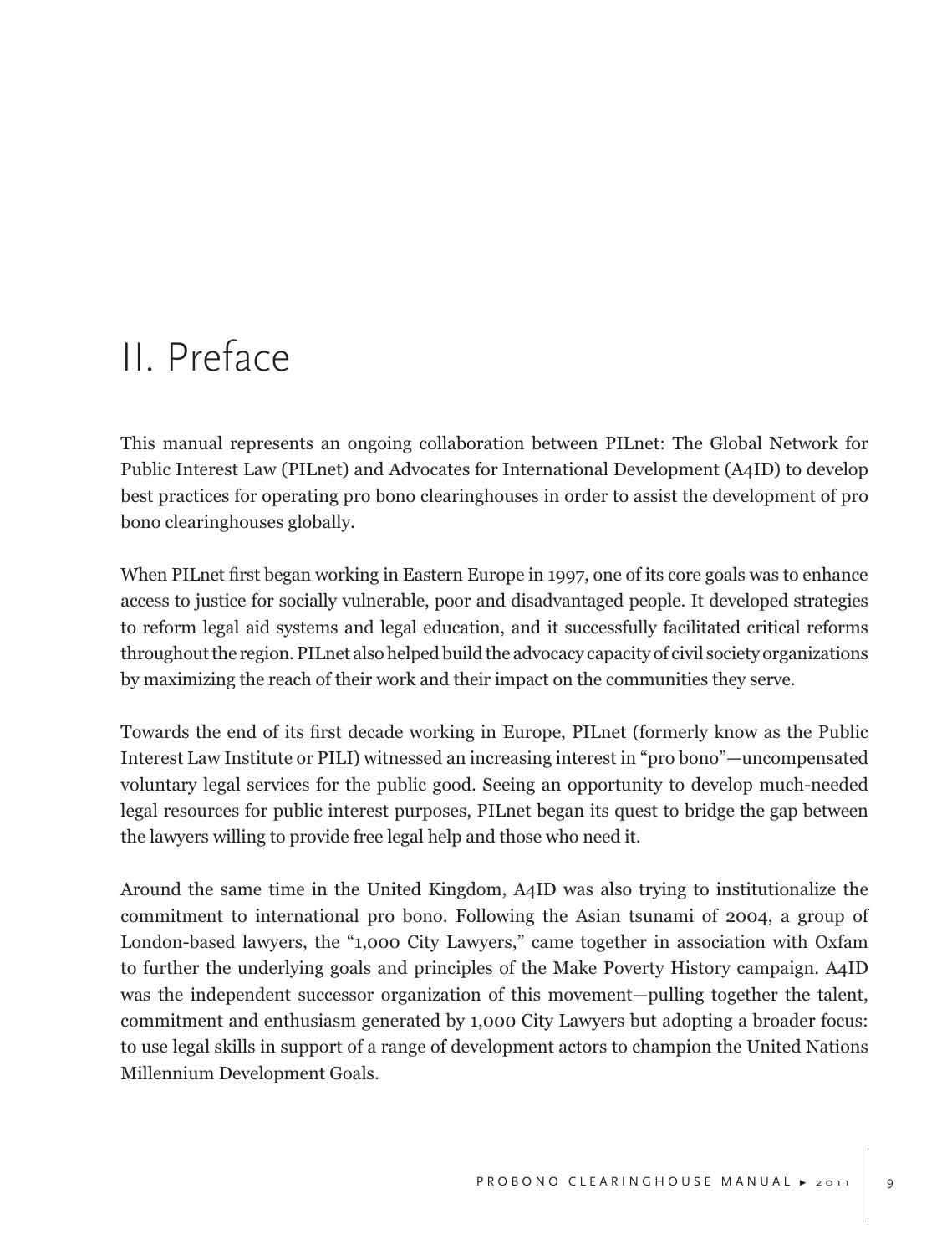# II. Preface

This manual represents an ongoing collaboration between PILnet: The Global Network for Public Interest Law (PILnet) and Advocates for International Development (A4ID) to develop best practices for operating pro bono clearinghouses in order to assist the development of pro bono clearinghouses globally.

When PILnet first began working in Eastern Europe in 1997, one of its core goals was to enhance access to justice for socially vulnerable, poor and disadvantaged people. It developed strategies to reform legal aid systems and legal education, and it successfully facilitated critical reforms throughout the region. PILnet also helped build the advocacy capacity of civil society organizations by maximizing the reach of their work and their impact on the communities they serve.

Towards the end of its first decade working in Europe, PILnet (formerly know as the Public Interest Law Institute or PILI) witnessed an increasing interest in "pro bono"—uncompensated voluntary legal services for the public good. Seeing an opportunity to develop much-needed legal resources for public interest purposes, PILnet began its quest to bridge the gap between the lawyers willing to provide free legal help and those who need it.

Around the same time in the United Kingdom, A4ID was also trying to institutionalize the commitment to international pro bono. Following the Asian tsunami of 2004, a group of London-based lawyers, the "1,000 City Lawyers," came together in association with Oxfam to further the underlying goals and principles of the Make Poverty History campaign. A4ID was the independent successor organization of this movement—pulling together the talent, commitment and enthusiasm generated by 1,000 City Lawyers but adopting a broader focus: to use legal skills in support of a range of development actors to champion the United Nations Millennium Development Goals.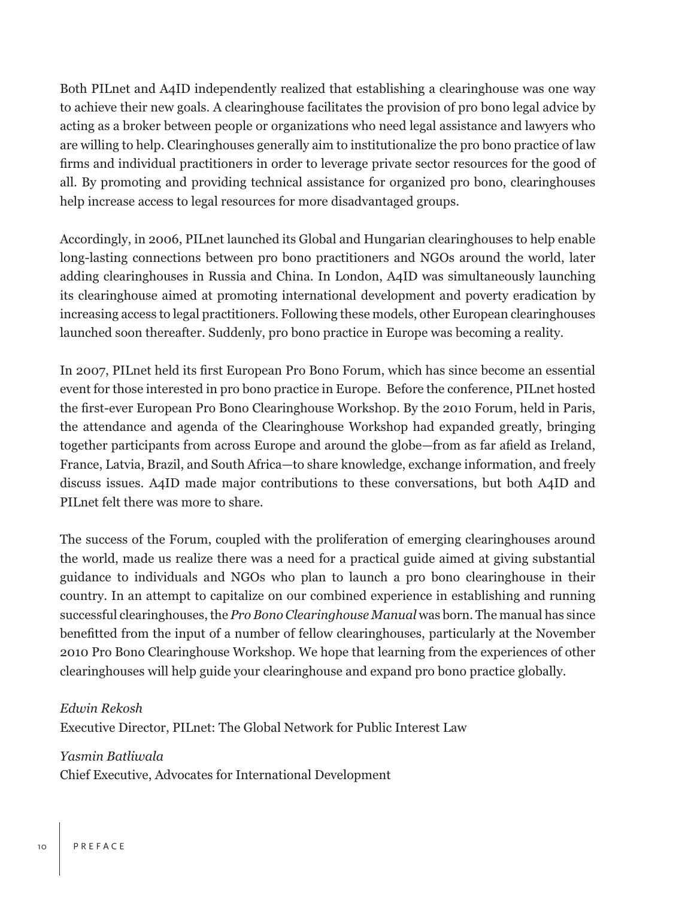Both PILnet and A4ID independently realized that establishing a clearinghouse was one way to achieve their new goals. A clearinghouse facilitates the provision of pro bono legal advice by acting as a broker between people or organizations who need legal assistance and lawyers who are willing to help. Clearinghouses generally aim to institutionalize the pro bono practice of law firms and individual practitioners in order to leverage private sector resources for the good of all. By promoting and providing technical assistance for organized pro bono, clearinghouses help increase access to legal resources for more disadvantaged groups.

Accordingly, in 2006, PILnet launched its Global and Hungarian clearinghouses to help enable long-lasting connections between pro bono practitioners and NGOs around the world, later adding clearinghouses in Russia and China. In London, A4ID was simultaneously launching its clearinghouse aimed at promoting international development and poverty eradication by increasing access to legal practitioners. Following these models, other European clearinghouses launched soon thereafter. Suddenly, pro bono practice in Europe was becoming a reality.

In 2007, PILnet held its first European Pro Bono Forum, which has since become an essential event for those interested in pro bono practice in Europe. Before the conference, PILnet hosted the first-ever European Pro Bono Clearinghouse Workshop. By the 2010 Forum, held in Paris, the attendance and agenda of the Clearinghouse Workshop had expanded greatly, bringing together participants from across Europe and around the globe—from as far afield as Ireland, France, Latvia, Brazil, and South Africa—to share knowledge, exchange information, and freely discuss issues. A4ID made major contributions to these conversations, but both A4ID and PILnet felt there was more to share.

The success of the Forum, coupled with the proliferation of emerging clearinghouses around the world, made us realize there was a need for a practical guide aimed at giving substantial guidance to individuals and NGOs who plan to launch a pro bono clearinghouse in their country. In an attempt to capitalize on our combined experience in establishing and running successful clearinghouses, the *Pro Bono Clearinghouse Manual* was born. The manual has since benefitted from the input of a number of fellow clearinghouses, particularly at the November 2010 Pro Bono Clearinghouse Workshop. We hope that learning from the experiences of other clearinghouses will help guide your clearinghouse and expand pro bono practice globally.

*Edwin Rekosh*
Executive Director, PILnet: The Global Network for Public Interest Law

*Yasmin Batliwala*
Chief Executive, Advocates for International Development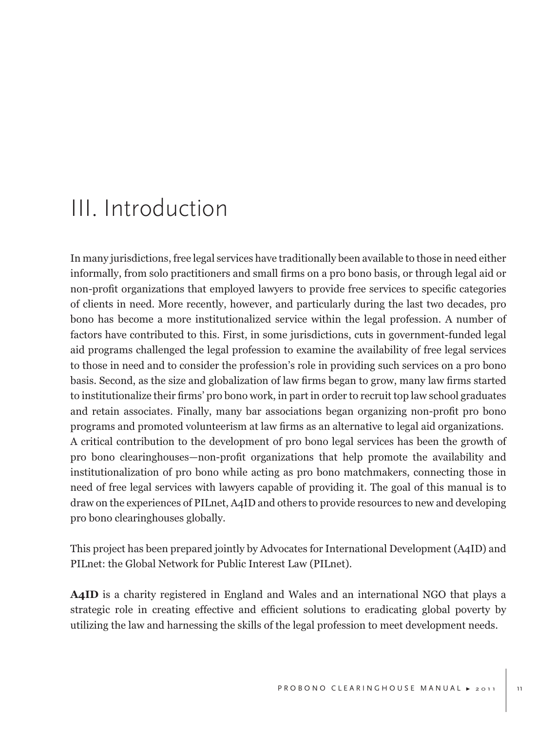# III. Introduction

In many jurisdictions, free legal services have traditionally been available to those in need either informally, from solo practitioners and small firms on a pro bono basis, or through legal aid or non-profit organizations that employed lawyers to provide free services to specific categories of clients in need. More recently, however, and particularly during the last two decades, pro bono has become a more institutionalized service within the legal profession. A number of factors have contributed to this. First, in some jurisdictions, cuts in government-funded legal aid programs challenged the legal profession to examine the availability of free legal services to those in need and to consider the profession's role in providing such services on a pro bono basis. Second, as the size and globalization of law firms began to grow, many law firms started to institutionalize their firms' pro bono work, in part in order to recruit top law school graduates and retain associates. Finally, many bar associations began organizing non-profit pro bono programs and promoted volunteerism at law firms as an alternative to legal aid organizations.
A critical contribution to the development of pro bono legal services has been the growth of pro bono clearinghouses—non-profit organizations that help promote the availability and institutionalization of pro bono while acting as pro bono matchmakers, connecting those in need of free legal services with lawyers capable of providing it. The goal of this manual is to draw on the experiences of PILnet, A4ID and others to provide resources to new and developing pro bono clearinghouses globally.

This project has been prepared jointly by Advocates for International Development (A4ID) and PILnet: the Global Network for Public Interest Law (PILnet).

**A4ID** is a charity registered in England and Wales and an international NGO that plays a strategic role in creating effective and efficient solutions to eradicating global poverty by utilizing the law and harnessing the skills of the legal profession to meet development needs.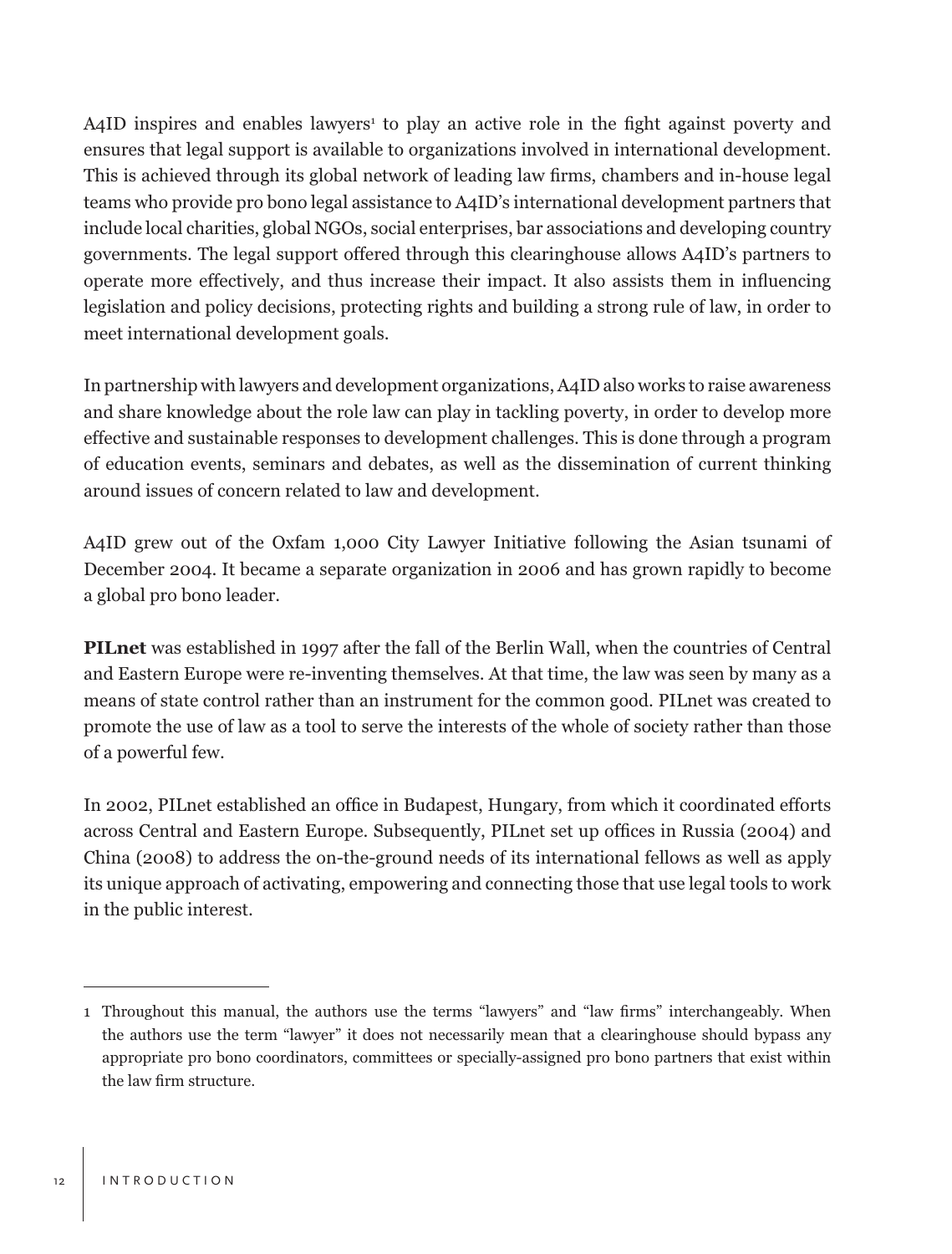A4ID inspires and enables lawyers[1] to play an active role in the fight against poverty and ensures that legal support is available to organizations involved in international development. This is achieved through its global network of leading law firms, chambers and in-house legal teams who provide pro bono legal assistance to A4ID's international development partners that include local charities, global NGOs, social enterprises, bar associations and developing country governments. The legal support offered through this clearinghouse allows A4ID's partners to operate more effectively, and thus increase their impact. It also assists them in influencing legislation and policy decisions, protecting rights and building a strong rule of law, in order to meet international development goals.

In partnership with lawyers and development organizations, A4ID also works to raise awareness and share knowledge about the role law can play in tackling poverty, in order to develop more effective and sustainable responses to development challenges. This is done through a program of education events, seminars and debates, as well as the dissemination of current thinking around issues of concern related to law and development.

A4ID grew out of the Oxfam 1,000 City Lawyer Initiative following the Asian tsunami of December 2004. It became a separate organization in 2006 and has grown rapidly to become a global pro bono leader.

**PILnet** was established in 1997 after the fall of the Berlin Wall, when the countries of Central and Eastern Europe were re-inventing themselves. At that time, the law was seen by many as a means of state control rather than an instrument for the common good. PILnet was created to promote the use of law as a tool to serve the interests of the whole of society rather than those of a powerful few.

In 2002, PILnet established an office in Budapest, Hungary, from which it coordinated efforts across Central and Eastern Europe. Subsequently, PILnet set up offices in Russia (2004) and China (2008) to address the on-the-ground needs of its international fellows as well as apply its unique approach of activating, empowering and connecting those that use legal tools to work in the public interest.

---

1 Throughout this manual, the authors use the terms "lawyers" and "law firms" interchangeably. When the authors use the term "lawyer" it does not necessarily mean that a clearinghouse should bypass any appropriate pro bono coordinators, committees or specially-assigned pro bono partners that exist within the law firm structure.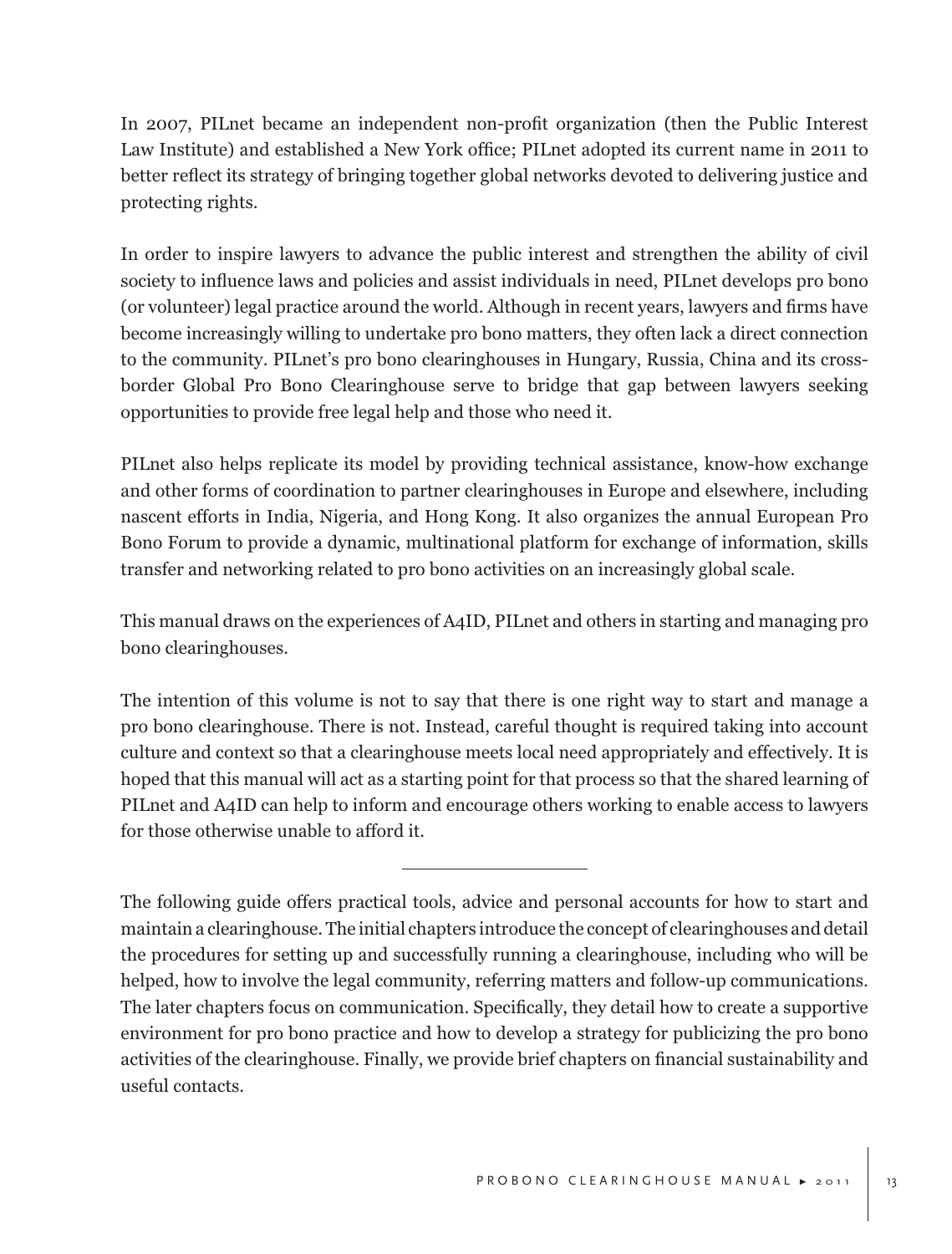In 2007, PILnet became an independent non-profit organization (then the Public Interest Law Institute) and established a New York office; PILnet adopted its current name in 2011 to better reflect its strategy of bringing together global networks devoted to delivering justice and protecting rights.

In order to inspire lawyers to advance the public interest and strengthen the ability of civil society to influence laws and policies and assist individuals in need, PILnet develops pro bono (or volunteer) legal practice around the world. Although in recent years, lawyers and firms have become increasingly willing to undertake pro bono matters, they often lack a direct connection to the community. PILnet's pro bono clearinghouses in Hungary, Russia, China and its cross-border Global Pro Bono Clearinghouse serve to bridge that gap between lawyers seeking opportunities to provide free legal help and those who need it.

PILnet also helps replicate its model by providing technical assistance, know-how exchange and other forms of coordination to partner clearinghouses in Europe and elsewhere, including nascent efforts in India, Nigeria, and Hong Kong. It also organizes the annual European Pro Bono Forum to provide a dynamic, multinational platform for exchange of information, skills transfer and networking related to pro bono activities on an increasingly global scale.

This manual draws on the experiences of A4ID, PILnet and others in starting and managing pro bono clearinghouses.

The intention of this volume is not to say that there is one right way to start and manage a pro bono clearinghouse. There is not. Instead, careful thought is required taking into account culture and context so that a clearinghouse meets local need appropriately and effectively. It is hoped that this manual will act as a starting point for that process so that the shared learning of PILnet and A4ID can help to inform and encourage others working to enable access to lawyers for those otherwise unable to afford it.

---

The following guide offers practical tools, advice and personal accounts for how to start and maintain a clearinghouse. The initial chapters introduce the concept of clearinghouses and detail the procedures for setting up and successfully running a clearinghouse, including who will be helped, how to involve the legal community, referring matters and follow-up communications. The later chapters focus on communication. Specifically, they detail how to create a supportive environment for pro bono practice and how to develop a strategy for publicizing the pro bono activities of the clearinghouse. Finally, we provide brief chapters on financial sustainability and useful contacts.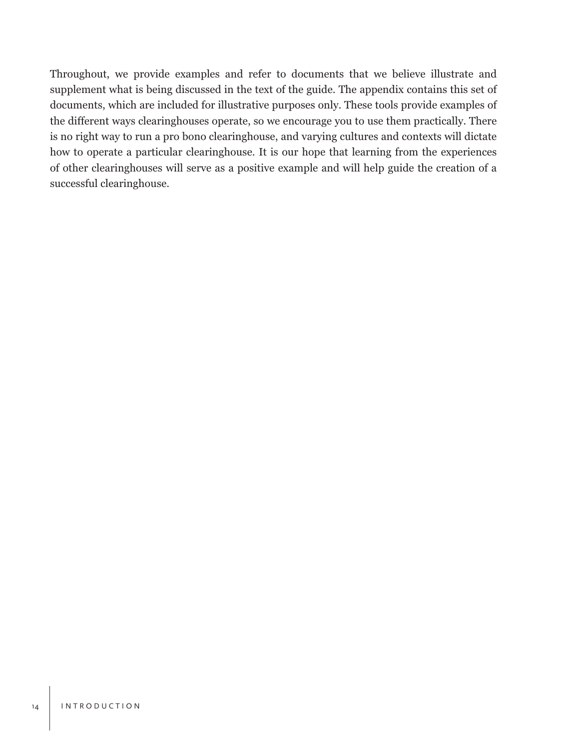Throughout, we provide examples and refer to documents that we believe illustrate and supplement what is being discussed in the text of the guide. The appendix contains this set of documents, which are included for illustrative purposes only. These tools provide examples of the different ways clearinghouses operate, so we encourage you to use them practically. There is no right way to run a pro bono clearinghouse, and varying cultures and contexts will dictate how to operate a particular clearinghouse. It is our hope that learning from the experiences of other clearinghouses will serve as a positive example and will help guide the creation of a successful clearinghouse.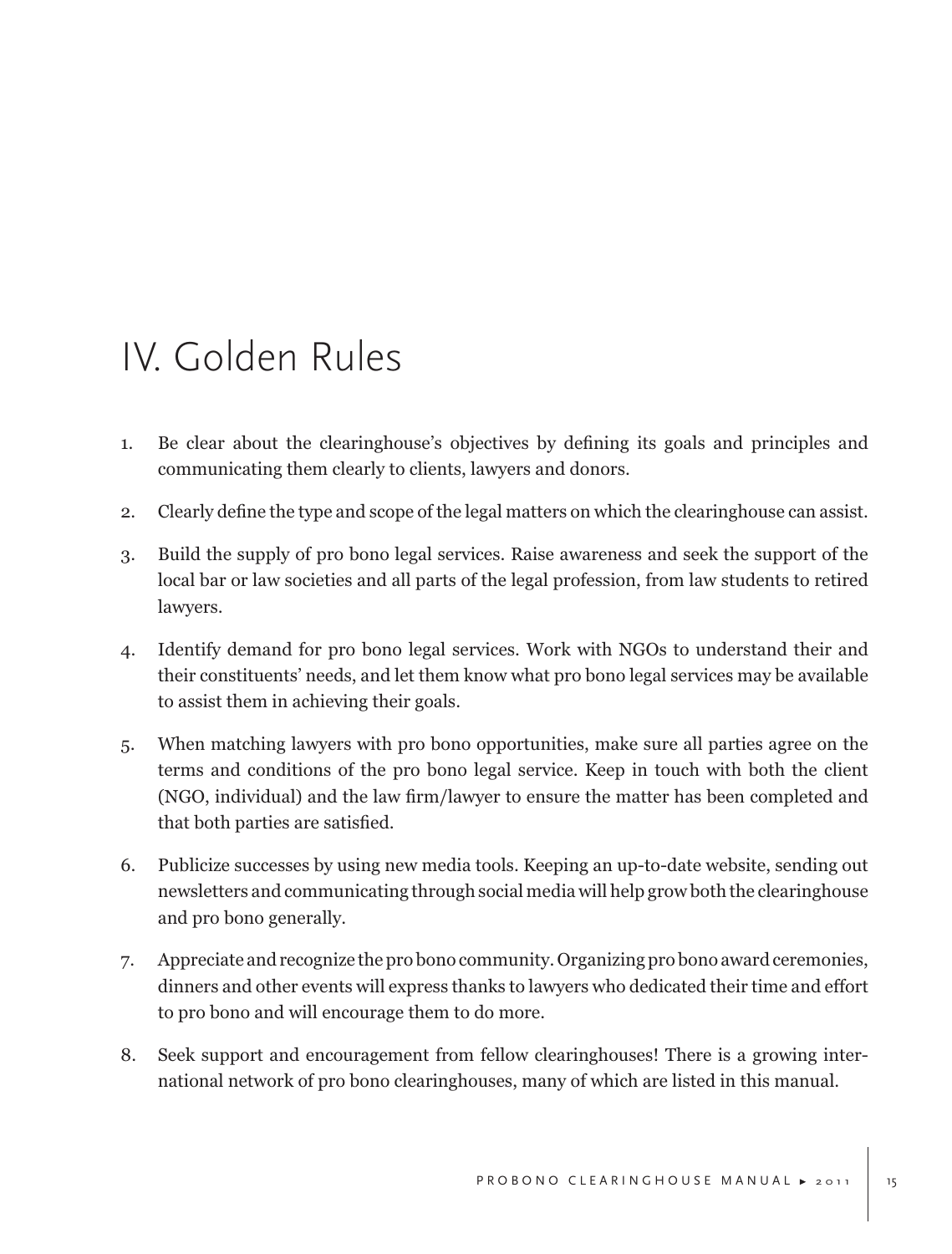# IV. Golden Rules

1. Be clear about the clearinghouse's objectives by defining its goals and principles and communicating them clearly to clients, lawyers and donors.

2. Clearly define the type and scope of the legal matters on which the clearinghouse can assist.

3. Build the supply of pro bono legal services. Raise awareness and seek the support of the local bar or law societies and all parts of the legal profession, from law students to retired lawyers.

4. Identify demand for pro bono legal services. Work with NGOs to understand their and their constituents' needs, and let them know what pro bono legal services may be available to assist them in achieving their goals.

5. When matching lawyers with pro bono opportunities, make sure all parties agree on the terms and conditions of the pro bono legal service. Keep in touch with both the client (NGO, individual) and the law firm/lawyer to ensure the matter has been completed and that both parties are satisfied.

6. Publicize successes by using new media tools. Keeping an up-to-date website, sending out newsletters and communicating through social media will help grow both the clearinghouse and pro bono generally.

7. Appreciate and recognize the pro bono community. Organizing pro bono award ceremonies, dinners and other events will express thanks to lawyers who dedicated their time and effort to pro bono and will encourage them to do more.

8. Seek support and encouragement from fellow clearinghouses! There is a growing international network of pro bono clearinghouses, many of which are listed in this manual.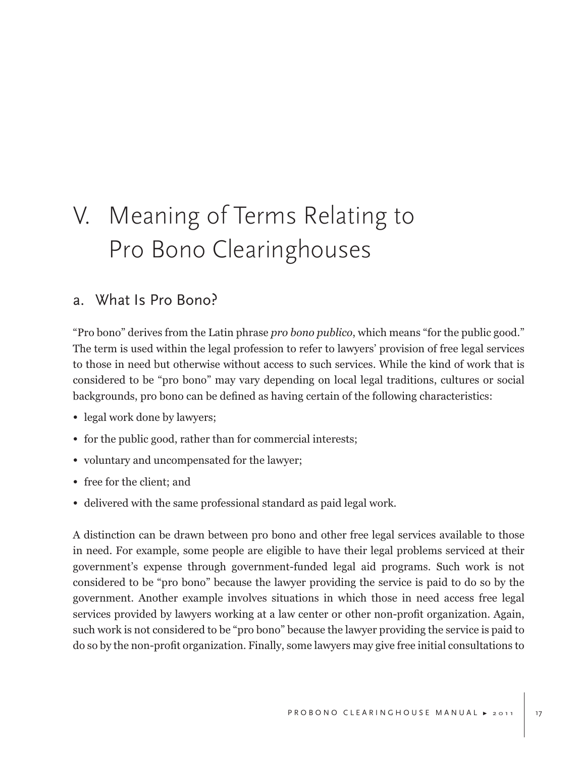# V. Meaning of Terms Relating to Pro Bono Clearinghouses

## a. What Is Pro Bono?

"Pro bono" derives from the Latin phrase *pro bono publico*, which means "for the public good." The term is used within the legal profession to refer to lawyers' provision of free legal services to those in need but otherwise without access to such services. While the kind of work that is considered to be "pro bono" may vary depending on local legal traditions, cultures or social backgrounds, pro bono can be defined as having certain of the following characteristics:

- legal work done by lawyers;
- for the public good, rather than for commercial interests;
- voluntary and uncompensated for the lawyer;
- free for the client; and
- delivered with the same professional standard as paid legal work.

A distinction can be drawn between pro bono and other free legal services available to those in need. For example, some people are eligible to have their legal problems serviced at their government's expense through government-funded legal aid programs. Such work is not considered to be "pro bono" because the lawyer providing the service is paid to do so by the government. Another example involves situations in which those in need access free legal services provided by lawyers working at a law center or other non-profit organization. Again, such work is not considered to be "pro bono" because the lawyer providing the service is paid to do so by the non-profit organization. Finally, some lawyers may give free initial consultations to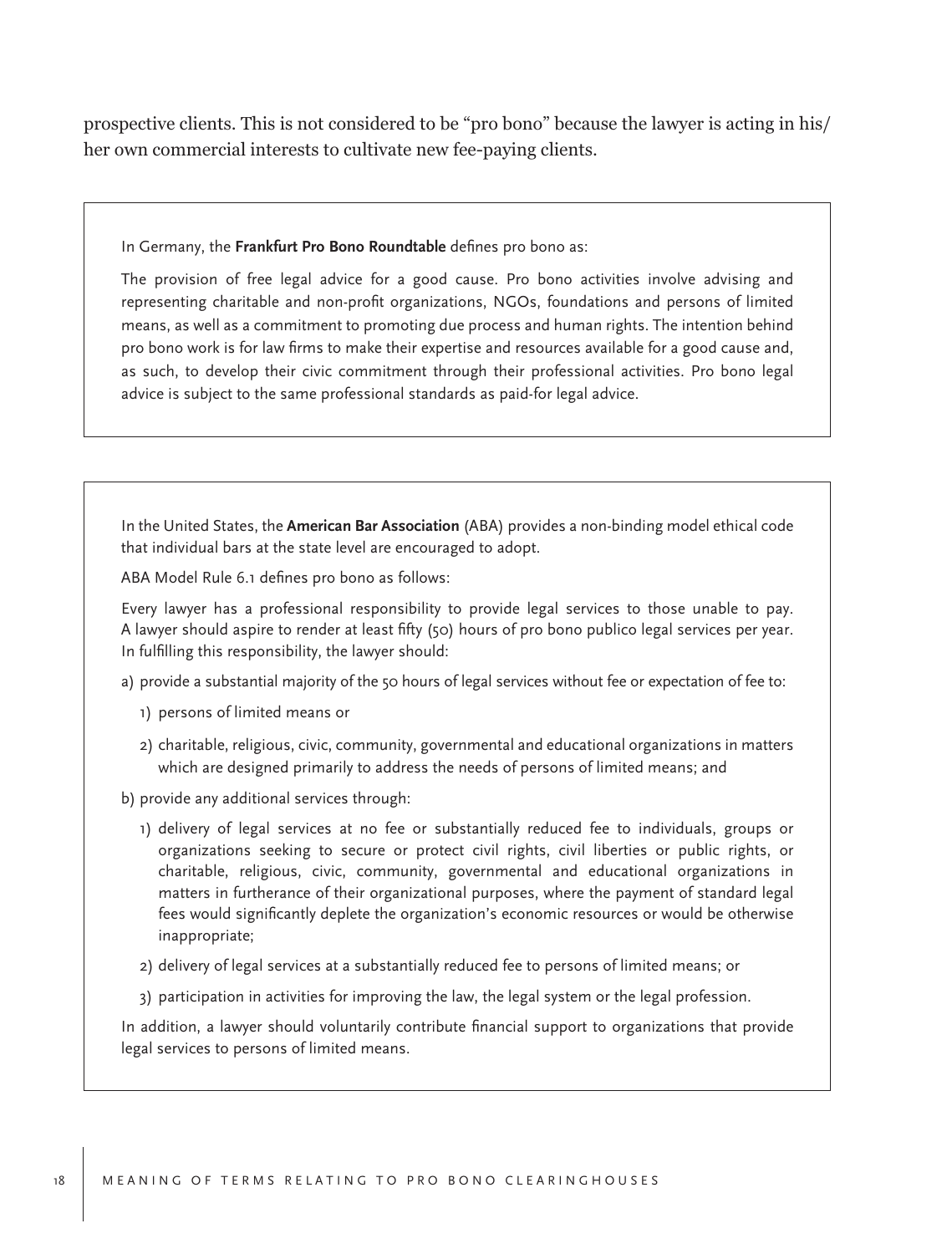prospective clients. This is not considered to be "pro bono" because the lawyer is acting in his/her own commercial interests to cultivate new fee-paying clients.

In Germany, the **Frankfurt Pro Bono Roundtable** defines pro bono as:

The provision of free legal advice for a good cause. Pro bono activities involve advising and representing charitable and non-profit organizations, NGOs, foundations and persons of limited means, as well as a commitment to promoting due process and human rights. The intention behind pro bono work is for law firms to make their expertise and resources available for a good cause and, as such, to develop their civic commitment through their professional activities. Pro bono legal advice is subject to the same professional standards as paid-for legal advice.

In the United States, the **American Bar Association** (ABA) provides a non-binding model ethical code that individual bars at the state level are encouraged to adopt.

ABA Model Rule 6.1 defines pro bono as follows:

Every lawyer has a professional responsibility to provide legal services to those unable to pay. A lawyer should aspire to render at least fifty (50) hours of pro bono publico legal services per year. In fulfilling this responsibility, the lawyer should:

a) provide a substantial majority of the 50 hours of legal services without fee or expectation of fee to:
   1) persons of limited means or
   2) charitable, religious, civic, community, governmental and educational organizations in matters which are designed primarily to address the needs of persons of limited means; and

b) provide any additional services through:
   1) delivery of legal services at no fee or substantially reduced fee to individuals, groups or organizations seeking to secure or protect civil rights, civil liberties or public rights, or charitable, religious, civic, community, governmental and educational organizations in matters in furtherance of their organizational purposes, where the payment of standard legal fees would significantly deplete the organization's economic resources or would be otherwise inappropriate;
   2) delivery of legal services at a substantially reduced fee to persons of limited means; or
   3) participation in activities for improving the law, the legal system or the legal profession.

In addition, a lawyer should voluntarily contribute financial support to organizations that provide legal services to persons of limited means.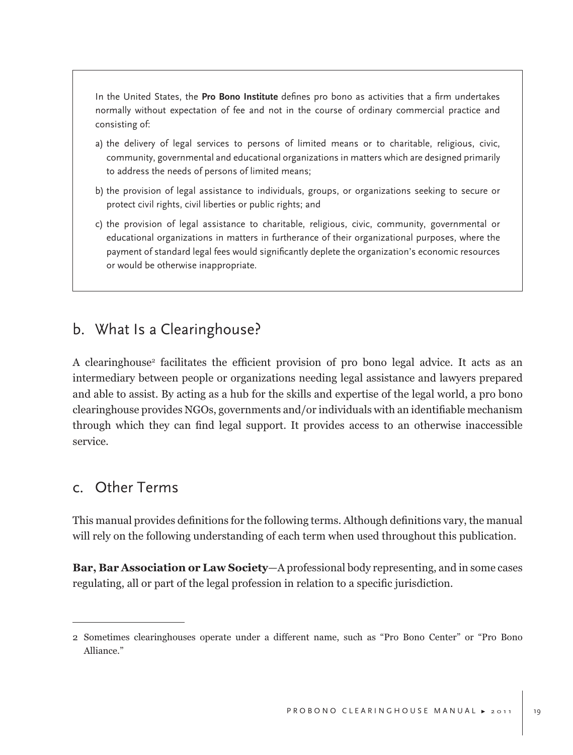In the United States, the **Pro Bono Institute** defines pro bono as activities that a firm undertakes normally without expectation of fee and not in the course of ordinary commercial practice and consisting of:

a) the delivery of legal services to persons of limited means or to charitable, religious, civic, community, governmental and educational organizations in matters which are designed primarily to address the needs of persons of limited means;

b) the provision of legal assistance to individuals, groups, or organizations seeking to secure or protect civil rights, civil liberties or public rights; and

c) the provision of legal assistance to charitable, religious, civic, community, governmental or educational organizations in matters in furtherance of their organizational purposes, where the payment of standard legal fees would significantly deplete the organization's economic resources or would be otherwise inappropriate.

## b. What Is a Clearinghouse?

A clearinghouse[2] facilitates the efficient provision of pro bono legal advice. It acts as an intermediary between people or organizations needing legal assistance and lawyers prepared and able to assist. By acting as a hub for the skills and expertise of the legal world, a pro bono clearinghouse provides NGOs, governments and/or individuals with an identifiable mechanism through which they can find legal support. It provides access to an otherwise inaccessible service.

## c. Other Terms

This manual provides definitions for the following terms. Although definitions vary, the manual will rely on the following understanding of each term when used throughout this publication.

**Bar, Bar Association or Law Society**—A professional body representing, and in some cases regulating, all or part of the legal profession in relation to a specific jurisdiction.

---

2 Sometimes clearinghouses operate under a different name, such as "Pro Bono Center" or "Pro Bono Alliance."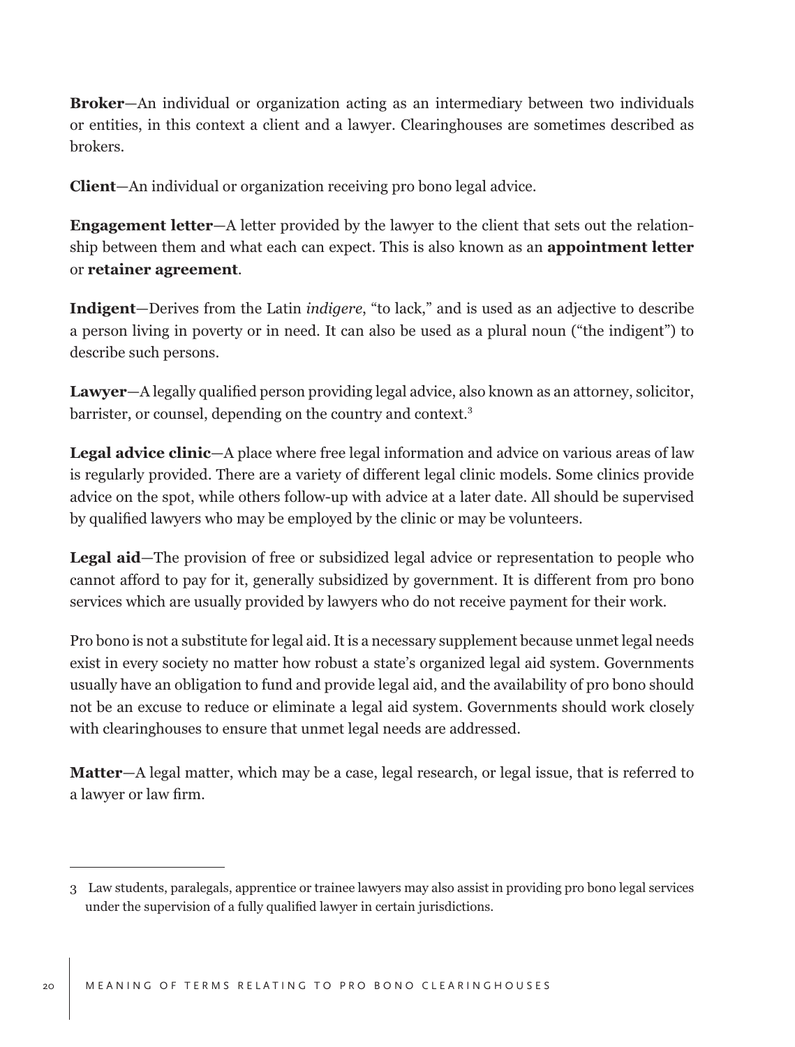**Broker**—An individual or organization acting as an intermediary between two individuals or entities, in this context a client and a lawyer. Clearinghouses are sometimes described as brokers.

**Client**—An individual or organization receiving pro bono legal advice.

**Engagement letter**—A letter provided by the lawyer to the client that sets out the relationship between them and what each can expect. This is also known as an **appointment letter** or **retainer agreement**.

**Indigent**—Derives from the Latin *indigere*, "to lack," and is used as an adjective to describe a person living in poverty or in need. It can also be used as a plural noun ("the indigent") to describe such persons.

**Lawyer**—A legally qualified person providing legal advice, also known as an attorney, solicitor, barrister, or counsel, depending on the country and context.[3]

**Legal advice clinic**—A place where free legal information and advice on various areas of law is regularly provided. There are a variety of different legal clinic models. Some clinics provide advice on the spot, while others follow-up with advice at a later date. All should be supervised by qualified lawyers who may be employed by the clinic or may be volunteers.

**Legal aid**—The provision of free or subsidized legal advice or representation to people who cannot afford to pay for it, generally subsidized by government. It is different from pro bono services which are usually provided by lawyers who do not receive payment for their work.

Pro bono is not a substitute for legal aid. It is a necessary supplement because unmet legal needs exist in every society no matter how robust a state's organized legal aid system. Governments usually have an obligation to fund and provide legal aid, and the availability of pro bono should not be an excuse to reduce or eliminate a legal aid system. Governments should work closely with clearinghouses to ensure that unmet legal needs are addressed.

**Matter**—A legal matter, which may be a case, legal research, or legal issue, that is referred to a lawyer or law firm.

---

3 Law students, paralegals, apprentice or trainee lawyers may also assist in providing pro bono legal services under the supervision of a fully qualified lawyer in certain jurisdictions.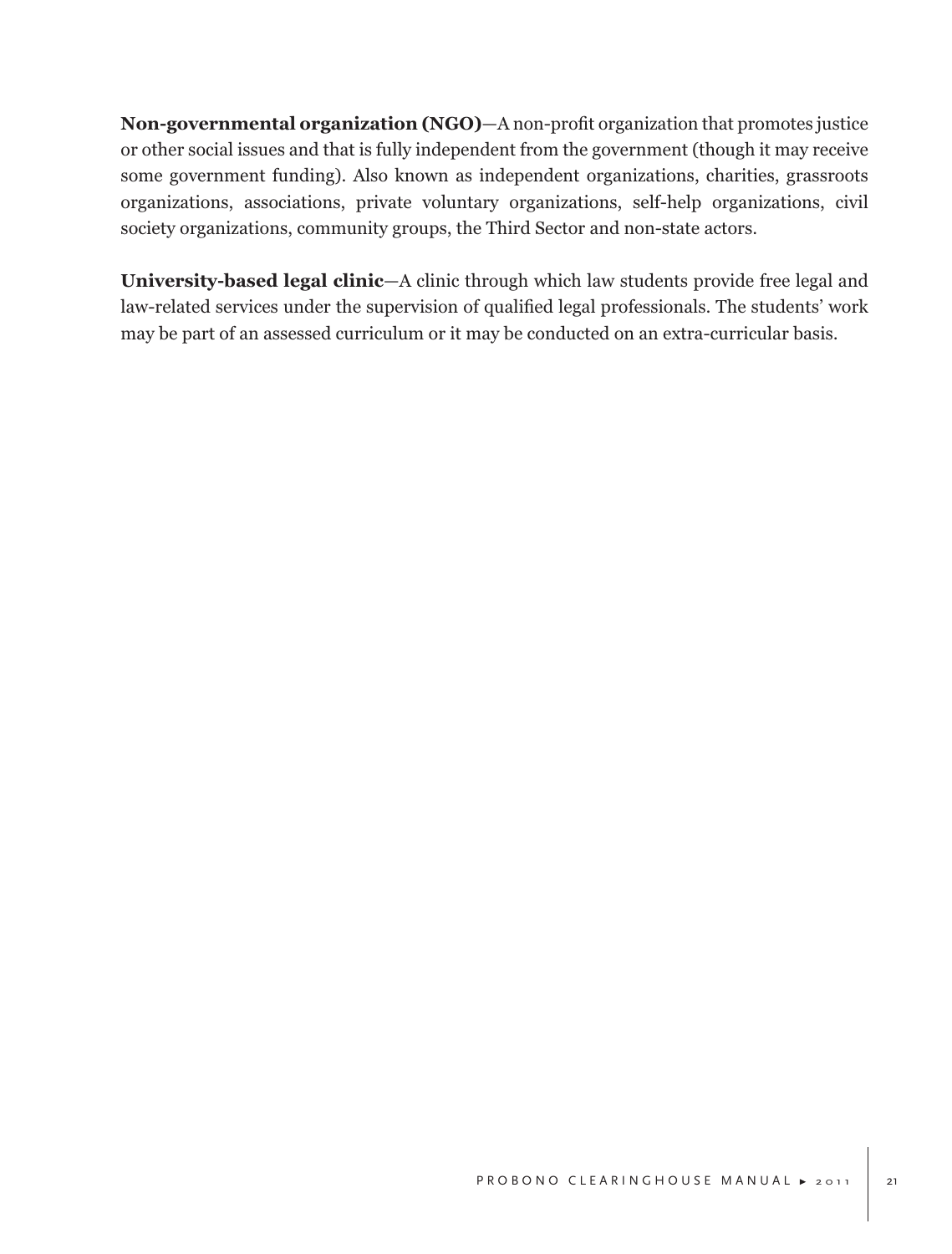**Non-governmental organization (NGO)**—A non-profit organization that promotes justice or other social issues and that is fully independent from the government (though it may receive some government funding). Also known as independent organizations, charities, grassroots organizations, associations, private voluntary organizations, self-help organizations, civil society organizations, community groups, the Third Sector and non-state actors.

**University-based legal clinic**—A clinic through which law students provide free legal and law-related services under the supervision of qualified legal professionals. The students' work may be part of an assessed curriculum or it may be conducted on an extra-curricular basis.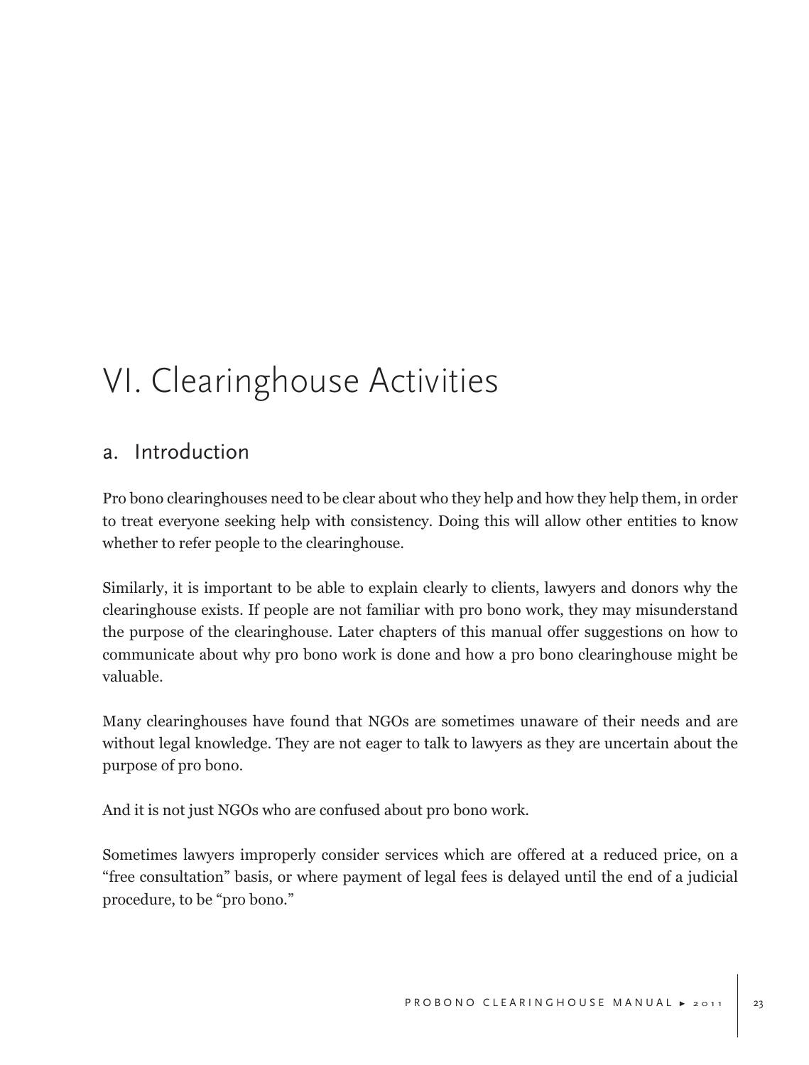# VI. Clearinghouse Activities

## a. Introduction

Pro bono clearinghouses need to be clear about who they help and how they help them, in order to treat everyone seeking help with consistency. Doing this will allow other entities to know whether to refer people to the clearinghouse.

Similarly, it is important to be able to explain clearly to clients, lawyers and donors why the clearinghouse exists. If people are not familiar with pro bono work, they may misunderstand the purpose of the clearinghouse. Later chapters of this manual offer suggestions on how to communicate about why pro bono work is done and how a pro bono clearinghouse might be valuable.

Many clearinghouses have found that NGOs are sometimes unaware of their needs and are without legal knowledge. They are not eager to talk to lawyers as they are uncertain about the purpose of pro bono.

And it is not just NGOs who are confused about pro bono work.

Sometimes lawyers improperly consider services which are offered at a reduced price, on a "free consultation" basis, or where payment of legal fees is delayed until the end of a judicial procedure, to be "pro bono."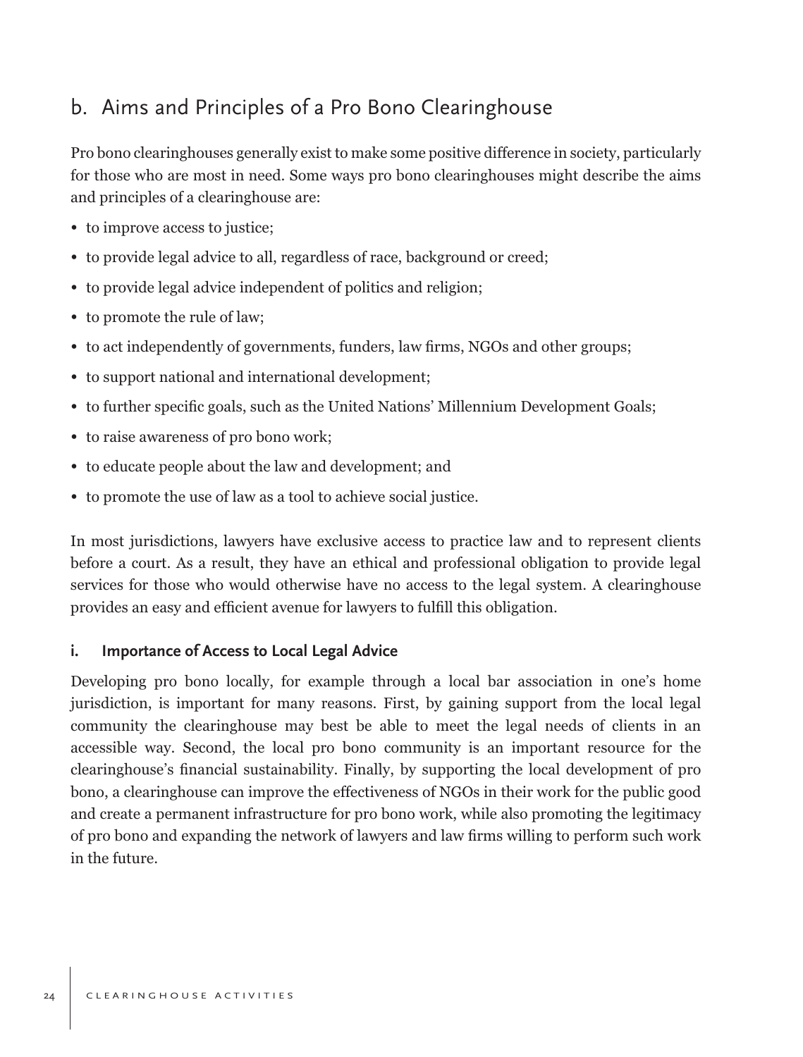## b. Aims and Principles of a Pro Bono Clearinghouse

Pro bono clearinghouses generally exist to make some positive difference in society, particularly for those who are most in need. Some ways pro bono clearinghouses might describe the aims and principles of a clearinghouse are:

- to improve access to justice;
- to provide legal advice to all, regardless of race, background or creed;
- to provide legal advice independent of politics and religion;
- to promote the rule of law;
- to act independently of governments, funders, law firms, NGOs and other groups;
- to support national and international development;
- to further specific goals, such as the United Nations' Millennium Development Goals;
- to raise awareness of pro bono work;
- to educate people about the law and development; and
- to promote the use of law as a tool to achieve social justice.

In most jurisdictions, lawyers have exclusive access to practice law and to represent clients before a court. As a result, they have an ethical and professional obligation to provide legal services for those who would otherwise have no access to the legal system. A clearinghouse provides an easy and efficient avenue for lawyers to fulfill this obligation.

### i. Importance of Access to Local Legal Advice

Developing pro bono locally, for example through a local bar association in one's home jurisdiction, is important for many reasons. First, by gaining support from the local legal community the clearinghouse may best be able to meet the legal needs of clients in an accessible way. Second, the local pro bono community is an important resource for the clearinghouse's financial sustainability. Finally, by supporting the local development of pro bono, a clearinghouse can improve the effectiveness of NGOs in their work for the public good and create a permanent infrastructure for pro bono work, while also promoting the legitimacy of pro bono and expanding the network of lawyers and law firms willing to perform such work in the future.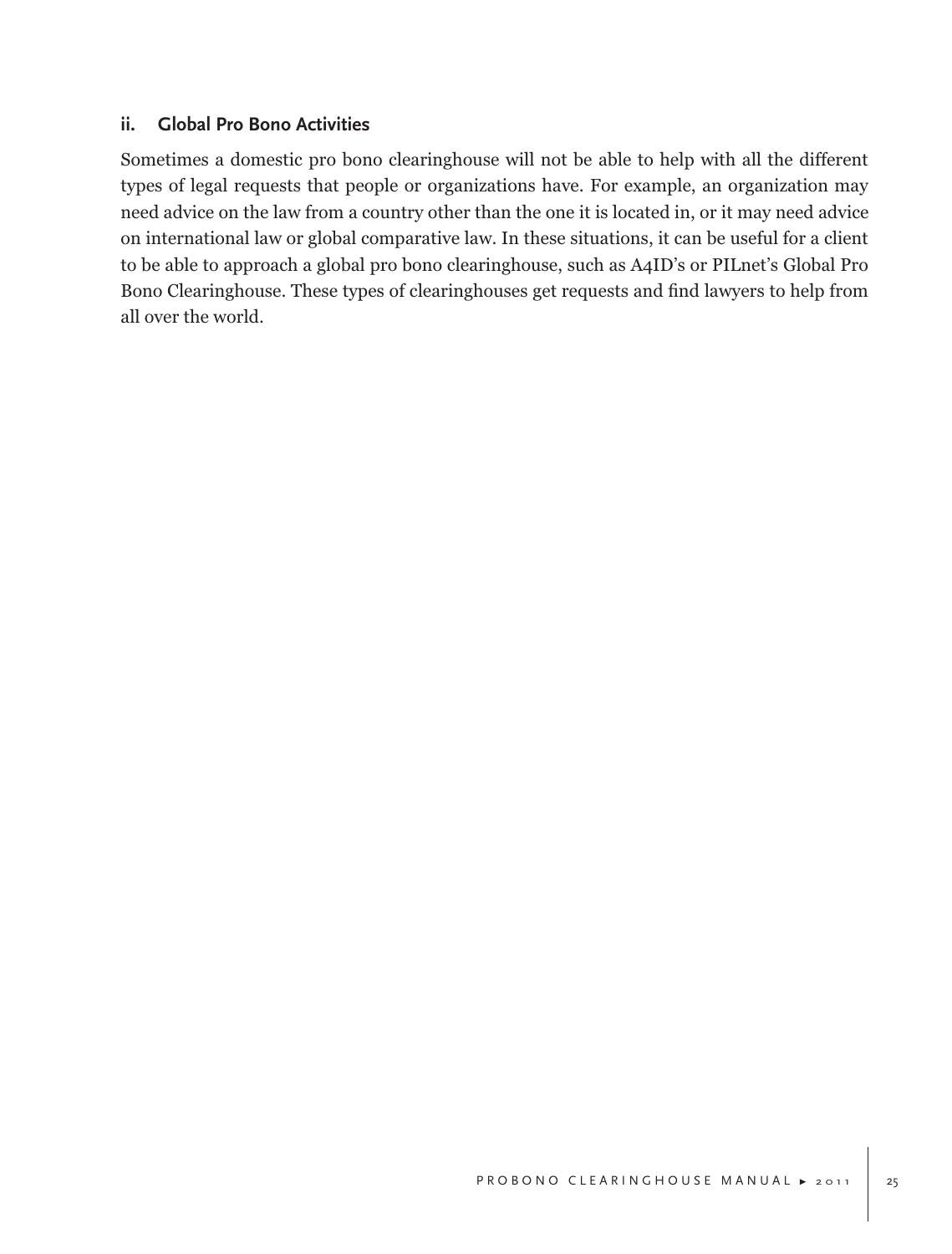### ii. Global Pro Bono Activities

Sometimes a domestic pro bono clearinghouse will not be able to help with all the different types of legal requests that people or organizations have. For example, an organization may need advice on the law from a country other than the one it is located in, or it may need advice on international law or global comparative law. In these situations, it can be useful for a client to be able to approach a global pro bono clearinghouse, such as A4ID's or PILnet's Global Pro Bono Clearinghouse. These types of clearinghouses get requests and find lawyers to help from all over the world.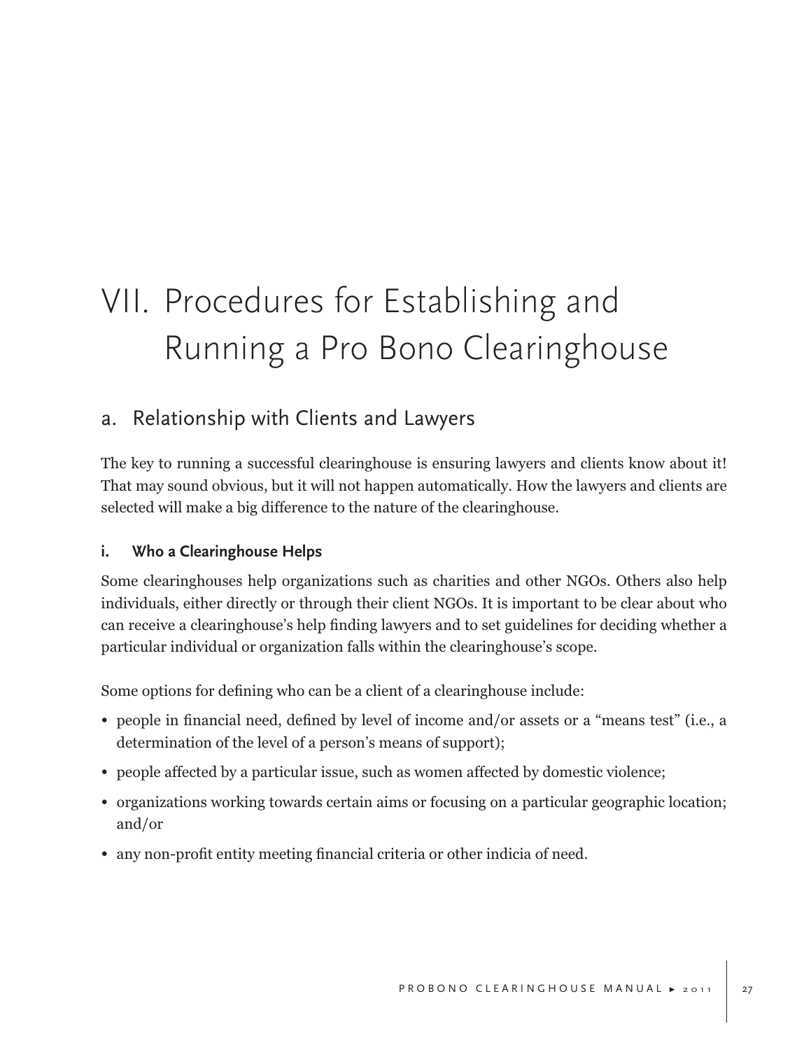# VII. Procedures for Establishing and Running a Pro Bono Clearinghouse

## a. Relationship with Clients and Lawyers

The key to running a successful clearinghouse is ensuring lawyers and clients know about it! That may sound obvious, but it will not happen automatically. How the lawyers and clients are selected will make a big difference to the nature of the clearinghouse.

### i. Who a Clearinghouse Helps

Some clearinghouses help organizations such as charities and other NGOs. Others also help individuals, either directly or through their client NGOs. It is important to be clear about who can receive a clearinghouse's help finding lawyers and to set guidelines for deciding whether a particular individual or organization falls within the clearinghouse's scope.

Some options for defining who can be a client of a clearinghouse include:

- people in financial need, defined by level of income and/or assets or a "means test" (i.e., a determination of the level of a person's means of support);
- people affected by a particular issue, such as women affected by domestic violence;
- organizations working towards certain aims or focusing on a particular geographic location; and/or
- any non-profit entity meeting financial criteria or other indicia of need.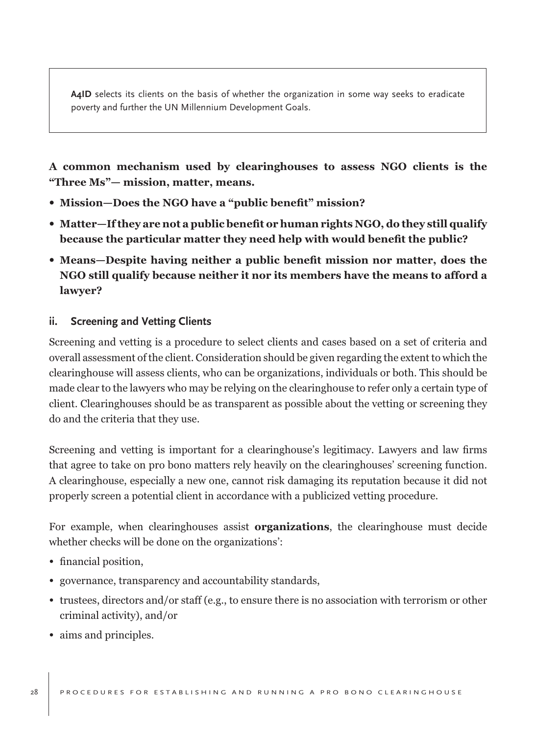> **A4ID** selects its clients on the basis of whether the organization in some way seeks to eradicate poverty and further the UN Millennium Development Goals.

**A common mechanism used by clearinghouses to assess NGO clients is the "Three Ms"— mission, matter, means.**

- **Mission—Does the NGO have a "public benefit" mission?**
- **Matter—If they are not a public benefit or human rights NGO, do they still qualify because the particular matter they need help with would benefit the public?**
- **Means—Despite having neither a public benefit mission nor matter, does the NGO still qualify because neither it nor its members have the means to afford a lawyer?**

### ii. Screening and Vetting Clients

Screening and vetting is a procedure to select clients and cases based on a set of criteria and overall assessment of the client. Consideration should be given regarding the extent to which the clearinghouse will assess clients, who can be organizations, individuals or both. This should be made clear to the lawyers who may be relying on the clearinghouse to refer only a certain type of client. Clearinghouses should be as transparent as possible about the vetting or screening they do and the criteria that they use.

Screening and vetting is important for a clearinghouse's legitimacy. Lawyers and law firms that agree to take on pro bono matters rely heavily on the clearinghouses' screening function. A clearinghouse, especially a new one, cannot risk damaging its reputation because it did not properly screen a potential client in accordance with a publicized vetting procedure.

For example, when clearinghouses assist **organizations**, the clearinghouse must decide whether checks will be done on the organizations':

- financial position,
- governance, transparency and accountability standards,
- trustees, directors and/or staff (e.g., to ensure there is no association with terrorism or other criminal activity), and/or
- aims and principles.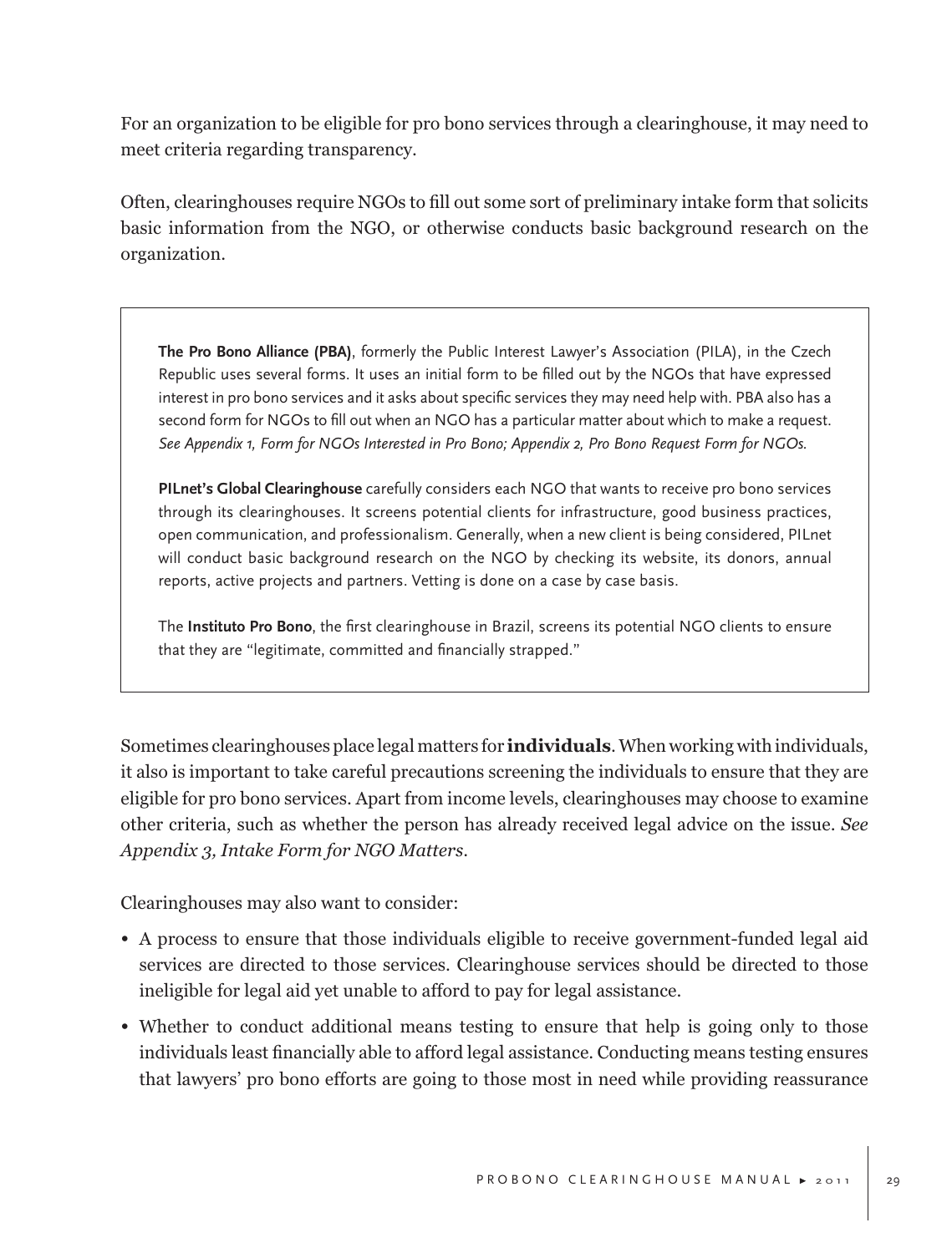For an organization to be eligible for pro bono services through a clearinghouse, it may need to meet criteria regarding transparency.

Often, clearinghouses require NGOs to fill out some sort of preliminary intake form that solicits basic information from the NGO, or otherwise conducts basic background research on the organization.

> **The Pro Bono Alliance (PBA)**, formerly the Public Interest Lawyer's Association (PILA), in the Czech Republic uses several forms. It uses an initial form to be filled out by the NGOs that have expressed interest in pro bono services and it asks about specific services they may need help with. PBA also has a second form for NGOs to fill out when an NGO has a particular matter about which to make a request. *See Appendix 1, Form for NGOs Interested in Pro Bono; Appendix 2, Pro Bono Request Form for NGOs.*
>
> **PILnet's Global Clearinghouse** carefully considers each NGO that wants to receive pro bono services through its clearinghouses. It screens potential clients for infrastructure, good business practices, open communication, and professionalism. Generally, when a new client is being considered, PILnet will conduct basic background research on the NGO by checking its website, its donors, annual reports, active projects and partners. Vetting is done on a case by case basis.
>
> The **Instituto Pro Bono**, the first clearinghouse in Brazil, screens its potential NGO clients to ensure that they are "legitimate, committed and financially strapped."

Sometimes clearinghouses place legal matters for **individuals**. When working with individuals, it also is important to take careful precautions screening the individuals to ensure that they are eligible for pro bono services. Apart from income levels, clearinghouses may choose to examine other criteria, such as whether the person has already received legal advice on the issue. *See Appendix 3, Intake Form for NGO Matters.*

Clearinghouses may also want to consider:

- A process to ensure that those individuals eligible to receive government-funded legal aid services are directed to those services. Clearinghouse services should be directed to those ineligible for legal aid yet unable to afford to pay for legal assistance.
- Whether to conduct additional means testing to ensure that help is going only to those individuals least financially able to afford legal assistance. Conducting means testing ensures that lawyers' pro bono efforts are going to those most in need while providing reassurance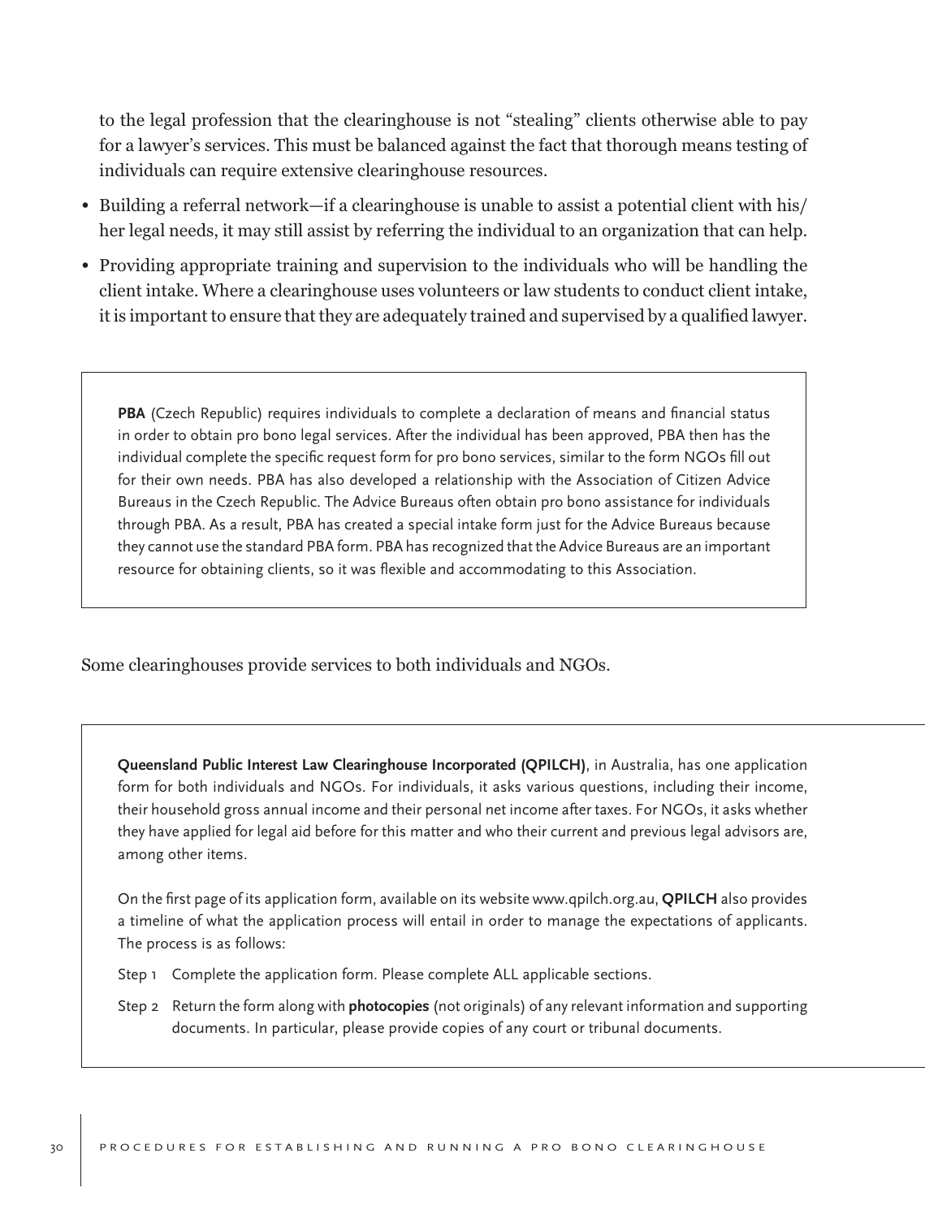to the legal profession that the clearinghouse is not "stealing" clients otherwise able to pay for a lawyer's services. This must be balanced against the fact that thorough means testing of individuals can require extensive clearinghouse resources.

- Building a referral network—if a clearinghouse is unable to assist a potential client with his/her legal needs, it may still assist by referring the individual to an organization that can help.
- Providing appropriate training and supervision to the individuals who will be handling the client intake. Where a clearinghouse uses volunteers or law students to conduct client intake, it is important to ensure that they are adequately trained and supervised by a qualified lawyer.

> **PBA** (Czech Republic) requires individuals to complete a declaration of means and financial status in order to obtain pro bono legal services. After the individual has been approved, PBA then has the individual complete the specific request form for pro bono services, similar to the form NGOs fill out for their own needs. PBA has also developed a relationship with the Association of Citizen Advice Bureaus in the Czech Republic. The Advice Bureaus often obtain pro bono assistance for individuals through PBA. As a result, PBA has created a special intake form just for the Advice Bureaus because they cannot use the standard PBA form. PBA has recognized that the Advice Bureaus are an important resource for obtaining clients, so it was flexible and accommodating to this Association.

Some clearinghouses provide services to both individuals and NGOs.

> **Queensland Public Interest Law Clearinghouse Incorporated (QPILCH)**, in Australia, has one application form for both individuals and NGOs. For individuals, it asks various questions, including their income, their household gross annual income and their personal net income after taxes. For NGOs, it asks whether they have applied for legal aid before for this matter and who their current and previous legal advisors are, among other items.
>
> On the first page of its application form, available on its website www.qpilch.org.au, **QPILCH** also provides a timeline of what the application process will entail in order to manage the expectations of applicants. The process is as follows:
>
> Step 1 Complete the application form. Please complete ALL applicable sections.
>
> Step 2 Return the form along with **photocopies** (not originals) of any relevant information and supporting documents. In particular, please provide copies of any court or tribunal documents.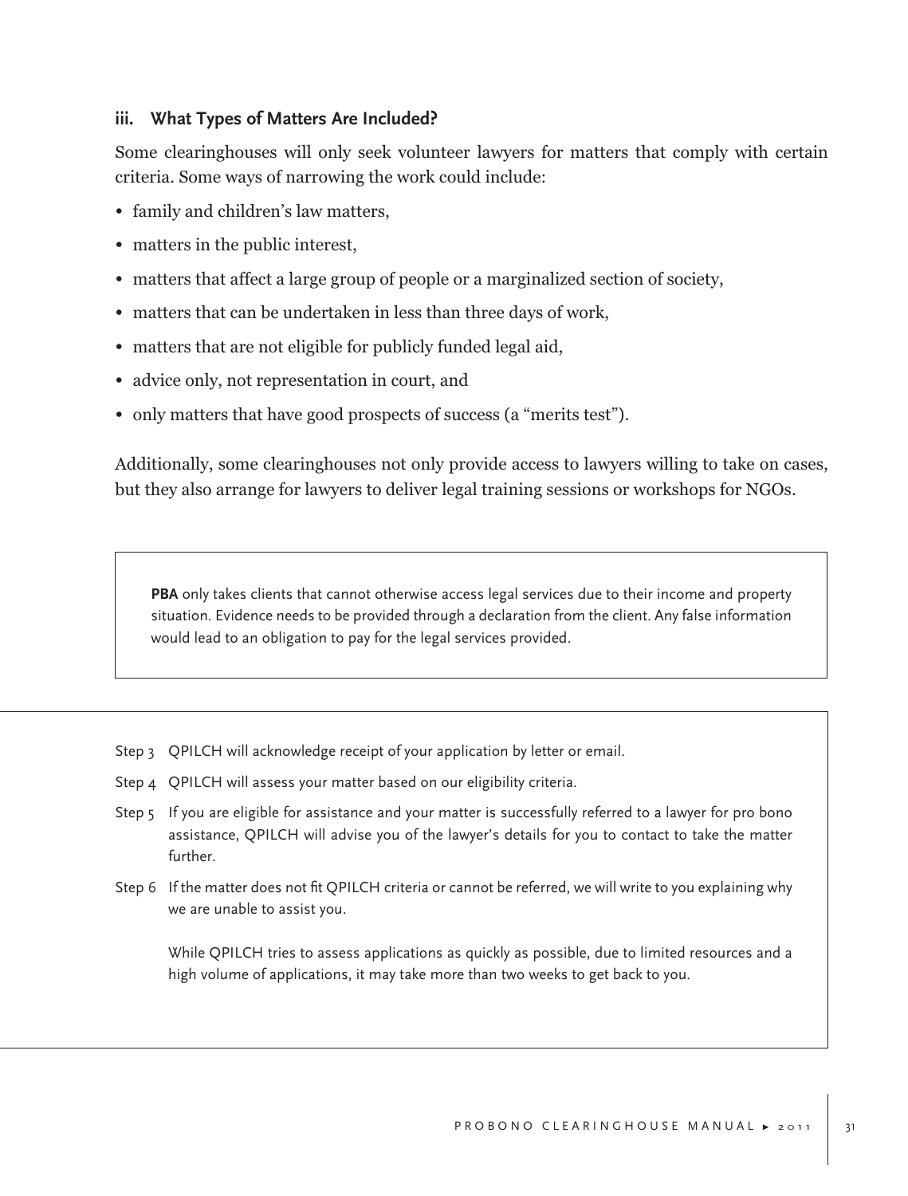### iii. What Types of Matters Are Included?

Some clearinghouses will only seek volunteer lawyers for matters that comply with certain criteria. Some ways of narrowing the work could include:

- family and children's law matters,
- matters in the public interest,
- matters that affect a large group of people or a marginalized section of society,
- matters that can be undertaken in less than three days of work,
- matters that are not eligible for publicly funded legal aid,
- advice only, not representation in court, and
- only matters that have good prospects of success (a "merits test").

Additionally, some clearinghouses not only provide access to lawyers willing to take on cases, but they also arrange for lawyers to deliver legal training sessions or workshops for NGOs.

> **PBA** only takes clients that cannot otherwise access legal services due to their income and property situation. Evidence needs to be provided through a declaration from the client. Any false information would lead to an obligation to pay for the legal services provided.

> Step 3 QPILCH will acknowledge receipt of your application by letter or email.
>
> Step 4 QPILCH will assess your matter based on our eligibility criteria.
>
> Step 5 If you are eligible for assistance and your matter is successfully referred to a lawyer for pro bono assistance, QPILCH will advise you of the lawyer's details for you to contact to take the matter further.
>
> Step 6 If the matter does not fit QPILCH criteria or cannot be referred, we will write to you explaining why we are unable to assist you.
>
> While QPILCH tries to assess applications as quickly as possible, due to limited resources and a high volume of applications, it may take more than two weeks to get back to you.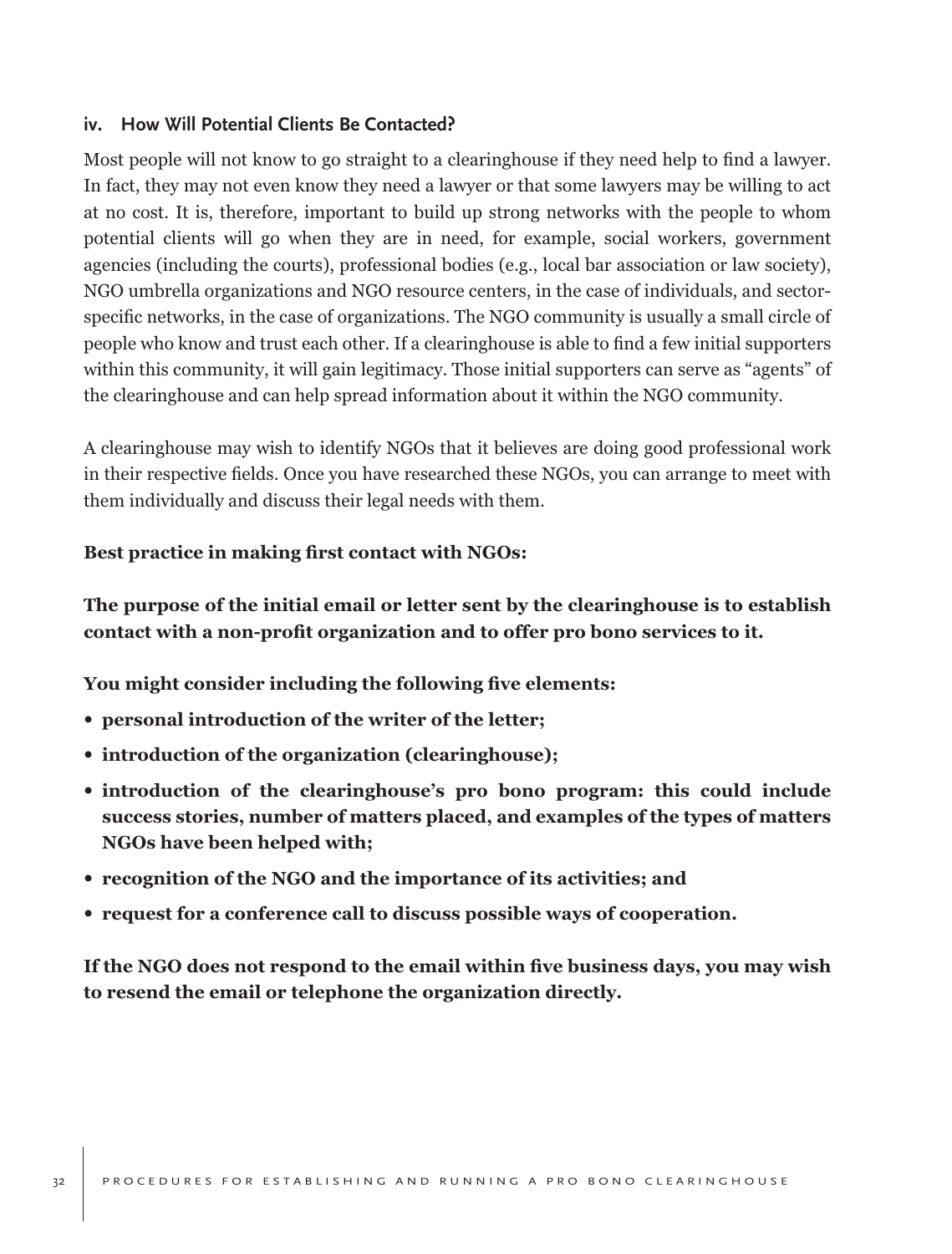### iv. How Will Potential Clients Be Contacted?

Most people will not know to go straight to a clearinghouse if they need help to find a lawyer. In fact, they may not even know they need a lawyer or that some lawyers may be willing to act at no cost. It is, therefore, important to build up strong networks with the people to whom potential clients will go when they are in need, for example, social workers, government agencies (including the courts), professional bodies (e.g., local bar association or law society), NGO umbrella organizations and NGO resource centers, in the case of individuals, and sector-specific networks, in the case of organizations. The NGO community is usually a small circle of people who know and trust each other. If a clearinghouse is able to find a few initial supporters within this community, it will gain legitimacy. Those initial supporters can serve as "agents" of the clearinghouse and can help spread information about it within the NGO community.

A clearinghouse may wish to identify NGOs that it believes are doing good professional work in their respective fields. Once you have researched these NGOs, you can arrange to meet with them individually and discuss their legal needs with them.

**Best practice in making first contact with NGOs:**

**The purpose of the initial email or letter sent by the clearinghouse is to establish contact with a non-profit organization and to offer pro bono services to it.**

**You might consider including the following five elements:**

- **personal introduction of the writer of the letter;**
- **introduction of the organization (clearinghouse);**
- **introduction of the clearinghouse's pro bono program: this could include success stories, number of matters placed, and examples of the types of matters NGOs have been helped with;**
- **recognition of the NGO and the importance of its activities; and**
- **request for a conference call to discuss possible ways of cooperation.**

**If the NGO does not respond to the email within five business days, you may wish to resend the email or telephone the organization directly.**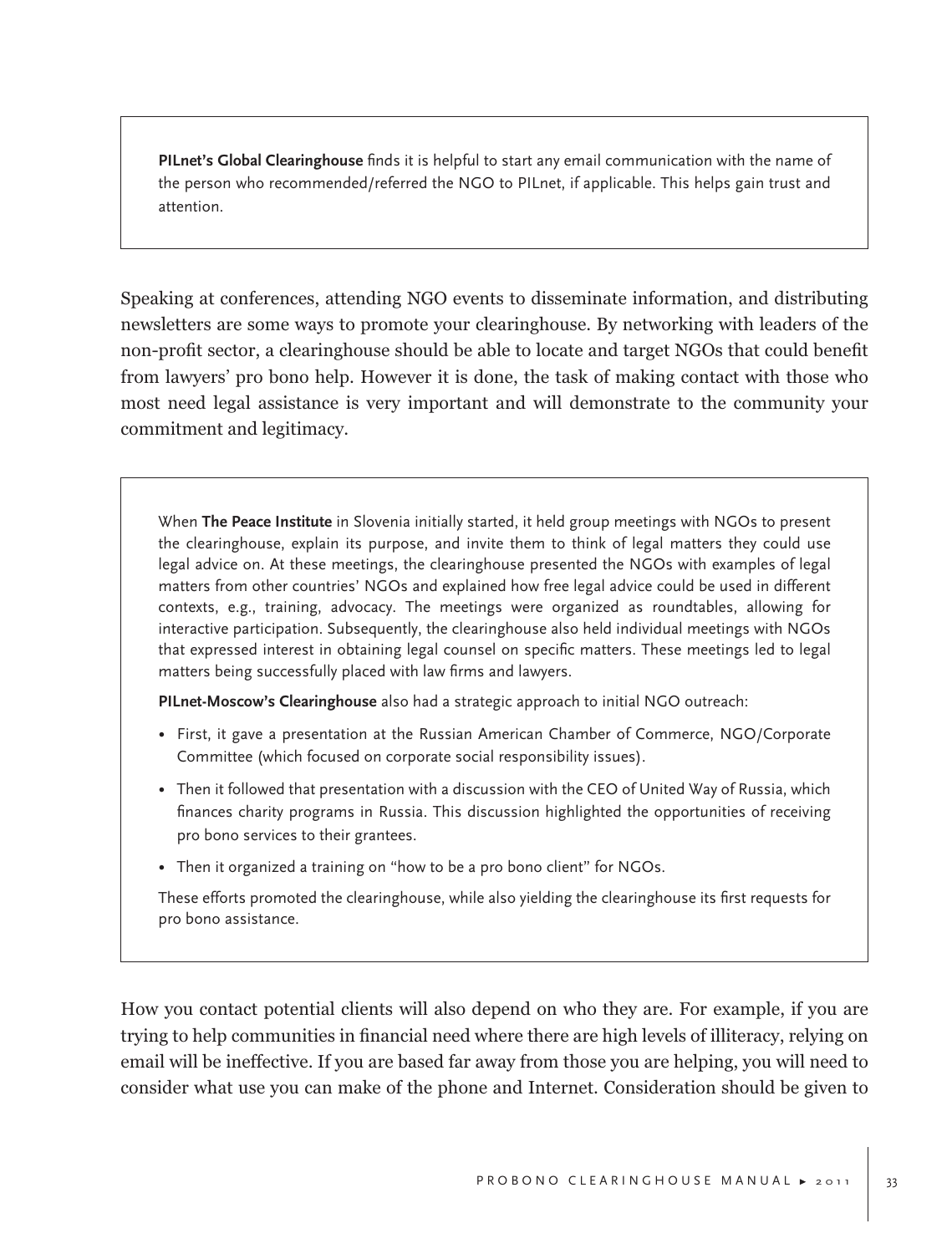**PILnet's Global Clearinghouse** finds it is helpful to start any email communication with the name of the person who recommended/referred the NGO to PILnet, if applicable. This helps gain trust and attention.

Speaking at conferences, attending NGO events to disseminate information, and distributing newsletters are some ways to promote your clearinghouse. By networking with leaders of the non-profit sector, a clearinghouse should be able to locate and target NGOs that could benefit from lawyers' pro bono help. However it is done, the task of making contact with those who most need legal assistance is very important and will demonstrate to the community your commitment and legitimacy.

When **The Peace Institute** in Slovenia initially started, it held group meetings with NGOs to present the clearinghouse, explain its purpose, and invite them to think of legal matters they could use legal advice on. At these meetings, the clearinghouse presented the NGOs with examples of legal matters from other countries' NGOs and explained how free legal advice could be used in different contexts, e.g., training, advocacy. The meetings were organized as roundtables, allowing for interactive participation. Subsequently, the clearinghouse also held individual meetings with NGOs that expressed interest in obtaining legal counsel on specific matters. These meetings led to legal matters being successfully placed with law firms and lawyers.

**PILnet-Moscow's Clearinghouse** also had a strategic approach to initial NGO outreach:

- First, it gave a presentation at the Russian American Chamber of Commerce, NGO/Corporate Committee (which focused on corporate social responsibility issues).
- Then it followed that presentation with a discussion with the CEO of United Way of Russia, which finances charity programs in Russia. This discussion highlighted the opportunities of receiving pro bono services to their grantees.
- Then it organized a training on "how to be a pro bono client" for NGOs.

These efforts promoted the clearinghouse, while also yielding the clearinghouse its first requests for pro bono assistance.

How you contact potential clients will also depend on who they are. For example, if you are trying to help communities in financial need where there are high levels of illiteracy, relying on email will be ineffective. If you are based far away from those you are helping, you will need to consider what use you can make of the phone and Internet. Consideration should be given to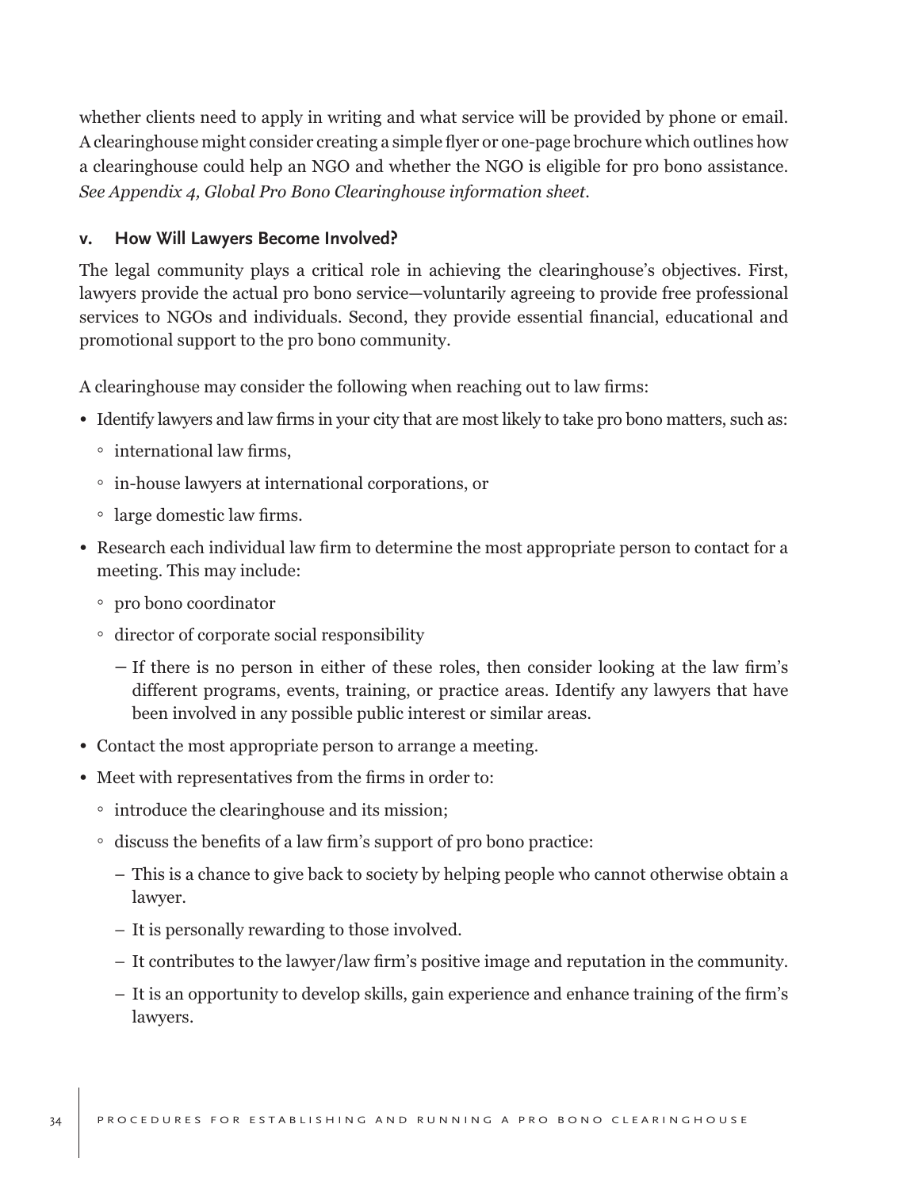whether clients need to apply in writing and what service will be provided by phone or email. A clearinghouse might consider creating a simple flyer or one-page brochure which outlines how a clearinghouse could help an NGO and whether the NGO is eligible for pro bono assistance. *See Appendix 4, Global Pro Bono Clearinghouse information sheet.*

### v. How Will Lawyers Become Involved?

The legal community plays a critical role in achieving the clearinghouse's objectives. First, lawyers provide the actual pro bono service—voluntarily agreeing to provide free professional services to NGOs and individuals. Second, they provide essential financial, educational and promotional support to the pro bono community.

A clearinghouse may consider the following when reaching out to law firms:

- Identify lawyers and law firms in your city that are most likely to take pro bono matters, such as:
  - international law firms,
  - in-house lawyers at international corporations, or
  - large domestic law firms.
- Research each individual law firm to determine the most appropriate person to contact for a meeting. This may include:
  - pro bono coordinator
  - director of corporate social responsibility
    - If there is no person in either of these roles, then consider looking at the law firm's different programs, events, training, or practice areas. Identify any lawyers that have been involved in any possible public interest or similar areas.
- Contact the most appropriate person to arrange a meeting.
- Meet with representatives from the firms in order to:
  - introduce the clearinghouse and its mission;
  - discuss the benefits of a law firm's support of pro bono practice:
    - This is a chance to give back to society by helping people who cannot otherwise obtain a lawyer.
    - It is personally rewarding to those involved.
    - It contributes to the lawyer/law firm's positive image and reputation in the community.
    - It is an opportunity to develop skills, gain experience and enhance training of the firm's lawyers.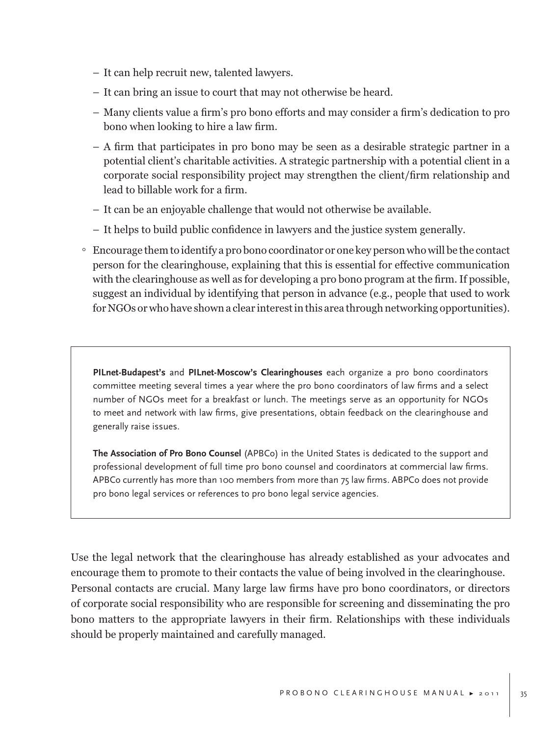- It can help recruit new, talented lawyers.
  - It can bring an issue to court that may not otherwise be heard.
  - Many clients value a firm's pro bono efforts and may consider a firm's dedication to pro bono when looking to hire a law firm.
  - A firm that participates in pro bono may be seen as a desirable strategic partner in a potential client's charitable activities. A strategic partnership with a potential client in a corporate social responsibility project may strengthen the client/firm relationship and lead to billable work for a firm.
  - It can be an enjoyable challenge that would not otherwise be available.
  - It helps to build public confidence in lawyers and the justice system generally.
- Encourage them to identify a pro bono coordinator or one key person who will be the contact person for the clearinghouse, explaining that this is essential for effective communication with the clearinghouse as well as for developing a pro bono program at the firm. If possible, suggest an individual by identifying that person in advance (e.g., people that used to work for NGOs or who have shown a clear interest in this area through networking opportunities).

> **PILnet-Budapest's** and **PILnet-Moscow's Clearinghouses** each organize a pro bono coordinators committee meeting several times a year where the pro bono coordinators of law firms and a select number of NGOs meet for a breakfast or lunch. The meetings serve as an opportunity for NGOs to meet and network with law firms, give presentations, obtain feedback on the clearinghouse and generally raise issues.
>
> **The Association of Pro Bono Counsel** (APBCo) in the United States is dedicated to the support and professional development of full time pro bono counsel and coordinators at commercial law firms. APBCo currently has more than 100 members from more than 75 law firms. ABPCo does not provide pro bono legal services or references to pro bono legal service agencies.

Use the legal network that the clearinghouse has already established as your advocates and encourage them to promote to their contacts the value of being involved in the clearinghouse.
Personal contacts are crucial. Many large law firms have pro bono coordinators, or directors of corporate social responsibility who are responsible for screening and disseminating the pro bono matters to the appropriate lawyers in their firm. Relationships with these individuals should be properly maintained and carefully managed.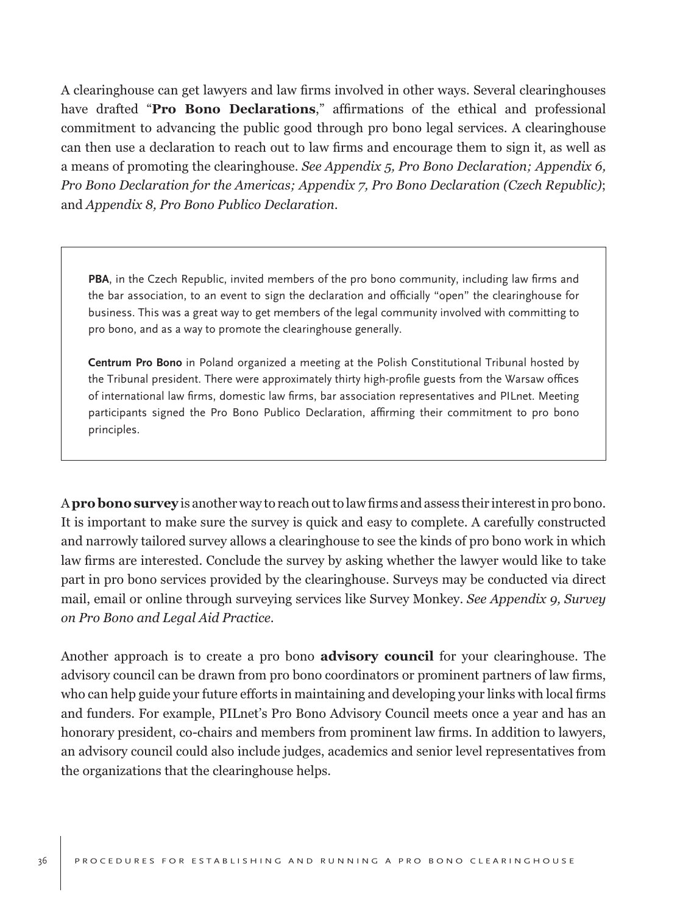A clearinghouse can get lawyers and law firms involved in other ways. Several clearinghouses have drafted "**Pro Bono Declarations**," affirmations of the ethical and professional commitment to advancing the public good through pro bono legal services. A clearinghouse can then use a declaration to reach out to law firms and encourage them to sign it, as well as a means of promoting the clearinghouse. *See Appendix 5, Pro Bono Declaration; Appendix 6, Pro Bono Declaration for the Americas; Appendix 7, Pro Bono Declaration (Czech Republic)*; and *Appendix 8, Pro Bono Publico Declaration.*

> **PBA**, in the Czech Republic, invited members of the pro bono community, including law firms and the bar association, to an event to sign the declaration and officially "open" the clearinghouse for business. This was a great way to get members of the legal community involved with committing to pro bono, and as a way to promote the clearinghouse generally.
>
> **Centrum Pro Bono** in Poland organized a meeting at the Polish Constitutional Tribunal hosted by the Tribunal president. There were approximately thirty high-profile guests from the Warsaw offices of international law firms, domestic law firms, bar association representatives and PILnet. Meeting participants signed the Pro Bono Publico Declaration, affirming their commitment to pro bono principles.

A **pro bono survey** is another way to reach out to law firms and assess their interest in pro bono. It is important to make sure the survey is quick and easy to complete. A carefully constructed and narrowly tailored survey allows a clearinghouse to see the kinds of pro bono work in which law firms are interested. Conclude the survey by asking whether the lawyer would like to take part in pro bono services provided by the clearinghouse. Surveys may be conducted via direct mail, email or online through surveying services like Survey Monkey. *See Appendix 9, Survey on Pro Bono and Legal Aid Practice.*

Another approach is to create a pro bono **advisory council** for your clearinghouse. The advisory council can be drawn from pro bono coordinators or prominent partners of law firms, who can help guide your future efforts in maintaining and developing your links with local firms and funders. For example, PILnet's Pro Bono Advisory Council meets once a year and has an honorary president, co-chairs and members from prominent law firms. In addition to lawyers, an advisory council could also include judges, academics and senior level representatives from the organizations that the clearinghouse helps.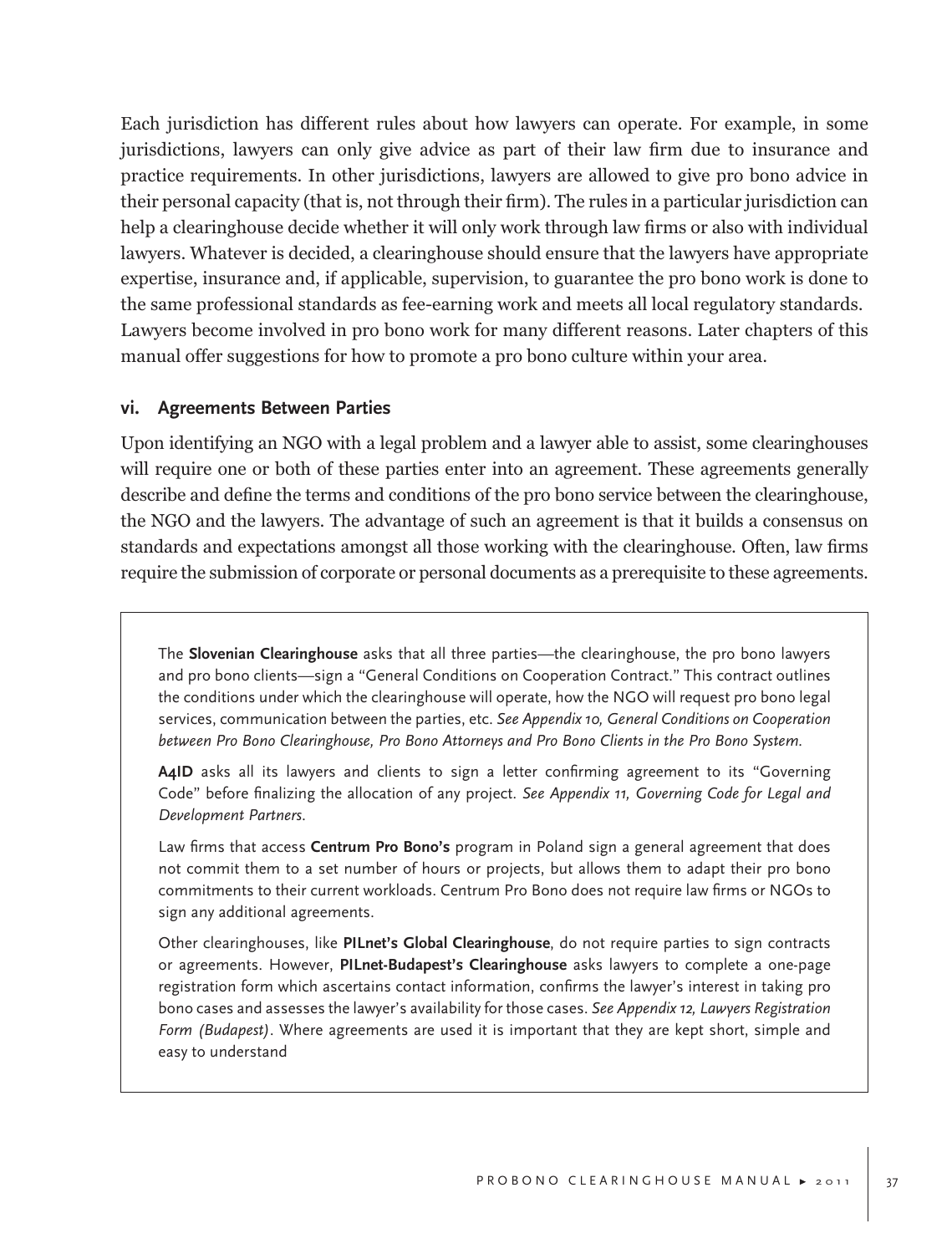Each jurisdiction has different rules about how lawyers can operate. For example, in some jurisdictions, lawyers can only give advice as part of their law firm due to insurance and practice requirements. In other jurisdictions, lawyers are allowed to give pro bono advice in their personal capacity (that is, not through their firm). The rules in a particular jurisdiction can help a clearinghouse decide whether it will only work through law firms or also with individual lawyers. Whatever is decided, a clearinghouse should ensure that the lawyers have appropriate expertise, insurance and, if applicable, supervision, to guarantee the pro bono work is done to the same professional standards as fee-earning work and meets all local regulatory standards. Lawyers become involved in pro bono work for many different reasons. Later chapters of this manual offer suggestions for how to promote a pro bono culture within your area.

### vi. Agreements Between Parties

Upon identifying an NGO with a legal problem and a lawyer able to assist, some clearinghouses will require one or both of these parties enter into an agreement. These agreements generally describe and define the terms and conditions of the pro bono service between the clearinghouse, the NGO and the lawyers. The advantage of such an agreement is that it builds a consensus on standards and expectations amongst all those working with the clearinghouse. Often, law firms require the submission of corporate or personal documents as a prerequisite to these agreements.

The **Slovenian Clearinghouse** asks that all three parties—the clearinghouse, the pro bono lawyers and pro bono clients—sign a "General Conditions on Cooperation Contract." This contract outlines the conditions under which the clearinghouse will operate, how the NGO will request pro bono legal services, communication between the parties, etc. *See Appendix 10, General Conditions on Cooperation between Pro Bono Clearinghouse, Pro Bono Attorneys and Pro Bono Clients in the Pro Bono System.*

**A4ID** asks all its lawyers and clients to sign a letter confirming agreement to its "Governing Code" before finalizing the allocation of any project. *See Appendix 11, Governing Code for Legal and Development Partners.*

Law firms that access **Centrum Pro Bono's** program in Poland sign a general agreement that does not commit them to a set number of hours or projects, but allows them to adapt their pro bono commitments to their current workloads. Centrum Pro Bono does not require law firms or NGOs to sign any additional agreements.

Other clearinghouses, like **PILnet's Global Clearinghouse**, do not require parties to sign contracts or agreements. However, **PILnet-Budapest's Clearinghouse** asks lawyers to complete a one-page registration form which ascertains contact information, confirms the lawyer's interest in taking pro bono cases and assesses the lawyer's availability for those cases. *See Appendix 12, Lawyers Registration Form (Budapest)*. Where agreements are used it is important that they are kept short, simple and easy to understand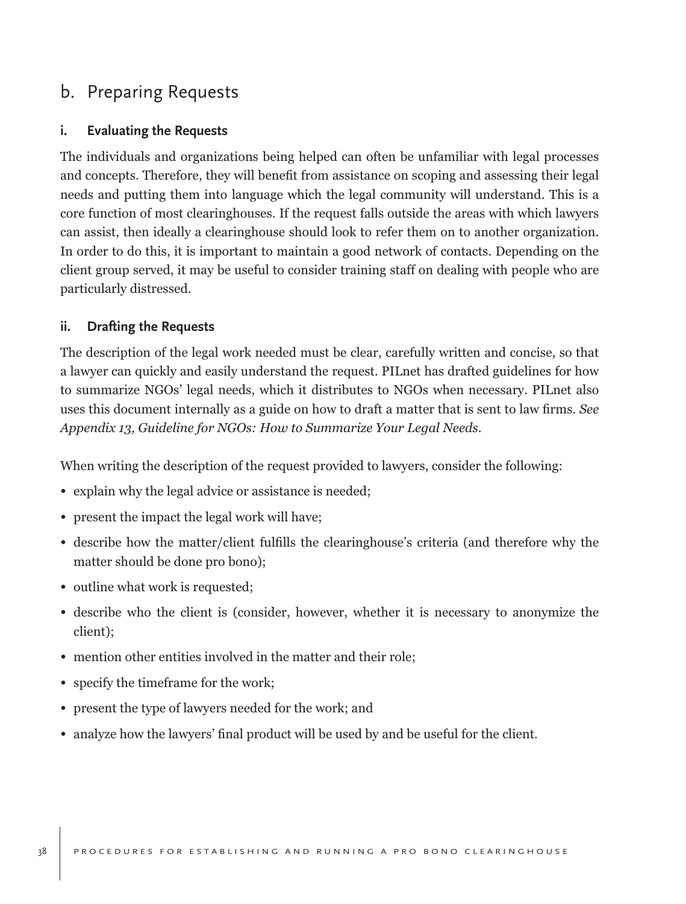## b. Preparing Requests

### i. Evaluating the Requests

The individuals and organizations being helped can often be unfamiliar with legal processes and concepts. Therefore, they will benefit from assistance on scoping and assessing their legal needs and putting them into language which the legal community will understand. This is a core function of most clearinghouses. If the request falls outside the areas with which lawyers can assist, then ideally a clearinghouse should look to refer them on to another organization. In order to do this, it is important to maintain a good network of contacts. Depending on the client group served, it may be useful to consider training staff on dealing with people who are particularly distressed.

### ii. Drafting the Requests

The description of the legal work needed must be clear, carefully written and concise, so that a lawyer can quickly and easily understand the request. PILnet has drafted guidelines for how to summarize NGOs' legal needs, which it distributes to NGOs when necessary. PILnet also uses this document internally as a guide on how to draft a matter that is sent to law firms. *See Appendix 13, Guideline for NGOs: How to Summarize Your Legal Needs.*

When writing the description of the request provided to lawyers, consider the following:

- explain why the legal advice or assistance is needed;
- present the impact the legal work will have;
- describe how the matter/client fulfills the clearinghouse's criteria (and therefore why the matter should be done pro bono);
- outline what work is requested;
- describe who the client is (consider, however, whether it is necessary to anonymize the client);
- mention other entities involved in the matter and their role;
- specify the timeframe for the work;
- present the type of lawyers needed for the work; and
- analyze how the lawyers' final product will be used by and be useful for the client.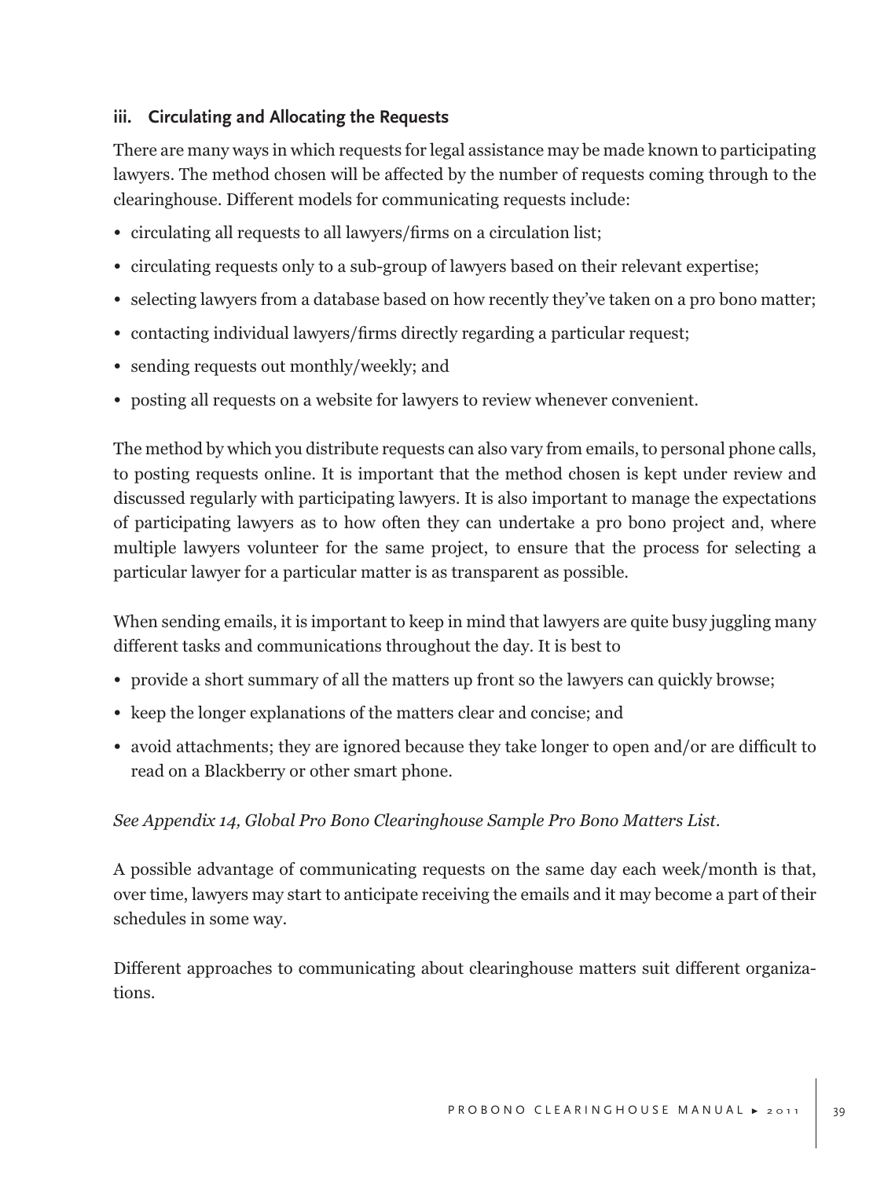### iii. Circulating and Allocating the Requests

There are many ways in which requests for legal assistance may be made known to participating lawyers. The method chosen will be affected by the number of requests coming through to the clearinghouse. Different models for communicating requests include:

- circulating all requests to all lawyers/firms on a circulation list;
- circulating requests only to a sub-group of lawyers based on their relevant expertise;
- selecting lawyers from a database based on how recently they've taken on a pro bono matter;
- contacting individual lawyers/firms directly regarding a particular request;
- sending requests out monthly/weekly; and
- posting all requests on a website for lawyers to review whenever convenient.

The method by which you distribute requests can also vary from emails, to personal phone calls, to posting requests online. It is important that the method chosen is kept under review and discussed regularly with participating lawyers. It is also important to manage the expectations of participating lawyers as to how often they can undertake a pro bono project and, where multiple lawyers volunteer for the same project, to ensure that the process for selecting a particular lawyer for a particular matter is as transparent as possible.

When sending emails, it is important to keep in mind that lawyers are quite busy juggling many different tasks and communications throughout the day. It is best to

- provide a short summary of all the matters up front so the lawyers can quickly browse;
- keep the longer explanations of the matters clear and concise; and
- avoid attachments; they are ignored because they take longer to open and/or are difficult to read on a Blackberry or other smart phone.

*See Appendix 14, Global Pro Bono Clearinghouse Sample Pro Bono Matters List.*

A possible advantage of communicating requests on the same day each week/month is that, over time, lawyers may start to anticipate receiving the emails and it may become a part of their schedules in some way.

Different approaches to communicating about clearinghouse matters suit different organizations.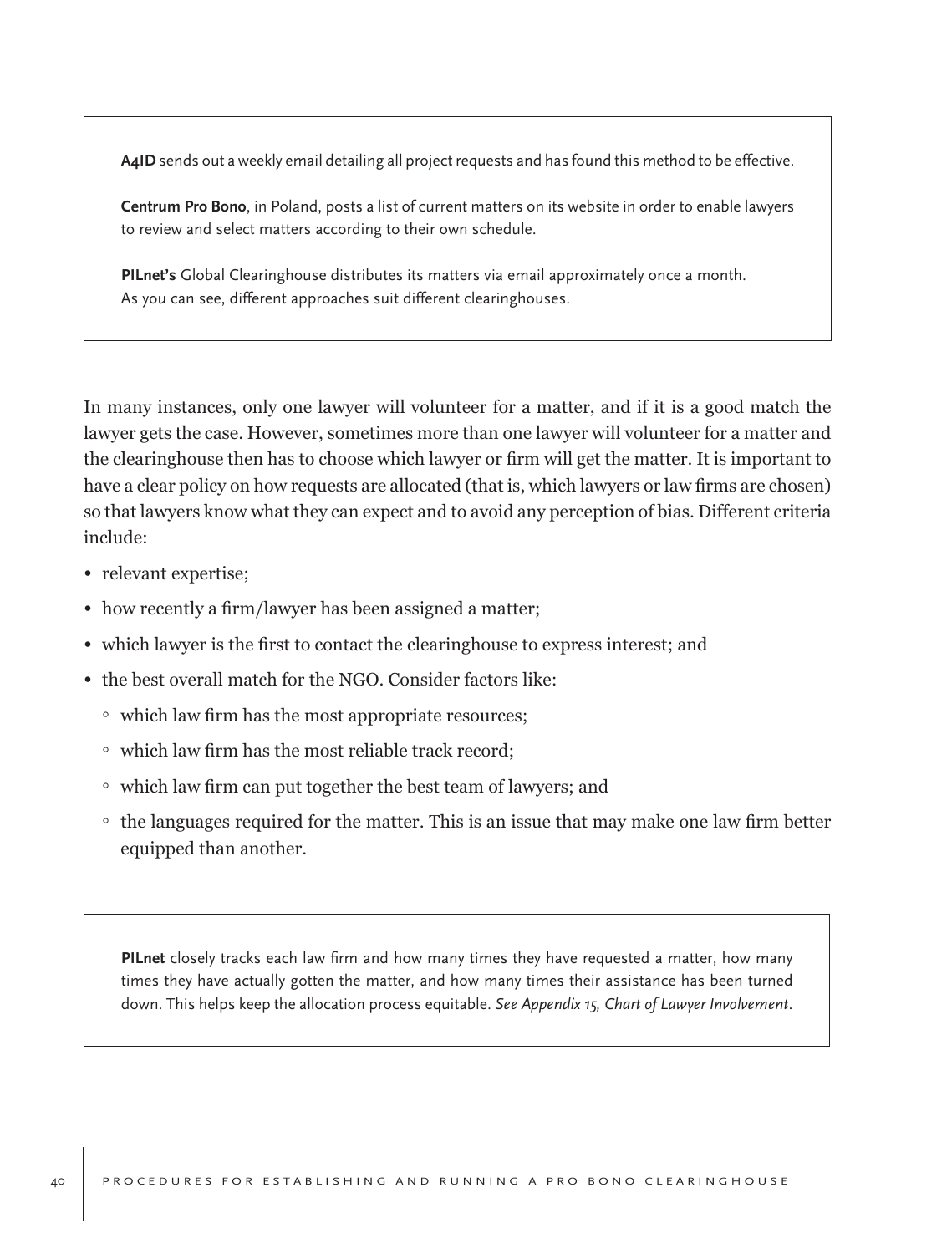**A4ID** sends out a weekly email detailing all project requests and has found this method to be effective.

**Centrum Pro Bono**, in Poland, posts a list of current matters on its website in order to enable lawyers to review and select matters according to their own schedule.

**PILnet's** Global Clearinghouse distributes its matters via email approximately once a month. As you can see, different approaches suit different clearinghouses.

In many instances, only one lawyer will volunteer for a matter, and if it is a good match the lawyer gets the case. However, sometimes more than one lawyer will volunteer for a matter and the clearinghouse then has to choose which lawyer or firm will get the matter. It is important to have a clear policy on how requests are allocated (that is, which lawyers or law firms are chosen) so that lawyers know what they can expect and to avoid any perception of bias. Different criteria include:

- relevant expertise;
- how recently a firm/lawyer has been assigned a matter;
- which lawyer is the first to contact the clearinghouse to express interest; and
- the best overall match for the NGO. Consider factors like:
  - which law firm has the most appropriate resources;
  - which law firm has the most reliable track record;
  - which law firm can put together the best team of lawyers; and
  - the languages required for the matter. This is an issue that may make one law firm better equipped than another.

**PILnet** closely tracks each law firm and how many times they have requested a matter, how many times they have actually gotten the matter, and how many times their assistance has been turned down. This helps keep the allocation process equitable. *See Appendix 15, Chart of Lawyer Involvement.*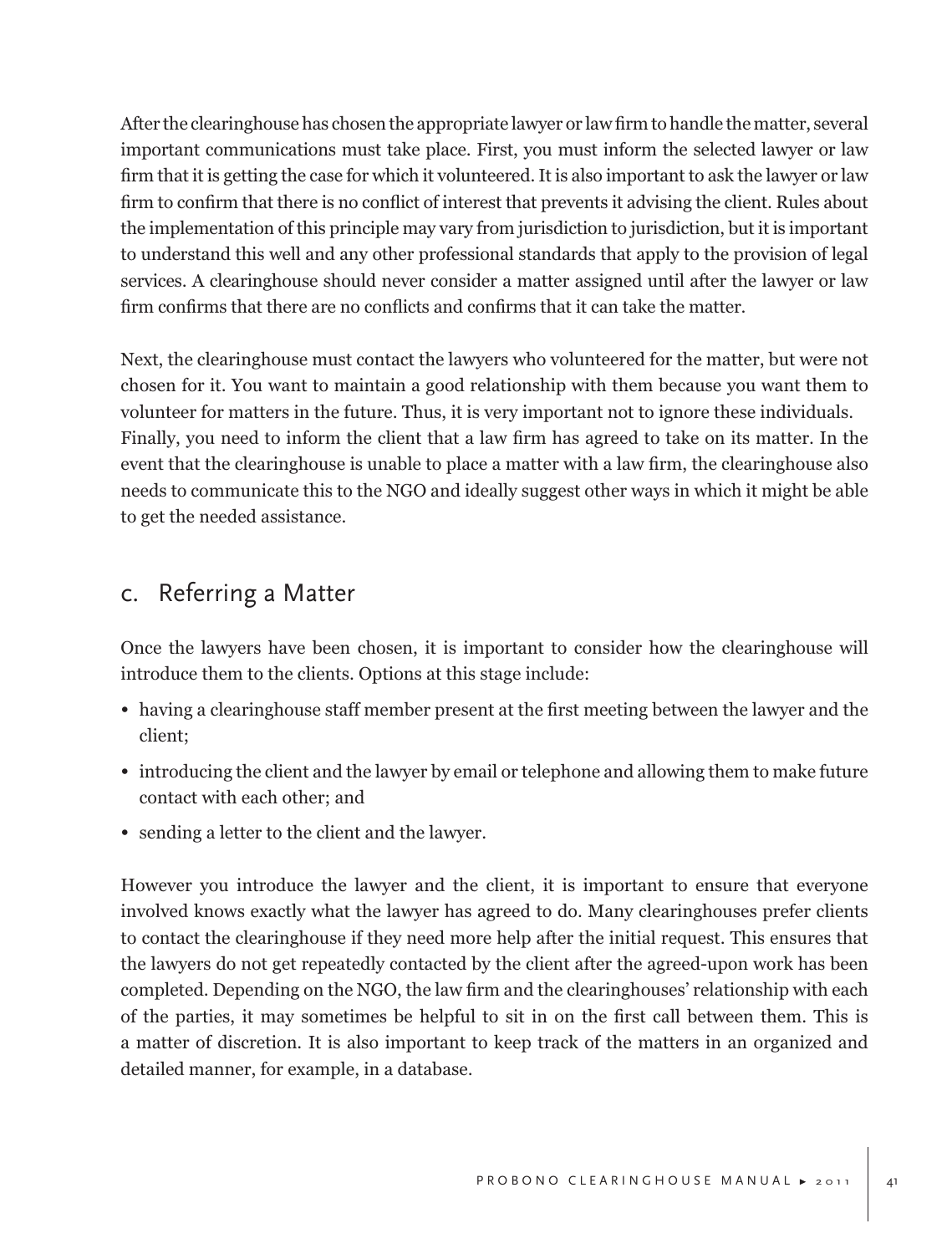After the clearinghouse has chosen the appropriate lawyer or law firm to handle the matter, several important communications must take place. First, you must inform the selected lawyer or law firm that it is getting the case for which it volunteered. It is also important to ask the lawyer or law firm to confirm that there is no conflict of interest that prevents it advising the client. Rules about the implementation of this principle may vary from jurisdiction to jurisdiction, but it is important to understand this well and any other professional standards that apply to the provision of legal services. A clearinghouse should never consider a matter assigned until after the lawyer or law firm confirms that there are no conflicts and confirms that it can take the matter.

Next, the clearinghouse must contact the lawyers who volunteered for the matter, but were not chosen for it. You want to maintain a good relationship with them because you want them to volunteer for matters in the future. Thus, it is very important not to ignore these individuals. Finally, you need to inform the client that a law firm has agreed to take on its matter. In the event that the clearinghouse is unable to place a matter with a law firm, the clearinghouse also needs to communicate this to the NGO and ideally suggest other ways in which it might be able to get the needed assistance.

## c. Referring a Matter

Once the lawyers have been chosen, it is important to consider how the clearinghouse will introduce them to the clients. Options at this stage include:

- having a clearinghouse staff member present at the first meeting between the lawyer and the client;
- introducing the client and the lawyer by email or telephone and allowing them to make future contact with each other; and
- sending a letter to the client and the lawyer.

However you introduce the lawyer and the client, it is important to ensure that everyone involved knows exactly what the lawyer has agreed to do. Many clearinghouses prefer clients to contact the clearinghouse if they need more help after the initial request. This ensures that the lawyers do not get repeatedly contacted by the client after the agreed-upon work has been completed. Depending on the NGO, the law firm and the clearinghouses' relationship with each of the parties, it may sometimes be helpful to sit in on the first call between them. This is a matter of discretion. It is also important to keep track of the matters in an organized and detailed manner, for example, in a database.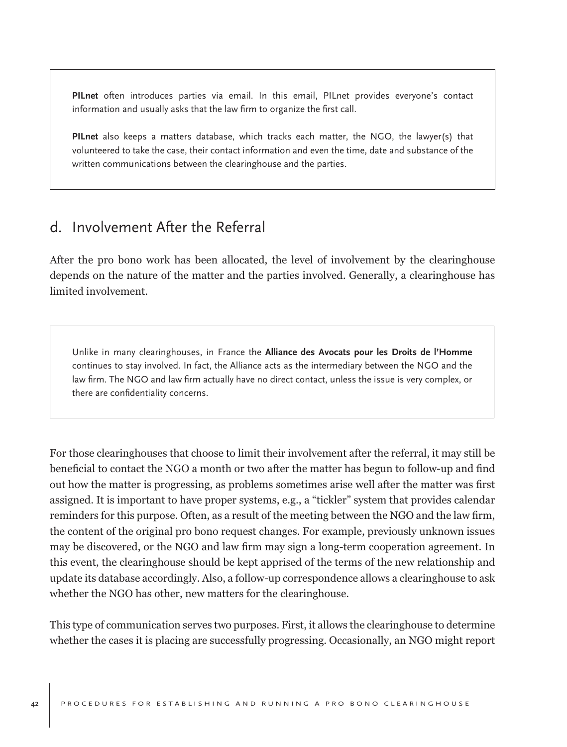**PILnet** often introduces parties via email. In this email, PILnet provides everyone's contact information and usually asks that the law firm to organize the first call.

**PILnet** also keeps a matters database, which tracks each matter, the NGO, the lawyer(s) that volunteered to take the case, their contact information and even the time, date and substance of the written communications between the clearinghouse and the parties.

## d. Involvement After the Referral

After the pro bono work has been allocated, the level of involvement by the clearinghouse depends on the nature of the matter and the parties involved. Generally, a clearinghouse has limited involvement.

Unlike in many clearinghouses, in France the **Alliance des Avocats pour les Droits de l'Homme** continues to stay involved. In fact, the Alliance acts as the intermediary between the NGO and the law firm. The NGO and law firm actually have no direct contact, unless the issue is very complex, or there are confidentiality concerns.

For those clearinghouses that choose to limit their involvement after the referral, it may still be beneficial to contact the NGO a month or two after the matter has begun to follow-up and find out how the matter is progressing, as problems sometimes arise well after the matter was first assigned. It is important to have proper systems, e.g., a "tickler" system that provides calendar reminders for this purpose. Often, as a result of the meeting between the NGO and the law firm, the content of the original pro bono request changes. For example, previously unknown issues may be discovered, or the NGO and law firm may sign a long-term cooperation agreement. In this event, the clearinghouse should be kept apprised of the terms of the new relationship and update its database accordingly. Also, a follow-up correspondence allows a clearinghouse to ask whether the NGO has other, new matters for the clearinghouse.

This type of communication serves two purposes. First, it allows the clearinghouse to determine whether the cases it is placing are successfully progressing. Occasionally, an NGO might report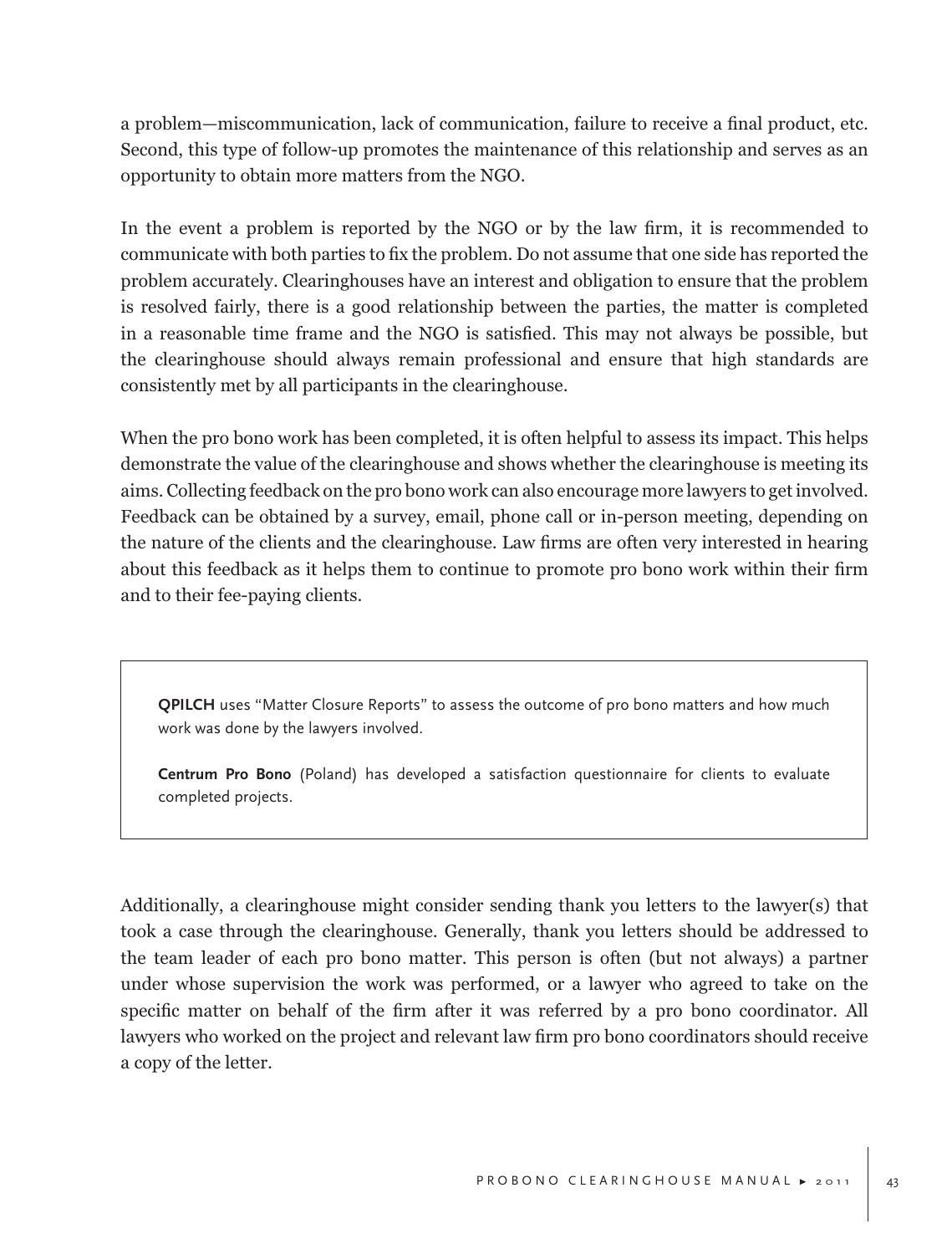a problem—miscommunication, lack of communication, failure to receive a final product, etc. Second, this type of follow-up promotes the maintenance of this relationship and serves as an opportunity to obtain more matters from the NGO.

In the event a problem is reported by the NGO or by the law firm, it is recommended to communicate with both parties to fix the problem. Do not assume that one side has reported the problem accurately. Clearinghouses have an interest and obligation to ensure that the problem is resolved fairly, there is a good relationship between the parties, the matter is completed in a reasonable time frame and the NGO is satisfied. This may not always be possible, but the clearinghouse should always remain professional and ensure that high standards are consistently met by all participants in the clearinghouse.

When the pro bono work has been completed, it is often helpful to assess its impact. This helps demonstrate the value of the clearinghouse and shows whether the clearinghouse is meeting its aims. Collecting feedback on the pro bono work can also encourage more lawyers to get involved. Feedback can be obtained by a survey, email, phone call or in-person meeting, depending on the nature of the clients and the clearinghouse. Law firms are often very interested in hearing about this feedback as it helps them to continue to promote pro bono work within their firm and to their fee-paying clients.

> **QPILCH** uses "Matter Closure Reports" to assess the outcome of pro bono matters and how much work was done by the lawyers involved.
>
> **Centrum Pro Bono** (Poland) has developed a satisfaction questionnaire for clients to evaluate completed projects.

Additionally, a clearinghouse might consider sending thank you letters to the lawyer(s) that took a case through the clearinghouse. Generally, thank you letters should be addressed to the team leader of each pro bono matter. This person is often (but not always) a partner under whose supervision the work was performed, or a lawyer who agreed to take on the specific matter on behalf of the firm after it was referred by a pro bono coordinator. All lawyers who worked on the project and relevant law firm pro bono coordinators should receive a copy of the letter.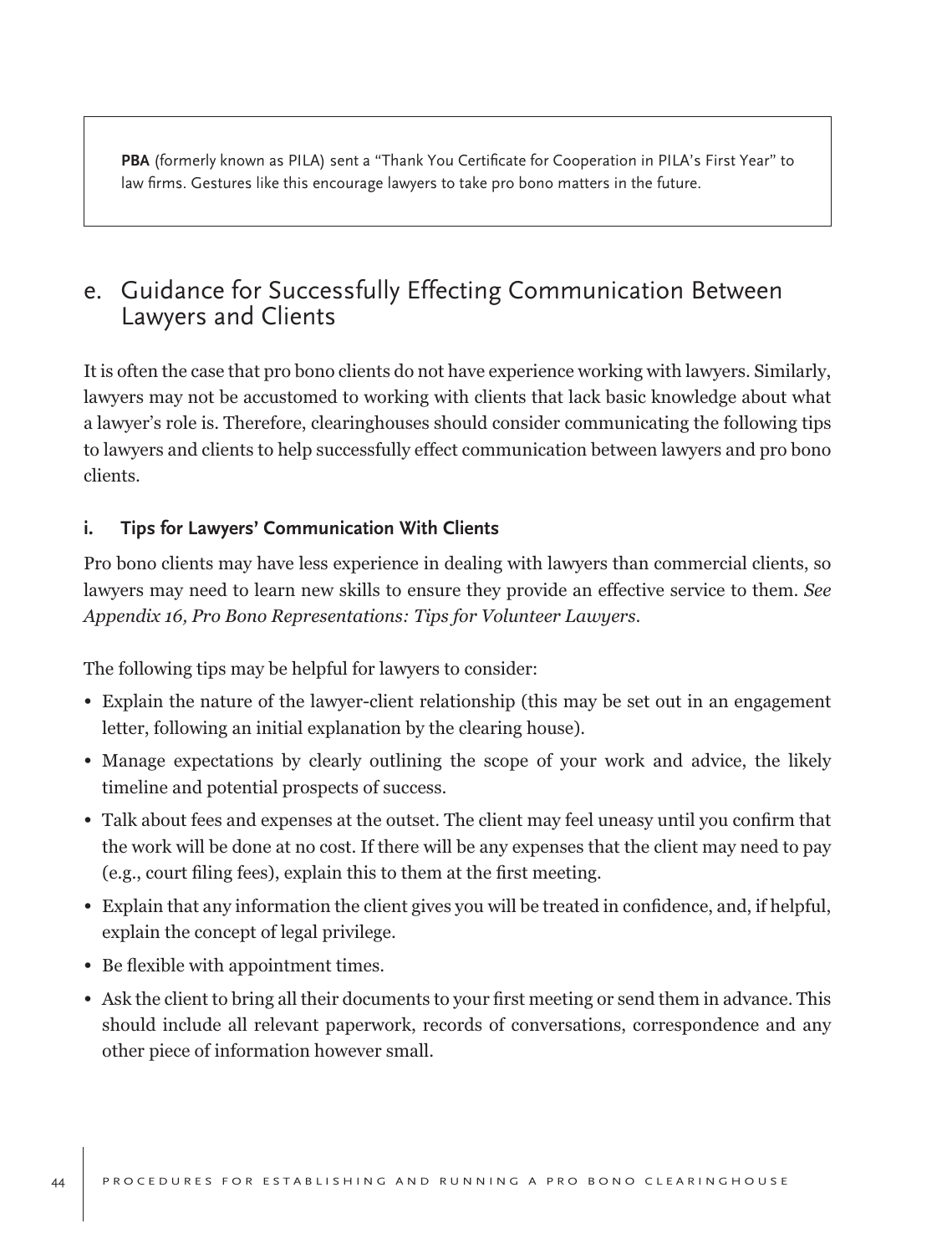> **PBA** (formerly known as PILA) sent a "Thank You Certificate for Cooperation in PILA's First Year" to law firms. Gestures like this encourage lawyers to take pro bono matters in the future.

## e. Guidance for Successfully Effecting Communication Between Lawyers and Clients

It is often the case that pro bono clients do not have experience working with lawyers. Similarly, lawyers may not be accustomed to working with clients that lack basic knowledge about what a lawyer's role is. Therefore, clearinghouses should consider communicating the following tips to lawyers and clients to help successfully effect communication between lawyers and pro bono clients.

### i. Tips for Lawyers' Communication With Clients

Pro bono clients may have less experience in dealing with lawyers than commercial clients, so lawyers may need to learn new skills to ensure they provide an effective service to them. *See Appendix 16, Pro Bono Representations: Tips for Volunteer Lawyers.*

The following tips may be helpful for lawyers to consider:

- Explain the nature of the lawyer-client relationship (this may be set out in an engagement letter, following an initial explanation by the clearing house).
- Manage expectations by clearly outlining the scope of your work and advice, the likely timeline and potential prospects of success.
- Talk about fees and expenses at the outset. The client may feel uneasy until you confirm that the work will be done at no cost. If there will be any expenses that the client may need to pay (e.g., court filing fees), explain this to them at the first meeting.
- Explain that any information the client gives you will be treated in confidence, and, if helpful, explain the concept of legal privilege.
- Be flexible with appointment times.
- Ask the client to bring all their documents to your first meeting or send them in advance. This should include all relevant paperwork, records of conversations, correspondence and any other piece of information however small.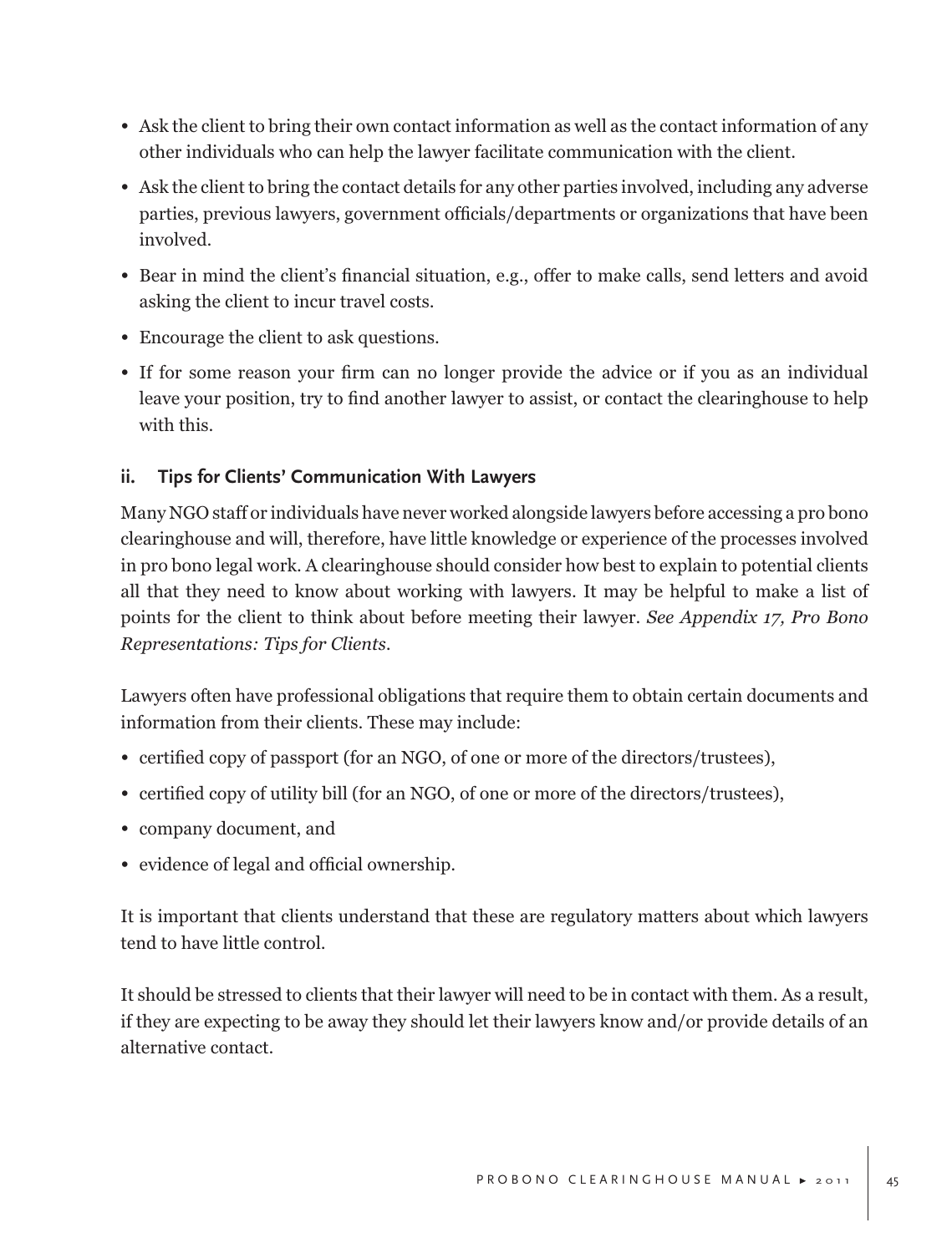- Ask the client to bring their own contact information as well as the contact information of any other individuals who can help the lawyer facilitate communication with the client.
- Ask the client to bring the contact details for any other parties involved, including any adverse parties, previous lawyers, government officials/departments or organizations that have been involved.
- Bear in mind the client's financial situation, e.g., offer to make calls, send letters and avoid asking the client to incur travel costs.
- Encourage the client to ask questions.
- If for some reason your firm can no longer provide the advice or if you as an individual leave your position, try to find another lawyer to assist, or contact the clearinghouse to help with this.

### ii. Tips for Clients' Communication With Lawyers

Many NGO staff or individuals have never worked alongside lawyers before accessing a pro bono clearinghouse and will, therefore, have little knowledge or experience of the processes involved in pro bono legal work. A clearinghouse should consider how best to explain to potential clients all that they need to know about working with lawyers. It may be helpful to make a list of points for the client to think about before meeting their lawyer. *See Appendix 17, Pro Bono Representations: Tips for Clients.*

Lawyers often have professional obligations that require them to obtain certain documents and information from their clients. These may include:

- certified copy of passport (for an NGO, of one or more of the directors/trustees),
- certified copy of utility bill (for an NGO, of one or more of the directors/trustees),
- company document, and
- evidence of legal and official ownership.

It is important that clients understand that these are regulatory matters about which lawyers tend to have little control.

It should be stressed to clients that their lawyer will need to be in contact with them. As a result, if they are expecting to be away they should let their lawyers know and/or provide details of an alternative contact.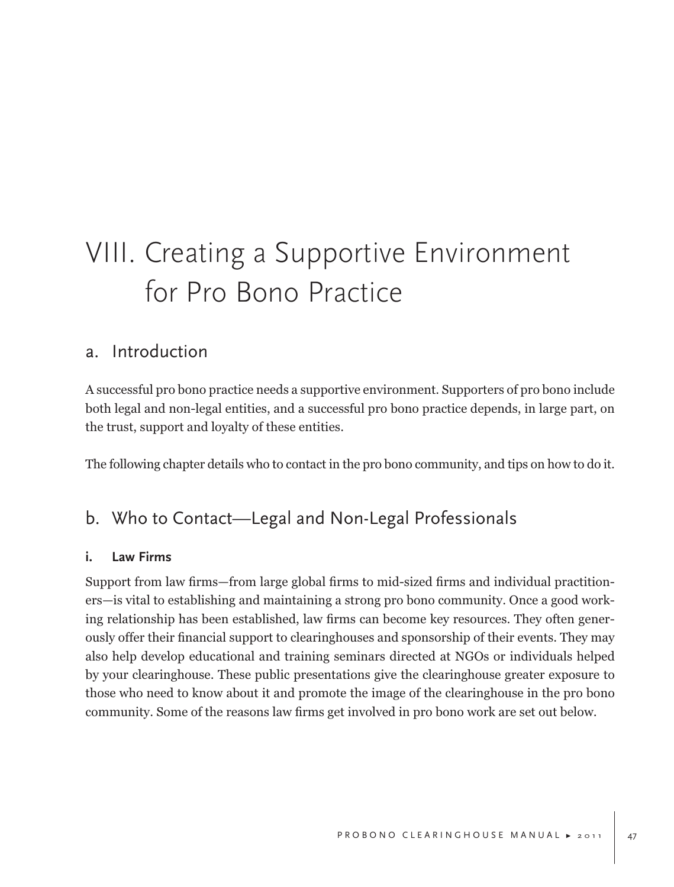# VIII. Creating a Supportive Environment for Pro Bono Practice

## a. Introduction

A successful pro bono practice needs a supportive environment. Supporters of pro bono include both legal and non-legal entities, and a successful pro bono practice depends, in large part, on the trust, support and loyalty of these entities.

The following chapter details who to contact in the pro bono community, and tips on how to do it.

## b. Who to Contact—Legal and Non-Legal Professionals

### i. Law Firms

Support from law firms—from large global firms to mid-sized firms and individual practitioners—is vital to establishing and maintaining a strong pro bono community. Once a good working relationship has been established, law firms can become key resources. They often generously offer their financial support to clearinghouses and sponsorship of their events. They may also help develop educational and training seminars directed at NGOs or individuals helped by your clearinghouse. These public presentations give the clearinghouse greater exposure to those who need to know about it and promote the image of the clearinghouse in the pro bono community. Some of the reasons law firms get involved in pro bono work are set out below.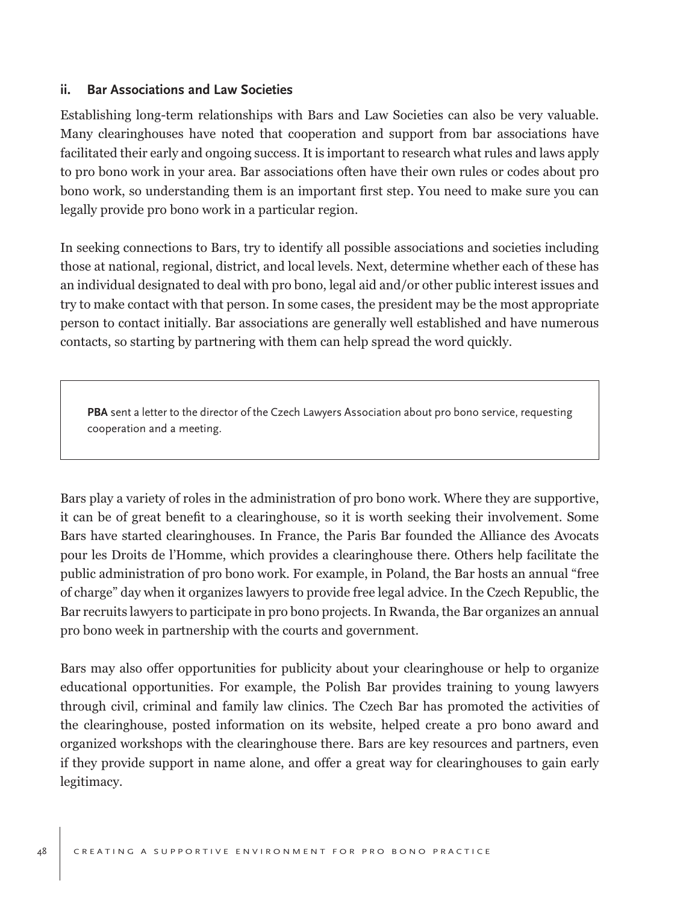### ii. Bar Associations and Law Societies

Establishing long-term relationships with Bars and Law Societies can also be very valuable. Many clearinghouses have noted that cooperation and support from bar associations have facilitated their early and ongoing success. It is important to research what rules and laws apply to pro bono work in your area. Bar associations often have their own rules or codes about pro bono work, so understanding them is an important first step. You need to make sure you can legally provide pro bono work in a particular region.

In seeking connections to Bars, try to identify all possible associations and societies including those at national, regional, district, and local levels. Next, determine whether each of these has an individual designated to deal with pro bono, legal aid and/or other public interest issues and try to make contact with that person. In some cases, the president may be the most appropriate person to contact initially. Bar associations are generally well established and have numerous contacts, so starting by partnering with them can help spread the word quickly.

> **PBA** sent a letter to the director of the Czech Lawyers Association about pro bono service, requesting cooperation and a meeting.

Bars play a variety of roles in the administration of pro bono work. Where they are supportive, it can be of great benefit to a clearinghouse, so it is worth seeking their involvement. Some Bars have started clearinghouses. In France, the Paris Bar founded the Alliance des Avocats pour les Droits de l'Homme, which provides a clearinghouse there. Others help facilitate the public administration of pro bono work. For example, in Poland, the Bar hosts an annual "free of charge" day when it organizes lawyers to provide free legal advice. In the Czech Republic, the Bar recruits lawyers to participate in pro bono projects. In Rwanda, the Bar organizes an annual pro bono week in partnership with the courts and government.

Bars may also offer opportunities for publicity about your clearinghouse or help to organize educational opportunities. For example, the Polish Bar provides training to young lawyers through civil, criminal and family law clinics. The Czech Bar has promoted the activities of the clearinghouse, posted information on its website, helped create a pro bono award and organized workshops with the clearinghouse there. Bars are key resources and partners, even if they provide support in name alone, and offer a great way for clearinghouses to gain early legitimacy.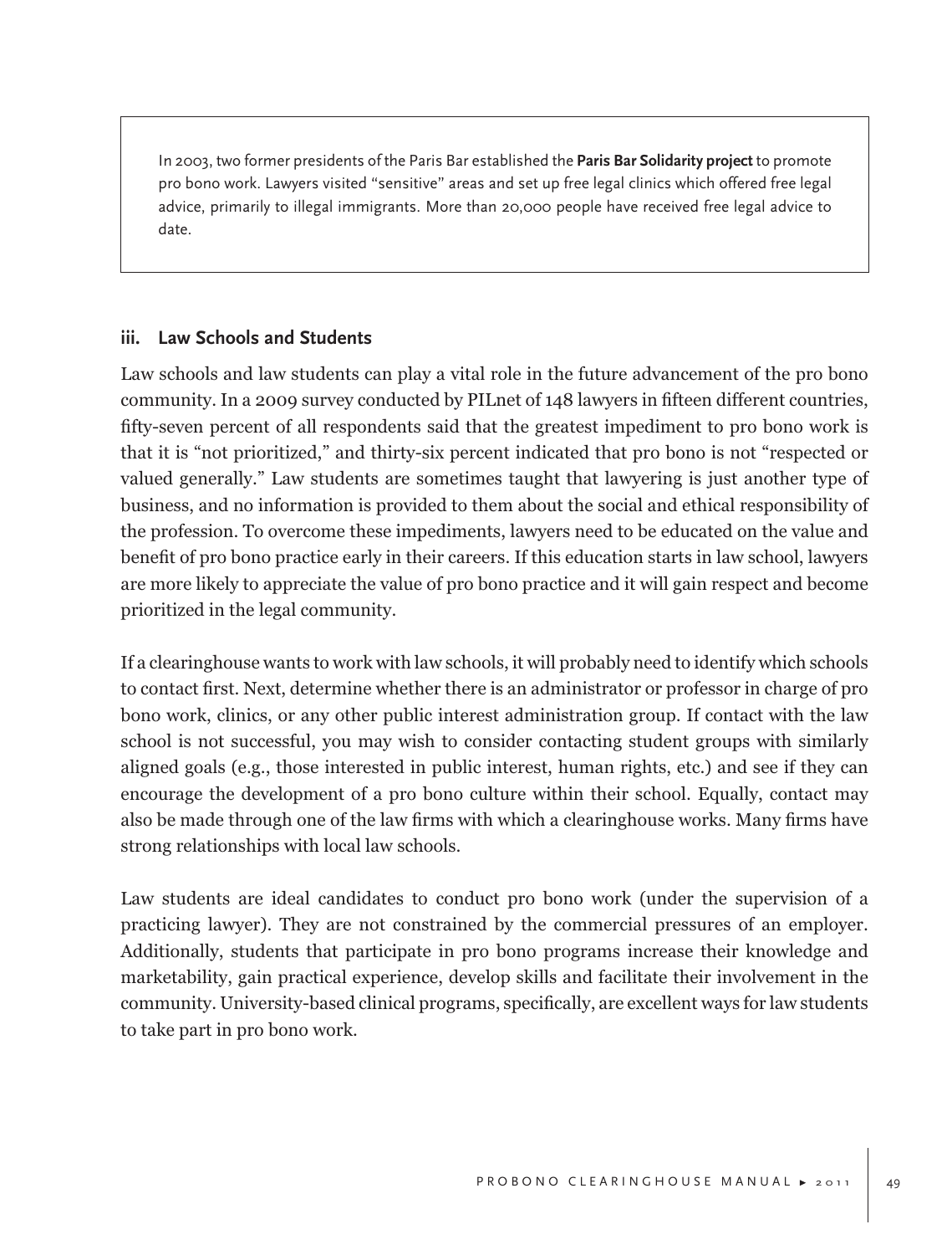> In 2003, two former presidents of the Paris Bar established the **Paris Bar Solidarity project** to promote pro bono work. Lawyers visited "sensitive" areas and set up free legal clinics which offered free legal advice, primarily to illegal immigrants. More than 20,000 people have received free legal advice to date.

### iii. Law Schools and Students

Law schools and law students can play a vital role in the future advancement of the pro bono community. In a 2009 survey conducted by PILnet of 148 lawyers in fifteen different countries, fifty-seven percent of all respondents said that the greatest impediment to pro bono work is that it is "not prioritized," and thirty-six percent indicated that pro bono is not "respected or valued generally." Law students are sometimes taught that lawyering is just another type of business, and no information is provided to them about the social and ethical responsibility of the profession. To overcome these impediments, lawyers need to be educated on the value and benefit of pro bono practice early in their careers. If this education starts in law school, lawyers are more likely to appreciate the value of pro bono practice and it will gain respect and become prioritized in the legal community.

If a clearinghouse wants to work with law schools, it will probably need to identify which schools to contact first. Next, determine whether there is an administrator or professor in charge of pro bono work, clinics, or any other public interest administration group. If contact with the law school is not successful, you may wish to consider contacting student groups with similarly aligned goals (e.g., those interested in public interest, human rights, etc.) and see if they can encourage the development of a pro bono culture within their school. Equally, contact may also be made through one of the law firms with which a clearinghouse works. Many firms have strong relationships with local law schools.

Law students are ideal candidates to conduct pro bono work (under the supervision of a practicing lawyer). They are not constrained by the commercial pressures of an employer. Additionally, students that participate in pro bono programs increase their knowledge and marketability, gain practical experience, develop skills and facilitate their involvement in the community. University-based clinical programs, specifically, are excellent ways for law students to take part in pro bono work.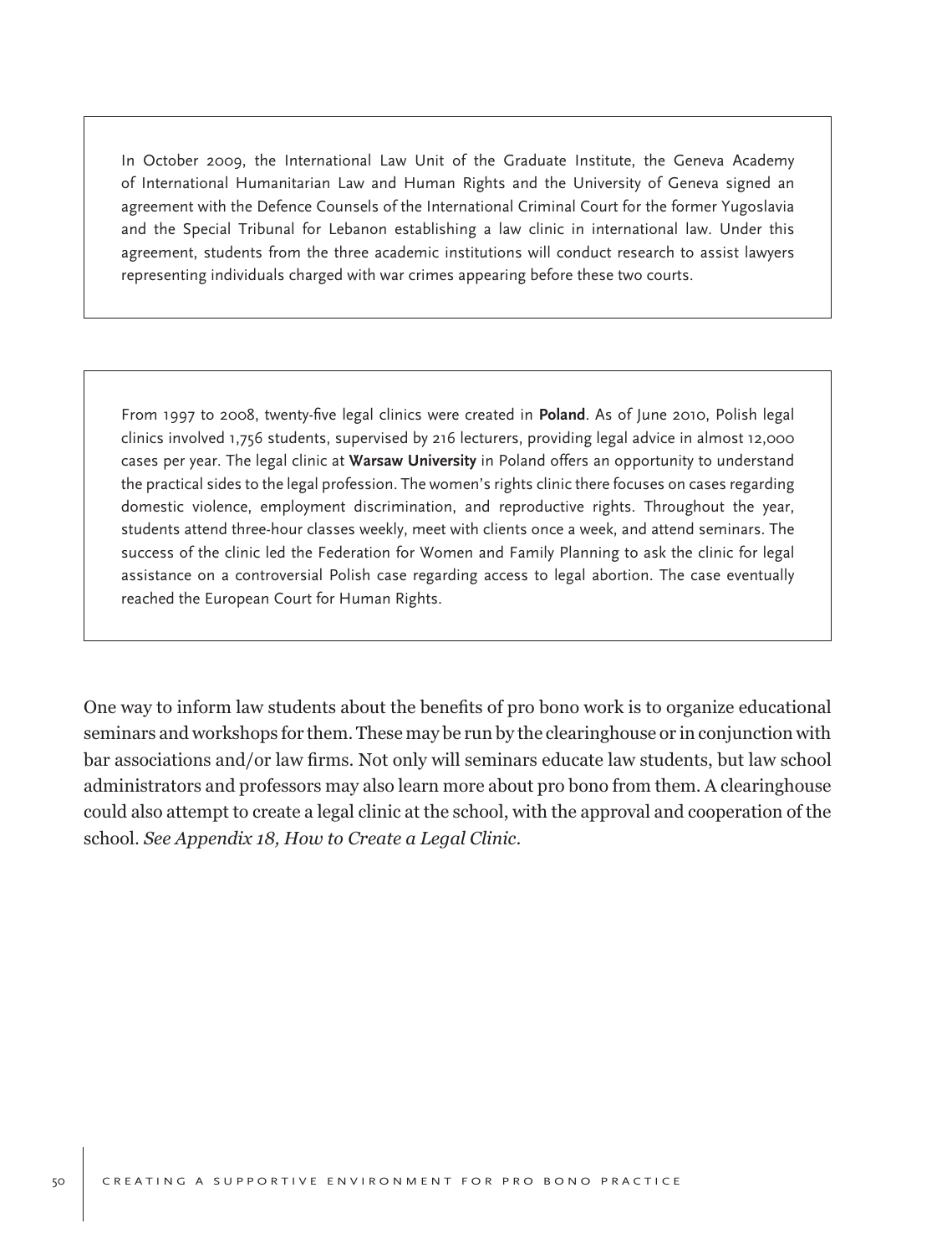In October 2009, the International Law Unit of the Graduate Institute, the Geneva Academy of International Humanitarian Law and Human Rights and the University of Geneva signed an agreement with the Defence Counsels of the International Criminal Court for the former Yugoslavia and the Special Tribunal for Lebanon establishing a law clinic in international law. Under this agreement, students from the three academic institutions will conduct research to assist lawyers representing individuals charged with war crimes appearing before these two courts.

From 1997 to 2008, twenty-five legal clinics were created in **Poland**. As of June 2010, Polish legal clinics involved 1,756 students, supervised by 216 lecturers, providing legal advice in almost 12,000 cases per year. The legal clinic at **Warsaw University** in Poland offers an opportunity to understand the practical sides to the legal profession. The women's rights clinic there focuses on cases regarding domestic violence, employment discrimination, and reproductive rights. Throughout the year, students attend three-hour classes weekly, meet with clients once a week, and attend seminars. The success of the clinic led the Federation for Women and Family Planning to ask the clinic for legal assistance on a controversial Polish case regarding access to legal abortion. The case eventually reached the European Court for Human Rights.

One way to inform law students about the benefits of pro bono work is to organize educational seminars and workshops for them. These may be run by the clearinghouse or in conjunction with bar associations and/or law firms. Not only will seminars educate law students, but law school administrators and professors may also learn more about pro bono from them. A clearinghouse could also attempt to create a legal clinic at the school, with the approval and cooperation of the school. *See Appendix 18, How to Create a Legal Clinic.*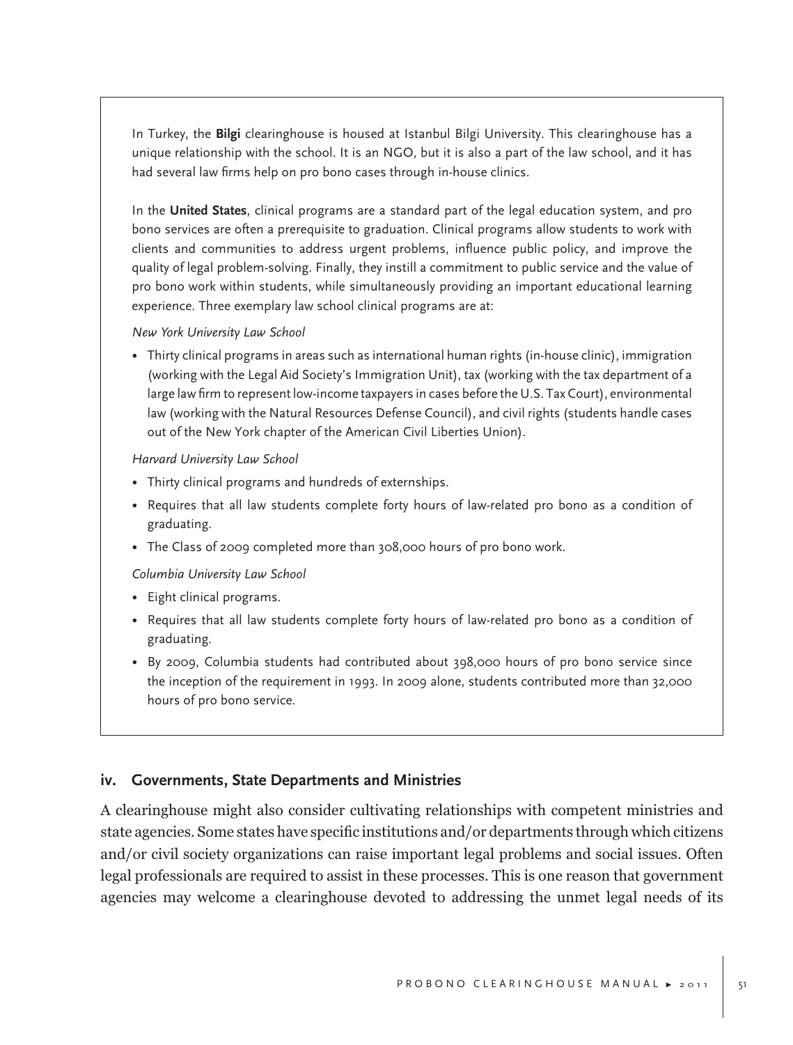In Turkey, the **Bilgi** clearinghouse is housed at Istanbul Bilgi University. This clearinghouse has a unique relationship with the school. It is an NGO, but it is also a part of the law school, and it has had several law firms help on pro bono cases through in-house clinics.

In the **United States**, clinical programs are a standard part of the legal education system, and pro bono services are often a prerequisite to graduation. Clinical programs allow students to work with clients and communities to address urgent problems, influence public policy, and improve the quality of legal problem-solving. Finally, they instill a commitment to public service and the value of pro bono work within students, while simultaneously providing an important educational learning experience. Three exemplary law school clinical programs are at:

*New York University Law School*

- Thirty clinical programs in areas such as international human rights (in-house clinic), immigration (working with the Legal Aid Society's Immigration Unit), tax (working with the tax department of a large law firm to represent low-income taxpayers in cases before the U.S. Tax Court), environmental law (working with the Natural Resources Defense Council), and civil rights (students handle cases out of the New York chapter of the American Civil Liberties Union).

*Harvard University Law School*

- Thirty clinical programs and hundreds of externships.
- Requires that all law students complete forty hours of law-related pro bono as a condition of graduating.
- The Class of 2009 completed more than 308,000 hours of pro bono work.

*Columbia University Law School*

- Eight clinical programs.
- Requires that all law students complete forty hours of law-related pro bono as a condition of graduating.
- By 2009, Columbia students had contributed about 398,000 hours of pro bono service since the inception of the requirement in 1993. In 2009 alone, students contributed more than 32,000 hours of pro bono service.

### iv. Governments, State Departments and Ministries

A clearinghouse might also consider cultivating relationships with competent ministries and state agencies. Some states have specific institutions and/or departments through which citizens and/or civil society organizations can raise important legal problems and social issues. Often legal professionals are required to assist in these processes. This is one reason that government agencies may welcome a clearinghouse devoted to addressing the unmet legal needs of its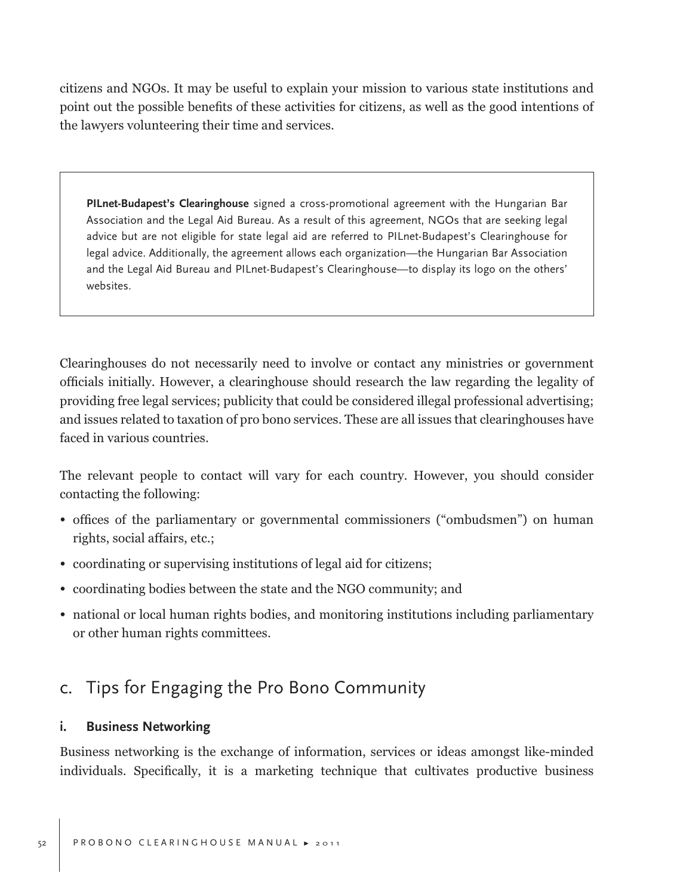citizens and NGOs. It may be useful to explain your mission to various state institutions and point out the possible benefits of these activities for citizens, as well as the good intentions of the lawyers volunteering their time and services.

> **PILnet-Budapest's Clearinghouse** signed a cross-promotional agreement with the Hungarian Bar Association and the Legal Aid Bureau. As a result of this agreement, NGOs that are seeking legal advice but are not eligible for state legal aid are referred to PILnet-Budapest's Clearinghouse for legal advice. Additionally, the agreement allows each organization—the Hungarian Bar Association and the Legal Aid Bureau and PILnet-Budapest's Clearinghouse—to display its logo on the others' websites.

Clearinghouses do not necessarily need to involve or contact any ministries or government officials initially. However, a clearinghouse should research the law regarding the legality of providing free legal services; publicity that could be considered illegal professional advertising; and issues related to taxation of pro bono services. These are all issues that clearinghouses have faced in various countries.

The relevant people to contact will vary for each country. However, you should consider contacting the following:

- offices of the parliamentary or governmental commissioners ("ombudsmen") on human rights, social affairs, etc.;
- coordinating or supervising institutions of legal aid for citizens;
- coordinating bodies between the state and the NGO community; and
- national or local human rights bodies, and monitoring institutions including parliamentary or other human rights committees.

## c. Tips for Engaging the Pro Bono Community

### i. Business Networking

Business networking is the exchange of information, services or ideas amongst like-minded individuals. Specifically, it is a marketing technique that cultivates productive business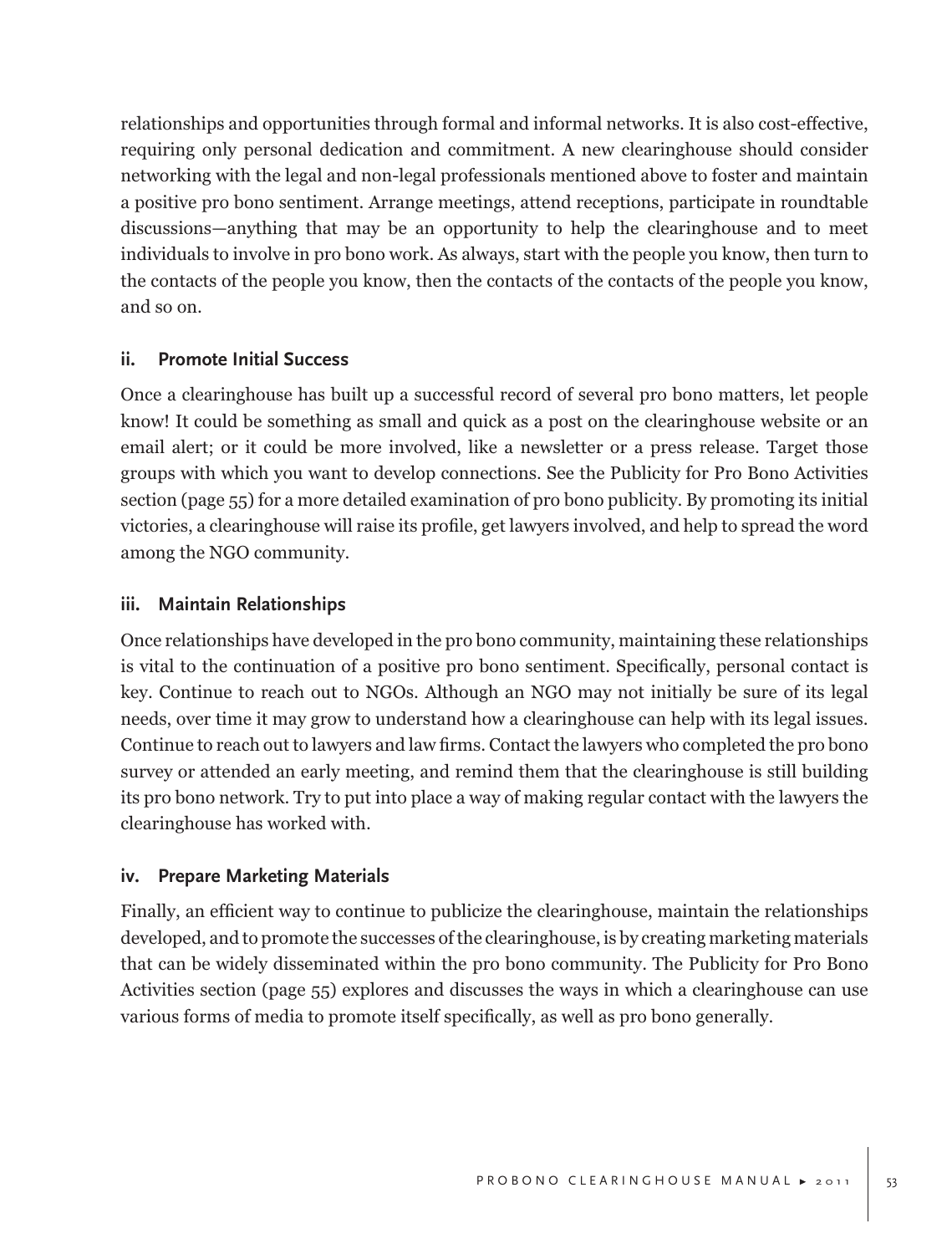relationships and opportunities through formal and informal networks. It is also cost-effective, requiring only personal dedication and commitment. A new clearinghouse should consider networking with the legal and non-legal professionals mentioned above to foster and maintain a positive pro bono sentiment. Arrange meetings, attend receptions, participate in roundtable discussions—anything that may be an opportunity to help the clearinghouse and to meet individuals to involve in pro bono work. As always, start with the people you know, then turn to the contacts of the people you know, then the contacts of the contacts of the people you know, and so on.

#### ii. Promote Initial Success

Once a clearinghouse has built up a successful record of several pro bono matters, let people know! It could be something as small and quick as a post on the clearinghouse website or an email alert; or it could be more involved, like a newsletter or a press release. Target those groups with which you want to develop connections. See the Publicity for Pro Bono Activities section (page 55) for a more detailed examination of pro bono publicity. By promoting its initial victories, a clearinghouse will raise its profile, get lawyers involved, and help to spread the word among the NGO community.

#### iii. Maintain Relationships

Once relationships have developed in the pro bono community, maintaining these relationships is vital to the continuation of a positive pro bono sentiment. Specifically, personal contact is key. Continue to reach out to NGOs. Although an NGO may not initially be sure of its legal needs, over time it may grow to understand how a clearinghouse can help with its legal issues. Continue to reach out to lawyers and law firms. Contact the lawyers who completed the pro bono survey or attended an early meeting, and remind them that the clearinghouse is still building its pro bono network. Try to put into place a way of making regular contact with the lawyers the clearinghouse has worked with.

#### iv. Prepare Marketing Materials

Finally, an efficient way to continue to publicize the clearinghouse, maintain the relationships developed, and to promote the successes of the clearinghouse, is by creating marketing materials that can be widely disseminated within the pro bono community. The Publicity for Pro Bono Activities section (page 55) explores and discusses the ways in which a clearinghouse can use various forms of media to promote itself specifically, as well as pro bono generally.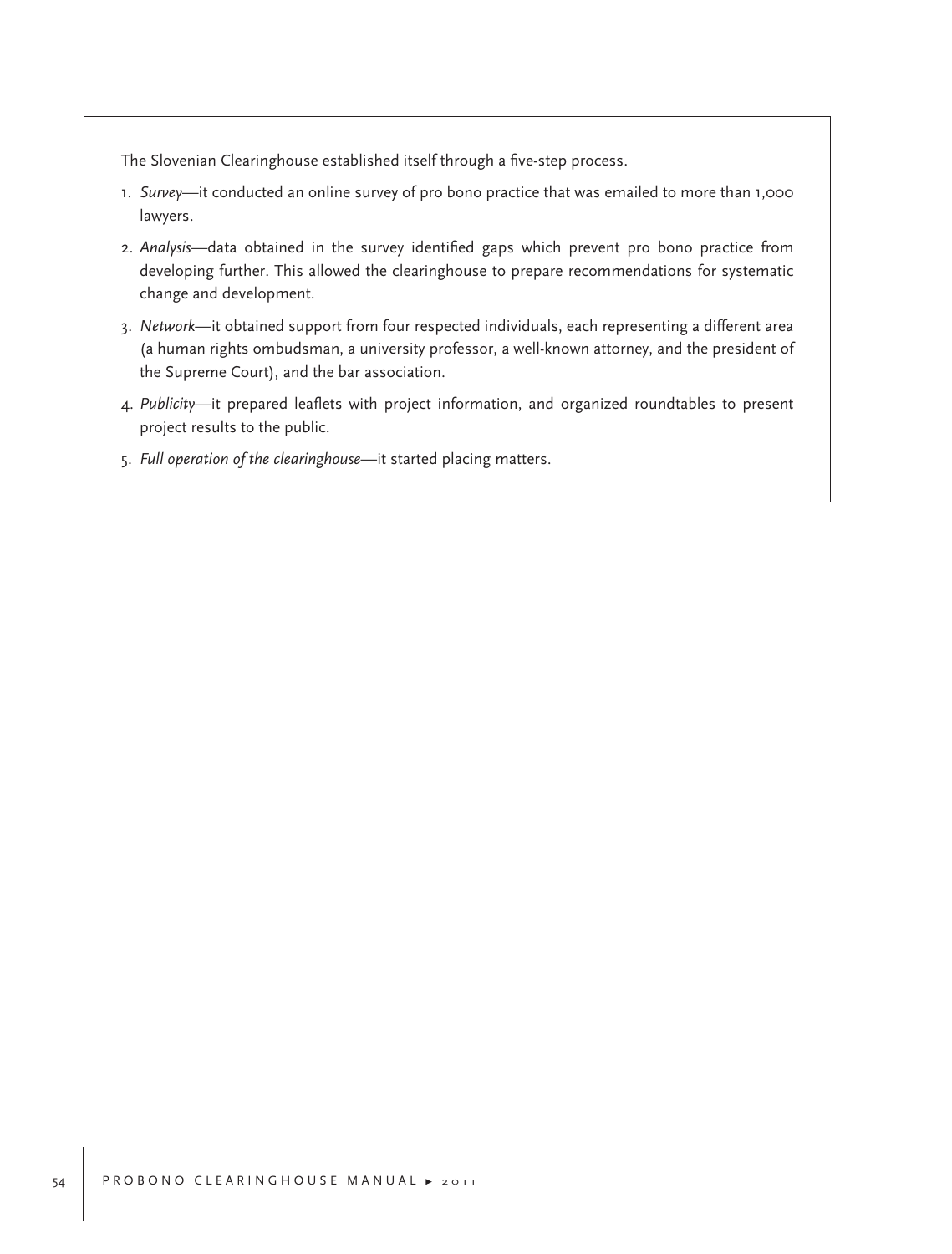The Slovenian Clearinghouse established itself through a five-step process.

1. *Survey*—it conducted an online survey of pro bono practice that was emailed to more than 1,000 lawyers.
2. *Analysis*—data obtained in the survey identified gaps which prevent pro bono practice from developing further. This allowed the clearinghouse to prepare recommendations for systematic change and development.
3. *Network*—it obtained support from four respected individuals, each representing a different area (a human rights ombudsman, a university professor, a well-known attorney, and the president of the Supreme Court), and the bar association.
4. *Publicity*—it prepared leaflets with project information, and organized roundtables to present project results to the public.
5. *Full operation of the clearinghouse*—it started placing matters.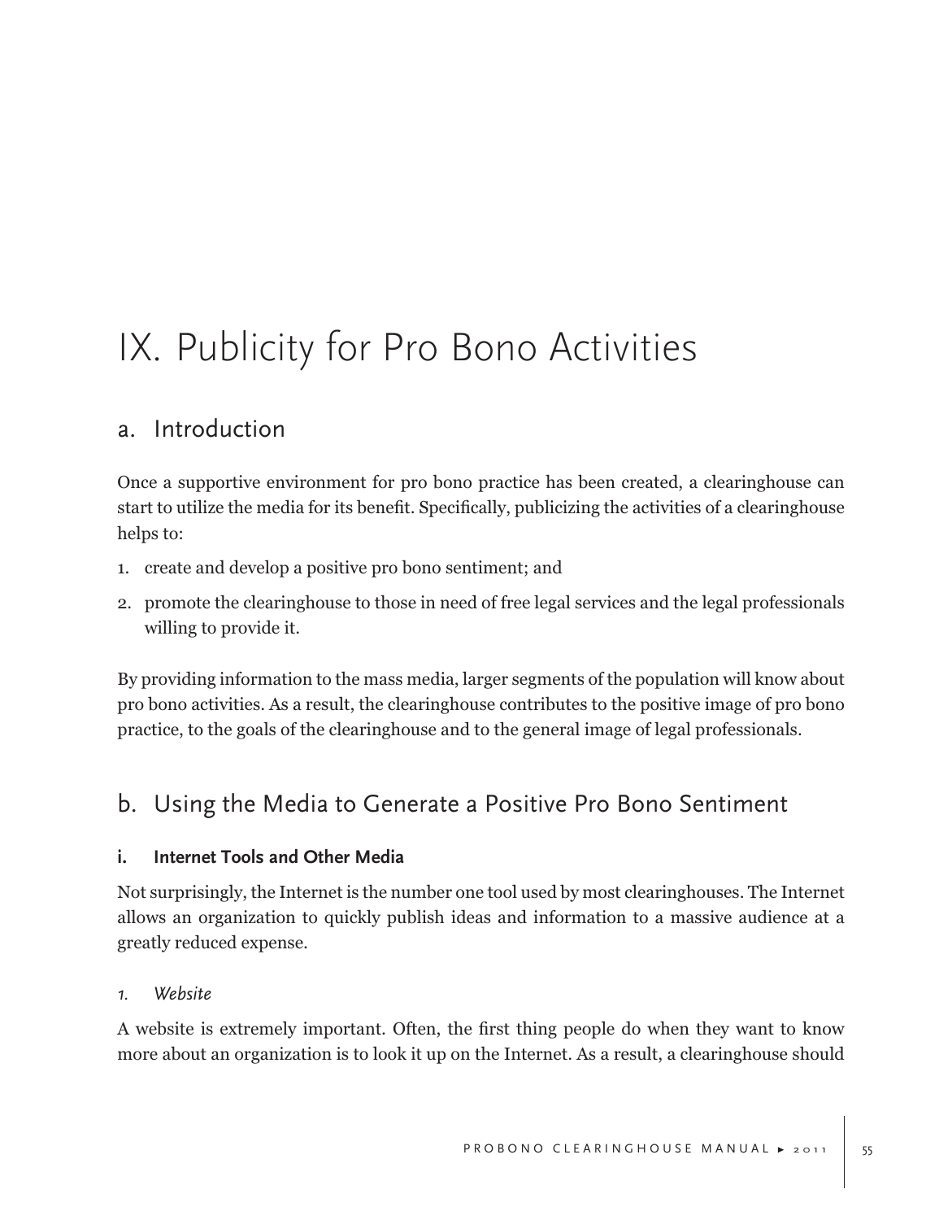# IX. Publicity for Pro Bono Activities

## a. Introduction

Once a supportive environment for pro bono practice has been created, a clearinghouse can start to utilize the media for its benefit. Specifically, publicizing the activities of a clearinghouse helps to:

1. create and develop a positive pro bono sentiment; and
2. promote the clearinghouse to those in need of free legal services and the legal professionals willing to provide it.

By providing information to the mass media, larger segments of the population will know about pro bono activities. As a result, the clearinghouse contributes to the positive image of pro bono practice, to the goals of the clearinghouse and to the general image of legal professionals.

## b. Using the Media to Generate a Positive Pro Bono Sentiment

### i. Internet Tools and Other Media

Not surprisingly, the Internet is the number one tool used by most clearinghouses. The Internet allows an organization to quickly publish ideas and information to a massive audience at a greatly reduced expense.

#### *1. Website*

A website is extremely important. Often, the first thing people do when they want to know more about an organization is to look it up on the Internet. As a result, a clearinghouse should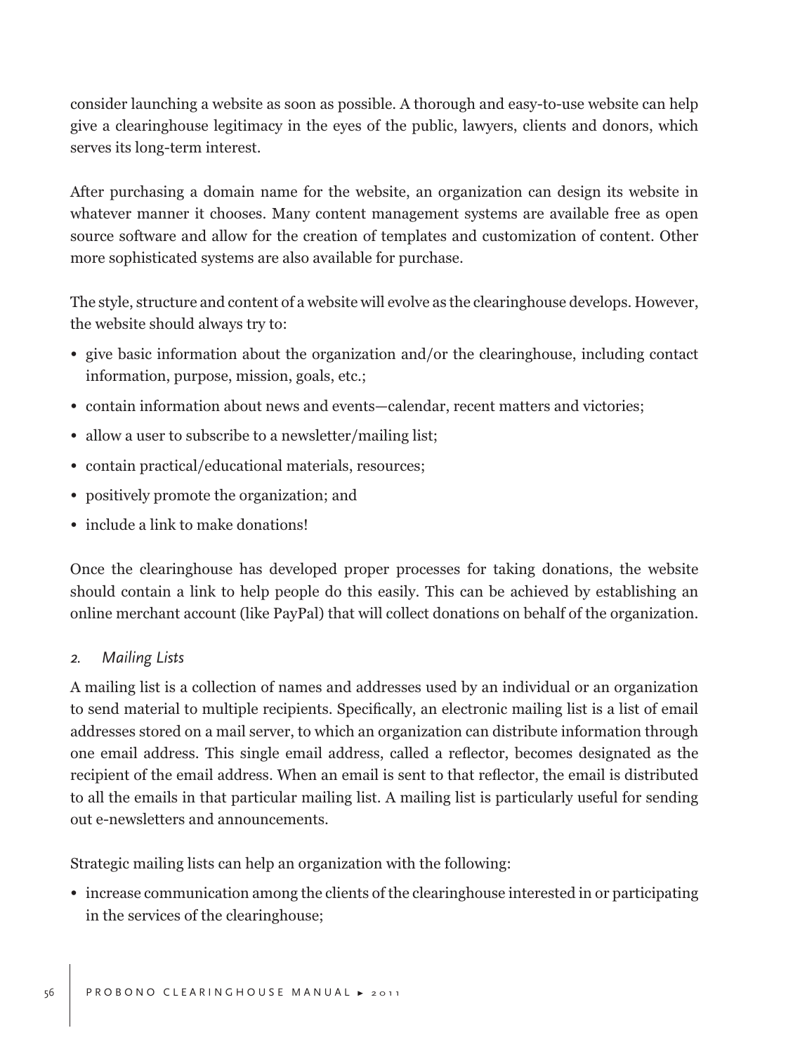consider launching a website as soon as possible. A thorough and easy-to-use website can help give a clearinghouse legitimacy in the eyes of the public, lawyers, clients and donors, which serves its long-term interest.

After purchasing a domain name for the website, an organization can design its website in whatever manner it chooses. Many content management systems are available free as open source software and allow for the creation of templates and customization of content. Other more sophisticated systems are also available for purchase.

The style, structure and content of a website will evolve as the clearinghouse develops. However, the website should always try to:

- give basic information about the organization and/or the clearinghouse, including contact information, purpose, mission, goals, etc.;
- contain information about news and events—calendar, recent matters and victories;
- allow a user to subscribe to a newsletter/mailing list;
- contain practical/educational materials, resources;
- positively promote the organization; and
- include a link to make donations!

Once the clearinghouse has developed proper processes for taking donations, the website should contain a link to help people do this easily. This can be achieved by establishing an online merchant account (like PayPal) that will collect donations on behalf of the organization.

### *2. Mailing Lists*

A mailing list is a collection of names and addresses used by an individual or an organization to send material to multiple recipients. Specifically, an electronic mailing list is a list of email addresses stored on a mail server, to which an organization can distribute information through one email address. This single email address, called a reflector, becomes designated as the recipient of the email address. When an email is sent to that reflector, the email is distributed to all the emails in that particular mailing list. A mailing list is particularly useful for sending out e-newsletters and announcements.

Strategic mailing lists can help an organization with the following:

- increase communication among the clients of the clearinghouse interested in or participating in the services of the clearinghouse;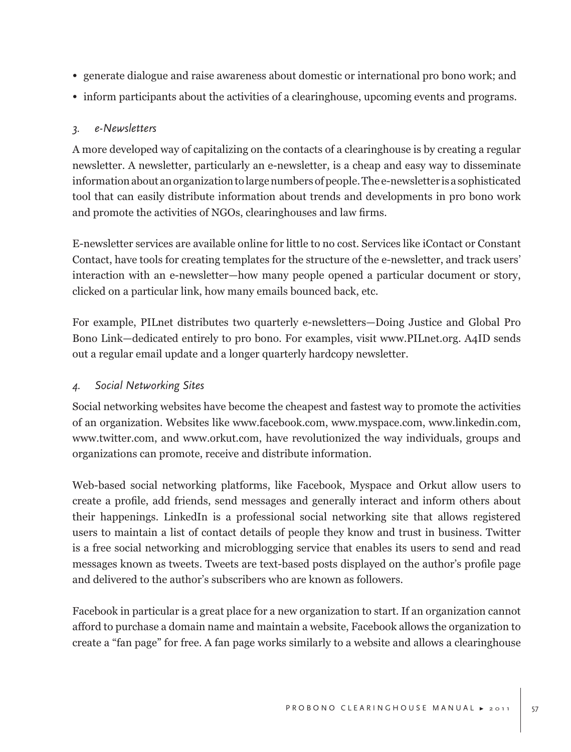- generate dialogue and raise awareness about domestic or international pro bono work; and
- inform participants about the activities of a clearinghouse, upcoming events and programs.

### *3. e-Newsletters*

A more developed way of capitalizing on the contacts of a clearinghouse is by creating a regular newsletter. A newsletter, particularly an e-newsletter, is a cheap and easy way to disseminate information about an organization to large numbers of people. The e-newsletter is a sophisticated tool that can easily distribute information about trends and developments in pro bono work and promote the activities of NGOs, clearinghouses and law firms.

E-newsletter services are available online for little to no cost. Services like iContact or Constant Contact, have tools for creating templates for the structure of the e-newsletter, and track users' interaction with an e-newsletter—how many people opened a particular document or story, clicked on a particular link, how many emails bounced back, etc.

For example, PILnet distributes two quarterly e-newsletters—Doing Justice and Global Pro Bono Link—dedicated entirely to pro bono. For examples, visit www.PILnet.org. A4ID sends out a regular email update and a longer quarterly hardcopy newsletter.

### *4. Social Networking Sites*

Social networking websites have become the cheapest and fastest way to promote the activities of an organization. Websites like www.facebook.com, www.myspace.com, www.linkedin.com, www.twitter.com, and www.orkut.com, have revolutionized the way individuals, groups and organizations can promote, receive and distribute information.

Web-based social networking platforms, like Facebook, Myspace and Orkut allow users to create a profile, add friends, send messages and generally interact and inform others about their happenings. LinkedIn is a professional social networking site that allows registered users to maintain a list of contact details of people they know and trust in business. Twitter is a free social networking and microblogging service that enables its users to send and read messages known as tweets. Tweets are text-based posts displayed on the author's profile page and delivered to the author's subscribers who are known as followers.

Facebook in particular is a great place for a new organization to start. If an organization cannot afford to purchase a domain name and maintain a website, Facebook allows the organization to create a "fan page" for free. A fan page works similarly to a website and allows a clearinghouse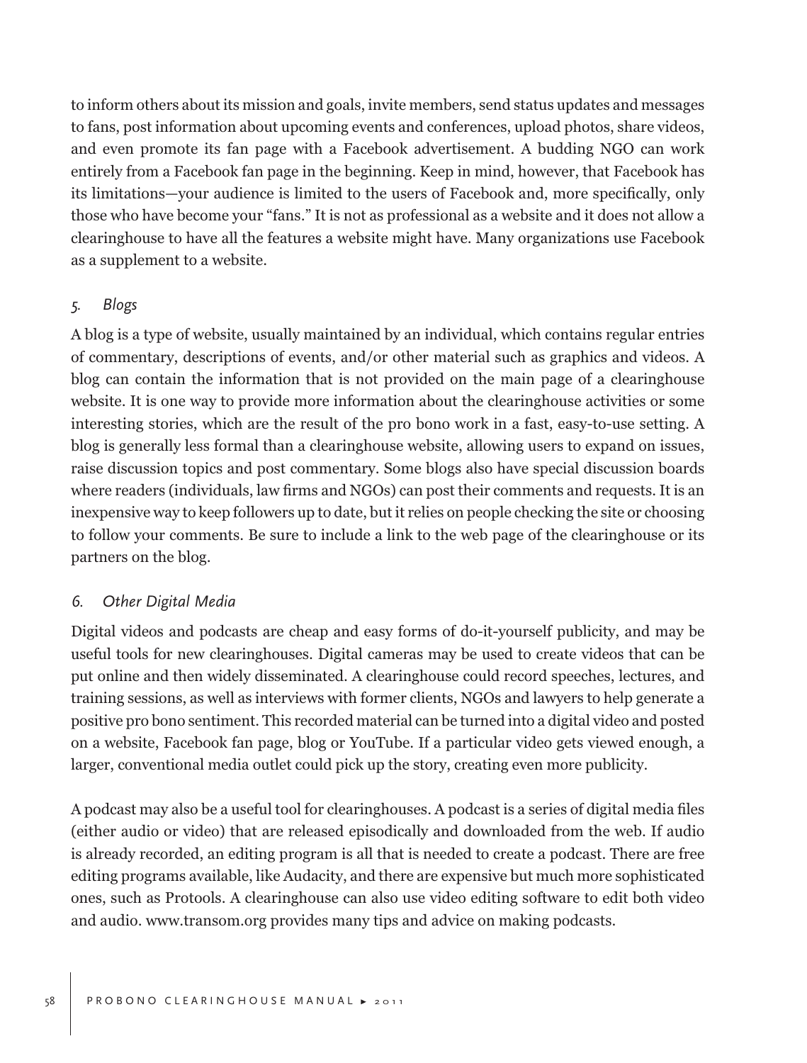to inform others about its mission and goals, invite members, send status updates and messages to fans, post information about upcoming events and conferences, upload photos, share videos, and even promote its fan page with a Facebook advertisement. A budding NGO can work entirely from a Facebook fan page in the beginning. Keep in mind, however, that Facebook has its limitations—your audience is limited to the users of Facebook and, more specifically, only those who have become your "fans." It is not as professional as a website and it does not allow a clearinghouse to have all the features a website might have. Many organizations use Facebook as a supplement to a website.

### *5. Blogs*

A blog is a type of website, usually maintained by an individual, which contains regular entries of commentary, descriptions of events, and/or other material such as graphics and videos. A blog can contain the information that is not provided on the main page of a clearinghouse website. It is one way to provide more information about the clearinghouse activities or some interesting stories, which are the result of the pro bono work in a fast, easy-to-use setting. A blog is generally less formal than a clearinghouse website, allowing users to expand on issues, raise discussion topics and post commentary. Some blogs also have special discussion boards where readers (individuals, law firms and NGOs) can post their comments and requests. It is an inexpensive way to keep followers up to date, but it relies on people checking the site or choosing to follow your comments. Be sure to include a link to the web page of the clearinghouse or its partners on the blog.

### *6. Other Digital Media*

Digital videos and podcasts are cheap and easy forms of do-it-yourself publicity, and may be useful tools for new clearinghouses. Digital cameras may be used to create videos that can be put online and then widely disseminated. A clearinghouse could record speeches, lectures, and training sessions, as well as interviews with former clients, NGOs and lawyers to help generate a positive pro bono sentiment. This recorded material can be turned into a digital video and posted on a website, Facebook fan page, blog or YouTube. If a particular video gets viewed enough, a larger, conventional media outlet could pick up the story, creating even more publicity.

A podcast may also be a useful tool for clearinghouses. A podcast is a series of digital media files (either audio or video) that are released episodically and downloaded from the web. If audio is already recorded, an editing program is all that is needed to create a podcast. There are free editing programs available, like Audacity, and there are expensive but much more sophisticated ones, such as Protools. A clearinghouse can also use video editing software to edit both video and audio. www.transom.org provides many tips and advice on making podcasts.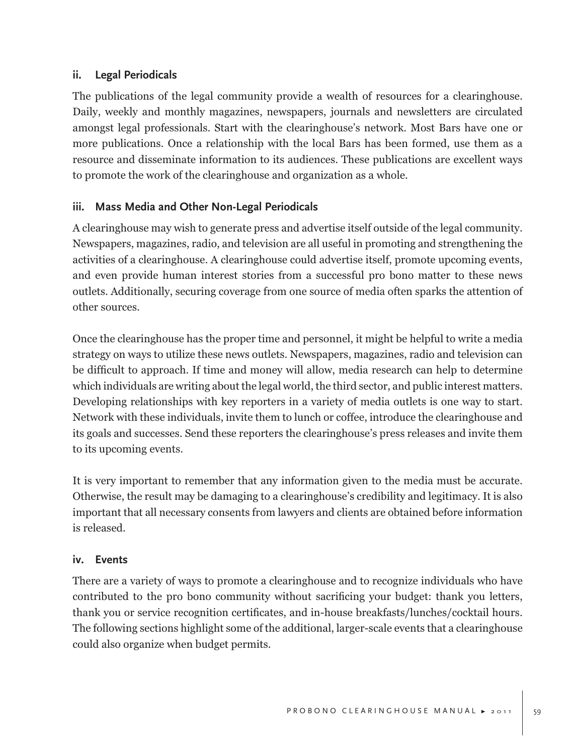### ii. Legal Periodicals

The publications of the legal community provide a wealth of resources for a clearinghouse. Daily, weekly and monthly magazines, newspapers, journals and newsletters are circulated amongst legal professionals. Start with the clearinghouse's network. Most Bars have one or more publications. Once a relationship with the local Bars has been formed, use them as a resource and disseminate information to its audiences. These publications are excellent ways to promote the work of the clearinghouse and organization as a whole.

### iii. Mass Media and Other Non-Legal Periodicals

A clearinghouse may wish to generate press and advertise itself outside of the legal community. Newspapers, magazines, radio, and television are all useful in promoting and strengthening the activities of a clearinghouse. A clearinghouse could advertise itself, promote upcoming events, and even provide human interest stories from a successful pro bono matter to these news outlets. Additionally, securing coverage from one source of media often sparks the attention of other sources.

Once the clearinghouse has the proper time and personnel, it might be helpful to write a media strategy on ways to utilize these news outlets. Newspapers, magazines, radio and television can be difficult to approach. If time and money will allow, media research can help to determine which individuals are writing about the legal world, the third sector, and public interest matters. Developing relationships with key reporters in a variety of media outlets is one way to start. Network with these individuals, invite them to lunch or coffee, introduce the clearinghouse and its goals and successes. Send these reporters the clearinghouse's press releases and invite them to its upcoming events.

It is very important to remember that any information given to the media must be accurate. Otherwise, the result may be damaging to a clearinghouse's credibility and legitimacy. It is also important that all necessary consents from lawyers and clients are obtained before information is released.

### iv. Events

There are a variety of ways to promote a clearinghouse and to recognize individuals who have contributed to the pro bono community without sacrificing your budget: thank you letters, thank you or service recognition certificates, and in-house breakfasts/lunches/cocktail hours. The following sections highlight some of the additional, larger-scale events that a clearinghouse could also organize when budget permits.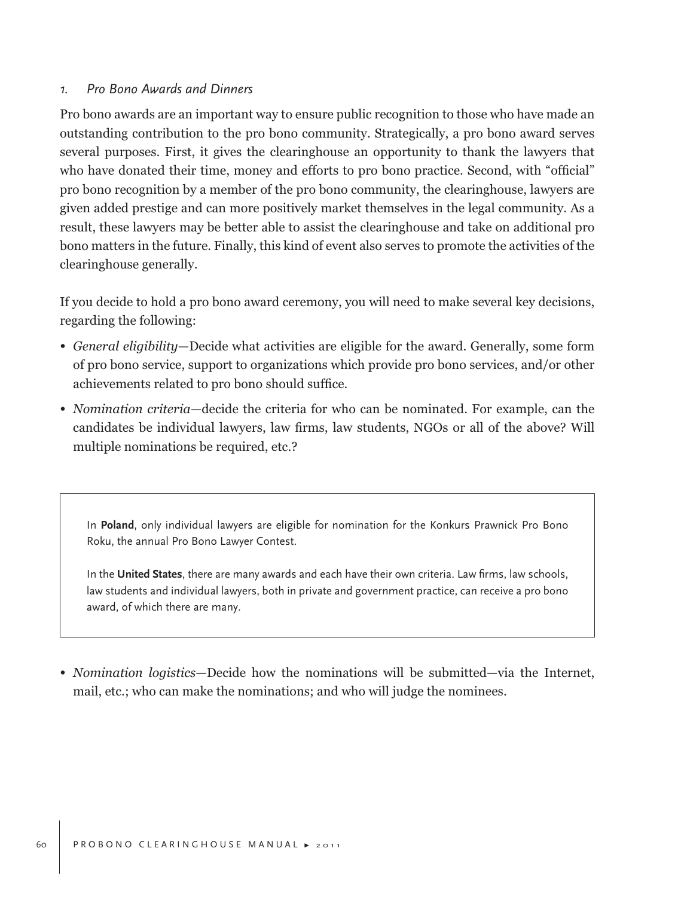### 1. *Pro Bono Awards and Dinners*

Pro bono awards are an important way to ensure public recognition to those who have made an outstanding contribution to the pro bono community. Strategically, a pro bono award serves several purposes. First, it gives the clearinghouse an opportunity to thank the lawyers that who have donated their time, money and efforts to pro bono practice. Second, with "official" pro bono recognition by a member of the pro bono community, the clearinghouse, lawyers are given added prestige and can more positively market themselves in the legal community. As a result, these lawyers may be better able to assist the clearinghouse and take on additional pro bono matters in the future. Finally, this kind of event also serves to promote the activities of the clearinghouse generally.

If you decide to hold a pro bono award ceremony, you will need to make several key decisions, regarding the following:

- *General eligibility*—Decide what activities are eligible for the award. Generally, some form of pro bono service, support to organizations which provide pro bono services, and/or other achievements related to pro bono should suffice.
- *Nomination criteria*—decide the criteria for who can be nominated. For example, can the candidates be individual lawyers, law firms, law students, NGOs or all of the above? Will multiple nominations be required, etc.?

> In **Poland**, only individual lawyers are eligible for nomination for the Konkurs Prawnick Pro Bono Roku, the annual Pro Bono Lawyer Contest.
>
> In the **United States**, there are many awards and each have their own criteria. Law firms, law schools, law students and individual lawyers, both in private and government practice, can receive a pro bono award, of which there are many.

- *Nomination logistics*—Decide how the nominations will be submitted—via the Internet, mail, etc.; who can make the nominations; and who will judge the nominees.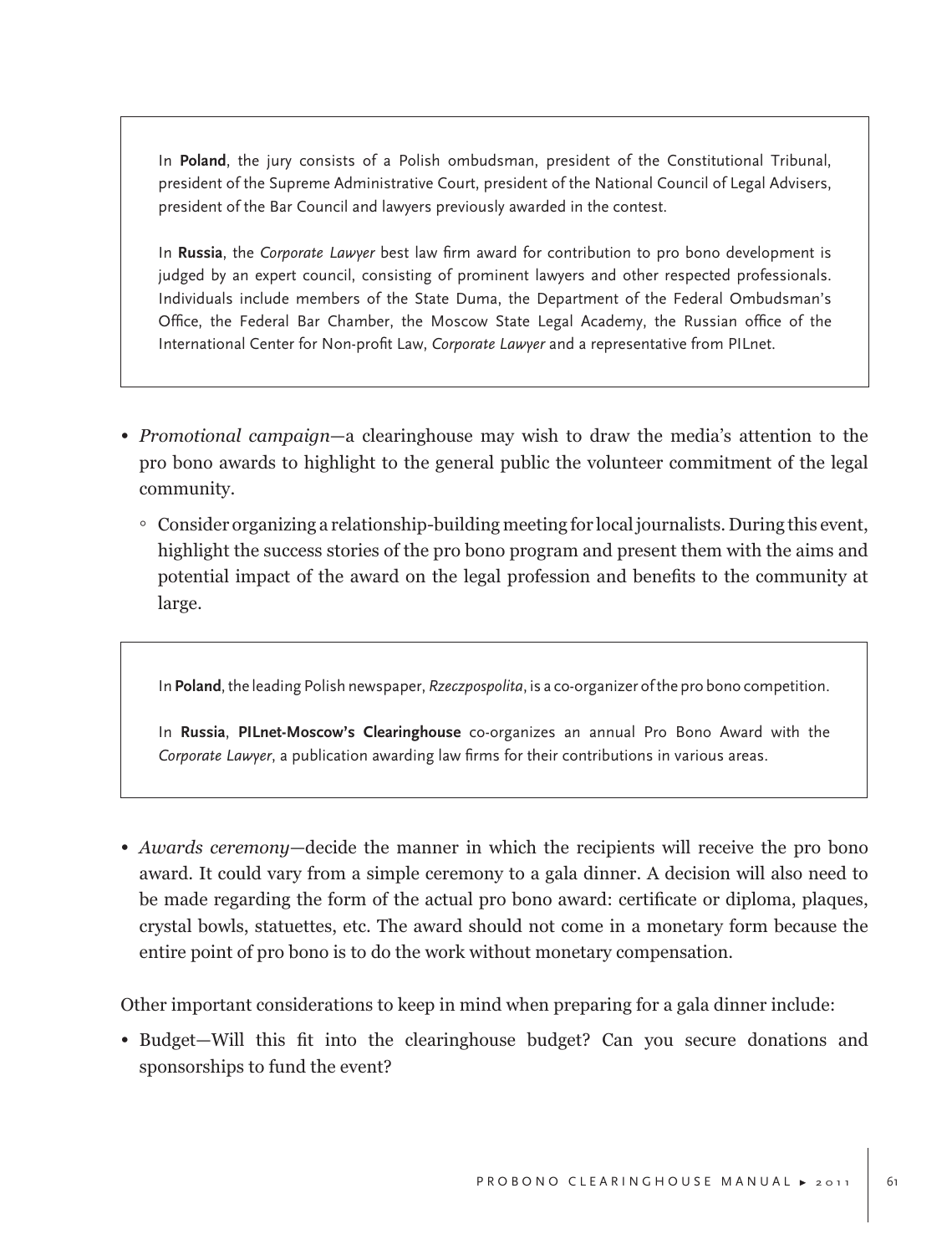In **Poland**, the jury consists of a Polish ombudsman, president of the Constitutional Tribunal, president of the Supreme Administrative Court, president of the National Council of Legal Advisers, president of the Bar Council and lawyers previously awarded in the contest.

In **Russia**, the *Corporate Lawyer* best law firm award for contribution to pro bono development is judged by an expert council, consisting of prominent lawyers and other respected professionals. Individuals include members of the State Duma, the Department of the Federal Ombudsman's Office, the Federal Bar Chamber, the Moscow State Legal Academy, the Russian office of the International Center for Non-profit Law, *Corporate Lawyer* and a representative from PILnet.

- *Promotional campaign*—a clearinghouse may wish to draw the media's attention to the pro bono awards to highlight to the general public the volunteer commitment of the legal community.
    - Consider organizing a relationship-building meeting for local journalists. During this event, highlight the success stories of the pro bono program and present them with the aims and potential impact of the award on the legal profession and benefits to the community at large.

In **Poland**, the leading Polish newspaper, *Rzeczpospolita*, is a co-organizer of the pro bono competition.

In **Russia**, **PILnet-Moscow's Clearinghouse** co-organizes an annual Pro Bono Award with the *Corporate Lawyer*, a publication awarding law firms for their contributions in various areas.

- *Awards ceremony*—decide the manner in which the recipients will receive the pro bono award. It could vary from a simple ceremony to a gala dinner. A decision will also need to be made regarding the form of the actual pro bono award: certificate or diploma, plaques, crystal bowls, statuettes, etc. The award should not come in a monetary form because the entire point of pro bono is to do the work without monetary compensation.

Other important considerations to keep in mind when preparing for a gala dinner include:

- Budget—Will this fit into the clearinghouse budget? Can you secure donations and sponsorships to fund the event?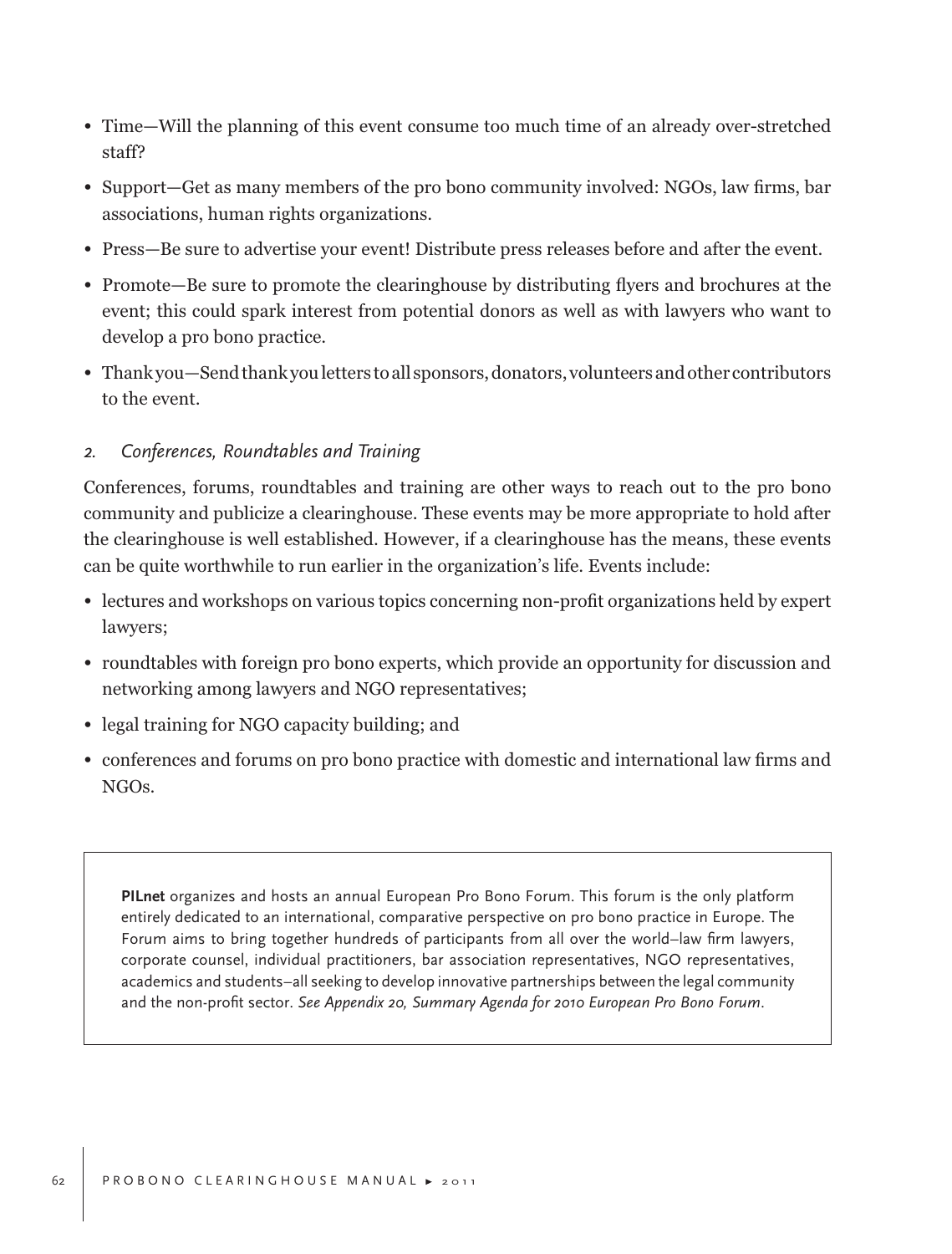- Time—Will the planning of this event consume too much time of an already over-stretched staff?
- Support—Get as many members of the pro bono community involved: NGOs, law firms, bar associations, human rights organizations.
- Press—Be sure to advertise your event! Distribute press releases before and after the event.
- Promote—Be sure to promote the clearinghouse by distributing flyers and brochures at the event; this could spark interest from potential donors as well as with lawyers who want to develop a pro bono practice.
- Thank you—Send thank you letters to all sponsors, donators, volunteers and other contributors to the event.

### *2. Conferences, Roundtables and Training*

Conferences, forums, roundtables and training are other ways to reach out to the pro bono community and publicize a clearinghouse. These events may be more appropriate to hold after the clearinghouse is well established. However, if a clearinghouse has the means, these events can be quite worthwhile to run earlier in the organization's life. Events include:

- lectures and workshops on various topics concerning non-profit organizations held by expert lawyers;
- roundtables with foreign pro bono experts, which provide an opportunity for discussion and networking among lawyers and NGO representatives;
- legal training for NGO capacity building; and
- conferences and forums on pro bono practice with domestic and international law firms and NGOs.

> **PILnet** organizes and hosts an annual European Pro Bono Forum. This forum is the only platform entirely dedicated to an international, comparative perspective on pro bono practice in Europe. The Forum aims to bring together hundreds of participants from all over the world–law firm lawyers, corporate counsel, individual practitioners, bar association representatives, NGO representatives, academics and students–all seeking to develop innovative partnerships between the legal community and the non-profit sector. *See Appendix 20, Summary Agenda for 2010 European Pro Bono Forum.*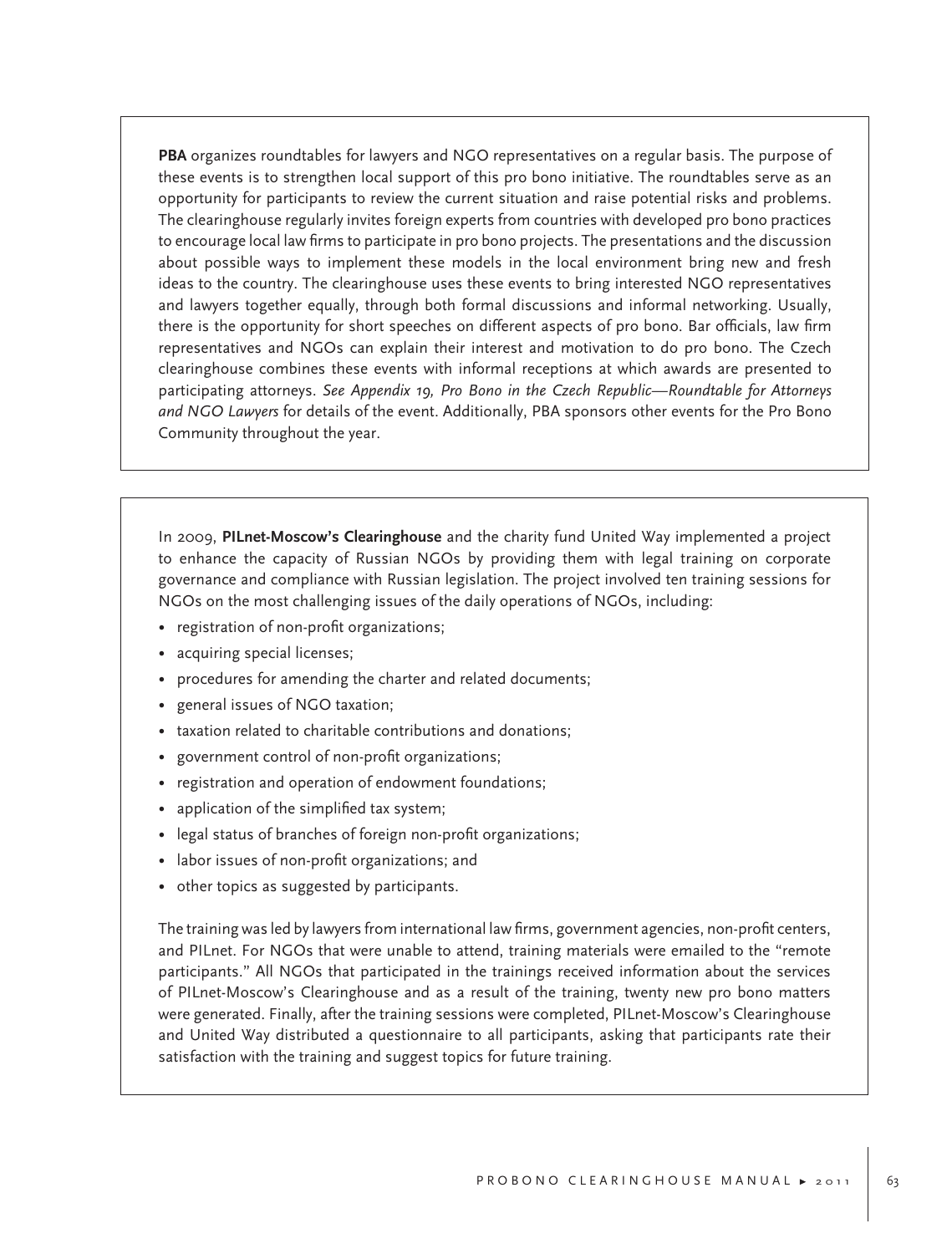**PBA** organizes roundtables for lawyers and NGO representatives on a regular basis. The purpose of these events is to strengthen local support of this pro bono initiative. The roundtables serve as an opportunity for participants to review the current situation and raise potential risks and problems. The clearinghouse regularly invites foreign experts from countries with developed pro bono practices to encourage local law firms to participate in pro bono projects. The presentations and the discussion about possible ways to implement these models in the local environment bring new and fresh ideas to the country. The clearinghouse uses these events to bring interested NGO representatives and lawyers together equally, through both formal discussions and informal networking. Usually, there is the opportunity for short speeches on different aspects of pro bono. Bar officials, law firm representatives and NGOs can explain their interest and motivation to do pro bono. The Czech clearinghouse combines these events with informal receptions at which awards are presented to participating attorneys. *See Appendix 19, Pro Bono in the Czech Republic—Roundtable for Attorneys and NGO Lawyers* for details of the event. Additionally, PBA sponsors other events for the Pro Bono Community throughout the year.

In 2009, **PILnet-Moscow's Clearinghouse** and the charity fund United Way implemented a project to enhance the capacity of Russian NGOs by providing them with legal training on corporate governance and compliance with Russian legislation. The project involved ten training sessions for NGOs on the most challenging issues of the daily operations of NGOs, including:

- registration of non-profit organizations;
- acquiring special licenses;
- procedures for amending the charter and related documents;
- general issues of NGO taxation;
- taxation related to charitable contributions and donations;
- government control of non-profit organizations;
- registration and operation of endowment foundations;
- application of the simplified tax system;
- legal status of branches of foreign non-profit organizations;
- labor issues of non-profit organizations; and
- other topics as suggested by participants.

The training was led by lawyers from international law firms, government agencies, non-profit centers, and PILnet. For NGOs that were unable to attend, training materials were emailed to the "remote participants." All NGOs that participated in the trainings received information about the services of PILnet-Moscow's Clearinghouse and as a result of the training, twenty new pro bono matters were generated. Finally, after the training sessions were completed, PILnet-Moscow's Clearinghouse and United Way distributed a questionnaire to all participants, asking that participants rate their satisfaction with the training and suggest topics for future training.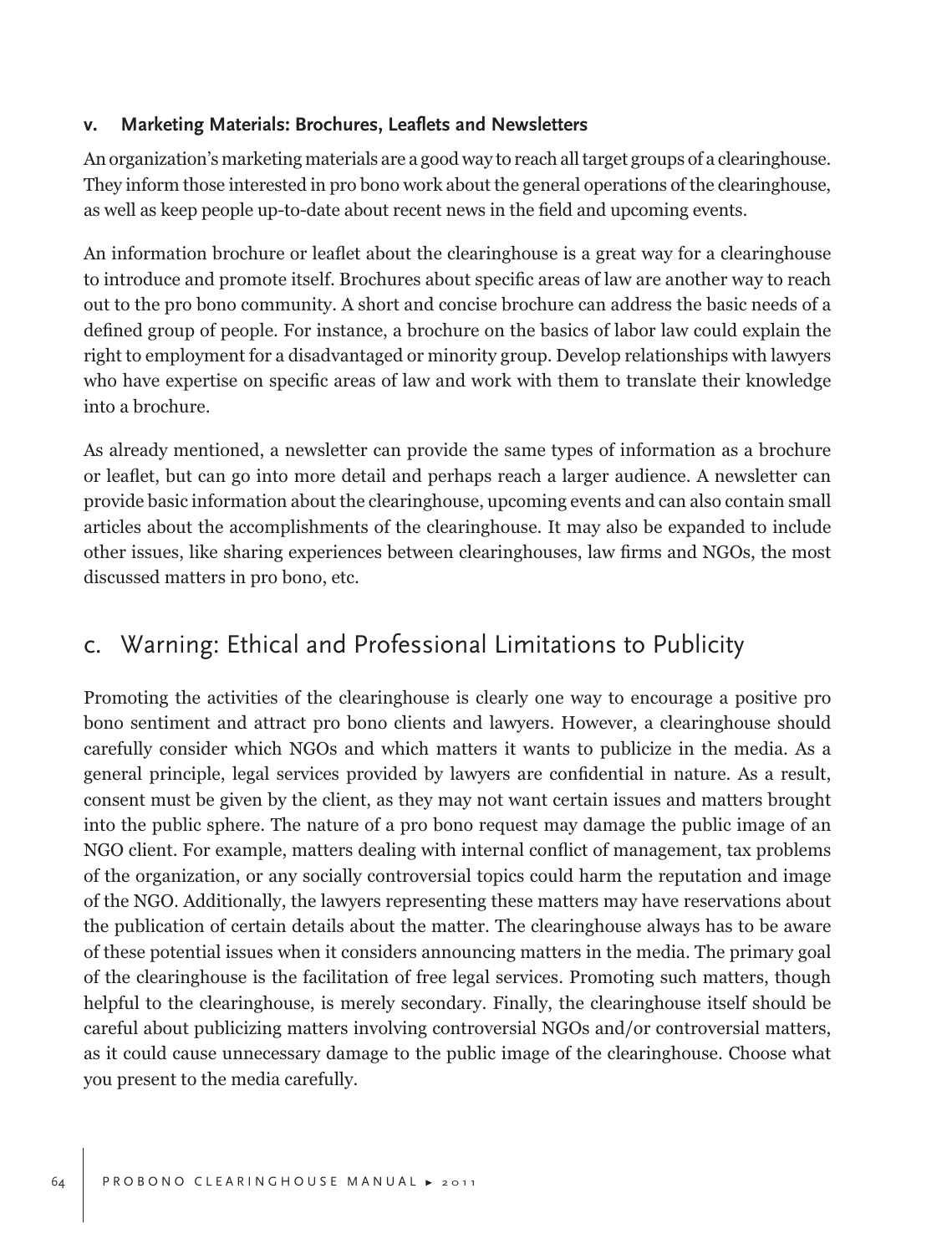#### v. Marketing Materials: Brochures, Leaflets and Newsletters

An organization's marketing materials are a good way to reach all target groups of a clearinghouse. They inform those interested in pro bono work about the general operations of the clearinghouse, as well as keep people up-to-date about recent news in the field and upcoming events.

An information brochure or leaflet about the clearinghouse is a great way for a clearinghouse to introduce and promote itself. Brochures about specific areas of law are another way to reach out to the pro bono community. A short and concise brochure can address the basic needs of a defined group of people. For instance, a brochure on the basics of labor law could explain the right to employment for a disadvantaged or minority group. Develop relationships with lawyers who have expertise on specific areas of law and work with them to translate their knowledge into a brochure.

As already mentioned, a newsletter can provide the same types of information as a brochure or leaflet, but can go into more detail and perhaps reach a larger audience. A newsletter can provide basic information about the clearinghouse, upcoming events and can also contain small articles about the accomplishments of the clearinghouse. It may also be expanded to include other issues, like sharing experiences between clearinghouses, law firms and NGOs, the most discussed matters in pro bono, etc.

## c. Warning: Ethical and Professional Limitations to Publicity

Promoting the activities of the clearinghouse is clearly one way to encourage a positive pro bono sentiment and attract pro bono clients and lawyers. However, a clearinghouse should carefully consider which NGOs and which matters it wants to publicize in the media. As a general principle, legal services provided by lawyers are confidential in nature. As a result, consent must be given by the client, as they may not want certain issues and matters brought into the public sphere. The nature of a pro bono request may damage the public image of an NGO client. For example, matters dealing with internal conflict of management, tax problems of the organization, or any socially controversial topics could harm the reputation and image of the NGO. Additionally, the lawyers representing these matters may have reservations about the publication of certain details about the matter. The clearinghouse always has to be aware of these potential issues when it considers announcing matters in the media. The primary goal of the clearinghouse is the facilitation of free legal services. Promoting such matters, though helpful to the clearinghouse, is merely secondary. Finally, the clearinghouse itself should be careful about publicizing matters involving controversial NGOs and/or controversial matters, as it could cause unnecessary damage to the public image of the clearinghouse. Choose what you present to the media carefully.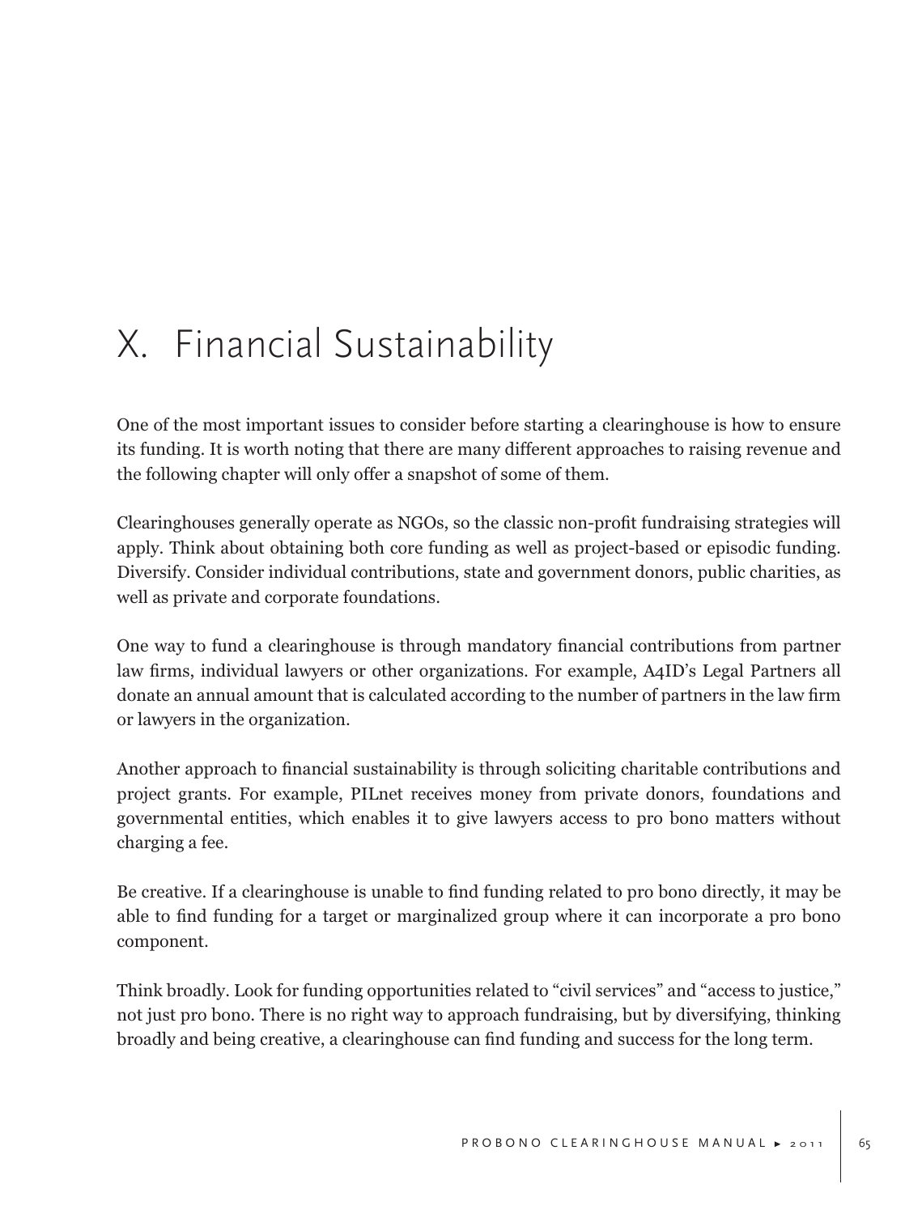# X. Financial Sustainability

One of the most important issues to consider before starting a clearinghouse is how to ensure its funding. It is worth noting that there are many different approaches to raising revenue and the following chapter will only offer a snapshot of some of them.

Clearinghouses generally operate as NGOs, so the classic non-profit fundraising strategies will apply. Think about obtaining both core funding as well as project-based or episodic funding. Diversify. Consider individual contributions, state and government donors, public charities, as well as private and corporate foundations.

One way to fund a clearinghouse is through mandatory financial contributions from partner law firms, individual lawyers or other organizations. For example, A4ID's Legal Partners all donate an annual amount that is calculated according to the number of partners in the law firm or lawyers in the organization.

Another approach to financial sustainability is through soliciting charitable contributions and project grants. For example, PILnet receives money from private donors, foundations and governmental entities, which enables it to give lawyers access to pro bono matters without charging a fee.

Be creative. If a clearinghouse is unable to find funding related to pro bono directly, it may be able to find funding for a target or marginalized group where it can incorporate a pro bono component.

Think broadly. Look for funding opportunities related to "civil services" and "access to justice," not just pro bono. There is no right way to approach fundraising, but by diversifying, thinking broadly and being creative, a clearinghouse can find funding and success for the long term.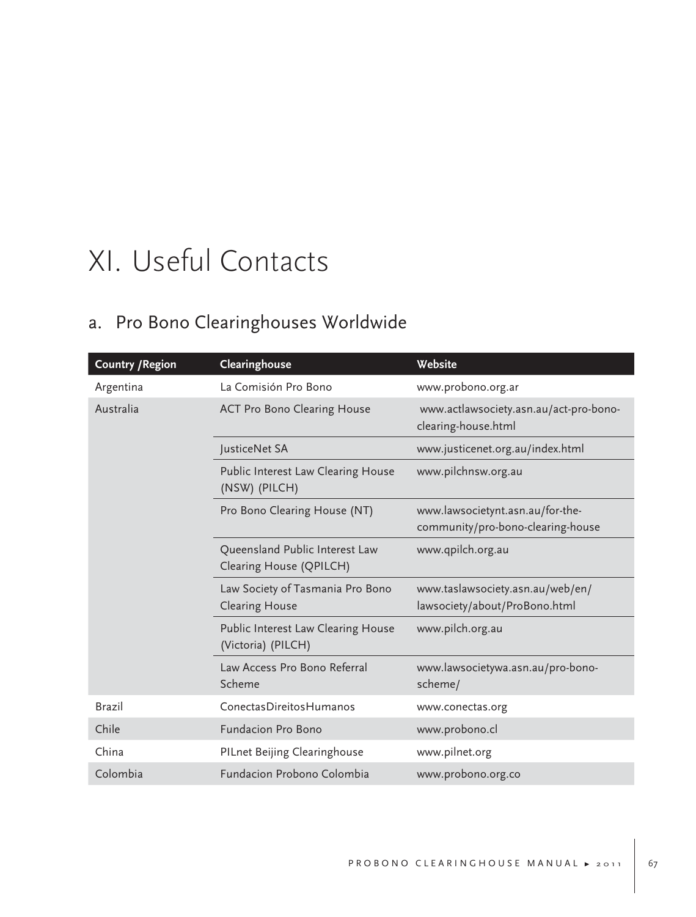# XI. Useful Contacts

## a. Pro Bono Clearinghouses Worldwide

| Country /Region | Clearinghouse | Website |
|---|---|---|
| Argentina | La Comisión Pro Bono | www.probono.org.ar |
| Australia | ACT Pro Bono Clearing House | www.actlawsociety.asn.au/act-pro-bono-clearing-house.html |
| | JusticeNet SA | www.justicenet.org.au/index.html |
| | Public Interest Law Clearing House (NSW) (PILCH) | www.pilchnsw.org.au |
| | Pro Bono Clearing House (NT) | www.lawsocietynt.asn.au/for-the-community/pro-bono-clearing-house |
| | Queensland Public Interest Law Clearing House (QPILCH) | www.qpilch.org.au |
| | Law Society of Tasmania Pro Bono Clearing House | www.taslawsociety.asn.au/web/en/lawsociety/about/ProBono.html |
| | Public Interest Law Clearing House (Victoria) (PILCH) | www.pilch.org.au |
| | Law Access Pro Bono Referral Scheme | www.lawsocietywa.asn.au/pro-bono-scheme/ |
| Brazil | ConectasDireitosHumanos | www.conectas.org |
| Chile | Fundacion Pro Bono | www.probono.cl |
| China | PILnet Beijing Clearinghouse | www.pilnet.org |
| Colombia | Fundacion Probono Colombia | www.probono.org.co |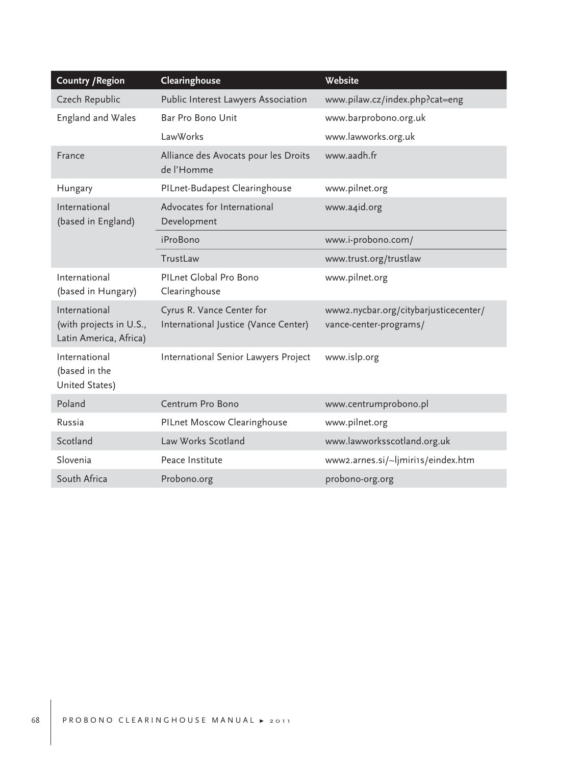| Country /Region | Clearinghouse | Website |
|---|---|---|
| Czech Republic | Public Interest Lawyers Association | www.pilaw.cz/index.php?cat=eng |
| England and Wales | Bar Pro Bono Unit | www.barprobono.org.uk |
| | LawWorks | www.lawworks.org.uk |
| France | Alliance des Avocats pour les Droits de l'Homme | www.aadh.fr |
| Hungary | PILnet-Budapest Clearinghouse | www.pilnet.org |
| International (based in England) | Advocates for International Development | www.a4id.org |
| | iProBono | www.i-probono.com/ |
| | TrustLaw | www.trust.org/trustlaw |
| International (based in Hungary) | PILnet Global Pro Bono Clearinghouse | www.pilnet.org |
| International (with projects in U.S., Latin America, Africa) | Cyrus R. Vance Center for International Justice (Vance Center) | www2.nycbar.org/citybarjusticecenter/vance-center-programs/ |
| International (based in the United States) | International Senior Lawyers Project | www.islp.org |
| Poland | Centrum Pro Bono | www.centrumprobono.pl |
| Russia | PILnet Moscow Clearinghouse | www.pilnet.org |
| Scotland | Law Works Scotland | www.lawworksscotland.org.uk |
| Slovenia | Peace Institute | www2.arnes.si/~ljmiri1s/eindex.htm |
| South Africa | Probono.org | probono-org.org |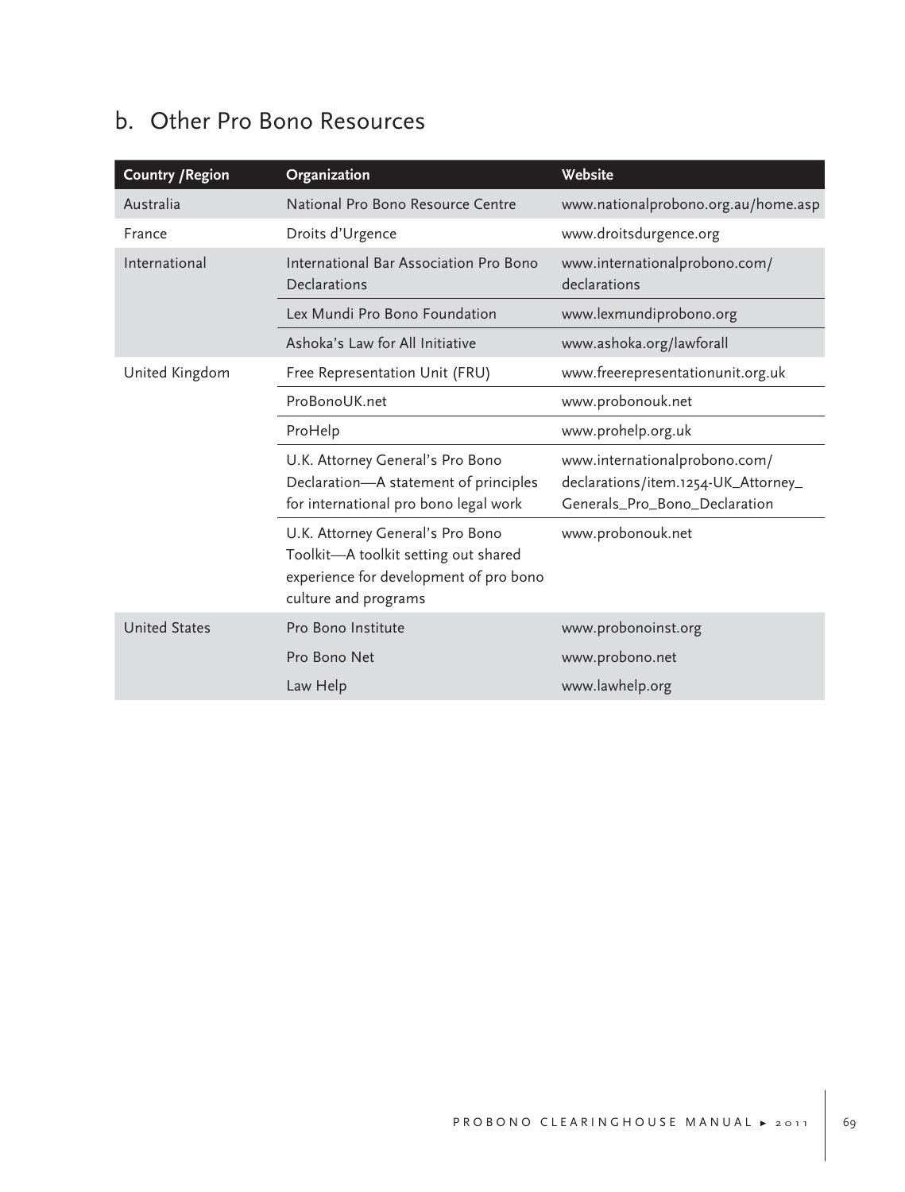## b. Other Pro Bono Resources

| Country /Region | Organization | Website |
|---|---|---|
| Australia | National Pro Bono Resource Centre | www.nationalprobono.org.au/home.asp |
| France | Droits d'Urgence | www.droitsdurgence.org |
| International | International Bar Association Pro Bono Declarations | www.internationalprobono.com/declarations |
| | Lex Mundi Pro Bono Foundation | www.lexmundiprobono.org |
| | Ashoka's Law for All Initiative | www.ashoka.org/lawforall |
| United Kingdom | Free Representation Unit (FRU) | www.freerepresentationunit.org.uk |
| | ProBonoUK.net | www.probonouk.net |
| | ProHelp | www.prohelp.org.uk |
| | U.K. Attorney General's Pro Bono Declaration—A statement of principles for international pro bono legal work | www.internationalprobono.com/declarations/item.1254-UK_Attorney_Generals_Pro_Bono_Declaration |
| | U.K. Attorney General's Pro Bono Toolkit—A toolkit setting out shared experience for development of pro bono culture and programs | www.probonouk.net |
| United States | Pro Bono Institute | www.probonoinst.org |
| | Pro Bono Net | www.probono.net |
| | Law Help | www.lawhelp.org |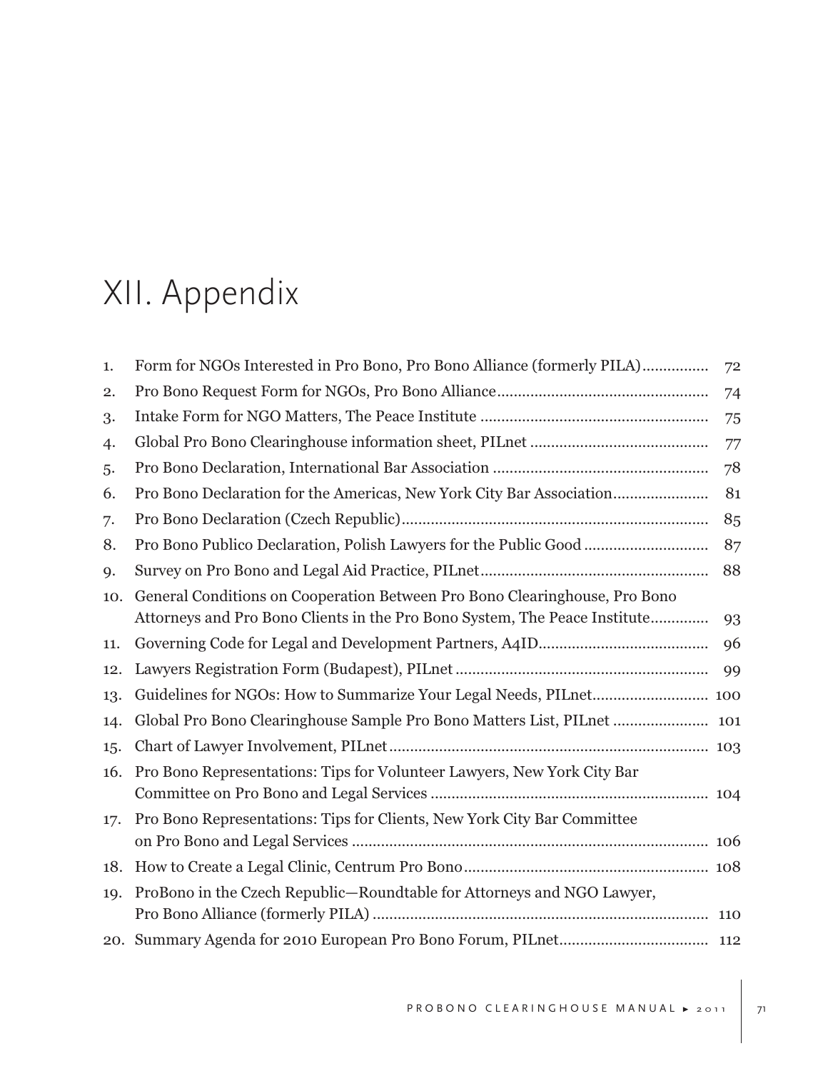# XII. Appendix

1. Form for NGOs Interested in Pro Bono, Pro Bono Alliance (formerly PILA)............... 72
2. Pro Bono Request Form for NGOs, Pro Bono Alliance.................................................. 74
3. Intake Form for NGO Matters, The Peace Institute ...................................................... 75
4. Global Pro Bono Clearinghouse information sheet, PILnet .......................................... 77
5. Pro Bono Declaration, International Bar Association ................................................... 78
6. Pro Bono Declaration for the Americas, New York City Bar Association...................... 81
7. Pro Bono Declaration (Czech Republic)......................................................................... 85
8. Pro Bono Publico Declaration, Polish Lawyers for the Public Good ............................. 87
9. Survey on Pro Bono and Legal Aid Practice, PILnet...................................................... 88
10. General Conditions on Cooperation Between Pro Bono Clearinghouse, Pro Bono Attorneys and Pro Bono Clients in the Pro Bono System, The Peace Institute............. 93
11. Governing Code for Legal and Development Partners, A4ID........................................ 96
12. Lawyers Registration Form (Budapest), PILnet ............................................................ 99
13. Guidelines for NGOs: How to Summarize Your Legal Needs, PILnet........................... 100
14. Global Pro Bono Clearinghouse Sample Pro Bono Matters List, PILnet ...................... 101
15. Chart of Lawyer Involvement, PILnet............................................................................ 103
16. Pro Bono Representations: Tips for Volunteer Lawyers, New York City Bar Committee on Pro Bono and Legal Services .................................................................. 104
17. Pro Bono Representations: Tips for Clients, New York City Bar Committee on Pro Bono and Legal Services ..................................................................................... 106
18. How to Create a Legal Clinic, Centrum Pro Bono.......................................................... 108
19. ProBono in the Czech Republic—Roundtable for Attorneys and NGO Lawyer, Pro Bono Alliance (formerly PILA) ................................................................................ 110
20. Summary Agenda for 2010 European Pro Bono Forum, PILnet................................... 112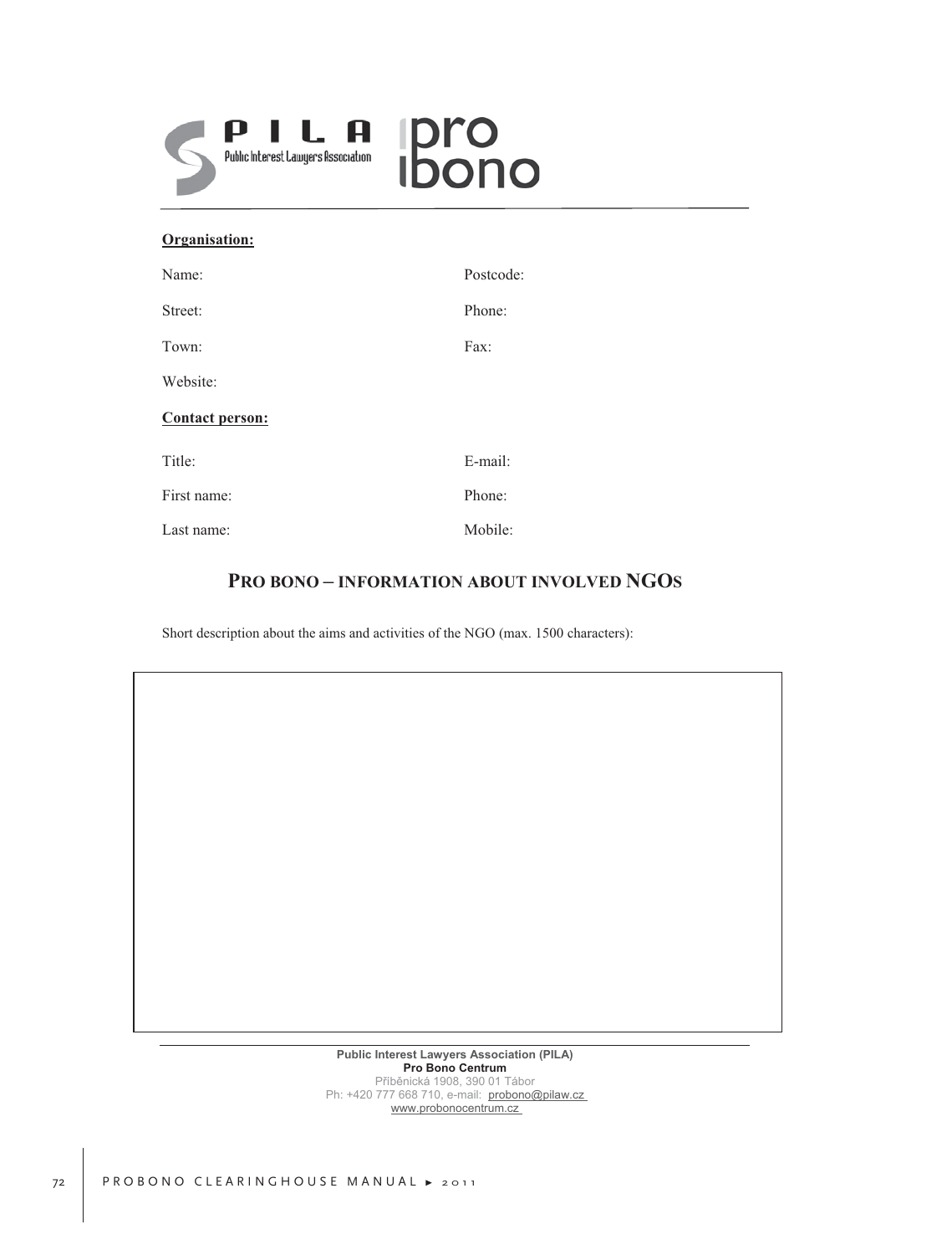PILA Public Interest Lawyers Association | pro bono

**Organisation:**

| | |
|---|---|
| Name: | Postcode: |
| Street: | Phone: |
| Town: | Fax: |
| Website: | |

**Contact person:**

| | |
|---|---|
| Title: | E-mail: |
| First name: | Phone: |
| Last name: | Mobile: |

## PRO BONO – INFORMATION ABOUT INVOLVED NGOS

Short description about the aims and activities of the NGO (max. 1500 characters):

**Public Interest Lawyers Association (PILA)**
**Pro Bono Centrum**
Příběnická 1908, 390 01 Tábor
Ph: +420 777 668 710, e-mail: probono@pilaw.cz
www.probonocentrum.cz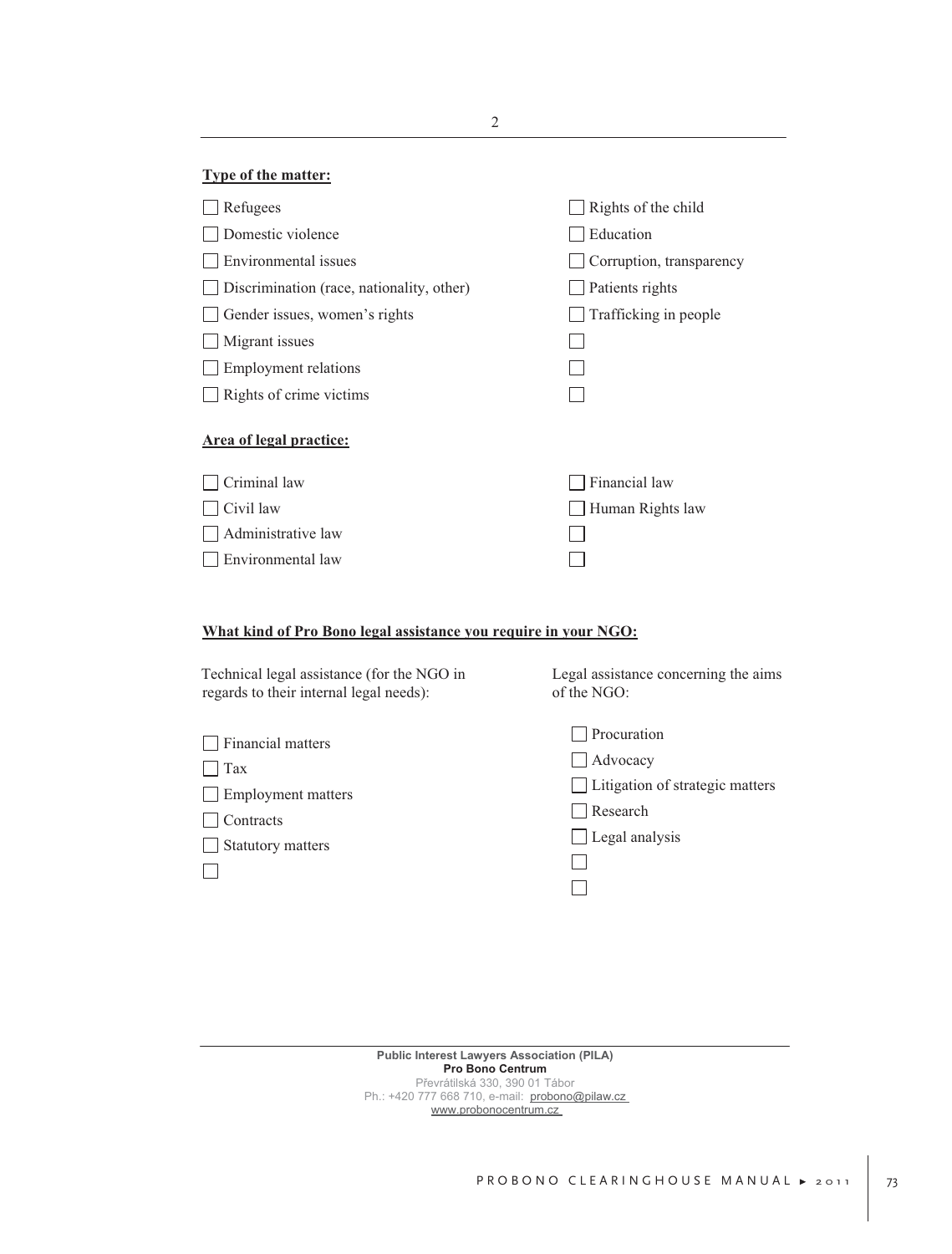**Type of the matter:**

- ☐ Refugees
- ☐ Domestic violence
- ☐ Environmental issues
- ☐ Discrimination (race, nationality, other)
- ☐ Gender issues, women's rights
- ☐ Migrant issues
- ☐ Employment relations
- ☐ Rights of crime victims
- ☐ Rights of the child
- ☐ Education
- ☐ Corruption, transparency
- ☐ Patients rights
- ☐ Trafficking in people
- ☐
- ☐
- ☐

**Area of legal practice:**

- ☐ Criminal law
- ☐ Civil law
- ☐ Administrative law
- ☐ Environmental law
- ☐ Financial law
- ☐ Human Rights law
- ☐
- ☐

**What kind of Pro Bono legal assistance you require in your NGO:**

Technical legal assistance (for the NGO in regards to their internal legal needs):

- ☐ Financial matters
- ☐ Tax
- ☐ Employment matters
- ☐ Contracts
- ☐ Statutory matters
- ☐

Legal assistance concerning the aims of the NGO:

- ☐ Procuration
- ☐ Advocacy
- ☐ Litigation of strategic matters
- ☐ Research
- ☐ Legal analysis
- ☐
- ☐

**Public Interest Lawyers Association (PILA)**
**Pro Bono Centrum**
Převrátilská 330, 390 01 Tábor
Ph.: +420 777 668 710, e-mail: probono@pilaw.cz
www.probonocentrum.cz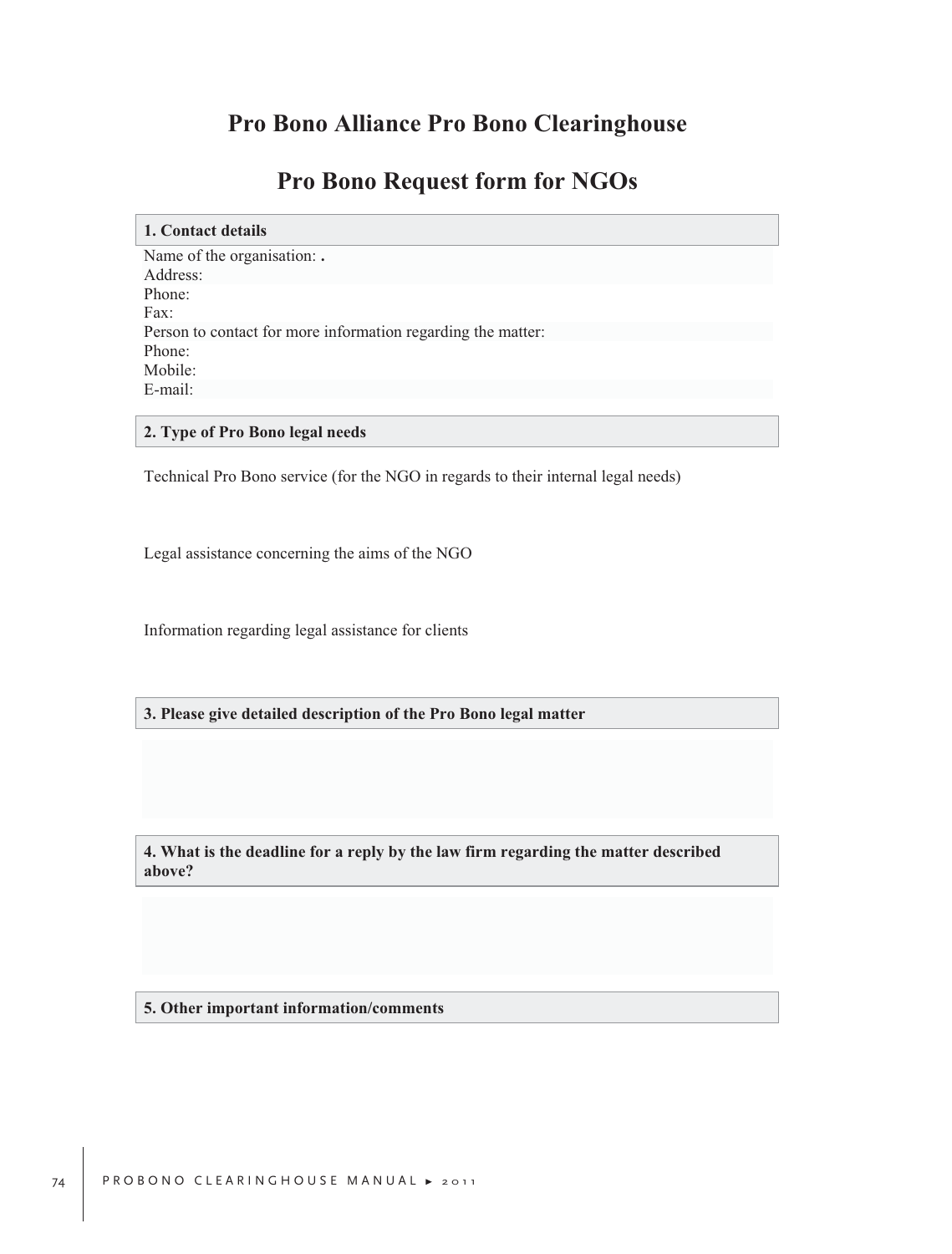# Pro Bono Alliance Pro Bono Clearinghouse

# Pro Bono Request form for NGOs

**1. Contact details**

Name of the organisation: **.**
Address:
Phone:
Fax:
Person to contact for more information regarding the matter:
Phone:
Mobile:
E-mail:

**2. Type of Pro Bono legal needs**

Technical Pro Bono service (for the NGO in regards to their internal legal needs)

Legal assistance concerning the aims of the NGO

Information regarding legal assistance for clients

**3. Please give detailed description of the Pro Bono legal matter**

**4. What is the deadline for a reply by the law firm regarding the matter described above?**

**5. Other important information/comments**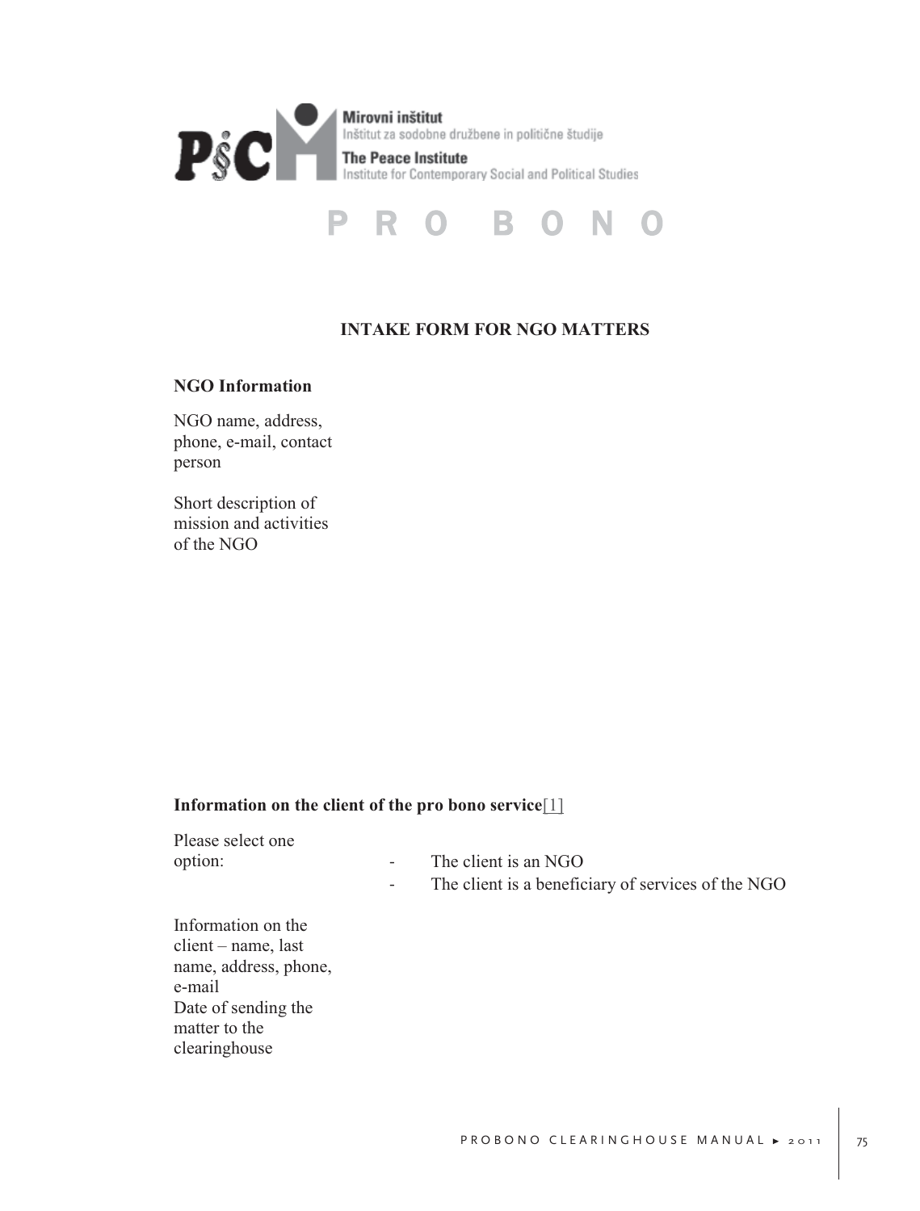Mirovni inštitut
Inštitut za sodobne družbene in politične študije
The Peace Institute
Institute for Contemporary Social and Political Studies

P R O B O N O

## INTAKE FORM FOR NGO MATTERS

### NGO Information

NGO name, address, phone, e-mail, contact person

Short description of mission and activities of the NGO

### Information on the client of the pro bono service[1]

Please select one option:

- The client is an NGO
- The client is a beneficiary of services of the NGO

Information on the client – name, last name, address, phone, e-mail

Date of sending the matter to the clearinghouse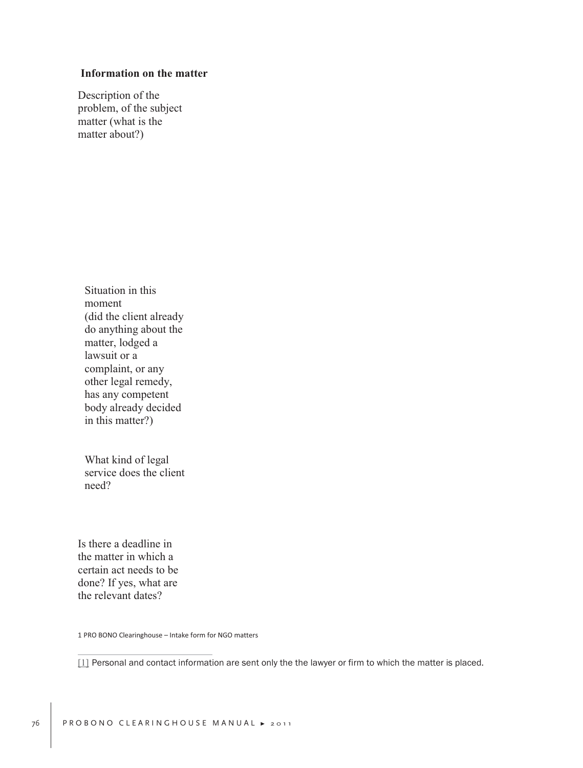**Information on the matter**

Description of the problem, of the subject matter (what is the matter about?)

Situation in this moment (did the client already do anything about the matter, lodged a lawsuit or a complaint, or any other legal remedy, has any competent body already decided in this matter?)

What kind of legal service does the client need?

Is there a deadline in the matter in which a certain act needs to be done? If yes, what are the relevant dates?

1 PRO BONO Clearinghouse – Intake form for NGO matters

---

[1] Personal and contact information are sent only the the lawyer or firm to which the matter is placed.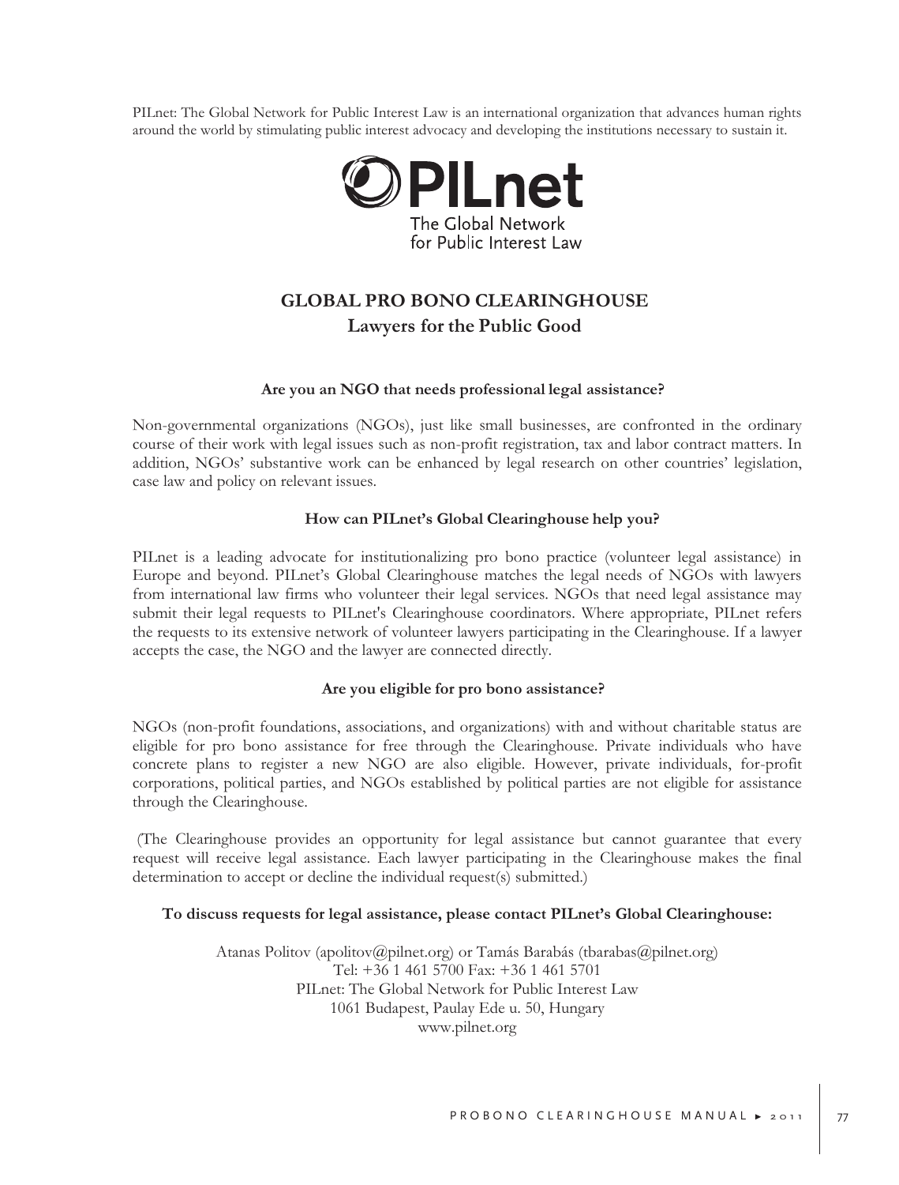PILnet: The Global Network for Public Interest Law is an international organization that advances human rights around the world by stimulating public interest advocacy and developing the institutions necessary to sustain it.

PILnet
The Global Network for Public Interest Law

# GLOBAL PRO BONO CLEARINGHOUSE
## Lawyers for the Public Good

### Are you an NGO that needs professional legal assistance?

Non-governmental organizations (NGOs), just like small businesses, are confronted in the ordinary course of their work with legal issues such as non-profit registration, tax and labor contract matters. In addition, NGOs' substantive work can be enhanced by legal research on other countries' legislation, case law and policy on relevant issues.

### How can PILnet's Global Clearinghouse help you?

PILnet is a leading advocate for institutionalizing pro bono practice (volunteer legal assistance) in Europe and beyond. PILnet's Global Clearinghouse matches the legal needs of NGOs with lawyers from international law firms who volunteer their legal services. NGOs that need legal assistance may submit their legal requests to PILnet's Clearinghouse coordinators. Where appropriate, PILnet refers the requests to its extensive network of volunteer lawyers participating in the Clearinghouse. If a lawyer accepts the case, the NGO and the lawyer are connected directly.

### Are you eligible for pro bono assistance?

NGOs (non-profit foundations, associations, and organizations) with and without charitable status are eligible for pro bono assistance for free through the Clearinghouse. Private individuals who have concrete plans to register a new NGO are also eligible. However, private individuals, for-profit corporations, political parties, and NGOs established by political parties are not eligible for assistance through the Clearinghouse.

(The Clearinghouse provides an opportunity for legal assistance but cannot guarantee that every request will receive legal assistance. Each lawyer participating in the Clearinghouse makes the final determination to accept or decline the individual request(s) submitted.)

**To discuss requests for legal assistance, please contact PILnet's Global Clearinghouse:**

Atanas Politov (apolitov@pilnet.org) or Tamás Barabás (tbarabas@pilnet.org)
Tel: +36 1 461 5700 Fax: +36 1 461 5701
PILnet: The Global Network for Public Interest Law
1061 Budapest, Paulay Ede u. 50, Hungary
www.pilnet.org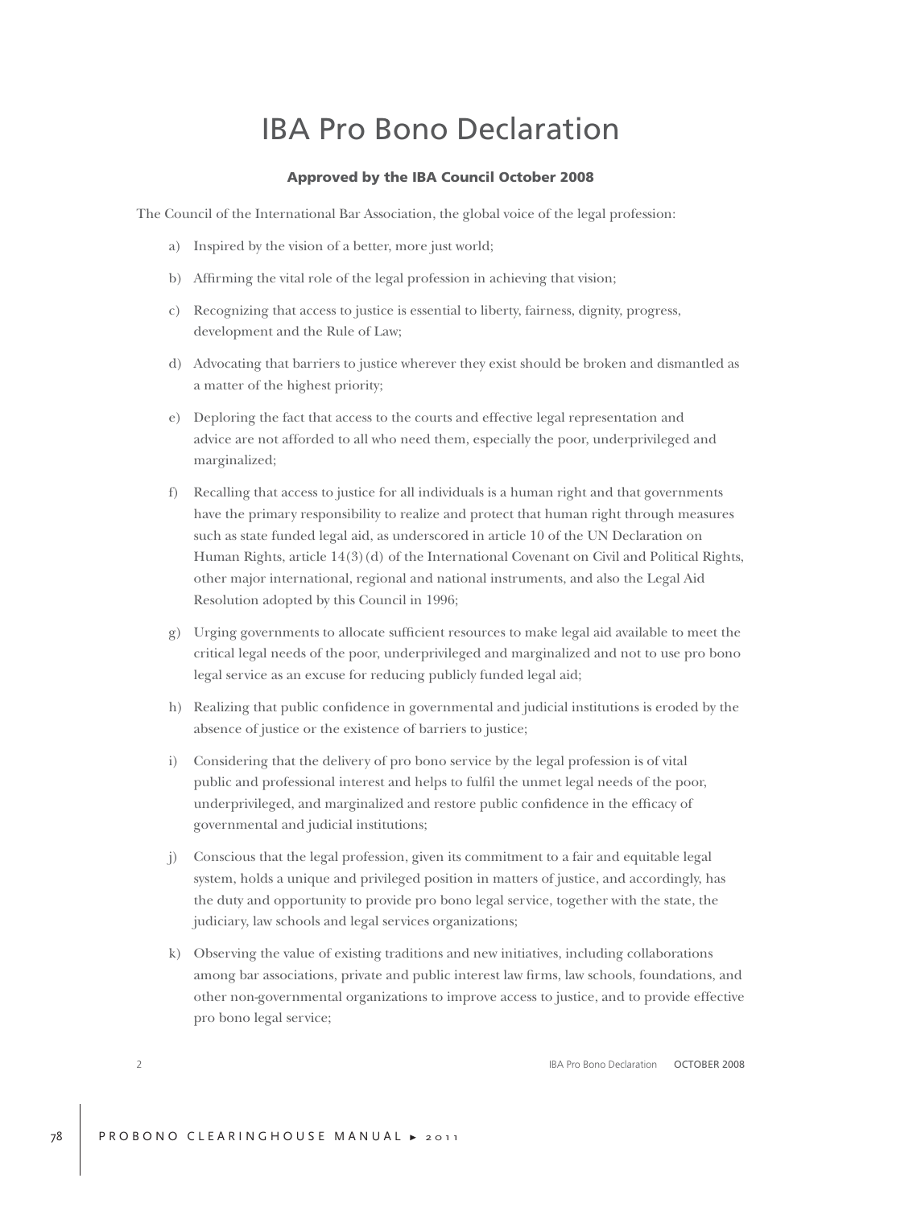# IBA Pro Bono Declaration

**Approved by the IBA Council October 2008**

The Council of the International Bar Association, the global voice of the legal profession:

a) Inspired by the vision of a better, more just world;

b) Affirming the vital role of the legal profession in achieving that vision;

c) Recognizing that access to justice is essential to liberty, fairness, dignity, progress, development and the Rule of Law;

d) Advocating that barriers to justice wherever they exist should be broken and dismantled as a matter of the highest priority;

e) Deploring the fact that access to the courts and effective legal representation and advice are not afforded to all who need them, especially the poor, underprivileged and marginalized;

f) Recalling that access to justice for all individuals is a human right and that governments have the primary responsibility to realize and protect that human right through measures such as state funded legal aid, as underscored in article 10 of the UN Declaration on Human Rights, article 14(3)(d) of the International Covenant on Civil and Political Rights, other major international, regional and national instruments, and also the Legal Aid Resolution adopted by this Council in 1996;

g) Urging governments to allocate sufficient resources to make legal aid available to meet the critical legal needs of the poor, underprivileged and marginalized and not to use pro bono legal service as an excuse for reducing publicly funded legal aid;

h) Realizing that public confidence in governmental and judicial institutions is eroded by the absence of justice or the existence of barriers to justice;

i) Considering that the delivery of pro bono service by the legal profession is of vital public and professional interest and helps to fulfil the unmet legal needs of the poor, underprivileged, and marginalized and restore public confidence in the efficacy of governmental and judicial institutions;

j) Conscious that the legal profession, given its commitment to a fair and equitable legal system, holds a unique and privileged position in matters of justice, and accordingly, has the duty and opportunity to provide pro bono legal service, together with the state, the judiciary, law schools and legal services organizations;

k) Observing the value of existing traditions and new initiatives, including collaborations among bar associations, private and public interest law firms, law schools, foundations, and other non-governmental organizations to improve access to justice, and to provide effective pro bono legal service;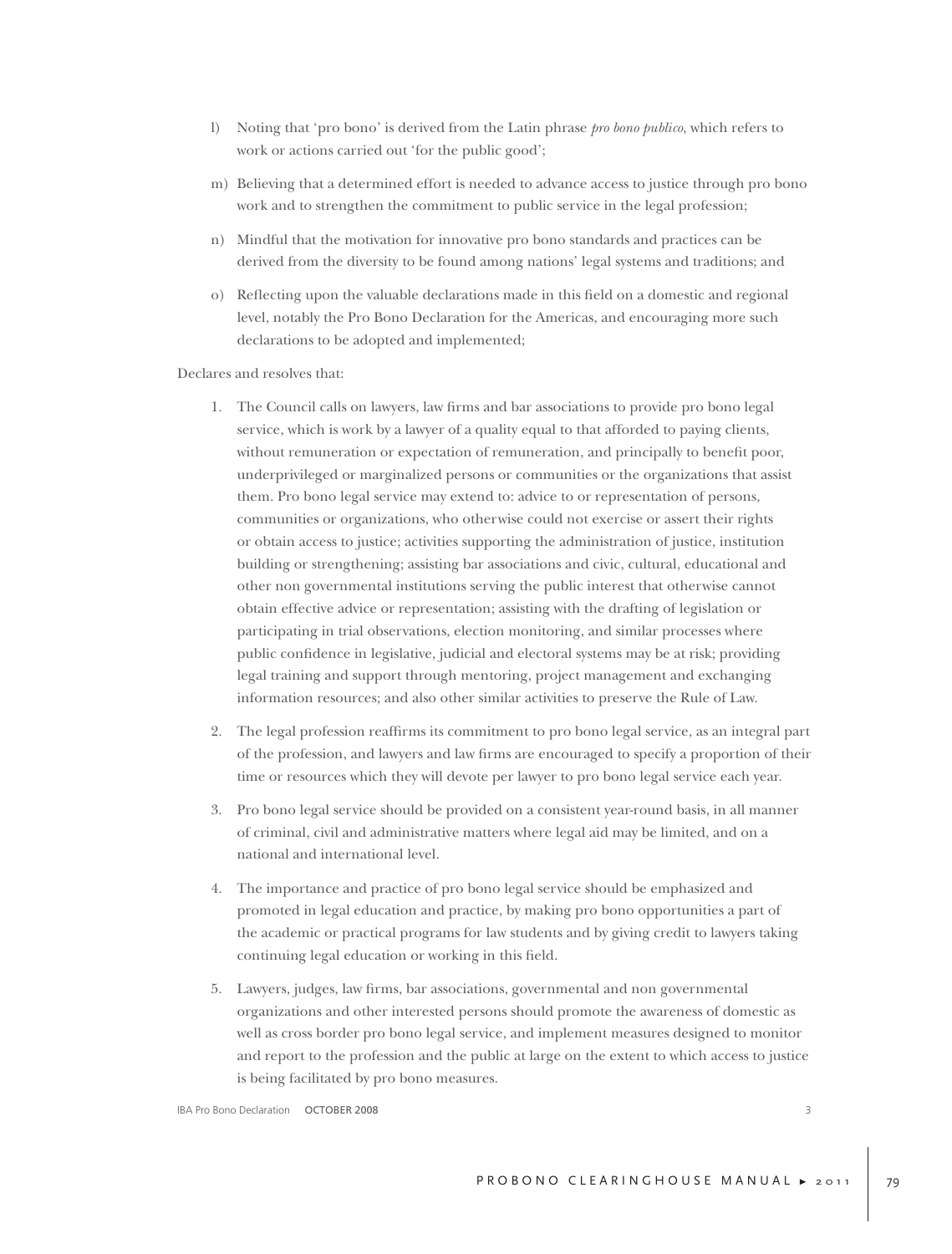l) Noting that 'pro bono' is derived from the Latin phrase *pro bono publico*, which refers to work or actions carried out 'for the public good';

m) Believing that a determined effort is needed to advance access to justice through pro bono work and to strengthen the commitment to public service in the legal profession;

n) Mindful that the motivation for innovative pro bono standards and practices can be derived from the diversity to be found among nations' legal systems and traditions; and

o) Reflecting upon the valuable declarations made in this field on a domestic and regional level, notably the Pro Bono Declaration for the Americas, and encouraging more such declarations to be adopted and implemented;

Declares and resolves that:

1. The Council calls on lawyers, law firms and bar associations to provide pro bono legal service, which is work by a lawyer of a quality equal to that afforded to paying clients, without remuneration or expectation of remuneration, and principally to benefit poor, underprivileged or marginalized persons or communities or the organizations that assist them. Pro bono legal service may extend to: advice to or representation of persons, communities or organizations, who otherwise could not exercise or assert their rights or obtain access to justice; activities supporting the administration of justice, institution building or strengthening; assisting bar associations and civic, cultural, educational and other non governmental institutions serving the public interest that otherwise cannot obtain effective advice or representation; assisting with the drafting of legislation or participating in trial observations, election monitoring, and similar processes where public confidence in legislative, judicial and electoral systems may be at risk; providing legal training and support through mentoring, project management and exchanging information resources; and also other similar activities to preserve the Rule of Law.

2. The legal profession reaffirms its commitment to pro bono legal service, as an integral part of the profession, and lawyers and law firms are encouraged to specify a proportion of their time or resources which they will devote per lawyer to pro bono legal service each year.

3. Pro bono legal service should be provided on a consistent year-round basis, in all manner of criminal, civil and administrative matters where legal aid may be limited, and on a national and international level.

4. The importance and practice of pro bono legal service should be emphasized and promoted in legal education and practice, by making pro bono opportunities a part of the academic or practical programs for law students and by giving credit to lawyers taking continuing legal education or working in this field.

5. Lawyers, judges, law firms, bar associations, governmental and non governmental organizations and other interested persons should promote the awareness of domestic as well as cross border pro bono legal service, and implement measures designed to monitor and report to the profession and the public at large on the extent to which access to justice is being facilitated by pro bono measures.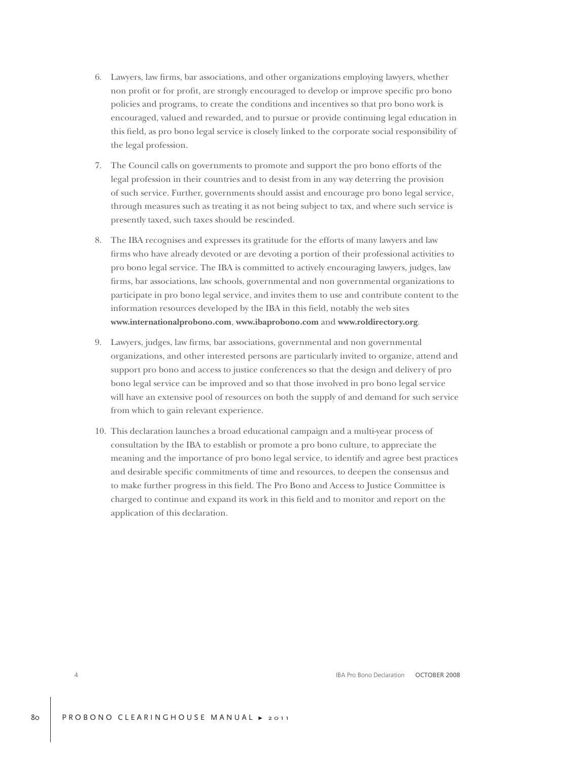6. Lawyers, law firms, bar associations, and other organizations employing lawyers, whether non profit or for profit, are strongly encouraged to develop or improve specific pro bono policies and programs, to create the conditions and incentives so that pro bono work is encouraged, valued and rewarded, and to pursue or provide continuing legal education in this field, as pro bono legal service is closely linked to the corporate social responsibility of the legal profession.

7. The Council calls on governments to promote and support the pro bono efforts of the legal profession in their countries and to desist from in any way deterring the provision of such service. Further, governments should assist and encourage pro bono legal service, through measures such as treating it as not being subject to tax, and where such service is presently taxed, such taxes should be rescinded.

8. The IBA recognises and expresses its gratitude for the efforts of many lawyers and law firms who have already devoted or are devoting a portion of their professional activities to pro bono legal service. The IBA is committed to actively encouraging lawyers, judges, law firms, bar associations, law schools, governmental and non governmental organizations to participate in pro bono legal service, and invites them to use and contribute content to the information resources developed by the IBA in this field, notably the web sites **www.internationalprobono.com**, **www.ibaprobono.com** and **www.roldirectory.org**.

9. Lawyers, judges, law firms, bar associations, governmental and non governmental organizations, and other interested persons are particularly invited to organize, attend and support pro bono and access to justice conferences so that the design and delivery of pro bono legal service can be improved and so that those involved in pro bono legal service will have an extensive pool of resources on both the supply of and demand for such service from which to gain relevant experience.

10. This declaration launches a broad educational campaign and a multi-year process of consultation by the IBA to establish or promote a pro bono culture, to appreciate the meaning and the importance of pro bono legal service, to identify and agree best practices and desirable specific commitments of time and resources, to deepen the consensus and to make further progress in this field. The Pro Bono and Access to Justice Committee is charged to continue and expand its work in this field and to monitor and report on the application of this declaration.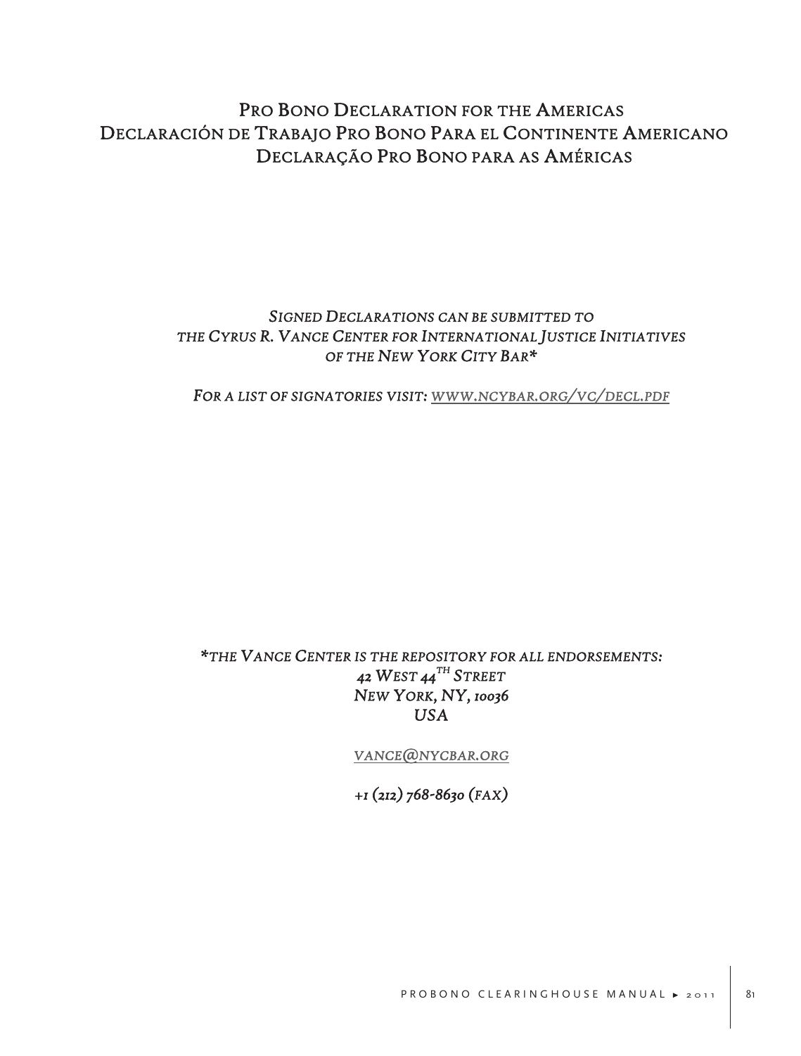# Pro Bono Declaration for the Americas
# Declaración de Trabajo Pro Bono Para el Continente Americano
# Declaração Pro Bono para as Américas

*Signed Declarations can be submitted to the Cyrus R. Vance Center for International Justice Initiatives of the New York City Bar**

*For a list of signatories visit: www.ncybar.org/vc/decl.pdf*

**the Vance Center is the repository for all endorsements:*
*42 West 44th Street*
*New York, NY, 10036*
*USA*

*vance@nycbar.org*

*+1 (212) 768-8630 (fax)*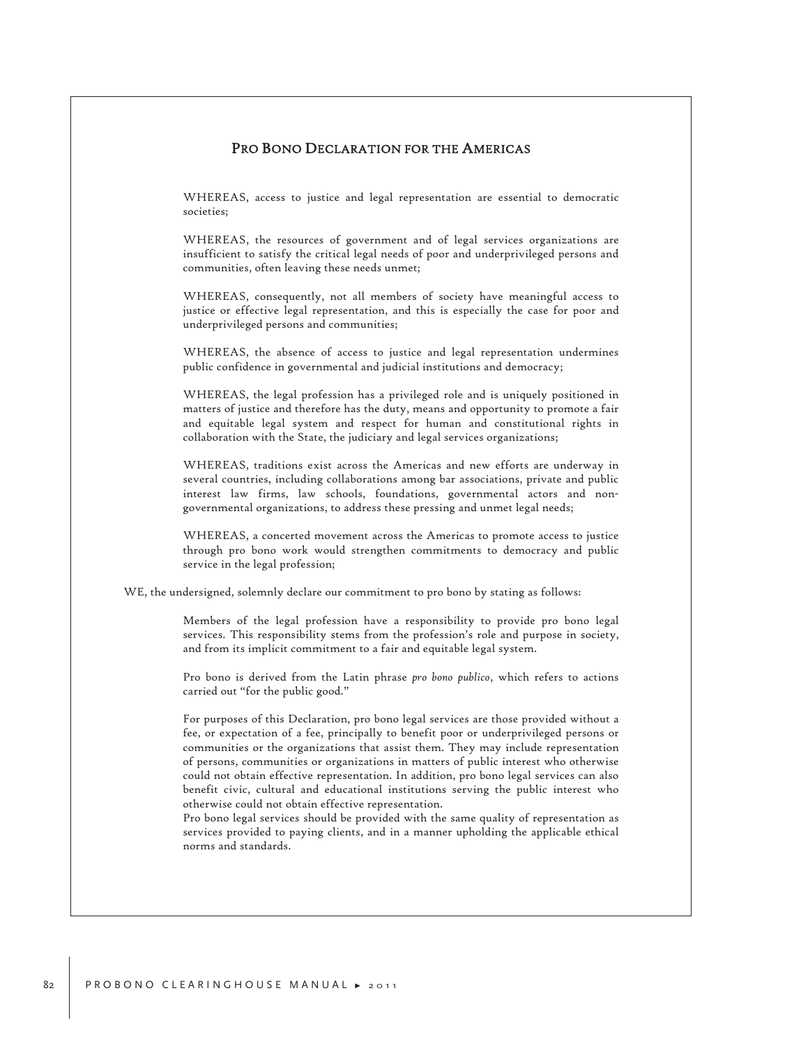## Pro Bono Declaration for the Americas

WHEREAS, access to justice and legal representation are essential to democratic societies;

WHEREAS, the resources of government and of legal services organizations are insufficient to satisfy the critical legal needs of poor and underprivileged persons and communities, often leaving these needs unmet;

WHEREAS, consequently, not all members of society have meaningful access to justice or effective legal representation, and this is especially the case for poor and underprivileged persons and communities;

WHEREAS, the absence of access to justice and legal representation undermines public confidence in governmental and judicial institutions and democracy;

WHEREAS, the legal profession has a privileged role and is uniquely positioned in matters of justice and therefore has the duty, means and opportunity to promote a fair and equitable legal system and respect for human and constitutional rights in collaboration with the State, the judiciary and legal services organizations;

WHEREAS, traditions exist across the Americas and new efforts are underway in several countries, including collaborations among bar associations, private and public interest law firms, law schools, foundations, governmental actors and non-governmental organizations, to address these pressing and unmet legal needs;

WHEREAS, a concerted movement across the Americas to promote access to justice through pro bono work would strengthen commitments to democracy and public service in the legal profession;

WE, the undersigned, solemnly declare our commitment to pro bono by stating as follows:

Members of the legal profession have a responsibility to provide pro bono legal services. This responsibility stems from the profession's role and purpose in society, and from its implicit commitment to a fair and equitable legal system.

Pro bono is derived from the Latin phrase *pro bono publico*, which refers to actions carried out "for the public good."

For purposes of this Declaration, pro bono legal services are those provided without a fee, or expectation of a fee, principally to benefit poor or underprivileged persons or communities or the organizations that assist them. They may include representation of persons, communities or organizations in matters of public interest who otherwise could not obtain effective representation. In addition, pro bono legal services can also benefit civic, cultural and educational institutions serving the public interest who otherwise could not obtain effective representation.

Pro bono legal services should be provided with the same quality of representation as services provided to paying clients, and in a manner upholding the applicable ethical norms and standards.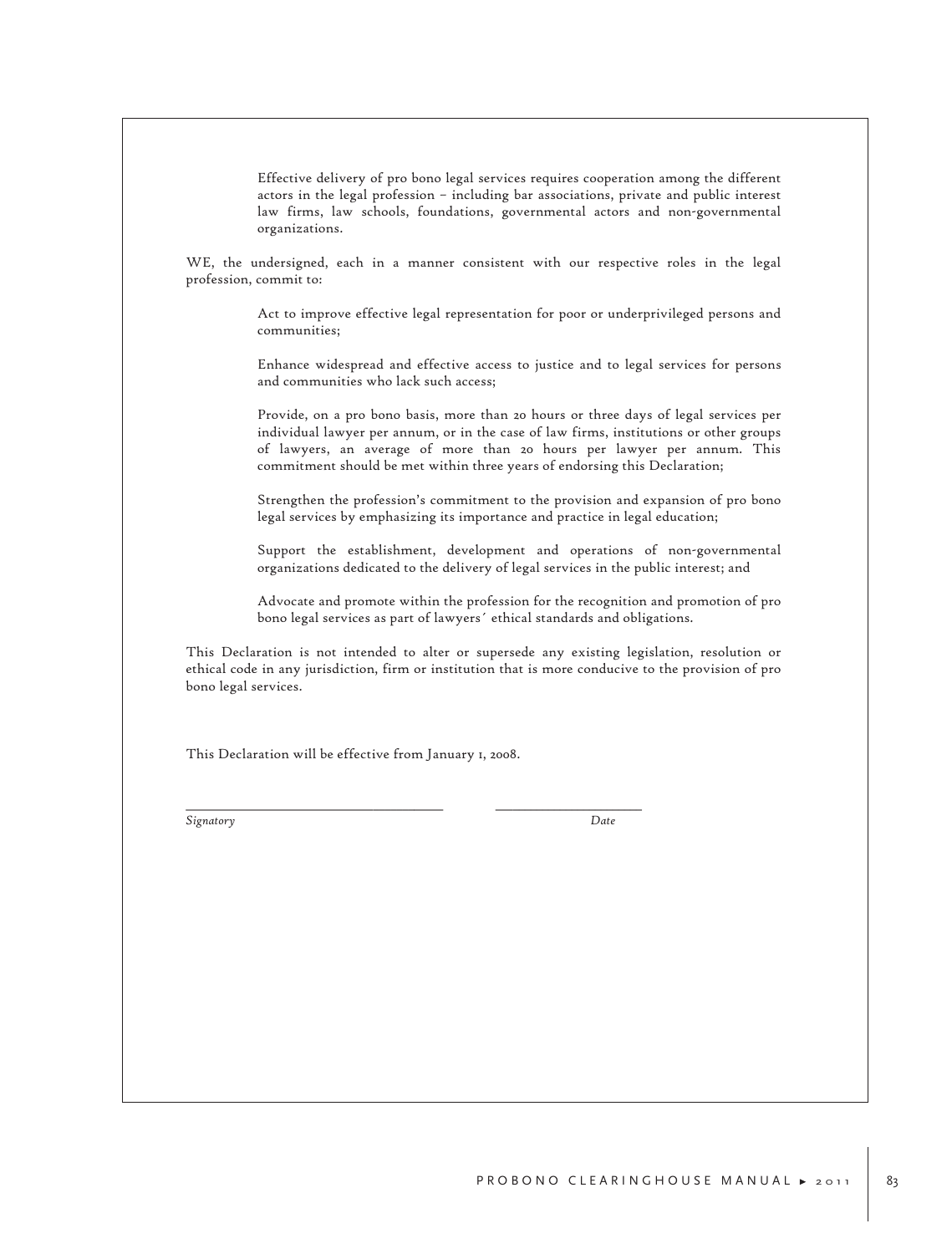Effective delivery of pro bono legal services requires cooperation among the different actors in the legal profession – including bar associations, private and public interest law firms, law schools, foundations, governmental actors and non-governmental organizations.

WE, the undersigned, each in a manner consistent with our respective roles in the legal profession, commit to:

Act to improve effective legal representation for poor or underprivileged persons and communities;

Enhance widespread and effective access to justice and to legal services for persons and communities who lack such access;

Provide, on a pro bono basis, more than 20 hours or three days of legal services per individual lawyer per annum, or in the case of law firms, institutions or other groups of lawyers, an average of more than 20 hours per lawyer per annum. This commitment should be met within three years of endorsing this Declaration;

Strengthen the profession's commitment to the provision and expansion of pro bono legal services by emphasizing its importance and practice in legal education;

Support the establishment, development and operations of non-governmental organizations dedicated to the delivery of legal services in the public interest; and

Advocate and promote within the profession for the recognition and promotion of pro bono legal services as part of lawyers´ ethical standards and obligations.

This Declaration is not intended to alter or supersede any existing legislation, resolution or ethical code in any jurisdiction, firm or institution that is more conducive to the provision of pro bono legal services.

This Declaration will be effective from January 1, 2008.

\_\_\_\_\_\_\_\_\_\_\_\_\_\_\_\_\_\_\_\_\_\_\_\_\_\_\_\_\_\_\_\_\_\_ \_\_\_\_\_\_\_\_\_\_\_\_\_\_\_\_\_\_\_\_

*Signatory* *Date*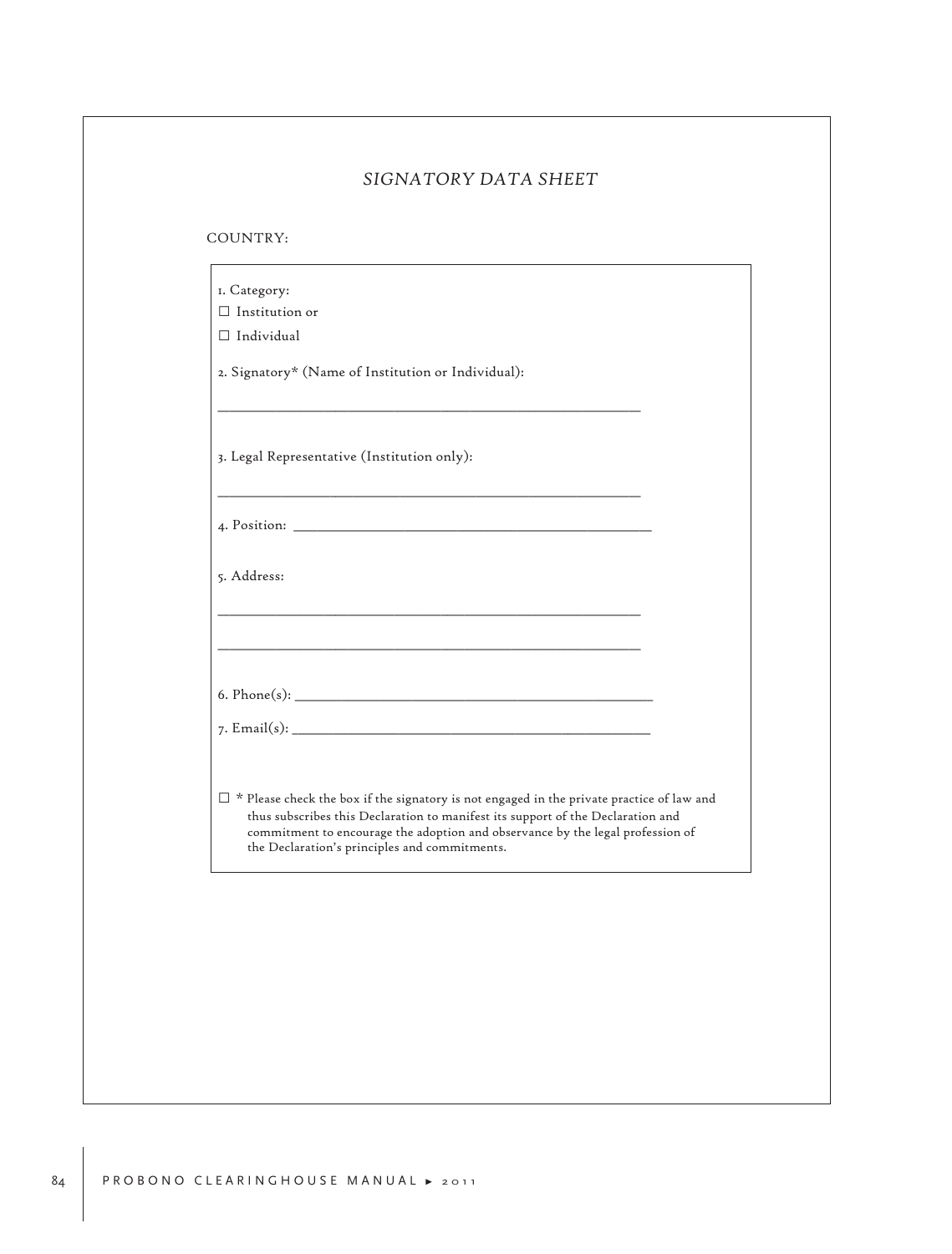## *SIGNATORY DATA SHEET*

COUNTRY:

1. Category:

☐ Institution or

☐ Individual

2. Signatory* (Name of Institution or Individual):

______________________________________________________

3. Legal Representative (Institution only):

______________________________________________________

4. Position: ______________________________________________

5. Address:

______________________________________________________

______________________________________________________

6. Phone(s): ______________________________________________

7. Email(s): ______________________________________________

☐ * Please check the box if the signatory is not engaged in the private practice of law and thus subscribes this Declaration to manifest its support of the Declaration and commitment to encourage the adoption and observance by the legal profession of the Declaration's principles and commitments.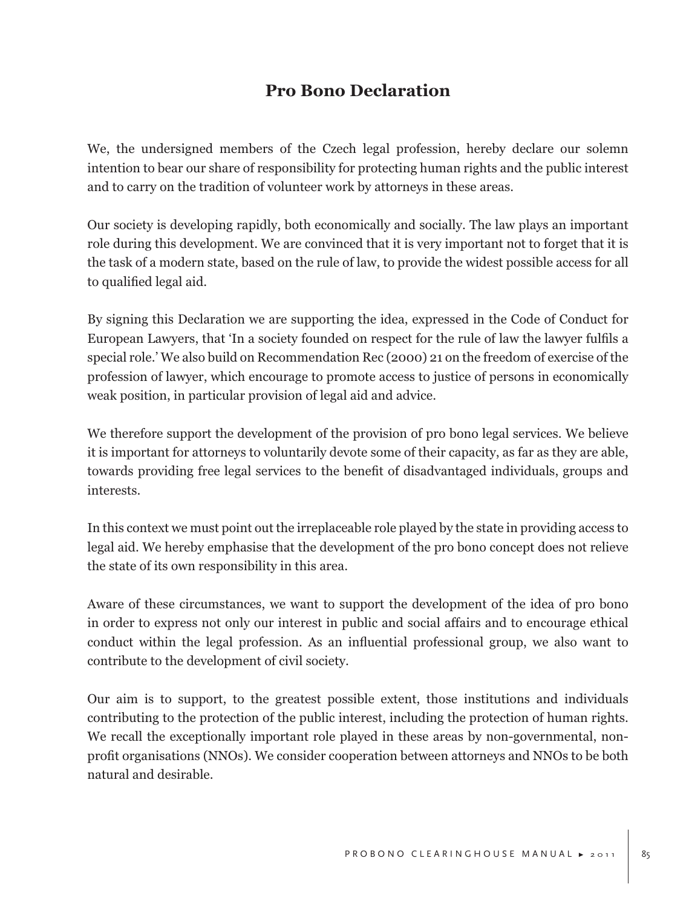# Pro Bono Declaration

We, the undersigned members of the Czech legal profession, hereby declare our solemn intention to bear our share of responsibility for protecting human rights and the public interest and to carry on the tradition of volunteer work by attorneys in these areas.

Our society is developing rapidly, both economically and socially. The law plays an important role during this development. We are convinced that it is very important not to forget that it is the task of a modern state, based on the rule of law, to provide the widest possible access for all to qualified legal aid.

By signing this Declaration we are supporting the idea, expressed in the Code of Conduct for European Lawyers, that 'In a society founded on respect for the rule of law the lawyer fulfils a special role.' We also build on Recommendation Rec (2000) 21 on the freedom of exercise of the profession of lawyer, which encourage to promote access to justice of persons in economically weak position, in particular provision of legal aid and advice.

We therefore support the development of the provision of pro bono legal services. We believe it is important for attorneys to voluntarily devote some of their capacity, as far as they are able, towards providing free legal services to the benefit of disadvantaged individuals, groups and interests.

In this context we must point out the irreplaceable role played by the state in providing access to legal aid. We hereby emphasise that the development of the pro bono concept does not relieve the state of its own responsibility in this area.

Aware of these circumstances, we want to support the development of the idea of pro bono in order to express not only our interest in public and social affairs and to encourage ethical conduct within the legal profession. As an influential professional group, we also want to contribute to the development of civil society.

Our aim is to support, to the greatest possible extent, those institutions and individuals contributing to the protection of the public interest, including the protection of human rights. We recall the exceptionally important role played in these areas by non-governmental, non-profit organisations (NNOs). We consider cooperation between attorneys and NNOs to be both natural and desirable.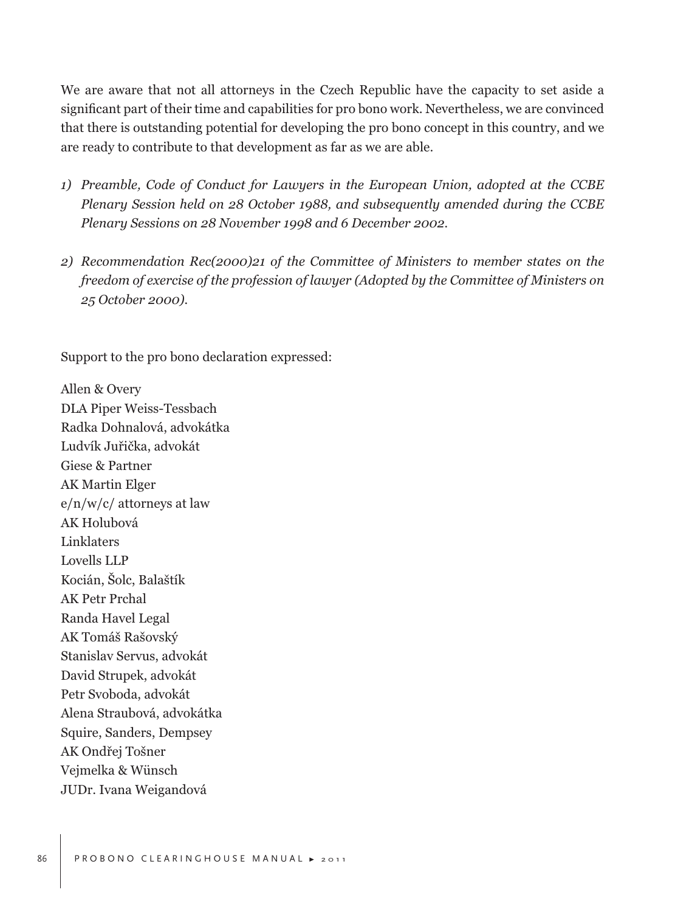We are aware that not all attorneys in the Czech Republic have the capacity to set aside a significant part of their time and capabilities for pro bono work. Nevertheless, we are convinced that there is outstanding potential for developing the pro bono concept in this country, and we are ready to contribute to that development as far as we are able.

1) *Preamble, Code of Conduct for Lawyers in the European Union, adopted at the CCBE Plenary Session held on 28 October 1988, and subsequently amended during the CCBE Plenary Sessions on 28 November 1998 and 6 December 2002.*

2) *Recommendation Rec(2000)21 of the Committee of Ministers to member states on the freedom of exercise of the profession of lawyer (Adopted by the Committee of Ministers on 25 October 2000).*

Support to the pro bono declaration expressed:

Allen & Overy
DLA Piper Weiss-Tessbach
Radka Dohnalová, advokátka
Ludvík Juřička, advokát
Giese & Partner
AK Martin Elger
e/n/w/c/ attorneys at law
AK Holubová
Linklaters
Lovells LLP
Kocián, Šolc, Balaštík
AK Petr Prchal
Randa Havel Legal
AK Tomáš Rašovský
Stanislav Servus, advokát
David Strupek, advokát
Petr Svoboda, advokát
Alena Straubová, advokátka
Squire, Sanders, Dempsey
AK Ondřej Tošner
Vejmelka & Wünsch
JUDr. Ivana Weigandová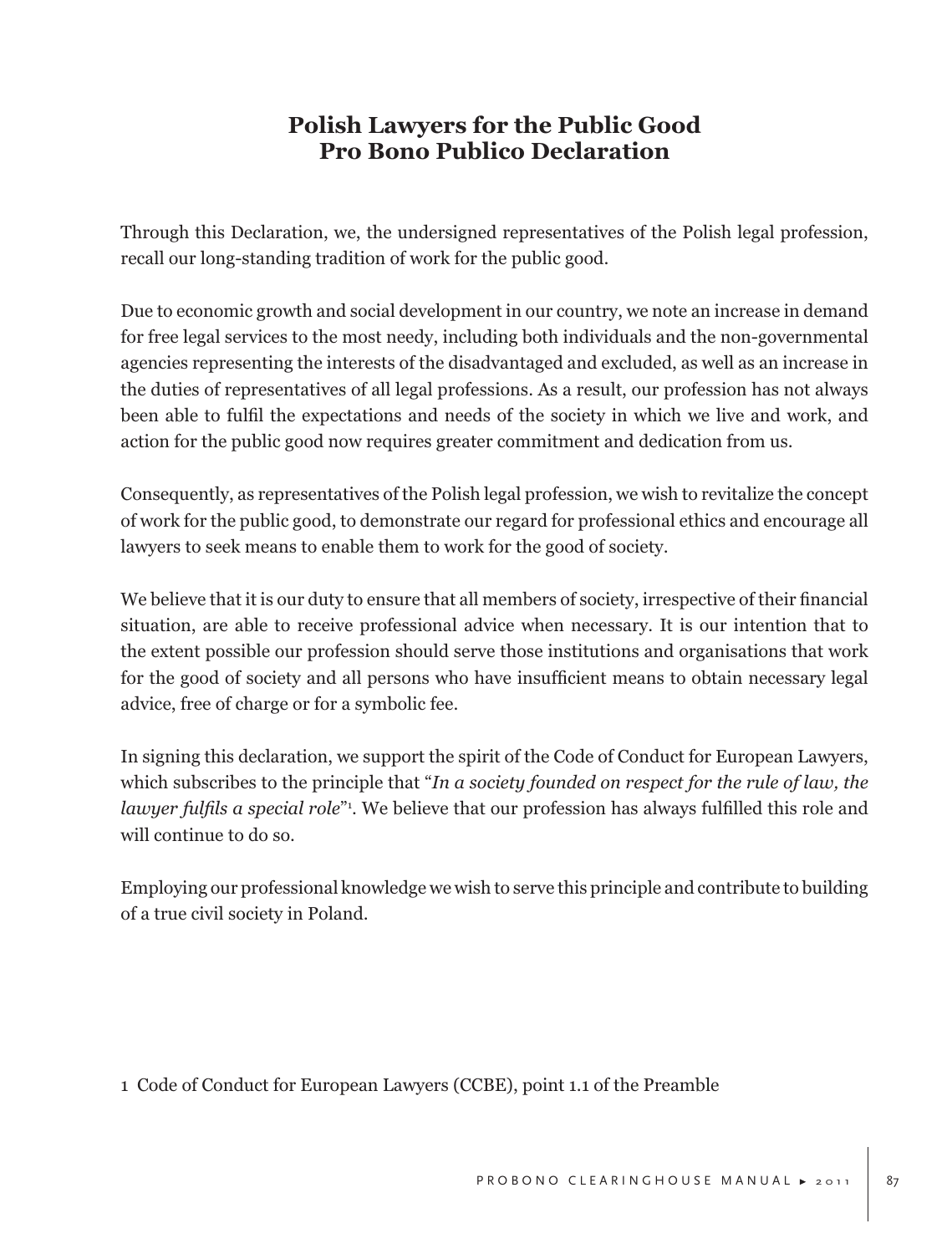# Polish Lawyers for the Public Good
# Pro Bono Publico Declaration

Through this Declaration, we, the undersigned representatives of the Polish legal profession, recall our long-standing tradition of work for the public good.

Due to economic growth and social development in our country, we note an increase in demand for free legal services to the most needy, including both individuals and the non-governmental agencies representing the interests of the disadvantaged and excluded, as well as an increase in the duties of representatives of all legal professions. As a result, our profession has not always been able to fulfil the expectations and needs of the society in which we live and work, and action for the public good now requires greater commitment and dedication from us.

Consequently, as representatives of the Polish legal profession, we wish to revitalize the concept of work for the public good, to demonstrate our regard for professional ethics and encourage all lawyers to seek means to enable them to work for the good of society.

We believe that it is our duty to ensure that all members of society, irrespective of their financial situation, are able to receive professional advice when necessary. It is our intention that to the extent possible our profession should serve those institutions and organisations that work for the good of society and all persons who have insufficient means to obtain necessary legal advice, free of charge or for a symbolic fee.

In signing this declaration, we support the spirit of the Code of Conduct for European Lawyers, which subscribes to the principle that "*In a society founded on respect for the rule of law, the lawyer fulfils a special role*"[1]. We believe that our profession has always fulfilled this role and will continue to do so.

Employing our professional knowledge we wish to serve this principle and contribute to building of a true civil society in Poland.

1 Code of Conduct for European Lawyers (CCBE), point 1.1 of the Preamble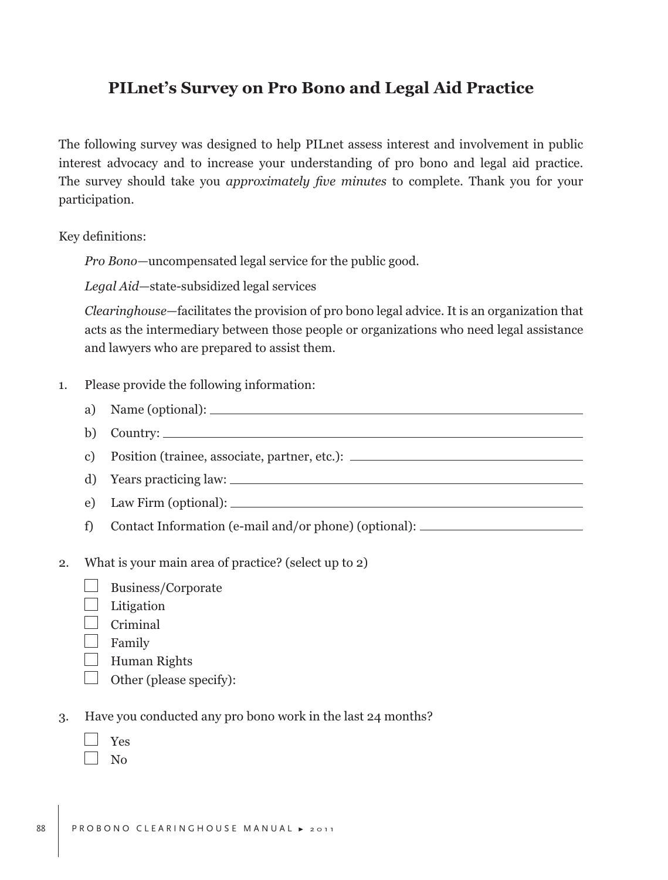## PILnet's Survey on Pro Bono and Legal Aid Practice

The following survey was designed to help PILnet assess interest and involvement in public interest advocacy and to increase your understanding of pro bono and legal aid practice. The survey should take you *approximately five minutes* to complete. Thank you for your participation.

Key definitions:

*Pro Bono*—uncompensated legal service for the public good.

*Legal Aid*—state-subsidized legal services

*Clearinghouse*—facilitates the provision of pro bono legal advice. It is an organization that acts as the intermediary between those people or organizations who need legal assistance and lawyers who are prepared to assist them.

1. Please provide the following information:
   a) Name (optional): ______________________________
   b) Country: ______________________________
   c) Position (trainee, associate, partner, etc.): ______________________________
   d) Years practicing law: ______________________________
   e) Law Firm (optional): ______________________________
   f) Contact Information (e-mail and/or phone) (optional): ______________________________

2. What is your main area of practice? (select up to 2)
   - ☐ Business/Corporate
   - ☐ Litigation
   - ☐ Criminal
   - ☐ Family
   - ☐ Human Rights
   - ☐ Other (please specify):

3. Have you conducted any pro bono work in the last 24 months?
   - ☐ Yes
   - ☐ No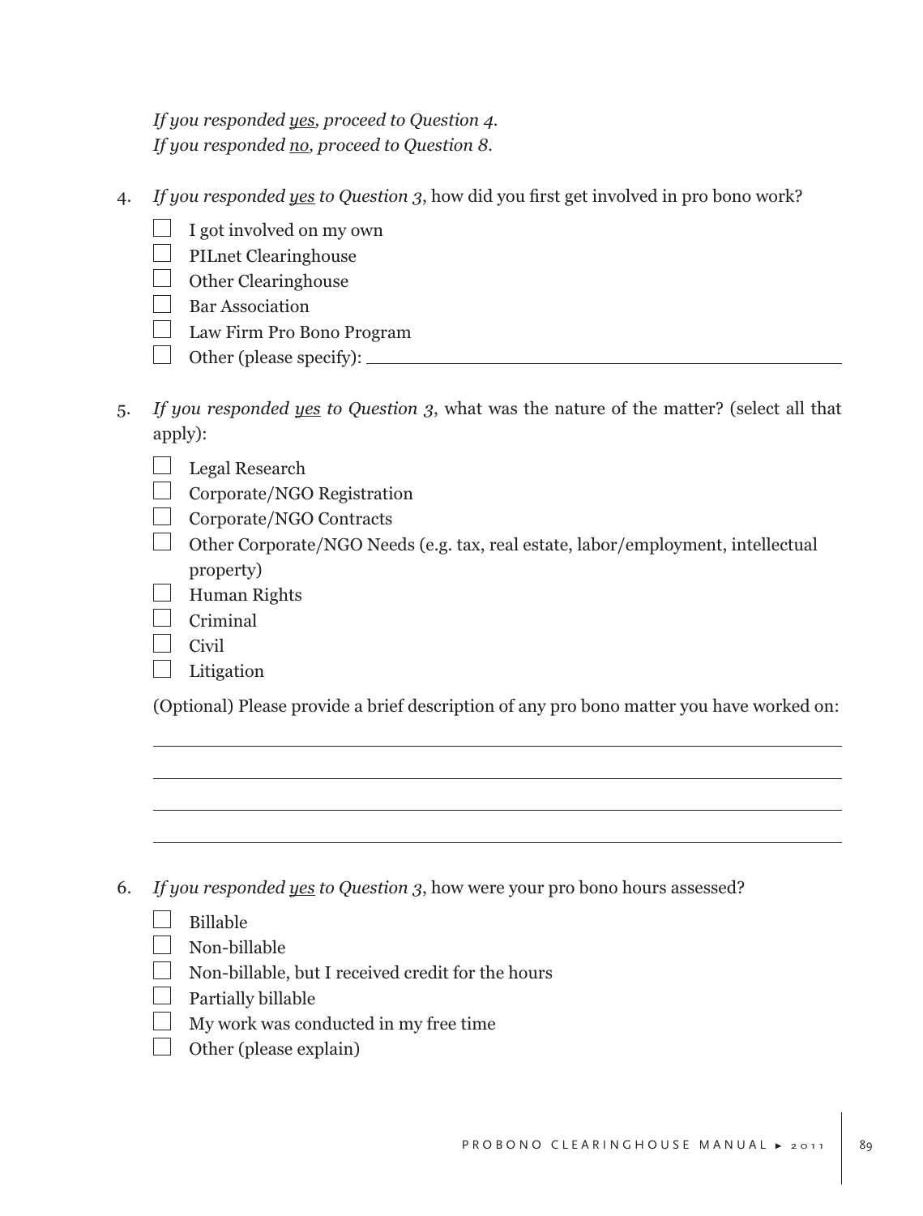*If you responded yes, proceed to Question 4.*
*If you responded no, proceed to Question 8.*

4. *If you responded yes to Question 3*, how did you first get involved in pro bono work?

   - [ ] I got involved on my own
   - [ ] PILnet Clearinghouse
   - [ ] Other Clearinghouse
   - [ ] Bar Association
   - [ ] Law Firm Pro Bono Program
   - [ ] Other (please specify): ______________________________

5. *If you responded yes to Question 3*, what was the nature of the matter? (select all that apply):

   - [ ] Legal Research
   - [ ] Corporate/NGO Registration
   - [ ] Corporate/NGO Contracts
   - [ ] Other Corporate/NGO Needs (e.g. tax, real estate, labor/employment, intellectual property)
   - [ ] Human Rights
   - [ ] Criminal
   - [ ] Civil
   - [ ] Litigation

   (Optional) Please provide a brief description of any pro bono matter you have worked on:

   ______________________________
   ______________________________
   ______________________________
   ______________________________

6. *If you responded yes to Question 3*, how were your pro bono hours assessed?

   - [ ] Billable
   - [ ] Non-billable
   - [ ] Non-billable, but I received credit for the hours
   - [ ] Partially billable
   - [ ] My work was conducted in my free time
   - [ ] Other (please explain)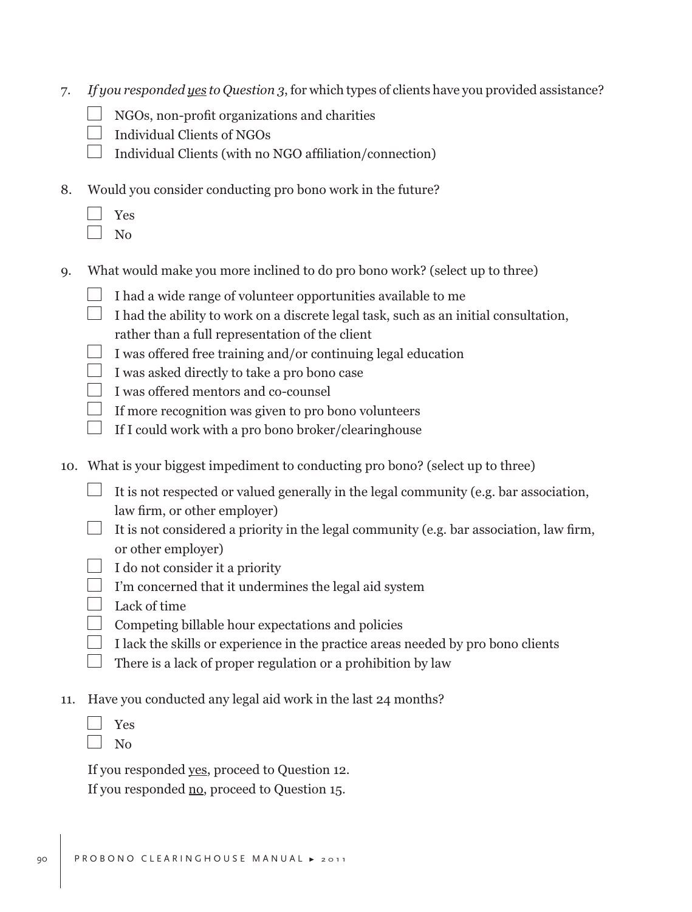7. *If you responded yes to Question 3*, for which types of clients have you provided assistance?

   - [ ] NGOs, non-profit organizations and charities
   - [ ] Individual Clients of NGOs
   - [ ] Individual Clients (with no NGO affiliation/connection)

8. Would you consider conducting pro bono work in the future?

   - [ ] Yes
   - [ ] No

9. What would make you more inclined to do pro bono work? (select up to three)

   - [ ] I had a wide range of volunteer opportunities available to me
   - [ ] I had the ability to work on a discrete legal task, such as an initial consultation, rather than a full representation of the client
   - [ ] I was offered free training and/or continuing legal education
   - [ ] I was asked directly to take a pro bono case
   - [ ] I was offered mentors and co-counsel
   - [ ] If more recognition was given to pro bono volunteers
   - [ ] If I could work with a pro bono broker/clearinghouse

10. What is your biggest impediment to conducting pro bono? (select up to three)

    - [ ] It is not respected or valued generally in the legal community (e.g. bar association, law firm, or other employer)
    - [ ] It is not considered a priority in the legal community (e.g. bar association, law firm, or other employer)
    - [ ] I do not consider it a priority
    - [ ] I'm concerned that it undermines the legal aid system
    - [ ] Lack of time
    - [ ] Competing billable hour expectations and policies
    - [ ] I lack the skills or experience in the practice areas needed by pro bono clients
    - [ ] There is a lack of proper regulation or a prohibition by law

11. Have you conducted any legal aid work in the last 24 months?

    - [ ] Yes
    - [ ] No

    If you responded yes, proceed to Question 12.
    If you responded no, proceed to Question 15.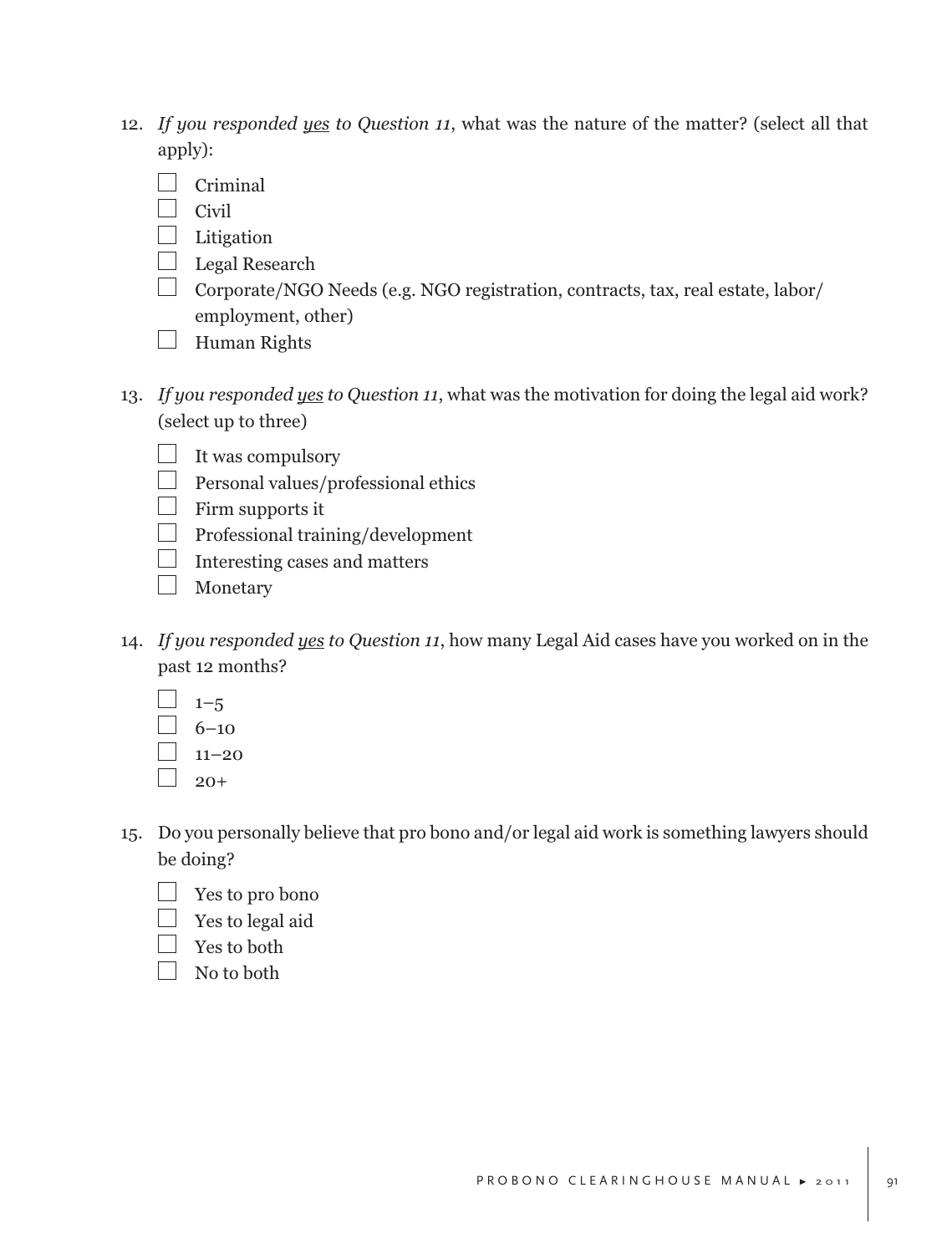12. *If you responded yes to Question 11*, what was the nature of the matter? (select all that apply):

    - ☐ Criminal
    - ☐ Civil
    - ☐ Litigation
    - ☐ Legal Research
    - ☐ Corporate/NGO Needs (e.g. NGO registration, contracts, tax, real estate, labor/employment, other)
    - ☐ Human Rights

13. *If you responded yes to Question 11*, what was the motivation for doing the legal aid work? (select up to three)

    - ☐ It was compulsory
    - ☐ Personal values/professional ethics
    - ☐ Firm supports it
    - ☐ Professional training/development
    - ☐ Interesting cases and matters
    - ☐ Monetary

14. *If you responded yes to Question 11*, how many Legal Aid cases have you worked on in the past 12 months?

    - ☐ 1–5
    - ☐ 6–10
    - ☐ 11–20
    - ☐ 20+

15. Do you personally believe that pro bono and/or legal aid work is something lawyers should be doing?

    - ☐ Yes to pro bono
    - ☐ Yes to legal aid
    - ☐ Yes to both
    - ☐ No to both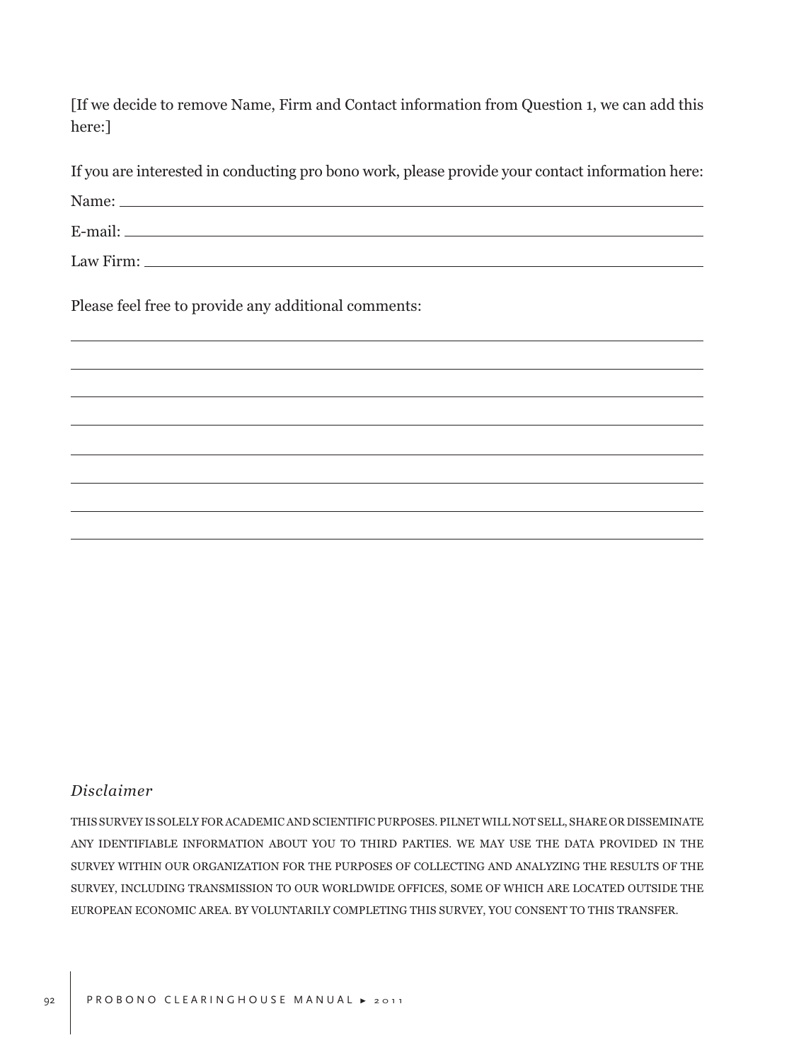[If we decide to remove Name, Firm and Contact information from Question 1, we can add this here:]

If you are interested in conducting pro bono work, please provide your contact information here:

Name: ____________________________________________

E-mail: ____________________________________________

Law Firm: ____________________________________________

Please feel free to provide any additional comments:

____________________________________________

____________________________________________

____________________________________________

____________________________________________

____________________________________________

____________________________________________

____________________________________________

____________________________________________

*Disclaimer*

THIS SURVEY IS SOLELY FOR ACADEMIC AND SCIENTIFIC PURPOSES. PILNET WILL NOT SELL, SHARE OR DISSEMINATE ANY IDENTIFIABLE INFORMATION ABOUT YOU TO THIRD PARTIES. WE MAY USE THE DATA PROVIDED IN THE SURVEY WITHIN OUR ORGANIZATION FOR THE PURPOSES OF COLLECTING AND ANALYZING THE RESULTS OF THE SURVEY, INCLUDING TRANSMISSION TO OUR WORLDWIDE OFFICES, SOME OF WHICH ARE LOCATED OUTSIDE THE EUROPEAN ECONOMIC AREA. BY VOLUNTARILY COMPLETING THIS SURVEY, YOU CONSENT TO THIS TRANSFER.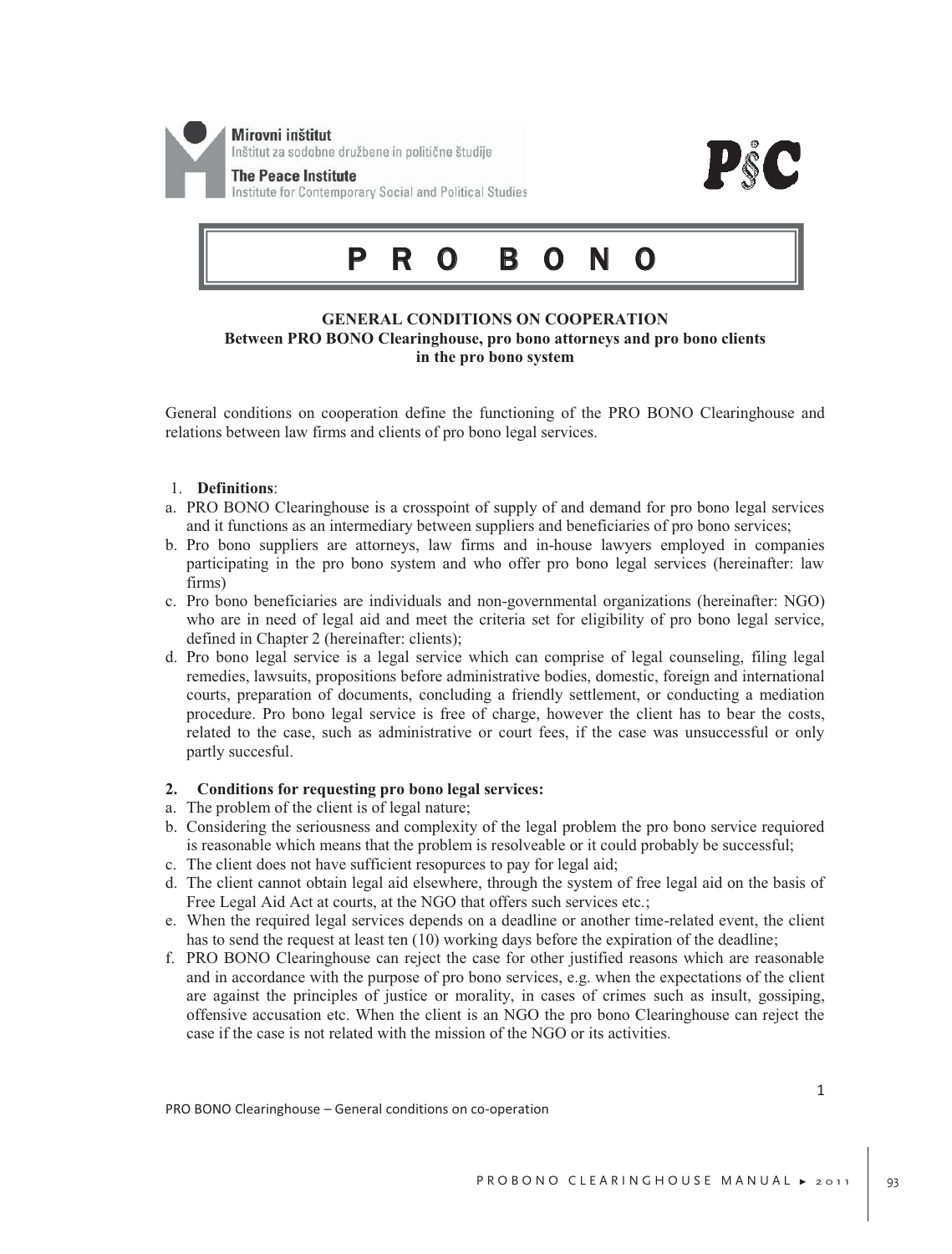Mirovni inštitut
Inštitut za sodobne družbene in politične študije

The Peace Institute
Institute for Contemporary Social and Political Studies

P§C

# P R O B O N O

**GENERAL CONDITIONS ON COOPERATION**
**Between PRO BONO Clearinghouse, pro bono attorneys and pro bono clients in the pro bono system**

General conditions on cooperation define the functioning of the PRO BONO Clearinghouse and relations between law firms and clients of pro bono legal services.

1. **Definitions**:

a. PRO BONO Clearinghouse is a crosspoint of supply of and demand for pro bono legal services and it functions as an intermediary between suppliers and beneficiaries of pro bono services;

b. Pro bono suppliers are attorneys, law firms and in-house lawyers employed in companies participating in the pro bono system and who offer pro bono legal services (hereinafter: law firms)

c. Pro bono beneficiaries are individuals and non-governmental organizations (hereinafter: NGO) who are in need of legal aid and meet the criteria set for eligibility of pro bono legal service, defined in Chapter 2 (hereinafter: clients);

d. Pro bono legal service is a legal service which can comprise of legal counseling, filing legal remedies, lawsuits, propositions before administrative bodies, domestic, foreign and international courts, preparation of documents, concluding a friendly settlement, or conducting a mediation procedure. Pro bono legal service is free of charge, however the client has to bear the costs, related to the case, such as administrative or court fees, if the case was unsuccessful or only partly succesful.

**2. Conditions for requesting pro bono legal services:**

a. The problem of the client is of legal nature;

b. Considering the seriousness and complexity of the legal problem the pro bono service requiored is reasonable which means that the problem is resolveable or it could probably be successful;

c. The client does not have sufficient resopurces to pay for legal aid;

d. The client cannot obtain legal aid elsewhere, through the system of free legal aid on the basis of Free Legal Aid Act at courts, at the NGO that offers such services etc.;

e. When the required legal services depends on a deadline or another time-related event, the client has to send the request at least ten (10) working days before the expiration of the deadline;

f. PRO BONO Clearinghouse can reject the case for other justified reasons which are reasonable and in accordance with the purpose of pro bono services, e.g. when the expectations of the client are against the principles of justice or morality, in cases of crimes such as insult, gossiping, offensive accusation etc. When the client is an NGO the pro bono Clearinghouse can reject the case if the case is not related with the mission of the NGO or its activities.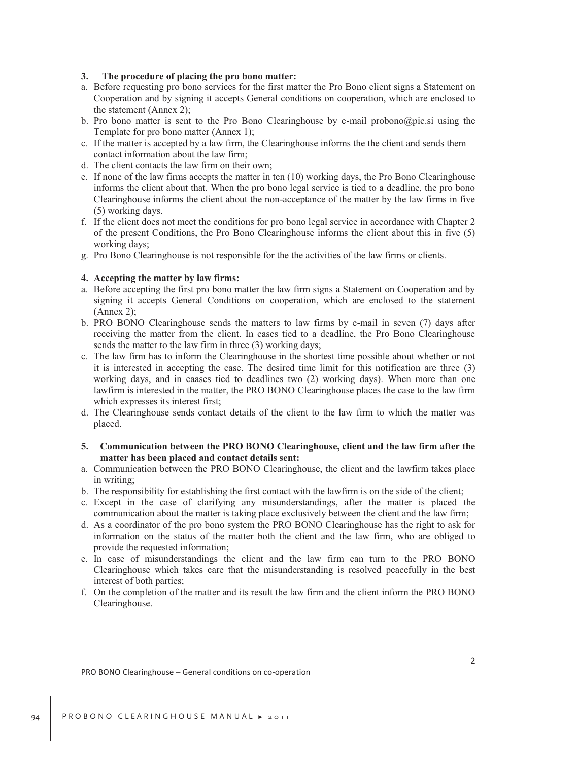### 3. The procedure of placing the pro bono matter:

a. Before requesting pro bono services for the first matter the Pro Bono client signs a Statement on Cooperation and by signing it accepts General conditions on cooperation, which are enclosed to the statement (Annex 2);
b. Pro bono matter is sent to the Pro Bono Clearinghouse by e-mail probono@pic.si using the Template for pro bono matter (Annex 1);
c. If the matter is accepted by a law firm, the Clearinghouse informs the the client and sends them contact information about the law firm;
d. The client contacts the law firm on their own;
e. If none of the law firms accepts the matter in ten (10) working days, the Pro Bono Clearinghouse informs the client about that. When the pro bono legal service is tied to a deadline, the pro bono Clearinghouse informs the client about the non-acceptance of the matter by the law firms in five (5) working days.
f. If the client does not meet the conditions for pro bono legal service in accordance with Chapter 2 of the present Conditions, the Pro Bono Clearinghouse informs the client about this in five (5) working days;
g. Pro Bono Clearinghouse is not responsible for the the activities of the law firms or clients.

### 4. Accepting the matter by law firms:

a. Before accepting the first pro bono matter the law firm signs a Statement on Cooperation and by signing it accepts General Conditions on cooperation, which are enclosed to the statement (Annex 2);
b. PRO BONO Clearinghouse sends the matters to law firms by e-mail in seven (7) days after receiving the matter from the client. In cases tied to a deadline, the Pro Bono Clearinghouse sends the matter to the law firm in three (3) working days;
c. The law firm has to inform the Clearinghouse in the shortest time possible about whether or not it is interested in accepting the case. The desired time limit for this notification are three (3) working days, and in caases tied to deadlines two (2) working days). When more than one lawfirm is interested in the matter, the PRO BONO Clearinghouse places the case to the law firm which expresses its interest first;
d. The Clearinghouse sends contact details of the client to the law firm to which the matter was placed.

### 5. Communication between the PRO BONO Clearinghouse, client and the law firm after the matter has been placed and contact details sent:

a. Communication between the PRO BONO Clearinghouse, the client and the lawfirm takes place in writing;
b. The responsibility for establishing the first contact with the lawfirm is on the side of the client;
c. Except in the case of clarifying any misunderstandings, after the matter is placed the communication about the matter is taking place exclusively between the client and the law firm;
d. As a coordinator of the pro bono system the PRO BONO Clearinghouse has the right to ask for information on the status of the matter both the client and the law firm, who are obliged to provide the requested information;
e. In case of misunderstandings the client and the law firm can turn to the PRO BONO Clearinghouse which takes care that the misunderstanding is resolved peacefully in the best interest of both parties;
f. On the completion of the matter and its result the law firm and the client inform the PRO BONO Clearinghouse.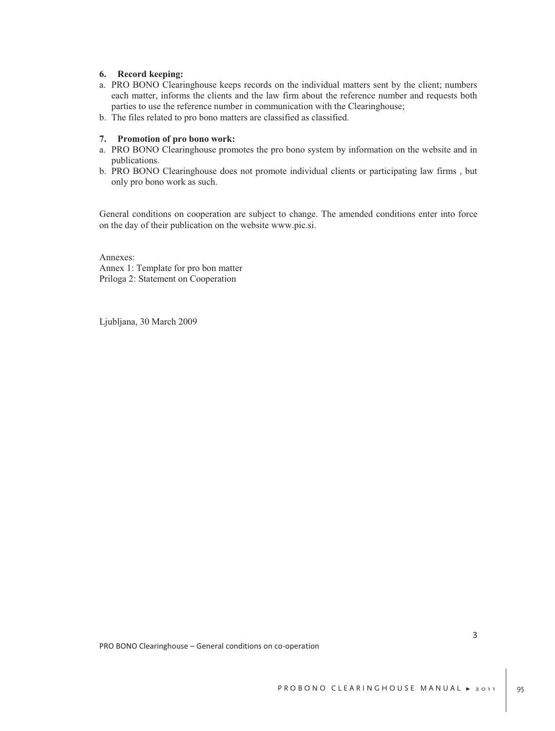### 6. Record keeping:

a. PRO BONO Clearinghouse keeps records on the individual matters sent by the client; numbers each matter, informs the clients and the law firm about the reference number and requests both parties to use the reference number in communication with the Clearinghouse;

b. The files related to pro bono matters are classified as classified.

### 7. Promotion of pro bono work:

a. PRO BONO Clearinghouse promotes the pro bono system by information on the website and in publications.

b. PRO BONO Clearinghouse does not promote individual clients or participating law firms , but only pro bono work as such.

General conditions on cooperation are subject to change. The amended conditions enter into force on the day of their publication on the website www.pic.si.

Annexes:
Annex 1: Template for pro bon matter
Priloga 2: Statement on Cooperation

Ljubljana, 30 March 2009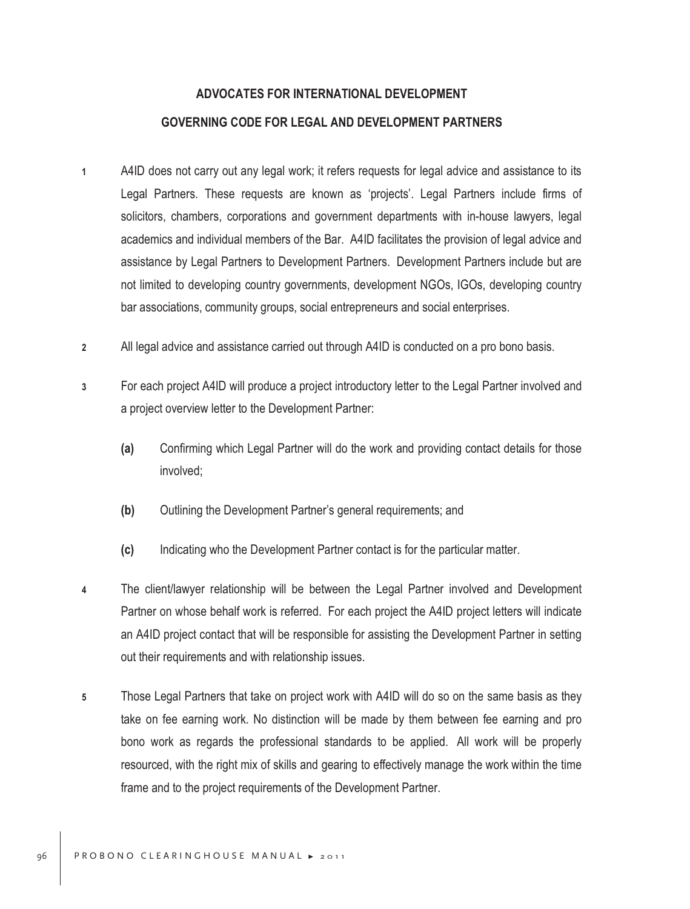## ADVOCATES FOR INTERNATIONAL DEVELOPMENT

## GOVERNING CODE FOR LEGAL AND DEVELOPMENT PARTNERS

1. A4ID does not carry out any legal work; it refers requests for legal advice and assistance to its Legal Partners. These requests are known as 'projects'. Legal Partners include firms of solicitors, chambers, corporations and government departments with in-house lawyers, legal academics and individual members of the Bar. A4ID facilitates the provision of legal advice and assistance by Legal Partners to Development Partners. Development Partners include but are not limited to developing country governments, development NGOs, IGOs, developing country bar associations, community groups, social entrepreneurs and social enterprises.

2. All legal advice and assistance carried out through A4ID is conducted on a pro bono basis.

3. For each project A4ID will produce a project introductory letter to the Legal Partner involved and a project overview letter to the Development Partner:

   **(a)** Confirming which Legal Partner will do the work and providing contact details for those involved;

   **(b)** Outlining the Development Partner's general requirements; and

   **(c)** Indicating who the Development Partner contact is for the particular matter.

4. The client/lawyer relationship will be between the Legal Partner involved and Development Partner on whose behalf work is referred. For each project the A4ID project letters will indicate an A4ID project contact that will be responsible for assisting the Development Partner in setting out their requirements and with relationship issues.

5. Those Legal Partners that take on project work with A4ID will do so on the same basis as they take on fee earning work. No distinction will be made by them between fee earning and pro bono work as regards the professional standards to be applied. All work will be properly resourced, with the right mix of skills and gearing to effectively manage the work within the time frame and to the project requirements of the Development Partner.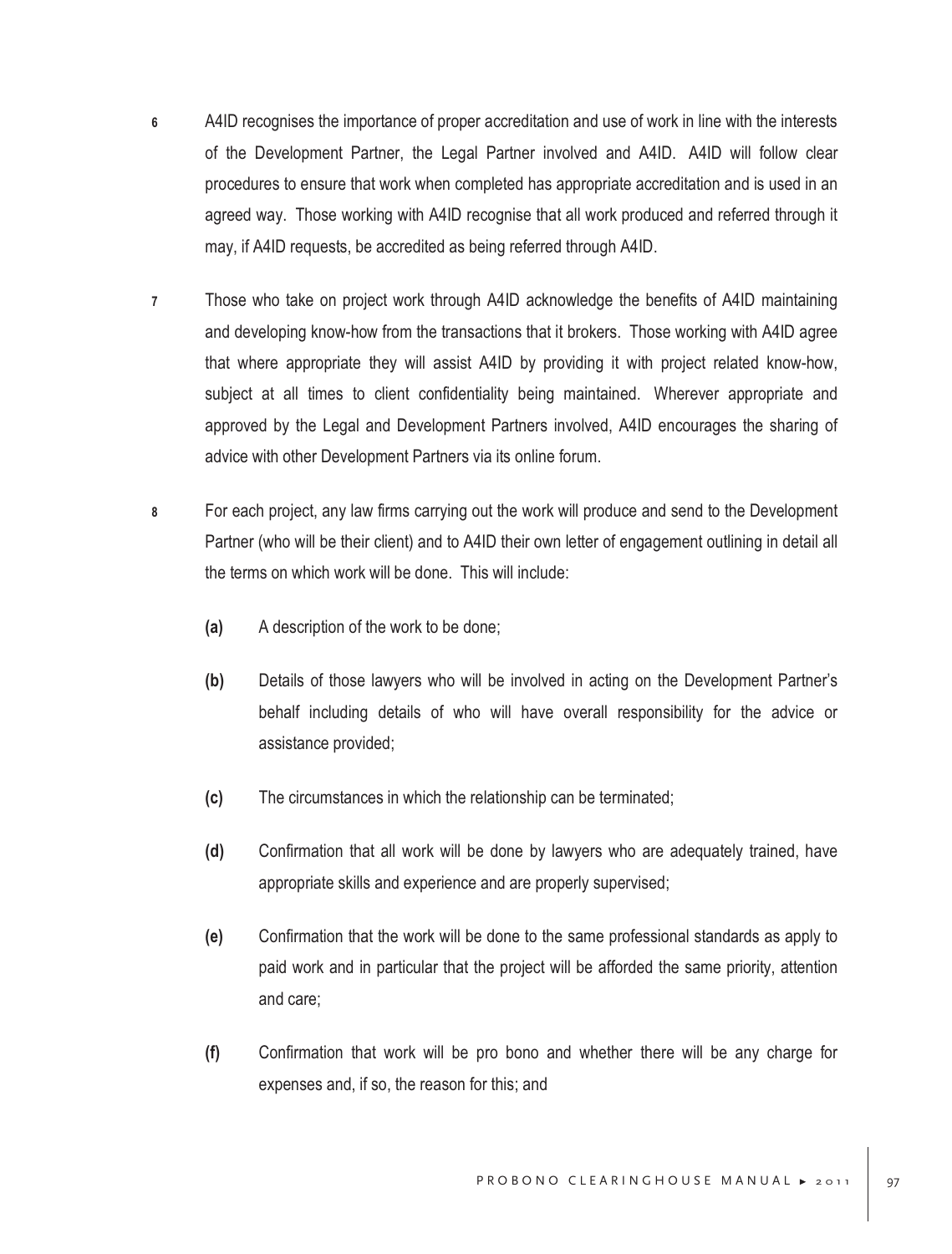6 A4ID recognises the importance of proper accreditation and use of work in line with the interests of the Development Partner, the Legal Partner involved and A4ID. A4ID will follow clear procedures to ensure that work when completed has appropriate accreditation and is used in an agreed way. Those working with A4ID recognise that all work produced and referred through it may, if A4ID requests, be accredited as being referred through A4ID.

7 Those who take on project work through A4ID acknowledge the benefits of A4ID maintaining and developing know-how from the transactions that it brokers. Those working with A4ID agree that where appropriate they will assist A4ID by providing it with project related know-how, subject at all times to client confidentiality being maintained. Wherever appropriate and approved by the Legal and Development Partners involved, A4ID encourages the sharing of advice with other Development Partners via its online forum.

8 For each project, any law firms carrying out the work will produce and send to the Development Partner (who will be their client) and to A4ID their own letter of engagement outlining in detail all the terms on which work will be done. This will include:

**(a)** A description of the work to be done;

**(b)** Details of those lawyers who will be involved in acting on the Development Partner's behalf including details of who will have overall responsibility for the advice or assistance provided;

**(c)** The circumstances in which the relationship can be terminated;

**(d)** Confirmation that all work will be done by lawyers who are adequately trained, have appropriate skills and experience and are properly supervised;

**(e)** Confirmation that the work will be done to the same professional standards as apply to paid work and in particular that the project will be afforded the same priority, attention and care;

**(f)** Confirmation that work will be pro bono and whether there will be any charge for expenses and, if so, the reason for this; and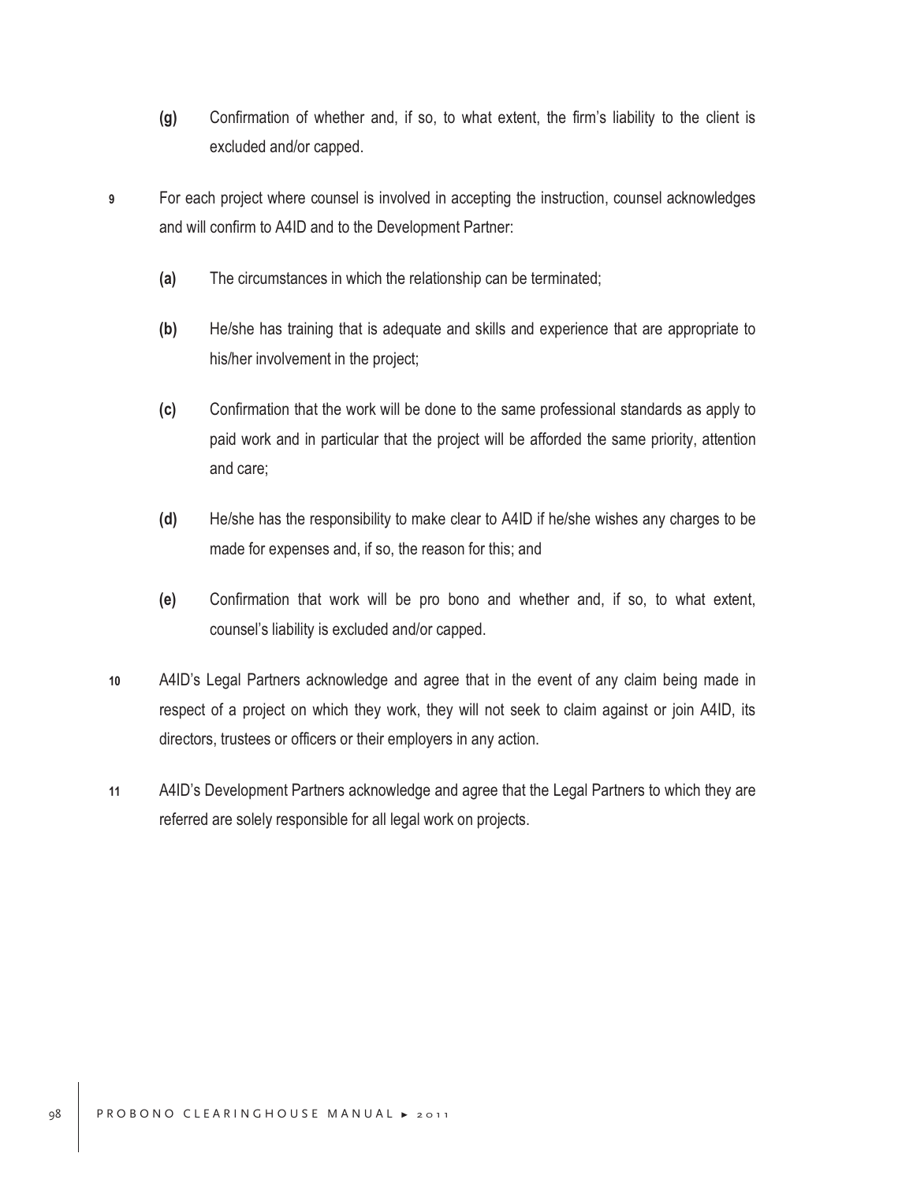(g) Confirmation of whether and, if so, to what extent, the firm's liability to the client is excluded and/or capped.

9 For each project where counsel is involved in accepting the instruction, counsel acknowledges and will confirm to A4ID and to the Development Partner:

(a) The circumstances in which the relationship can be terminated;

(b) He/she has training that is adequate and skills and experience that are appropriate to his/her involvement in the project;

(c) Confirmation that the work will be done to the same professional standards as apply to paid work and in particular that the project will be afforded the same priority, attention and care;

(d) He/she has the responsibility to make clear to A4ID if he/she wishes any charges to be made for expenses and, if so, the reason for this; and

(e) Confirmation that work will be pro bono and whether and, if so, to what extent, counsel's liability is excluded and/or capped.

10 A4ID's Legal Partners acknowledge and agree that in the event of any claim being made in respect of a project on which they work, they will not seek to claim against or join A4ID, its directors, trustees or officers or their employers in any action.

11 A4ID's Development Partners acknowledge and agree that the Legal Partners to which they are referred are solely responsible for all legal work on projects.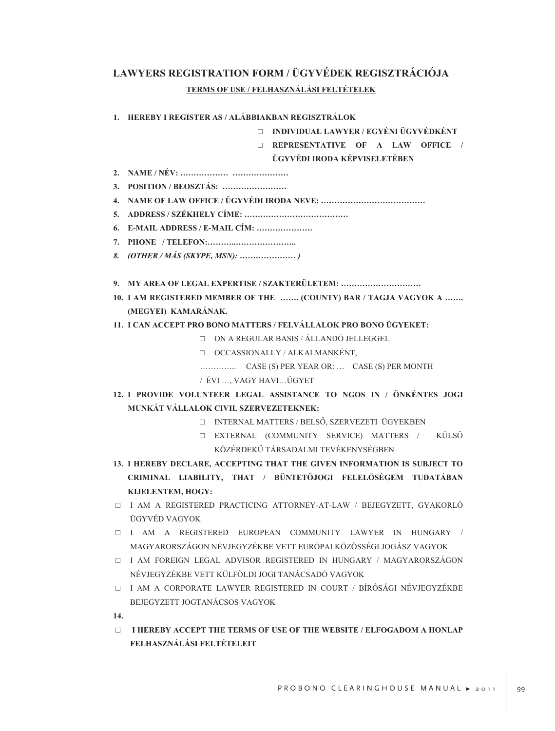## LAWYERS REGISTRATION FORM / ÜGYVÉDEK REGISZTRÁCIÓJA

**TERMS OF USE / FELHASZNÁLÁSI FELTÉTELEK**

1. **HEREBY I REGISTER AS / ALÁBBIAKBAN REGISZTRÁLOK**
   - □ **INDIVIDUAL LAWYER / EGYÉNI ÜGYVÉDKÉNT**
   - □ **REPRESENTATIVE OF A LAW OFFICE / ÜGYVÉDI IRODA KÉPVISELETÉBEN**
2. **NAME / NÉV: ……………… …………………**
3. **POSITION / BEOSZTÁS: ……………………**
4. **NAME OF LAW OFFICE / ÜGYVÉDI IRODA NEVE: …………………………………**
5. **ADDRESS / SZÉKHELY CÍME: …………………………………**
6. **E-MAIL ADDRESS / E-MAIL CÍM: …………………**
7. **PHONE / TELEFON:………..…………………..**
8. ***(OTHER / MÁS (SKYPE, MSN): ………………… )***

9. **MY AREA OF LEGAL EXPERTISE / SZAKTERÜLETEM: …………………………**
10. **I AM REGISTERED MEMBER OF THE ……. (COUNTY) BAR / TAGJA VAGYOK A ……. (MEGYEI) KAMARÁNAK.**
11. **I CAN ACCEPT PRO BONO MATTERS / FELVÁLLALOK PRO BONO ÜGYEKET:**
    - □ ON A REGULAR BASIS / ÁLLANDÓ JELLEGGEL
    - □ OCCASSIONALLY / ALKALMANKÉNT,

    ………….. CASE (S) PER YEAR OR: … CASE (S) PER MONTH / ÉVI …, VAGY HAVI…ÜGYET
12. **I PROVIDE VOLUNTEER LEGAL ASSISTANCE TO NGOS IN / ÖNKÉNTES JOGI MUNKÁT VÁLLALOK CIVIL SZERVEZETEKNEK:**
    - □ INTERNAL MATTERS / BELSŐ, SZERVEZETI ÜGYEKBEN
    - □ EXTERNAL (COMMUNITY SERVICE) MATTERS / KÜLSŐ KÖZÉRDEKŰ TÁRSADALMI TEVÉKENYSÉGBEN
13. **I HEREBY DECLARE, ACCEPTING THAT THE GIVEN INFORMATION IS SUBJECT TO CRIMINAL LIABILITY, THAT / BÜNTETŐJOGI FELELŐSÉGEM TUDATÁBAN KIJELENTEM, HOGY:**

- □ I AM A REGISTERED PRACTICING ATTORNEY-AT-LAW / BEJEGYZETT, GYAKORLÓ ÜGYVÉD VAGYOK
- □ I AM A REGISTERED EUROPEAN COMMUNITY LAWYER IN HUNGARY / MAGYARORSZÁGON NÉVJEGYZÉKBE VETT EURÓPAI KÖZÖSSÉGI JOGÁSZ VAGYOK
- □ I AM FOREIGN LEGAL ADVISOR REGISTERED IN HUNGARY / MAGYARORSZÁGON NÉVJEGYZÉKBE VETT KÜLFÖLDI JOGI TANÁCSADÓ VAGYOK
- □ I AM A CORPORATE LAWYER REGISTERED IN COURT / BÍRÓSÁGI NÉVJEGYZÉKBE BEJEGYZETT JOGTANÁCSOS VAGYOK

**14.**

- □ **I HEREBY ACCEPT THE TERMS OF USE OF THE WEBSITE / ELFOGADOM A HONLAP FELHASZNÁLÁSI FELTÉTELEIT**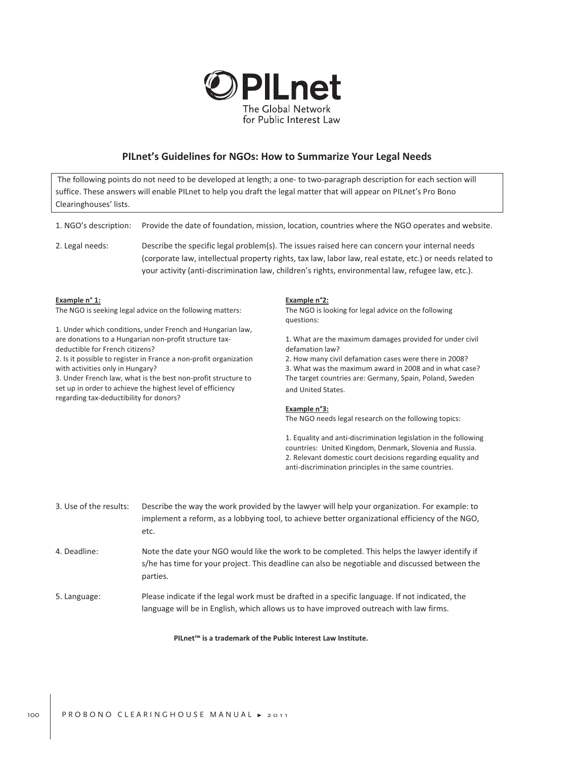**PILnet**
The Global Network
for Public Interest Law

## PILnet's Guidelines for NGOs: How to Summarize Your Legal Needs

The following points do not need to be developed at length; a one- to two-paragraph description for each section will suffice. These answers will enable PILnet to help you draft the legal matter that will appear on PILnet's Pro Bono Clearinghouses' lists.

1. NGO's description: Provide the date of foundation, mission, location, countries where the NGO operates and website.

2. Legal needs: Describe the specific legal problem(s). The issues raised here can concern your internal needs (corporate law, intellectual property rights, tax law, labor law, real estate, etc.) or needs related to your activity (anti-discrimination law, children's rights, environmental law, refugee law, etc.).

**Example n° 1:**
The NGO is seeking legal advice on the following matters:

1. Under which conditions, under French and Hungarian law, are donations to a Hungarian non-profit structure tax-deductible for French citizens?
2. Is it possible to register in France a non-profit organization with activities only in Hungary?
3. Under French law, what is the best non-profit structure to set up in order to achieve the highest level of efficiency regarding tax-deductibility for donors?

**Example n°2:**
The NGO is looking for legal advice on the following questions:

1. What are the maximum damages provided for under civil defamation law?
2. How many civil defamation cases were there in 2008?
3. What was the maximum award in 2008 and in what case?

The target countries are: Germany, Spain, Poland, Sweden and United States.

**Example n°3:**
The NGO needs legal research on the following topics:

1. Equality and anti-discrimination legislation in the following countries: United Kingdom, Denmark, Slovenia and Russia.
2. Relevant domestic court decisions regarding equality and anti-discrimination principles in the same countries.

3. Use of the results: Describe the way the work provided by the lawyer will help your organization. For example: to implement a reform, as a lobbying tool, to achieve better organizational efficiency of the NGO, etc.

4. Deadline: Note the date your NGO would like the work to be completed. This helps the lawyer identify if s/he has time for your project. This deadline can also be negotiable and discussed between the parties.

5. Language: Please indicate if the legal work must be drafted in a specific language. If not indicated, the language will be in English, which allows us to have improved outreach with law firms.

**PILnet™ is a trademark of the Public Interest Law Institute.**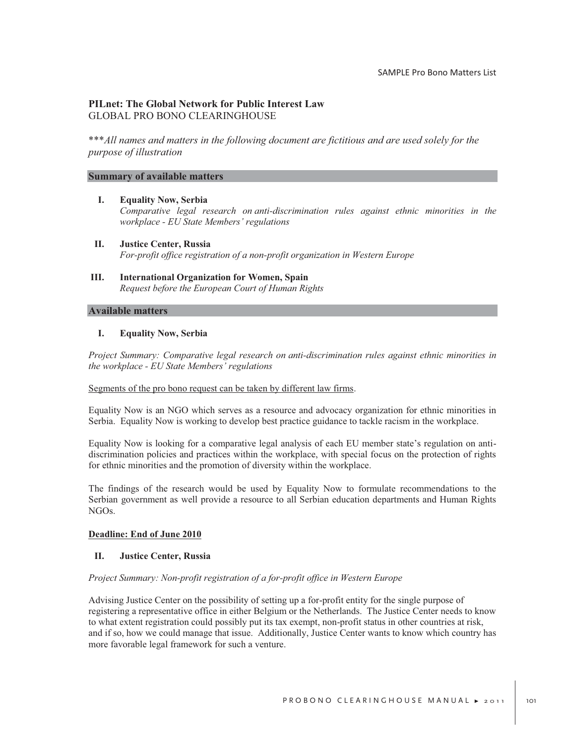## PILnet: The Global Network for Public Interest Law
GLOBAL PRO BONO CLEARINGHOUSE

****All names and matters in the following document are fictitious and are used solely for the purpose of illustration*

### Summary of available matters

**I. Equality Now, Serbia**
*Comparative legal research on anti-discrimination rules against ethnic minorities in the workplace - EU State Members' regulations*

**II. Justice Center, Russia**
*For-profit office registration of a non-profit organization in Western Europe*

**III. International Organization for Women, Spain**
*Request before the European Court of Human Rights*

### Available matters

**I. Equality Now, Serbia**

*Project Summary: Comparative legal research on anti-discrimination rules against ethnic minorities in the workplace - EU State Members' regulations*

<u>Segments of the pro bono request can be taken by different law firms</u>.

Equality Now is an NGO which serves as a resource and advocacy organization for ethnic minorities in Serbia. Equality Now is working to develop best practice guidance to tackle racism in the workplace.

Equality Now is looking for a comparative legal analysis of each EU member state's regulation on anti-discrimination policies and practices within the workplace, with special focus on the protection of rights for ethnic minorities and the promotion of diversity within the workplace.

The findings of the research would be used by Equality Now to formulate recommendations to the Serbian government as well provide a resource to all Serbian education departments and Human Rights NGOs.

**<u>Deadline: End of June 2010</u>**

**II. Justice Center, Russia**

*Project Summary: Non-profit registration of a for-profit office in Western Europe*

Advising Justice Center on the possibility of setting up a for-profit entity for the single purpose of registering a representative office in either Belgium or the Netherlands. The Justice Center needs to know to what extent registration could possibly put its tax exempt, non-profit status in other countries at risk, and if so, how we could manage that issue. Additionally, Justice Center wants to know which country has more favorable legal framework for such a venture.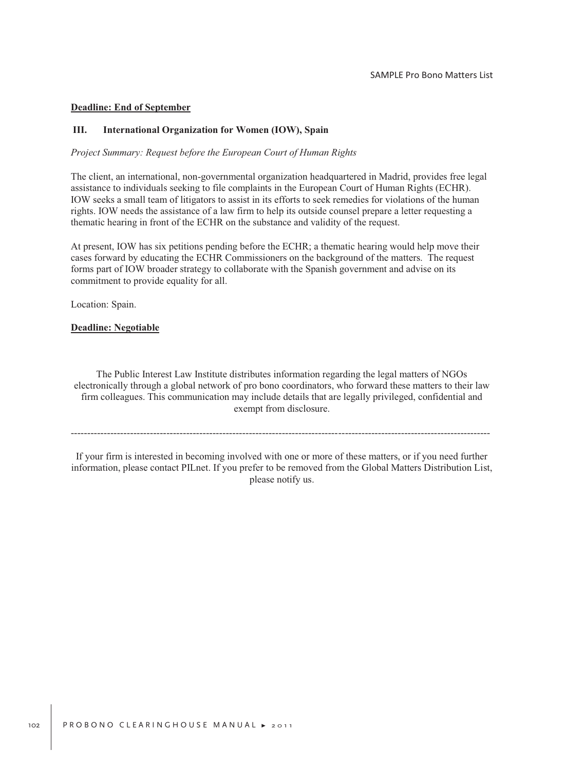**Deadline: End of September**

### III. International Organization for Women (IOW), Spain

*Project Summary: Request before the European Court of Human Rights*

The client, an international, non-governmental organization headquartered in Madrid, provides free legal assistance to individuals seeking to file complaints in the European Court of Human Rights (ECHR). IOW seeks a small team of litigators to assist in its efforts to seek remedies for violations of the human rights. IOW needs the assistance of a law firm to help its outside counsel prepare a letter requesting a thematic hearing in front of the ECHR on the substance and validity of the request.

At present, IOW has six petitions pending before the ECHR; a thematic hearing would help move their cases forward by educating the ECHR Commissioners on the background of the matters. The request forms part of IOW broader strategy to collaborate with the Spanish government and advise on its commitment to provide equality for all.

Location: Spain.

**Deadline: Negotiable**

The Public Interest Law Institute distributes information regarding the legal matters of NGOs electronically through a global network of pro bono coordinators, who forward these matters to their law firm colleagues. This communication may include details that are legally privileged, confidential and exempt from disclosure.

---

If your firm is interested in becoming involved with one or more of these matters, or if you need further information, please contact PILnet. If you prefer to be removed from the Global Matters Distribution List, please notify us.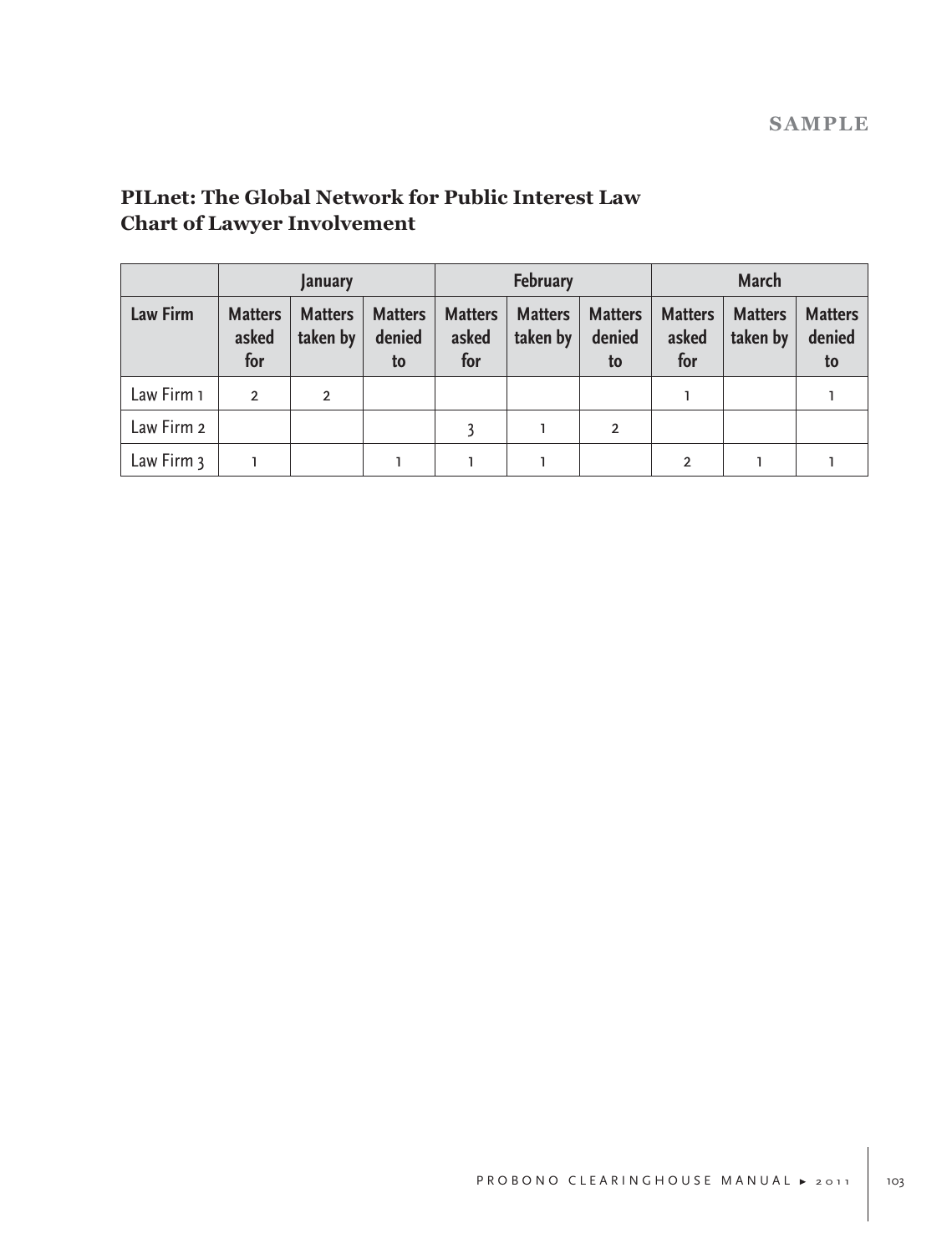**SAMPLE**

## PILnet: The Global Network for Public Interest Law
## Chart of Lawyer Involvement

| | January | | | February | | | March | | |
|---|---|---|---|---|---|---|---|---|---|
| **Law Firm** | **Matters asked for** | **Matters taken by** | **Matters denied to** | **Matters asked for** | **Matters taken by** | **Matters denied to** | **Matters asked for** | **Matters taken by** | **Matters denied to** |
| Law Firm 1 | 2 | 2 | | | | | 1 | | 1 |
| Law Firm 2 | | | | 3 | 1 | 2 | | | |
| Law Firm 3 | 1 | | 1 | 1 | 1 | | 2 | 1 | 1 |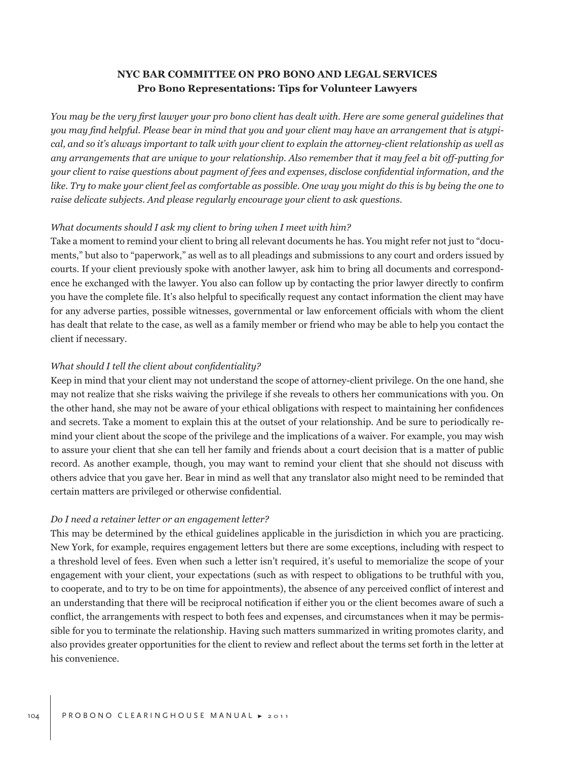## NYC BAR COMMITTEE ON PRO BONO AND LEGAL SERVICES
### Pro Bono Representations: Tips for Volunteer Lawyers

*You may be the very first lawyer your pro bono client has dealt with. Here are some general guidelines that you may find helpful. Please bear in mind that you and your client may have an arrangement that is atypical, and so it's always important to talk with your client to explain the attorney-client relationship as well as any arrangements that are unique to your relationship. Also remember that it may feel a bit off-putting for your client to raise questions about payment of fees and expenses, disclose confidential information, and the like. Try to make your client feel as comfortable as possible. One way you might do this is by being the one to raise delicate subjects. And please regularly encourage your client to ask questions.*

*What documents should I ask my client to bring when I meet with him?*

Take a moment to remind your client to bring all relevant documents he has. You might refer not just to "documents," but also to "paperwork," as well as to all pleadings and submissions to any court and orders issued by courts. If your client previously spoke with another lawyer, ask him to bring all documents and correspondence he exchanged with the lawyer. You also can follow up by contacting the prior lawyer directly to confirm you have the complete file. It's also helpful to specifically request any contact information the client may have for any adverse parties, possible witnesses, governmental or law enforcement officials with whom the client has dealt that relate to the case, as well as a family member or friend who may be able to help you contact the client if necessary.

*What should I tell the client about confidentiality?*

Keep in mind that your client may not understand the scope of attorney-client privilege. On the one hand, she may not realize that she risks waiving the privilege if she reveals to others her communications with you. On the other hand, she may not be aware of your ethical obligations with respect to maintaining her confidences and secrets. Take a moment to explain this at the outset of your relationship. And be sure to periodically remind your client about the scope of the privilege and the implications of a waiver. For example, you may wish to assure your client that she can tell her family and friends about a court decision that is a matter of public record. As another example, though, you may want to remind your client that she should not discuss with others advice that you gave her. Bear in mind as well that any translator also might need to be reminded that certain matters are privileged or otherwise confidential.

*Do I need a retainer letter or an engagement letter?*

This may be determined by the ethical guidelines applicable in the jurisdiction in which you are practicing. New York, for example, requires engagement letters but there are some exceptions, including with respect to a threshold level of fees. Even when such a letter isn't required, it's useful to memorialize the scope of your engagement with your client, your expectations (such as with respect to obligations to be truthful with you, to cooperate, and to try to be on time for appointments), the absence of any perceived conflict of interest and an understanding that there will be reciprocal notification if either you or the client becomes aware of such a conflict, the arrangements with respect to both fees and expenses, and circumstances when it may be permissible for you to terminate the relationship. Having such matters summarized in writing promotes clarity, and also provides greater opportunities for the client to review and reflect about the terms set forth in the letter at his convenience.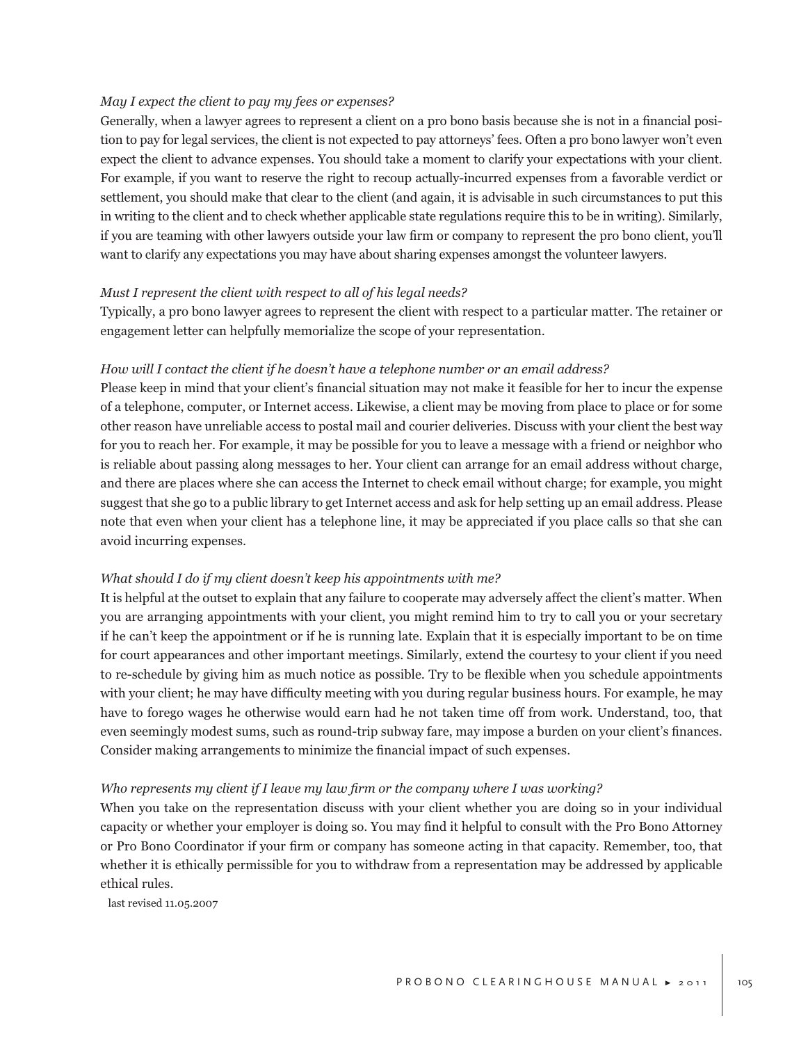*May I expect the client to pay my fees or expenses?*

Generally, when a lawyer agrees to represent a client on a pro bono basis because she is not in a financial position to pay for legal services, the client is not expected to pay attorneys' fees. Often a pro bono lawyer won't even expect the client to advance expenses. You should take a moment to clarify your expectations with your client. For example, if you want to reserve the right to recoup actually-incurred expenses from a favorable verdict or settlement, you should make that clear to the client (and again, it is advisable in such circumstances to put this in writing to the client and to check whether applicable state regulations require this to be in writing). Similarly, if you are teaming with other lawyers outside your law firm or company to represent the pro bono client, you'll want to clarify any expectations you may have about sharing expenses amongst the volunteer lawyers.

*Must I represent the client with respect to all of his legal needs?*

Typically, a pro bono lawyer agrees to represent the client with respect to a particular matter. The retainer or engagement letter can helpfully memorialize the scope of your representation.

*How will I contact the client if he doesn't have a telephone number or an email address?*

Please keep in mind that your client's financial situation may not make it feasible for her to incur the expense of a telephone, computer, or Internet access. Likewise, a client may be moving from place to place or for some other reason have unreliable access to postal mail and courier deliveries. Discuss with your client the best way for you to reach her. For example, it may be possible for you to leave a message with a friend or neighbor who is reliable about passing along messages to her. Your client can arrange for an email address without charge, and there are places where she can access the Internet to check email without charge; for example, you might suggest that she go to a public library to get Internet access and ask for help setting up an email address. Please note that even when your client has a telephone line, it may be appreciated if you place calls so that she can avoid incurring expenses.

*What should I do if my client doesn't keep his appointments with me?*

It is helpful at the outset to explain that any failure to cooperate may adversely affect the client's matter. When you are arranging appointments with your client, you might remind him to try to call you or your secretary if he can't keep the appointment or if he is running late. Explain that it is especially important to be on time for court appearances and other important meetings. Similarly, extend the courtesy to your client if you need to re-schedule by giving him as much notice as possible. Try to be flexible when you schedule appointments with your client; he may have difficulty meeting with you during regular business hours. For example, he may have to forego wages he otherwise would earn had he not taken time off from work. Understand, too, that even seemingly modest sums, such as round-trip subway fare, may impose a burden on your client's finances. Consider making arrangements to minimize the financial impact of such expenses.

*Who represents my client if I leave my law firm or the company where I was working?*

When you take on the representation discuss with your client whether you are doing so in your individual capacity or whether your employer is doing so. You may find it helpful to consult with the Pro Bono Attorney or Pro Bono Coordinator if your firm or company has someone acting in that capacity. Remember, too, that whether it is ethically permissible for you to withdraw from a representation may be addressed by applicable ethical rules.

last revised 11.05.2007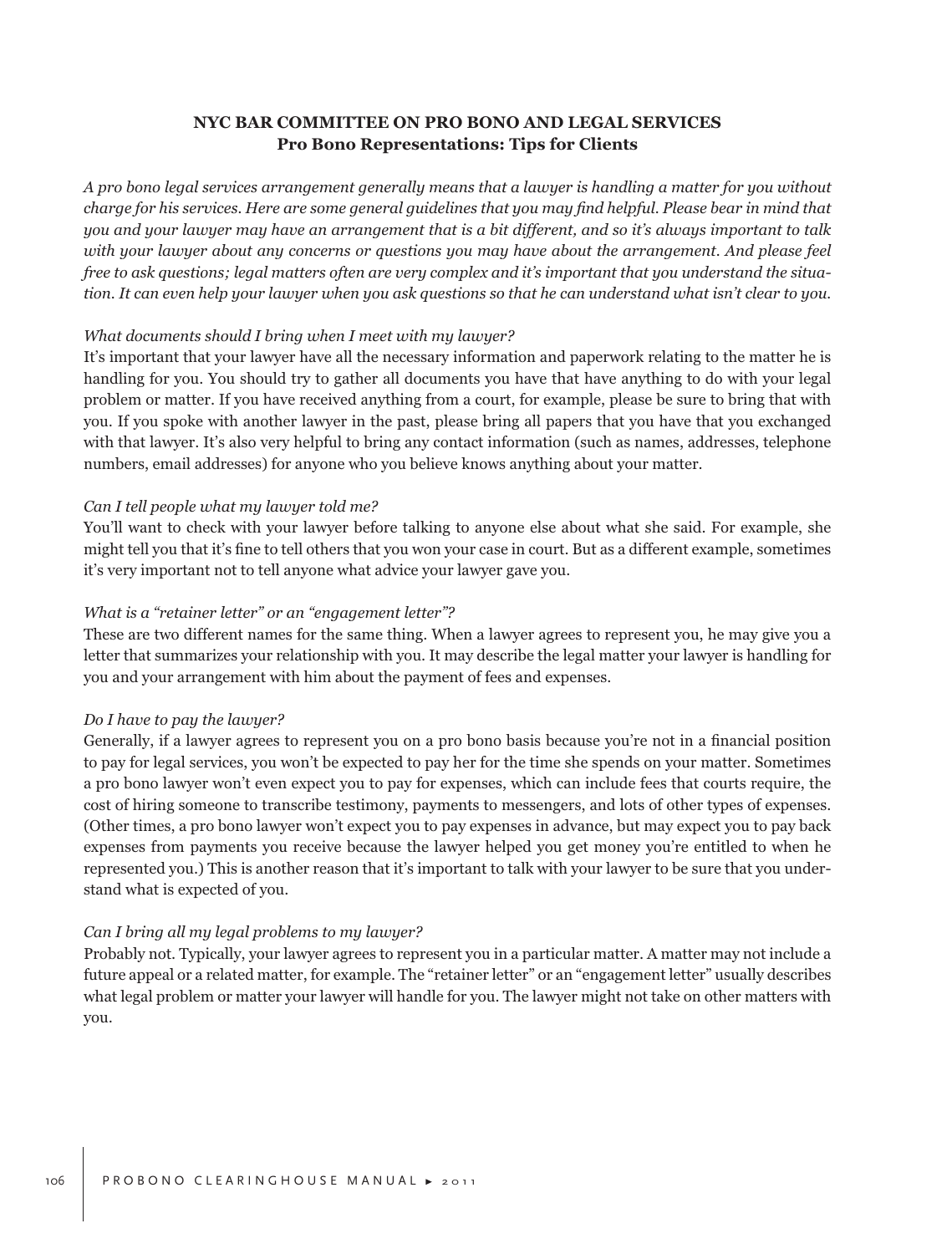**NYC BAR COMMITTEE ON PRO BONO AND LEGAL SERVICES**
**Pro Bono Representations: Tips for Clients**

*A pro bono legal services arrangement generally means that a lawyer is handling a matter for you without charge for his services. Here are some general guidelines that you may find helpful. Please bear in mind that you and your lawyer may have an arrangement that is a bit different, and so it's always important to talk with your lawyer about any concerns or questions you may have about the arrangement. And please feel free to ask questions; legal matters often are very complex and it's important that you understand the situation. It can even help your lawyer when you ask questions so that he can understand what isn't clear to you.*

*What documents should I bring when I meet with my lawyer?*

It's important that your lawyer have all the necessary information and paperwork relating to the matter he is handling for you. You should try to gather all documents you have that have anything to do with your legal problem or matter. If you have received anything from a court, for example, please be sure to bring that with you. If you spoke with another lawyer in the past, please bring all papers that you have that you exchanged with that lawyer. It's also very helpful to bring any contact information (such as names, addresses, telephone numbers, email addresses) for anyone who you believe knows anything about your matter.

*Can I tell people what my lawyer told me?*

You'll want to check with your lawyer before talking to anyone else about what she said. For example, she might tell you that it's fine to tell others that you won your case in court. But as a different example, sometimes it's very important not to tell anyone what advice your lawyer gave you.

*What is a "retainer letter" or an "engagement letter"?*

These are two different names for the same thing. When a lawyer agrees to represent you, he may give you a letter that summarizes your relationship with you. It may describe the legal matter your lawyer is handling for you and your arrangement with him about the payment of fees and expenses.

*Do I have to pay the lawyer?*

Generally, if a lawyer agrees to represent you on a pro bono basis because you're not in a financial position to pay for legal services, you won't be expected to pay her for the time she spends on your matter. Sometimes a pro bono lawyer won't even expect you to pay for expenses, which can include fees that courts require, the cost of hiring someone to transcribe testimony, payments to messengers, and lots of other types of expenses. (Other times, a pro bono lawyer won't expect you to pay expenses in advance, but may expect you to pay back expenses from payments you receive because the lawyer helped you get money you're entitled to when he represented you.) This is another reason that it's important to talk with your lawyer to be sure that you understand what is expected of you.

*Can I bring all my legal problems to my lawyer?*

Probably not. Typically, your lawyer agrees to represent you in a particular matter. A matter may not include a future appeal or a related matter, for example. The "retainer letter" or an "engagement letter" usually describes what legal problem or matter your lawyer will handle for you. The lawyer might not take on other matters with you.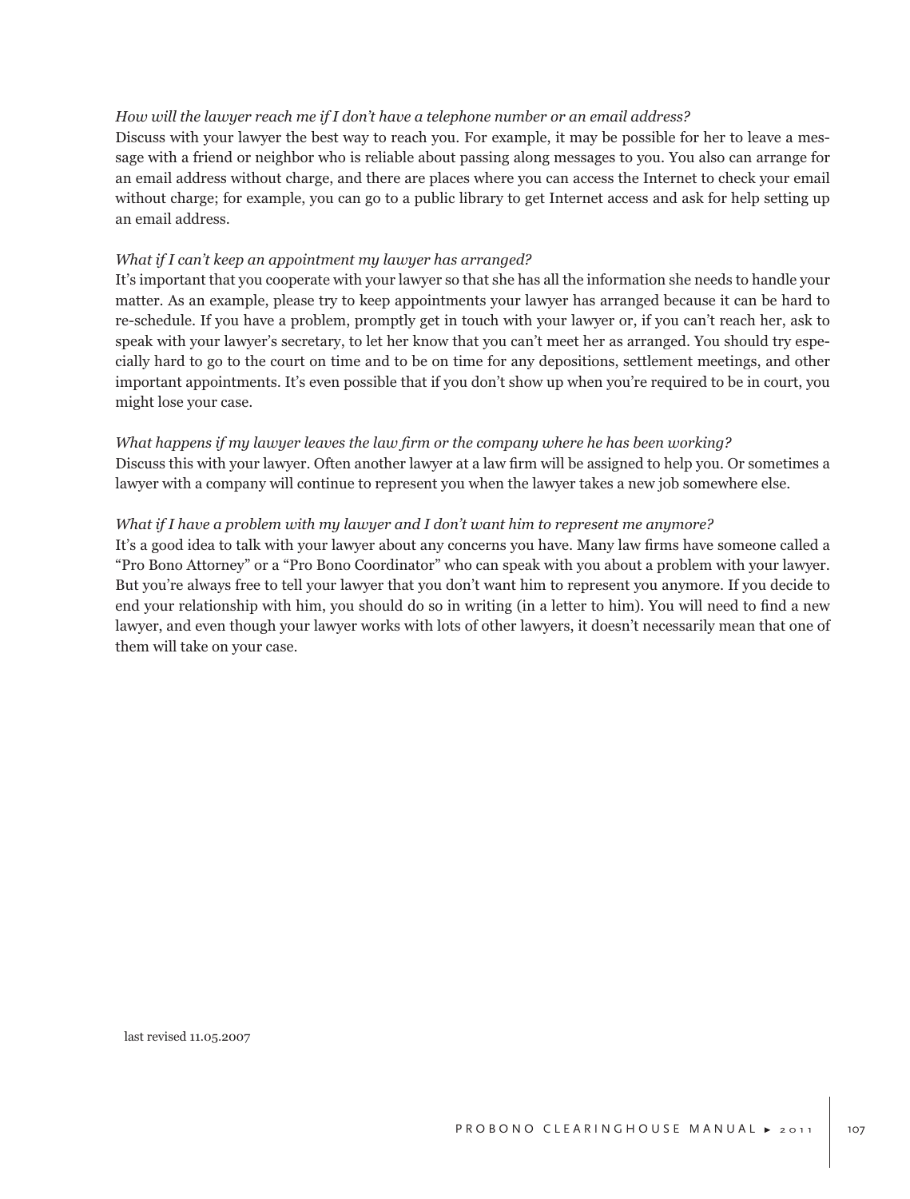*How will the lawyer reach me if I don't have a telephone number or an email address?*

Discuss with your lawyer the best way to reach you. For example, it may be possible for her to leave a message with a friend or neighbor who is reliable about passing along messages to you. You also can arrange for an email address without charge, and there are places where you can access the Internet to check your email without charge; for example, you can go to a public library to get Internet access and ask for help setting up an email address.

*What if I can't keep an appointment my lawyer has arranged?*

It's important that you cooperate with your lawyer so that she has all the information she needs to handle your matter. As an example, please try to keep appointments your lawyer has arranged because it can be hard to re-schedule. If you have a problem, promptly get in touch with your lawyer or, if you can't reach her, ask to speak with your lawyer's secretary, to let her know that you can't meet her as arranged. You should try especially hard to go to the court on time and to be on time for any depositions, settlement meetings, and other important appointments. It's even possible that if you don't show up when you're required to be in court, you might lose your case.

*What happens if my lawyer leaves the law firm or the company where he has been working?*

Discuss this with your lawyer. Often another lawyer at a law firm will be assigned to help you. Or sometimes a lawyer with a company will continue to represent you when the lawyer takes a new job somewhere else.

*What if I have a problem with my lawyer and I don't want him to represent me anymore?*

It's a good idea to talk with your lawyer about any concerns you have. Many law firms have someone called a "Pro Bono Attorney" or a "Pro Bono Coordinator" who can speak with you about a problem with your lawyer. But you're always free to tell your lawyer that you don't want him to represent you anymore. If you decide to end your relationship with him, you should do so in writing (in a letter to him). You will need to find a new lawyer, and even though your lawyer works with lots of other lawyers, it doesn't necessarily mean that one of them will take on your case.

last revised 11.05.2007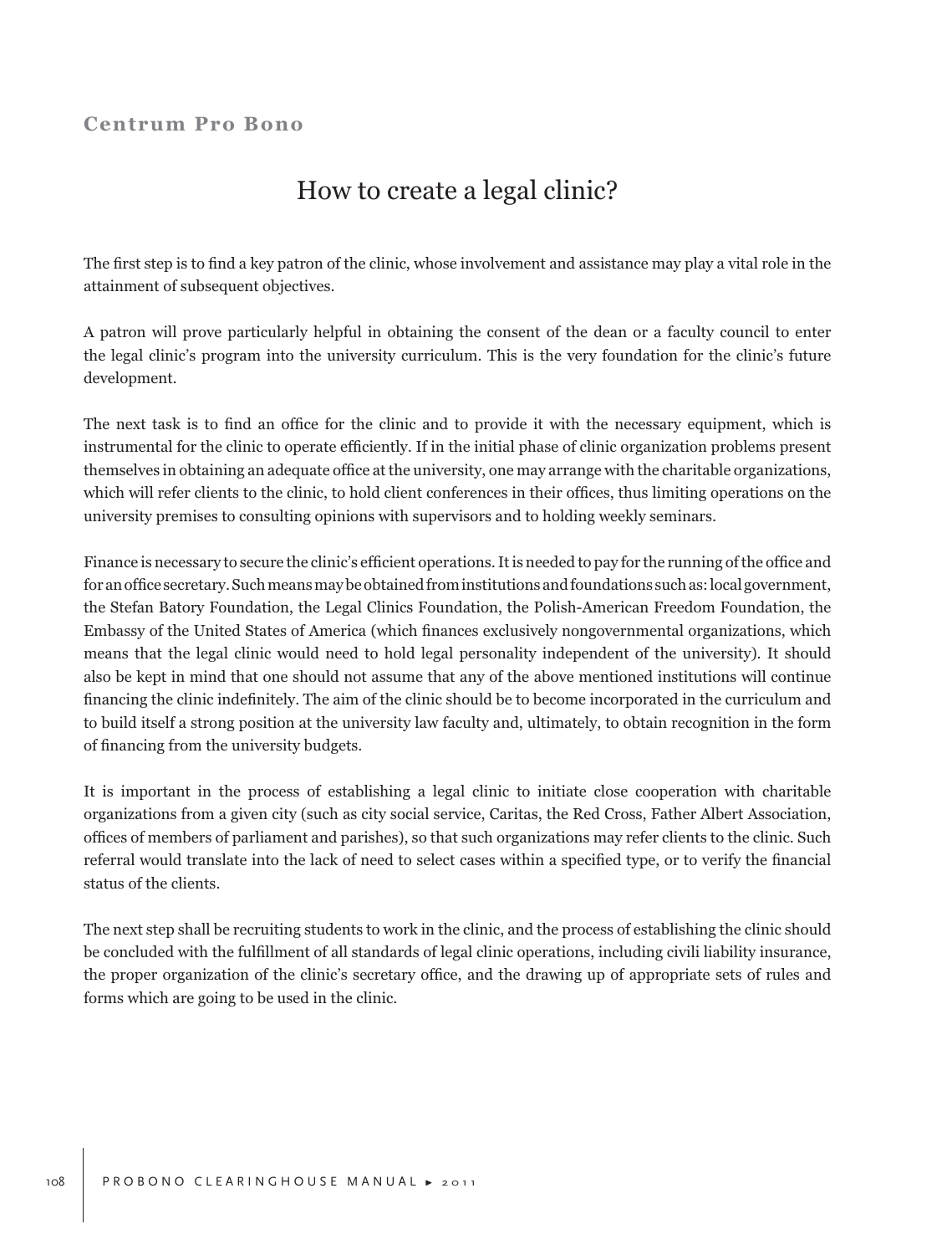**Centrum Pro Bono**

# How to create a legal clinic?

The first step is to find a key patron of the clinic, whose involvement and assistance may play a vital role in the attainment of subsequent objectives.

A patron will prove particularly helpful in obtaining the consent of the dean or a faculty council to enter the legal clinic's program into the university curriculum. This is the very foundation for the clinic's future development.

The next task is to find an office for the clinic and to provide it with the necessary equipment, which is instrumental for the clinic to operate efficiently. If in the initial phase of clinic organization problems present themselves in obtaining an adequate office at the university, one may arrange with the charitable organizations, which will refer clients to the clinic, to hold client conferences in their offices, thus limiting operations on the university premises to consulting opinions with supervisors and to holding weekly seminars.

Finance is necessary to secure the clinic's efficient operations. It is needed to pay for the running of the office and for an office secretary. Such means may be obtained from institutions and foundations such as: local government, the Stefan Batory Foundation, the Legal Clinics Foundation, the Polish-American Freedom Foundation, the Embassy of the United States of America (which finances exclusively nongovernmental organizations, which means that the legal clinic would need to hold legal personality independent of the university). It should also be kept in mind that one should not assume that any of the above mentioned institutions will continue financing the clinic indefinitely. The aim of the clinic should be to become incorporated in the curriculum and to build itself a strong position at the university law faculty and, ultimately, to obtain recognition in the form of financing from the university budgets.

It is important in the process of establishing a legal clinic to initiate close cooperation with charitable organizations from a given city (such as city social service, Caritas, the Red Cross, Father Albert Association, offices of members of parliament and parishes), so that such organizations may refer clients to the clinic. Such referral would translate into the lack of need to select cases within a specified type, or to verify the financial status of the clients.

The next step shall be recruiting students to work in the clinic, and the process of establishing the clinic should be concluded with the fulfillment of all standards of legal clinic operations, including civili liability insurance, the proper organization of the clinic's secretary office, and the drawing up of appropriate sets of rules and forms which are going to be used in the clinic.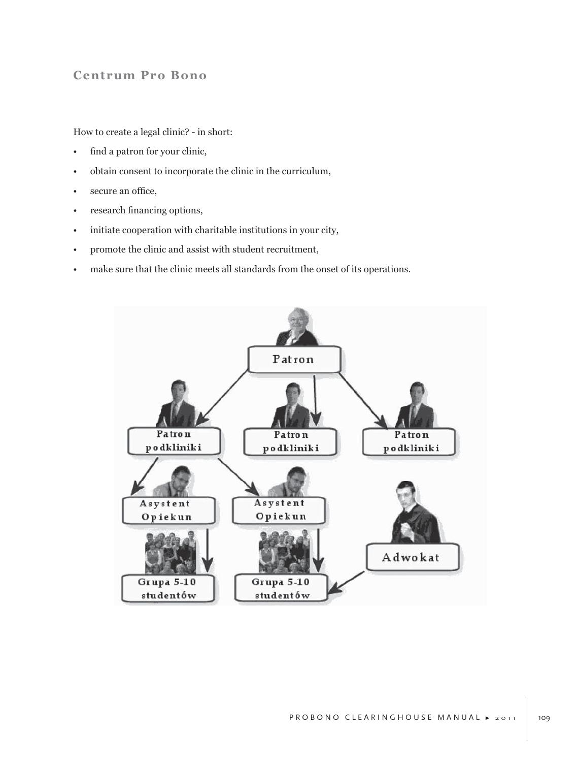## Centrum Pro Bono

How to create a legal clinic? - in short:

- find a patron for your clinic,
- obtain consent to incorporate the clinic in the curriculum,
- secure an office,
- research financing options,
- initiate cooperation with charitable institutions in your city,
- promote the clinic and assist with student recruitment,
- make sure that the clinic meets all standards from the onset of its operations.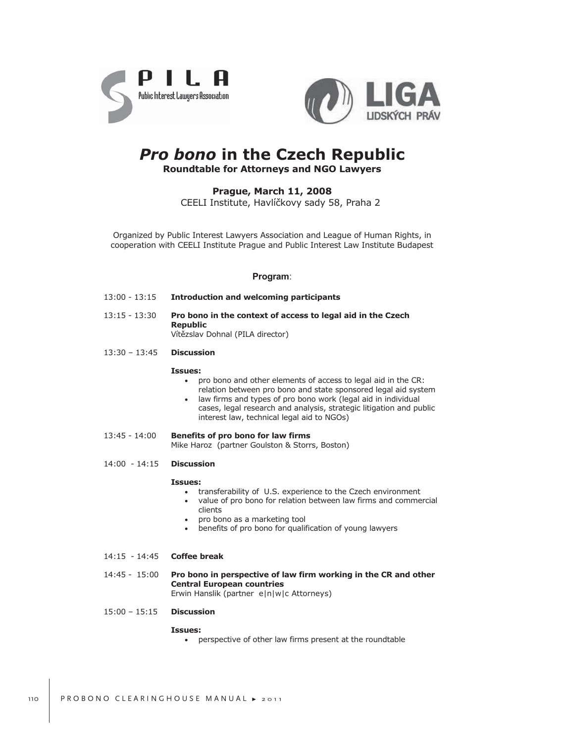# *Pro bono* in the Czech Republic

**Roundtable for Attorneys and NGO Lawyers**

**Prague, March 11, 2008**
CEELI Institute, Havlíčkovy sady 58, Praha 2

Organized by Public Interest Lawyers Association and League of Human Rights, in cooperation with CEELI Institute Prague and Public Interest Law Institute Budapest

**Program**:

13:00 - 13:15 **Introduction and welcoming participants**

13:15 - 13:30 **Pro bono in the context of access to legal aid in the Czech Republic**
Vítězslav Dohnal (PILA director)

13:30 – 13:45 **Discussion**

**Issues:**

- pro bono and other elements of access to legal aid in the CR: relation between pro bono and state sponsored legal aid system
- law firms and types of pro bono work (legal aid in individual cases, legal research and analysis, strategic litigation and public interest law, technical legal aid to NGOs)

13:45 - 14:00 **Benefits of pro bono for law firms**
Mike Haroz (partner Goulston & Storrs, Boston)

14:00 - 14:15 **Discussion**

**Issues:**

- transferability of U.S. experience to the Czech environment
- value of pro bono for relation between law firms and commercial clients
- pro bono as a marketing tool
- benefits of pro bono for qualification of young lawyers

14:15 - 14:45 **Coffee break**

14:45 - 15:00 **Pro bono in perspective of law firm working in the CR and other Central European countries**
Erwin Hanslik (partner e|n|w|c Attorneys)

15:00 – 15:15 **Discussion**

**Issues:**

- perspective of other law firms present at the roundtable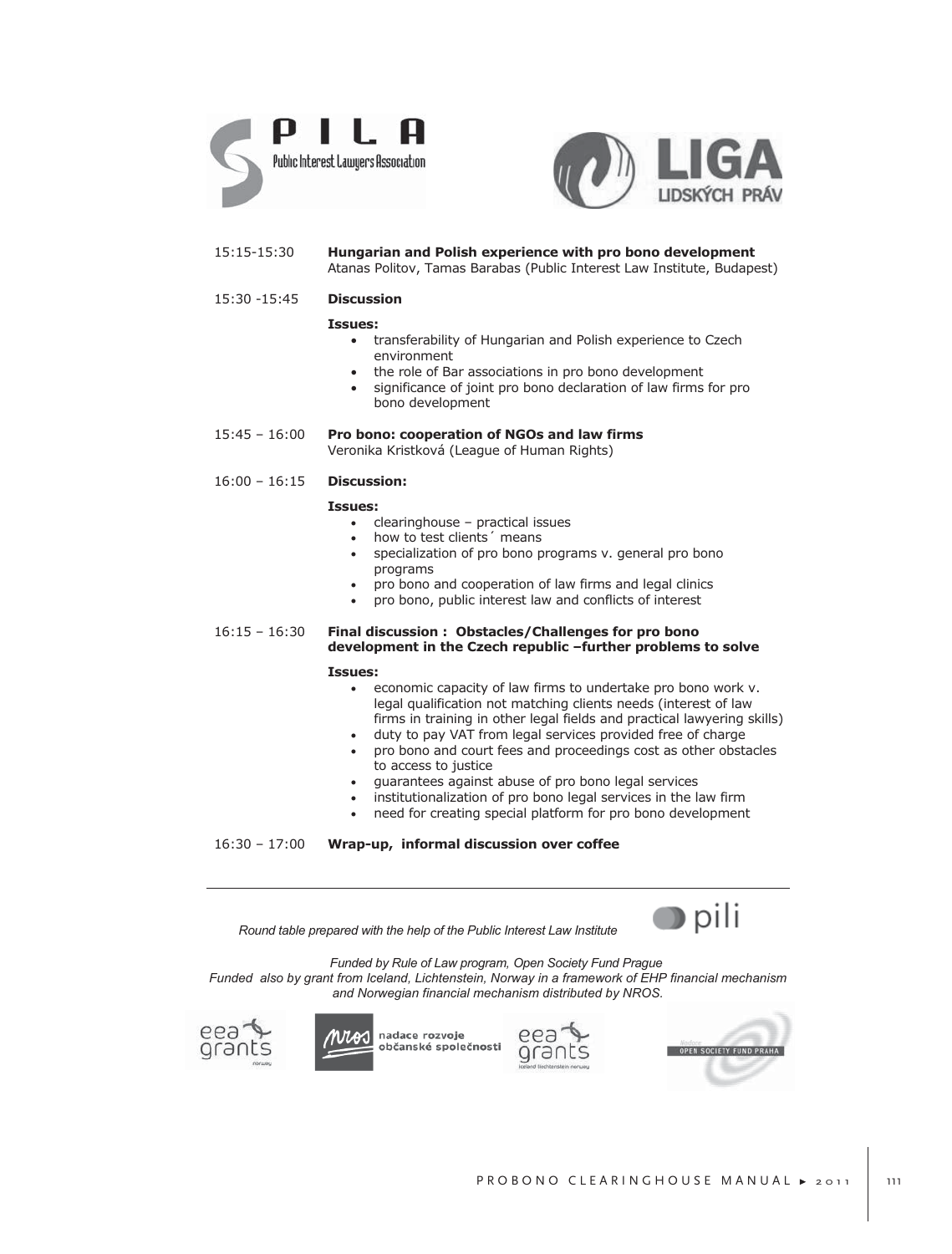15:15-15:30 **Hungarian and Polish experience with pro bono development**
Atanas Politov, Tamas Barabas (Public Interest Law Institute, Budapest)

15:30 -15:45 **Discussion**

**Issues:**

- transferability of Hungarian and Polish experience to Czech environment
- the role of Bar associations in pro bono development
- significance of joint pro bono declaration of law firms for pro bono development

15:45 – 16:00 **Pro bono: cooperation of NGOs and law firms**
Veronika Kristková (League of Human Rights)

16:00 – 16:15 **Discussion:**

**Issues:**

- clearinghouse – practical issues
- how to test clients´ means
- specialization of pro bono programs v. general pro bono programs
- pro bono and cooperation of law firms and legal clinics
- pro bono, public interest law and conflicts of interest

16:15 – 16:30 **Final discussion : Obstacles/Challenges for pro bono development in the Czech republic –further problems to solve**

**Issues:**

- economic capacity of law firms to undertake pro bono work v. legal qualification not matching clients needs (interest of law firms in training in other legal fields and practical lawyering skills)
- duty to pay VAT from legal services provided free of charge
- pro bono and court fees and proceedings cost as other obstacles to access to justice
- guarantees against abuse of pro bono legal services
- institutionalization of pro bono legal services in the law firm
- need for creating special platform for pro bono development

16:30 – 17:00 **Wrap-up, informal discussion over coffee**

---

*Round table prepared with the help of the Public Interest Law Institute*

*Funded by Rule of Law program, Open Society Fund Prague*
*Funded also by grant from Iceland, Lichtenstein, Norway in a framework of EHP financial mechanism and Norwegian financial mechanism distributed by NROS.*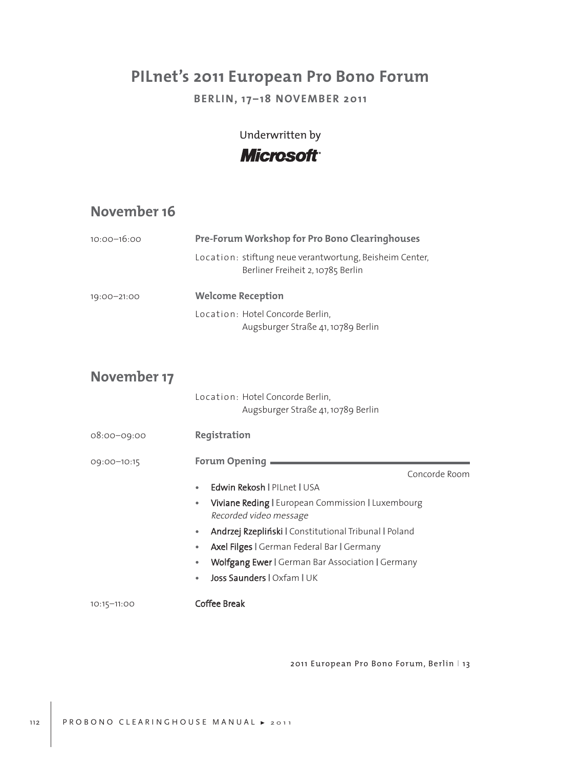# PILnet's 2011 European Pro Bono Forum

**BERLIN, 17–18 NOVEMBER 2011**

Underwritten by

**Microsoft**

## November 16

10:00–16:00 **Pre-Forum Workshop for Pro Bono Clearinghouses**

Location: stiftung neue verantwortung, Beisheim Center, Berliner Freiheit 2, 10785 Berlin

19:00–21:00 **Welcome Reception**

Location: Hotel Concorde Berlin, Augsburger Straße 41, 10789 Berlin

## November 17

Location: Hotel Concorde Berlin, Augsburger Straße 41, 10789 Berlin

08:00–09:00 **Registration**

09:00–10:15 **Forum Opening**

Concorde Room

- Edwin Rekosh | PILnet | USA
- Viviane Reding | European Commission | Luxembourg
  *Recorded video message*
- Andrzej Rzepliński | Constitutional Tribunal | Poland
- Axel Filges | German Federal Bar | Germany
- Wolfgang Ewer | German Bar Association | Germany
- Joss Saunders | Oxfam | UK

10:15–11:00 Coffee Break

2011 European Pro Bono Forum, Berlin | 13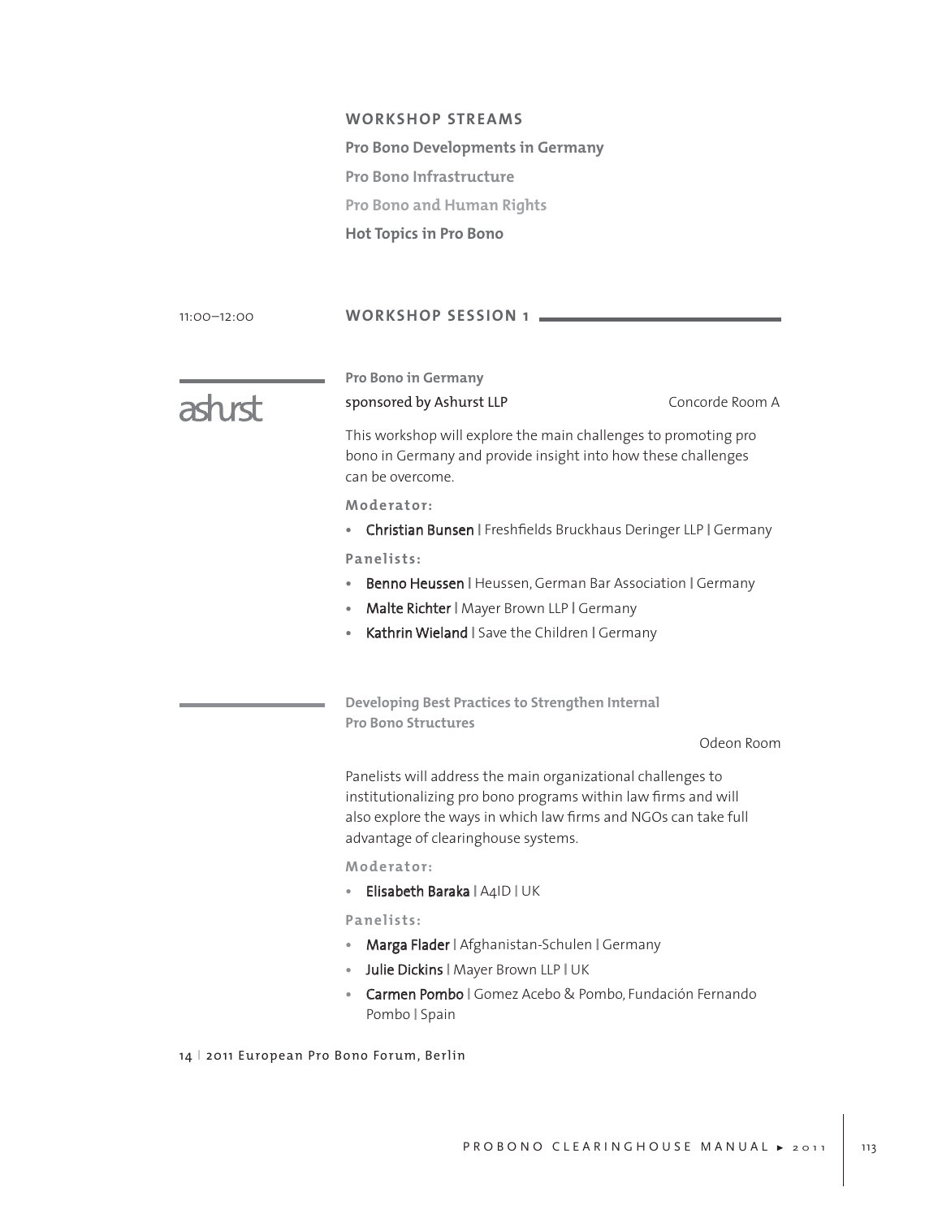## WORKSHOP STREAMS

**Pro Bono Developments in Germany**

**Pro Bono Infrastructure**

**Pro Bono and Human Rights**

**Hot Topics in Pro Bono**

11:00–12:00

## WORKSHOP SESSION 1

ashurst

### Pro Bono in Germany

sponsored by Ashurst LLP — Concorde Room A

This workshop will explore the main challenges to promoting pro bono in Germany and provide insight into how these challenges can be overcome.

**Moderator:**

- **Christian Bunsen** | Freshfields Bruckhaus Deringer LLP | Germany

**Panelists:**

- **Benno Heussen** | Heussen, German Bar Association | Germany
- **Malte Richter** | Mayer Brown LLP | Germany
- **Kathrin Wieland** | Save the Children | Germany

### Developing Best Practices to Strengthen Internal Pro Bono Structures

Odeon Room

Panelists will address the main organizational challenges to institutionalizing pro bono programs within law firms and will also explore the ways in which law firms and NGOs can take full advantage of clearinghouse systems.

**Moderator:**

- **Elisabeth Baraka** | A4ID | UK

**Panelists:**

- **Marga Flader** | Afghanistan-Schulen | Germany
- **Julie Dickins** | Mayer Brown LLP | UK
- **Carmen Pombo** | Gomez Acebo & Pombo, Fundación Fernando Pombo | Spain

14 | 2011 European Pro Bono Forum, Berlin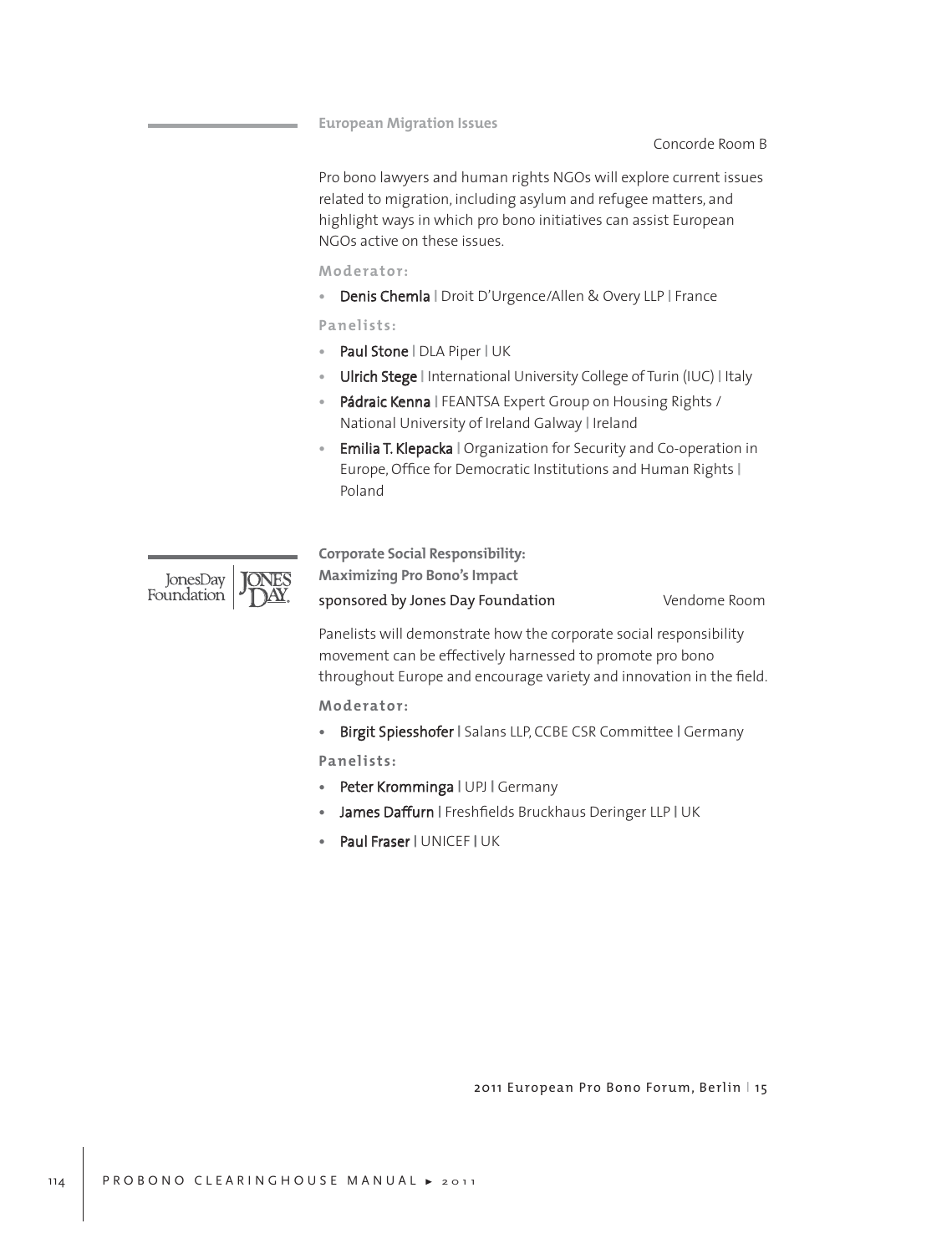## European Migration Issues

Concorde Room B

Pro bono lawyers and human rights NGOs will explore current issues related to migration, including asylum and refugee matters, and highlight ways in which pro bono initiatives can assist European NGOs active on these issues.

**Moderator:**

- Denis Chemla | Droit D'Urgence/Allen & Overy LLP | France

**Panelists:**

- Paul Stone | DLA Piper | UK
- Ulrich Stege | International University College of Turin (IUC) | Italy
- Pádraic Kenna | FEANTSA Expert Group on Housing Rights / National University of Ireland Galway | Ireland
- Emilia T. Klepacka | Organization for Security and Co-operation in Europe, Office for Democratic Institutions and Human Rights | Poland

## Corporate Social Responsibility: Maximizing Pro Bono's Impact

JonesDay Foundation | JONES DAY

sponsored by Jones Day Foundation

Vendome Room

Panelists will demonstrate how the corporate social responsibility movement can be effectively harnessed to promote pro bono throughout Europe and encourage variety and innovation in the field.

**Moderator:**

- Birgit Spiesshofer | Salans LLP, CCBE CSR Committee | Germany

**Panelists:**

- Peter Kromminga | UPJ | Germany
- James Daffurn | Freshfields Bruckhaus Deringer LLP | UK
- Paul Fraser | UNICEF | UK

2011 European Pro Bono Forum, Berlin | 15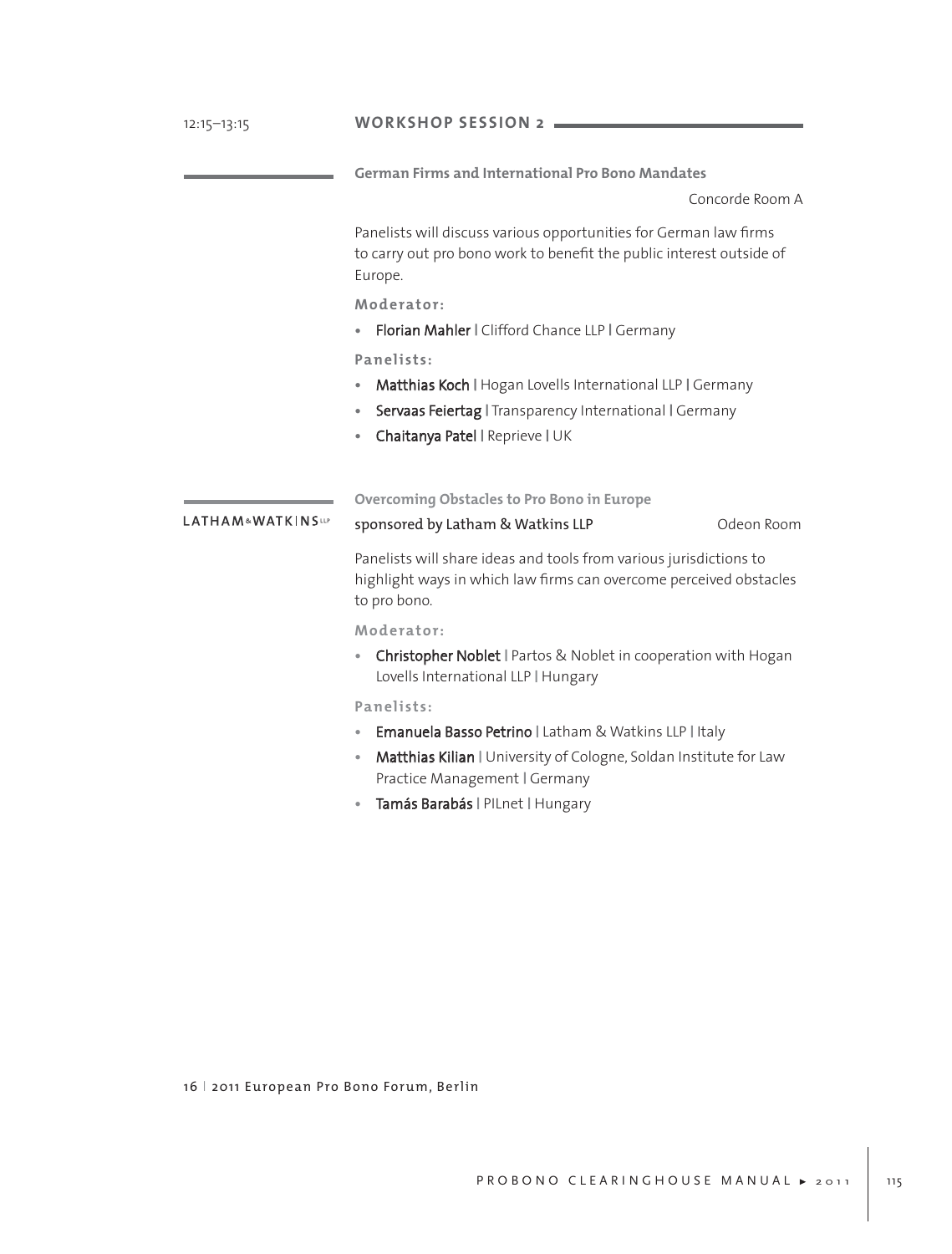12:15–13:15

## WORKSHOP SESSION 2

### German Firms and International Pro Bono Mandates

Concorde Room A

Panelists will discuss various opportunities for German law firms to carry out pro bono work to benefit the public interest outside of Europe.

**Moderator:**

- **Florian Mahler** | Clifford Chance LLP | Germany

**Panelists:**

- **Matthias Koch** | Hogan Lovells International LLP | Germany
- **Servaas Feiertag** | Transparency International | Germany
- **Chaitanya Patel** | Reprieve | UK

### Overcoming Obstacles to Pro Bono in Europe

LATHAM & WATKINS LLP

sponsored by Latham & Watkins LLP — Odeon Room

Panelists will share ideas and tools from various jurisdictions to highlight ways in which law firms can overcome perceived obstacles to pro bono.

**Moderator:**

- **Christopher Noblet** | Partos & Noblet in cooperation with Hogan Lovells International LLP | Hungary

**Panelists:**

- **Emanuela Basso Petrino** | Latham & Watkins LLP | Italy
- **Matthias Kilian** | University of Cologne, Soldan Institute for Law Practice Management | Germany
- **Tamás Barabás** | PILnet | Hungary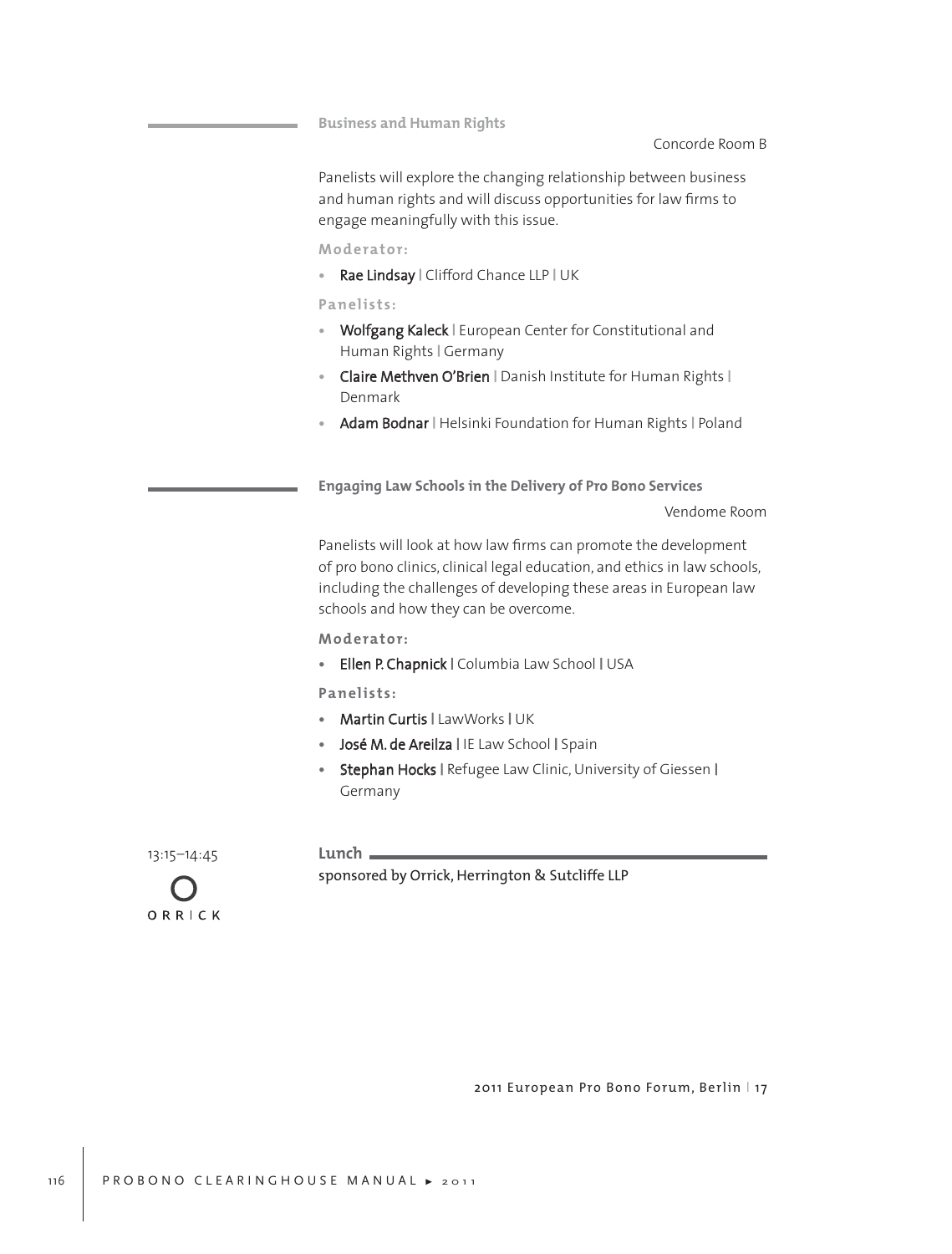### Business and Human Rights

Concorde Room B

Panelists will explore the changing relationship between business and human rights and will discuss opportunities for law firms to engage meaningfully with this issue.

**Moderator:**

- **Rae Lindsay** | Clifford Chance LLP | UK

**Panelists:**

- **Wolfgang Kaleck** | European Center for Constitutional and Human Rights | Germany
- **Claire Methven O'Brien** | Danish Institute for Human Rights | Denmark
- **Adam Bodnar** | Helsinki Foundation for Human Rights | Poland

### Engaging Law Schools in the Delivery of Pro Bono Services

Vendome Room

Panelists will look at how law firms can promote the development of pro bono clinics, clinical legal education, and ethics in law schools, including the challenges of developing these areas in European law schools and how they can be overcome.

**Moderator:**

- **Ellen P. Chapnick** | Columbia Law School | USA

**Panelists:**

- **Martin Curtis** | LawWorks | UK
- **José M. de Areilza** | IE Law School | Spain
- **Stephan Hocks** | Refugee Law Clinic, University of Giessen | Germany

13:15–14:45

### Lunch

sponsored by Orrick, Herrington & Sutcliffe LLP

ORRICK

2011 European Pro Bono Forum, Berlin | 17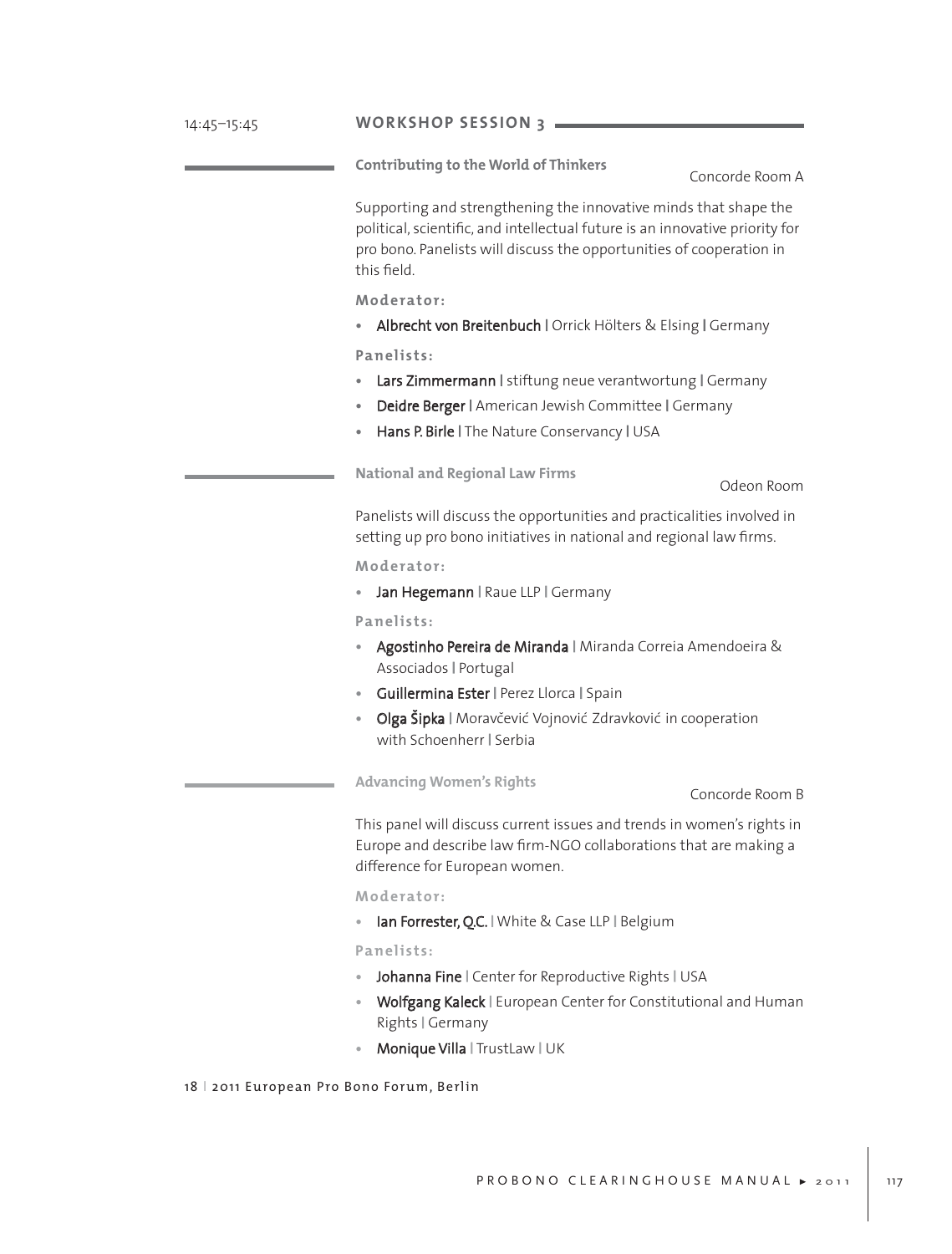14:45–15:45

## WORKSHOP SESSION 3

### Contributing to the World of Thinkers

Concorde Room A

Supporting and strengthening the innovative minds that shape the political, scientific, and intellectual future is an innovative priority for pro bono. Panelists will discuss the opportunities of cooperation in this field.

**Moderator:**

- **Albrecht von Breitenbuch** | Orrick Hölters & Elsing | Germany

**Panelists:**

- **Lars Zimmermann** | stiftung neue verantwortung | Germany
- **Deidre Berger** | American Jewish Committee | Germany
- **Hans P. Birle** | The Nature Conservancy | USA

### National and Regional Law Firms

Odeon Room

Panelists will discuss the opportunities and practicalities involved in setting up pro bono initiatives in national and regional law firms.

**Moderator:**

- **Jan Hegemann** | Raue LLP | Germany

**Panelists:**

- **Agostinho Pereira de Miranda** | Miranda Correia Amendoeira & Associados | Portugal
- **Guillermina Ester** | Perez Llorca | Spain
- **Olga Šipka** | Moravčević Vojnović Zdravković in cooperation with Schoenherr | Serbia

### Advancing Women's Rights

Concorde Room B

This panel will discuss current issues and trends in women's rights in Europe and describe law firm-NGO collaborations that are making a difference for European women.

**Moderator:**

- **Ian Forrester, Q.C.** | White & Case LLP | Belgium

**Panelists:**

- **Johanna Fine** | Center for Reproductive Rights | USA
- **Wolfgang Kaleck** | European Center for Constitutional and Human Rights | Germany
- **Monique Villa** | TrustLaw | UK

18 | 2011 European Pro Bono Forum, Berlin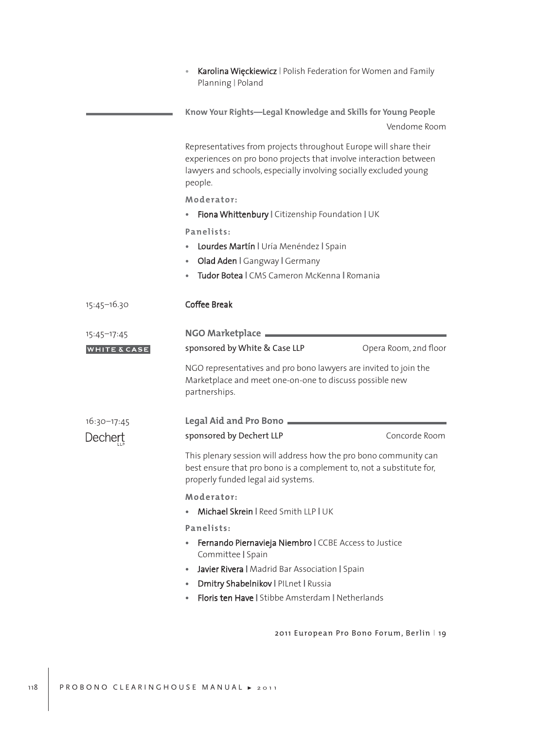- **Karolina Więckiewicz** | Polish Federation for Women and Family Planning | Poland

### Know Your Rights—Legal Knowledge and Skills for Young People

Vendome Room

Representatives from projects throughout Europe will share their experiences on pro bono projects that involve interaction between lawyers and schools, especially involving socially excluded young people.

**Moderator:**

- **Fiona Whittenbury** | Citizenship Foundation | UK

**Panelists:**

- **Lourdes Martín** | Uría Menéndez | Spain
- **Olad Aden** | Gangway | Germany
- **Tudor Botea** | CMS Cameron McKenna | Romania

15:45–16.30 **Coffee Break**

15:45–17:45

WHITE & CASE

### NGO Marketplace

sponsored by White & Case LLP — Opera Room, 2nd floor

NGO representatives and pro bono lawyers are invited to join the Marketplace and meet one-on-one to discuss possible new partnerships.

16:30–17:45

Dechert LLP

### Legal Aid and Pro Bono

sponsored by Dechert LLP — Concorde Room

This plenary session will address how the pro bono community can best ensure that pro bono is a complement to, not a substitute for, properly funded legal aid systems.

**Moderator:**

- **Michael Skrein** | Reed Smith LLP | UK

**Panelists:**

- **Fernando Piernavieja Niembro** | CCBE Access to Justice Committee | Spain
- **Javier Rivera** | Madrid Bar Association | Spain
- **Dmitry Shabelnikov** | PILnet | Russia
- **Floris ten Have** | Stibbe Amsterdam | Netherlands

2011 European Pro Bono Forum, Berlin | 19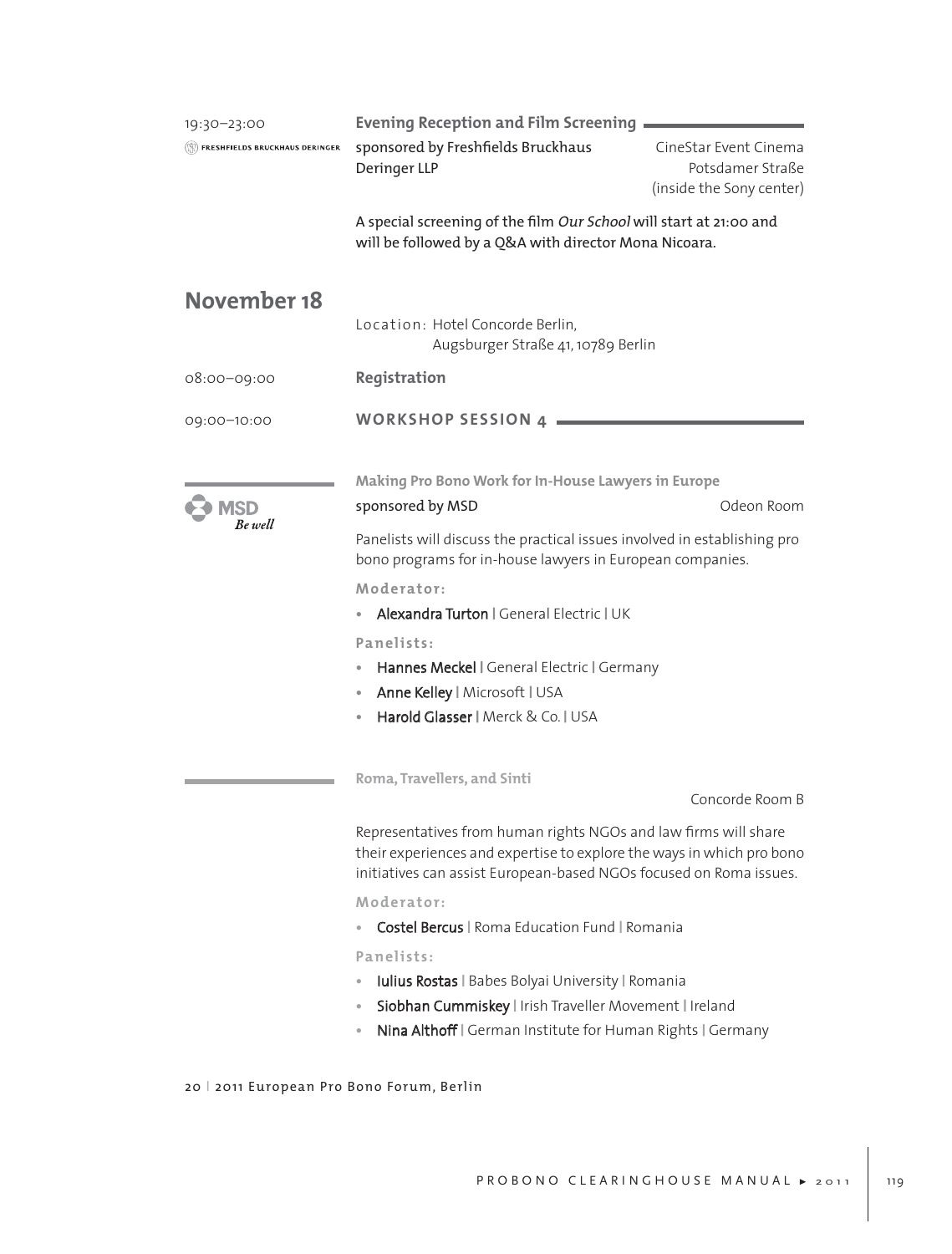19:30–23:00

**Evening Reception and Film Screening**

FRESHFIELDS BRUCKHAUS DERINGER

sponsored by Freshfields Bruckhaus Deringer LLP

CineStar Event Cinema
Potsdamer Straße
(inside the Sony center)

A special screening of the film *Our School* will start at 21:00 and will be followed by a Q&A with director Mona Nicoara.

## November 18

Location: Hotel Concorde Berlin,
Augsburger Straße 41, 10789 Berlin

08:00–09:00 **Registration**

09:00–10:00 **WORKSHOP SESSION 4**

### Making Pro Bono Work for In-House Lawyers in Europe

MSD Be well

sponsored by MSD — Odeon Room

Panelists will discuss the practical issues involved in establishing pro bono programs for in-house lawyers in European companies.

**Moderator:**

- **Alexandra Turton** | General Electric | UK

**Panelists:**

- **Hannes Meckel** | General Electric | Germany
- **Anne Kelley** | Microsoft | USA
- **Harold Glasser** | Merck & Co. | USA

### Roma, Travellers, and Sinti

Concorde Room B

Representatives from human rights NGOs and law firms will share their experiences and expertise to explore the ways in which pro bono initiatives can assist European-based NGOs focused on Roma issues.

**Moderator:**

- **Costel Bercus** | Roma Education Fund | Romania

**Panelists:**

- **Iulius Rostas** | Babes Bolyai University | Romania
- **Siobhan Cummiskey** | Irish Traveller Movement | Ireland
- **Nina Althoff** | German Institute for Human Rights | Germany

20 | 2011 European Pro Bono Forum, Berlin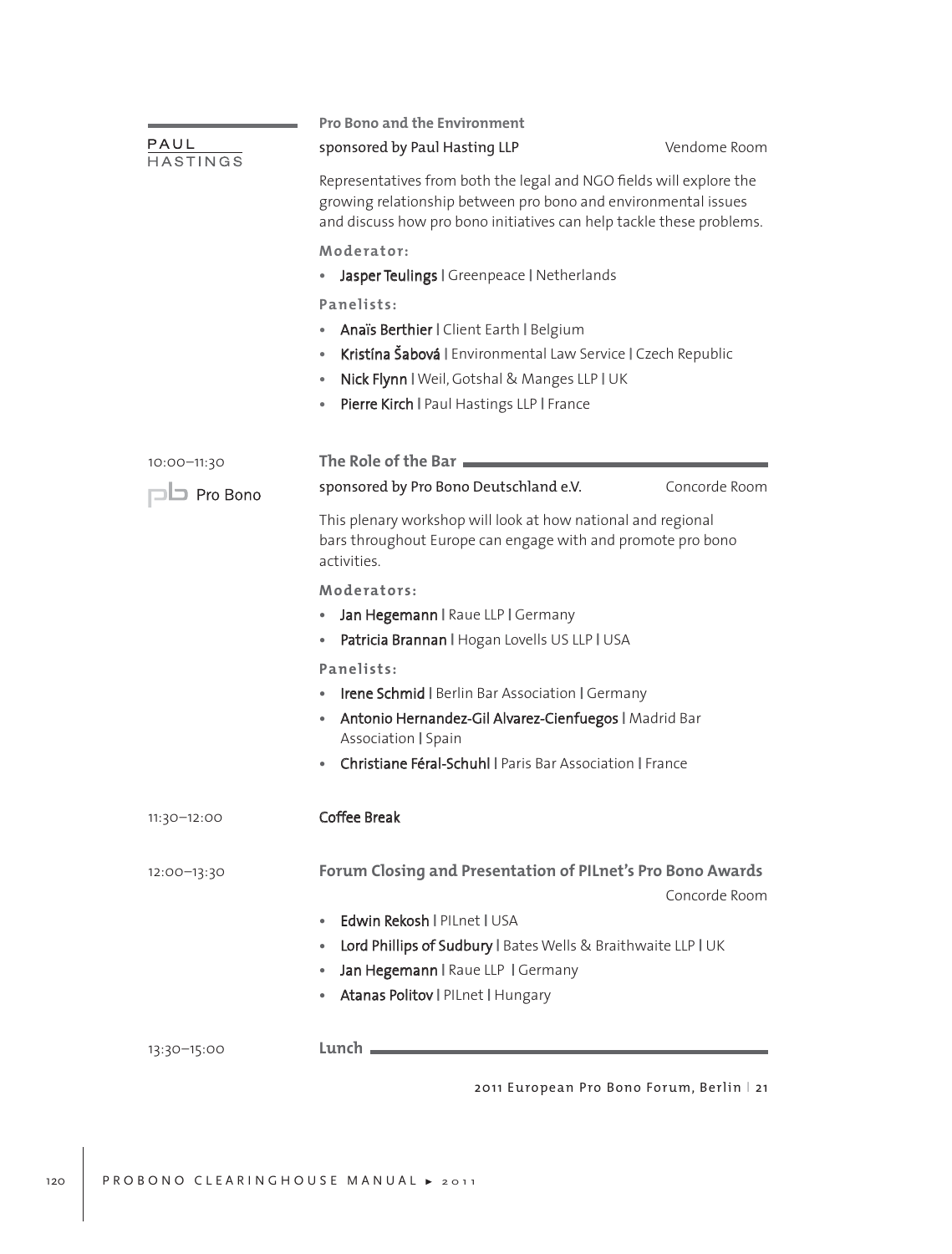PAUL HASTINGS

**Pro Bono and the Environment**

sponsored by Paul Hasting LLP — Vendome Room

Representatives from both the legal and NGO fields will explore the growing relationship between pro bono and environmental issues and discuss how pro bono initiatives can help tackle these problems.

**Moderator:**

- **Jasper Teulings** | Greenpeace | Netherlands

**Panelists:**

- **Anaïs Berthier** | Client Earth | Belgium
- **Kristína Šabová** | Environmental Law Service | Czech Republic
- **Nick Flynn** | Weil, Gotshal & Manges LLP | UK
- **Pierre Kirch** | Paul Hastings LLP | France

10:00–11:30

pb Pro Bono

**The Role of the Bar**

sponsored by Pro Bono Deutschland e.V. — Concorde Room

This plenary workshop will look at how national and regional bars throughout Europe can engage with and promote pro bono activities.

**Moderators:**

- **Jan Hegemann** | Raue LLP | Germany
- **Patricia Brannan** | Hogan Lovells US LLP | USA

**Panelists:**

- **Irene Schmid** | Berlin Bar Association | Germany
- **Antonio Hernandez-Gil Alvarez-Cienfuegos** | Madrid Bar Association | Spain
- **Christiane Féral-Schuhl** | Paris Bar Association | France

11:30–12:00

**Coffee Break**

12:00–13:30

**Forum Closing and Presentation of PILnet's Pro Bono Awards**

Concorde Room

- **Edwin Rekosh** | PILnet | USA
- **Lord Phillips of Sudbury** | Bates Wells & Braithwaite LLP | UK
- **Jan Hegemann** | Raue LLP | Germany
- **Atanas Politov** | PILnet | Hungary

13:30–15:00

**Lunch**

2011 European Pro Bono Forum, Berlin | 21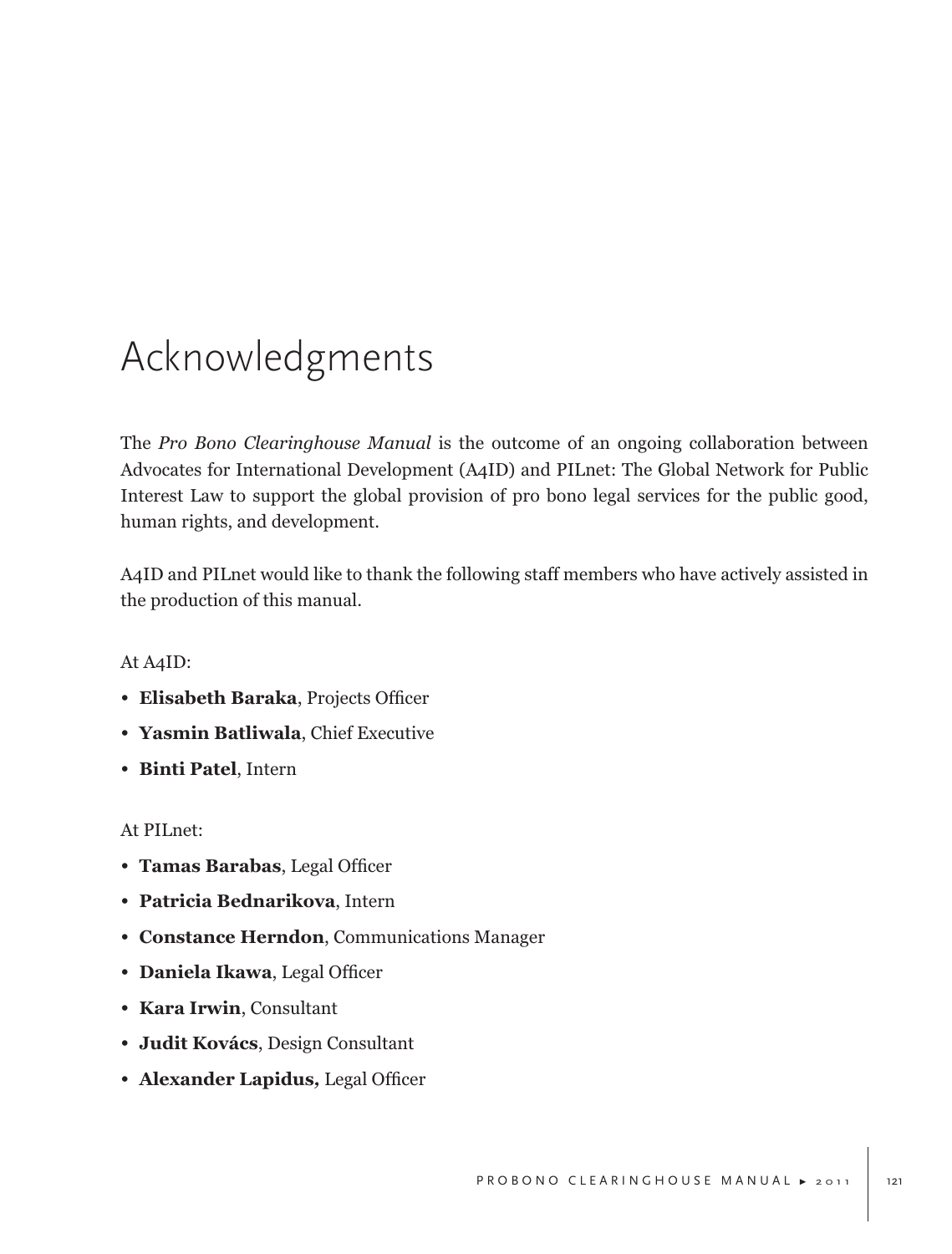# Acknowledgments

The *Pro Bono Clearinghouse Manual* is the outcome of an ongoing collaboration between Advocates for International Development (A4ID) and PILnet: The Global Network for Public Interest Law to support the global provision of pro bono legal services for the public good, human rights, and development.

A4ID and PILnet would like to thank the following staff members who have actively assisted in the production of this manual.

At A4ID:

- **Elisabeth Baraka**, Projects Officer
- **Yasmin Batliwala**, Chief Executive
- **Binti Patel**, Intern

At PILnet:

- **Tamas Barabas**, Legal Officer
- **Patricia Bednarikova**, Intern
- **Constance Herndon**, Communications Manager
- **Daniela Ikawa**, Legal Officer
- **Kara Irwin**, Consultant
- **Judit Kovács**, Design Consultant
- **Alexander Lapidus,** Legal Officer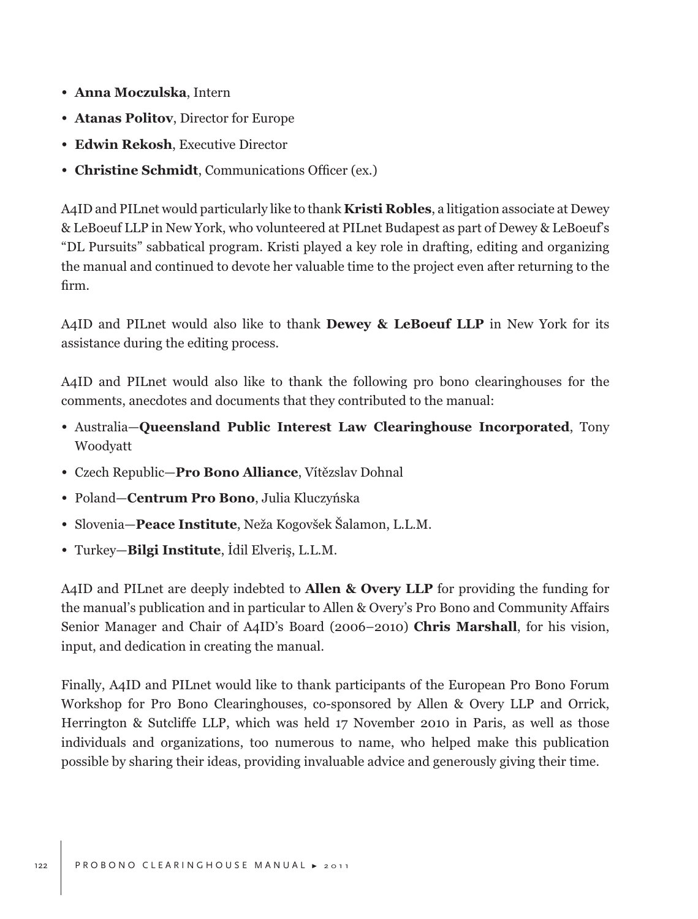- **Anna Moczulska**, Intern
- **Atanas Politov**, Director for Europe
- **Edwin Rekosh**, Executive Director
- **Christine Schmidt**, Communications Officer (ex.)

A4ID and PILnet would particularly like to thank **Kristi Robles**, a litigation associate at Dewey & LeBoeuf LLP in New York, who volunteered at PILnet Budapest as part of Dewey & LeBoeuf's "DL Pursuits" sabbatical program. Kristi played a key role in drafting, editing and organizing the manual and continued to devote her valuable time to the project even after returning to the firm.

A4ID and PILnet would also like to thank **Dewey & LeBoeuf LLP** in New York for its assistance during the editing process.

A4ID and PILnet would also like to thank the following pro bono clearinghouses for the comments, anecdotes and documents that they contributed to the manual:

- Australia—**Queensland Public Interest Law Clearinghouse Incorporated**, Tony Woodyatt
- Czech Republic—**Pro Bono Alliance**, Vítězslav Dohnal
- Poland—**Centrum Pro Bono**, Julia Kluczyńska
- Slovenia—**Peace Institute**, Neža Kogovšek Šalamon, L.L.M.
- Turkey—**Bilgi Institute**, İdil Elveriş, L.L.M.

A4ID and PILnet are deeply indebted to **Allen & Overy LLP** for providing the funding for the manual's publication and in particular to Allen & Overy's Pro Bono and Community Affairs Senior Manager and Chair of A4ID's Board (2006–2010) **Chris Marshall**, for his vision, input, and dedication in creating the manual.

Finally, A4ID and PILnet would like to thank participants of the European Pro Bono Forum Workshop for Pro Bono Clearinghouses, co-sponsored by Allen & Overy LLP and Orrick, Herrington & Sutcliffe LLP, which was held 17 November 2010 in Paris, as well as those individuals and organizations, too numerous to name, who helped make this publication possible by sharing their ideas, providing invaluable advice and generously giving their time.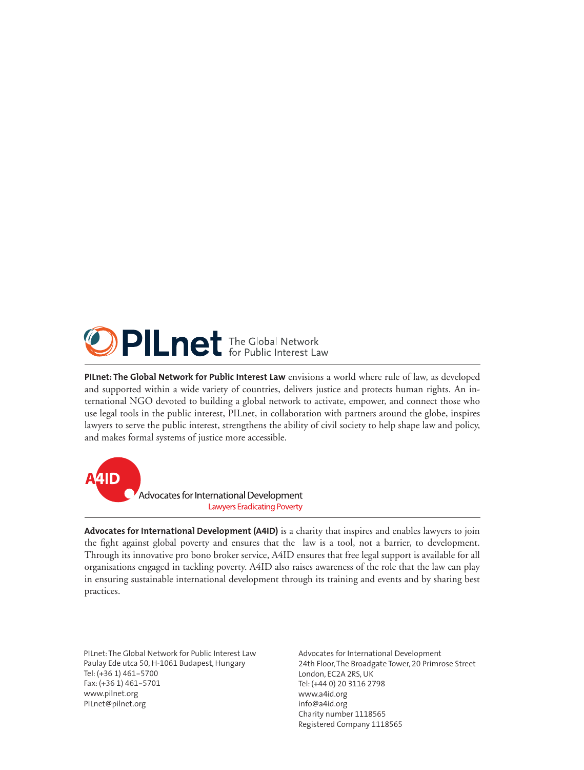PILnet The Global Network for Public Interest Law

**PILnet: The Global Network for Public Interest Law** envisions a world where rule of law, as developed and supported within a wide variety of countries, delivers justice and protects human rights. An international NGO devoted to building a global network to activate, empower, and connect those who use legal tools in the public interest, PILnet, in collaboration with partners around the globe, inspires lawyers to serve the public interest, strengthens the ability of civil society to help shape law and policy, and makes formal systems of justice more accessible.

A4ID Advocates for International Development
Lawyers Eradicating Poverty

**Advocates for International Development (A4ID)** is a charity that inspires and enables lawyers to join the fight against global poverty and ensures that the law is a tool, not a barrier, to development. Through its innovative pro bono broker service, A4ID ensures that free legal support is available for all organisations engaged in tackling poverty. A4ID also raises awareness of the role that the law can play in ensuring sustainable international development through its training and events and by sharing best practices.

PILnet: The Global Network for Public Interest Law
Paulay Ede utca 50, H-1061 Budapest, Hungary
Tel: (+36 1) 461–5700
Fax: (+36 1) 461–5701
www.pilnet.org
PILnet@pilnet.org

Advocates for International Development
24th Floor, The Broadgate Tower, 20 Primrose Street
London, EC2A 2RS, UK
Tel: (+44 0) 20 3116 2798
www.a4id.org
info@a4id.org
Charity number 1118565
Registered Company 1118565